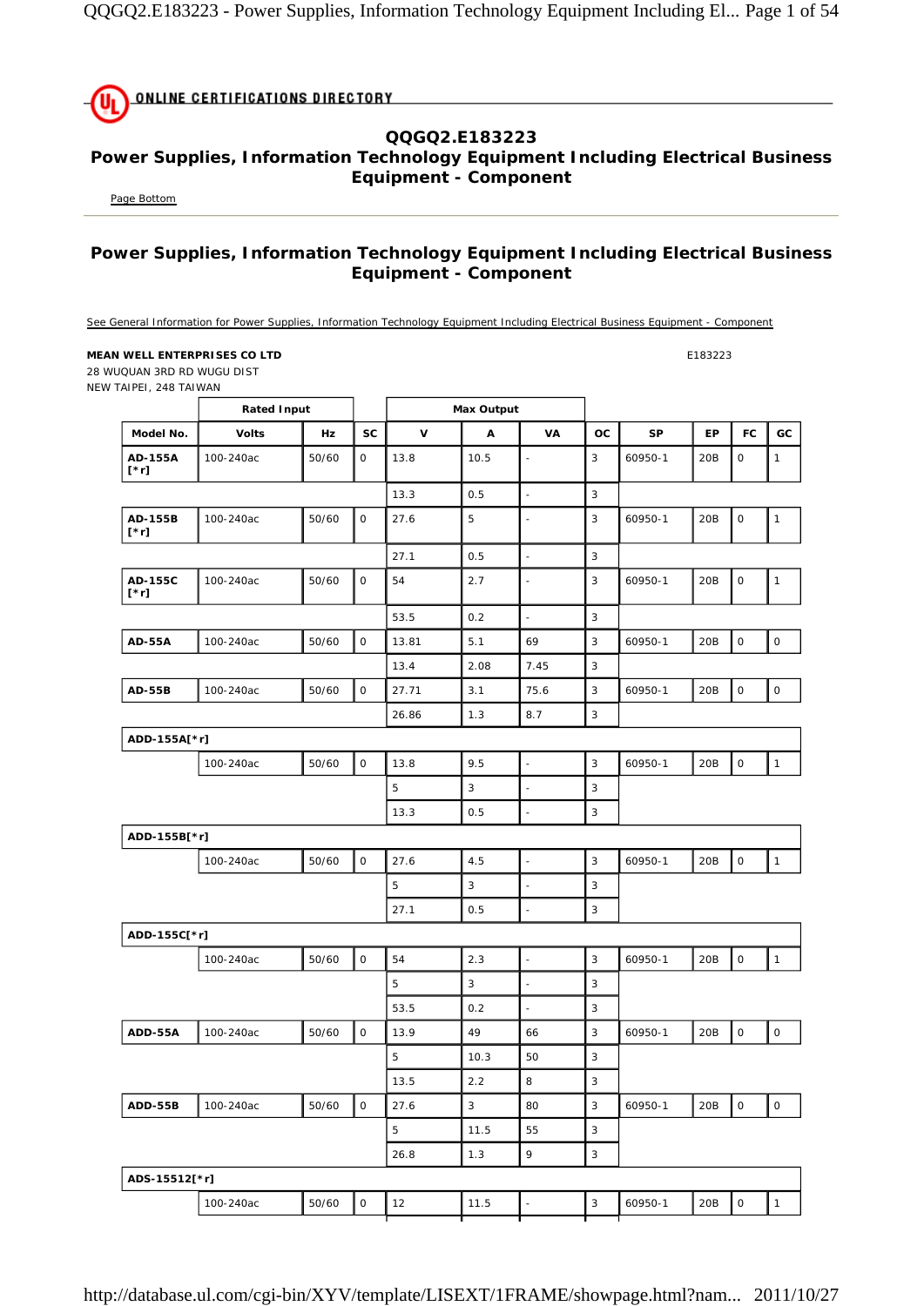## QQGQ2.E183223
## Power Supplies, Information Technology Equipment Including Electrical Business Equipment - Component

Page Bottom

## Power Supplies, Information Technology Equipment Including Electrical Business Equipment - Component

See General Information for Power Supplies, Information Technology Equipment Including Electrical Business Equipment - Component

**MEAN WELL ENTERPRISES CO LTD**
28 WUQUAN 3RD RD WUGU DIST
NEW TAIPEI, 248 TAIWAN

E183223

| | Rated Input | | | Max Output | | | | | | | |
|---|---|---|---|---|---|---|---|---|---|---|---|
| **Model No.** | **Volts** | **Hz** | **SC** | **V** | **A** | **VA** | **OC** | **SP** | **EP** | **FC** | **GC** |
| **AD-155A [*r]** | 100-240ac | 50/60 | 0 | 13.8 | 10.5 | - | 3 | 60950-1 | 20B | 0 | 1 |
| | | | | 13.3 | 0.5 | - | 3 | | | | |
| **AD-155B [*r]** | 100-240ac | 50/60 | 0 | 27.6 | 5 | - | 3 | 60950-1 | 20B | 0 | 1 |
| | | | | 27.1 | 0.5 | - | 3 | | | | |
| **AD-155C [*r]** | 100-240ac | 50/60 | 0 | 54 | 2.7 | - | 3 | 60950-1 | 20B | 0 | 1 |
| | | | | 53.5 | 0.2 | - | 3 | | | | |
| **AD-55A** | 100-240ac | 50/60 | 0 | 13.81 | 5.1 | 69 | 3 | 60950-1 | 20B | 0 | 0 |
| | | | | 13.4 | 2.08 | 7.45 | 3 | | | | |
| **AD-55B** | 100-240ac | 50/60 | 0 | 27.71 | 3.1 | 75.6 | 3 | 60950-1 | 20B | 0 | 0 |
| | | | | 26.86 | 1.3 | 8.7 | 3 | | | | |
| **ADD-155A[*r]** | | | | | | | | | | | |
| | 100-240ac | 50/60 | 0 | 13.8 | 9.5 | - | 3 | 60950-1 | 20B | 0 | 1 |
| | | | | 5 | 3 | - | 3 | | | | |
| | | | | 13.3 | 0.5 | - | 3 | | | | |
| **ADD-155B[*r]** | | | | | | | | | | | |
| | 100-240ac | 50/60 | 0 | 27.6 | 4.5 | - | 3 | 60950-1 | 20B | 0 | 1 |
| | | | | 5 | 3 | - | 3 | | | | |
| | | | | 27.1 | 0.5 | - | 3 | | | | |
| **ADD-155C[*r]** | | | | | | | | | | | |
| | 100-240ac | 50/60 | 0 | 54 | 2.3 | - | 3 | 60950-1 | 20B | 0 | 1 |
| | | | | 5 | 3 | - | 3 | | | | |
| | | | | 53.5 | 0.2 | - | 3 | | | | |
| **ADD-55A** | 100-240ac | 50/60 | 0 | 13.9 | 49 | 66 | 3 | 60950-1 | 20B | 0 | 0 |
| | | | | 5 | 10.3 | 50 | 3 | | | | |
| | | | | 13.5 | 2.2 | 8 | 3 | | | | |
| **ADD-55B** | 100-240ac | 50/60 | 0 | 27.6 | 3 | 80 | 3 | 60950-1 | 20B | 0 | 0 |
| | | | | 5 | 11.5 | 55 | 3 | | | | |
| | | | | 26.8 | 1.3 | 9 | 3 | | | | |
| **ADS-15512[*r]** | | | | | | | | | | | |
| | 100-240ac | 50/60 | 0 | 12 | 11.5 | - | 3 | 60950-1 | 20B | 0 | 1 |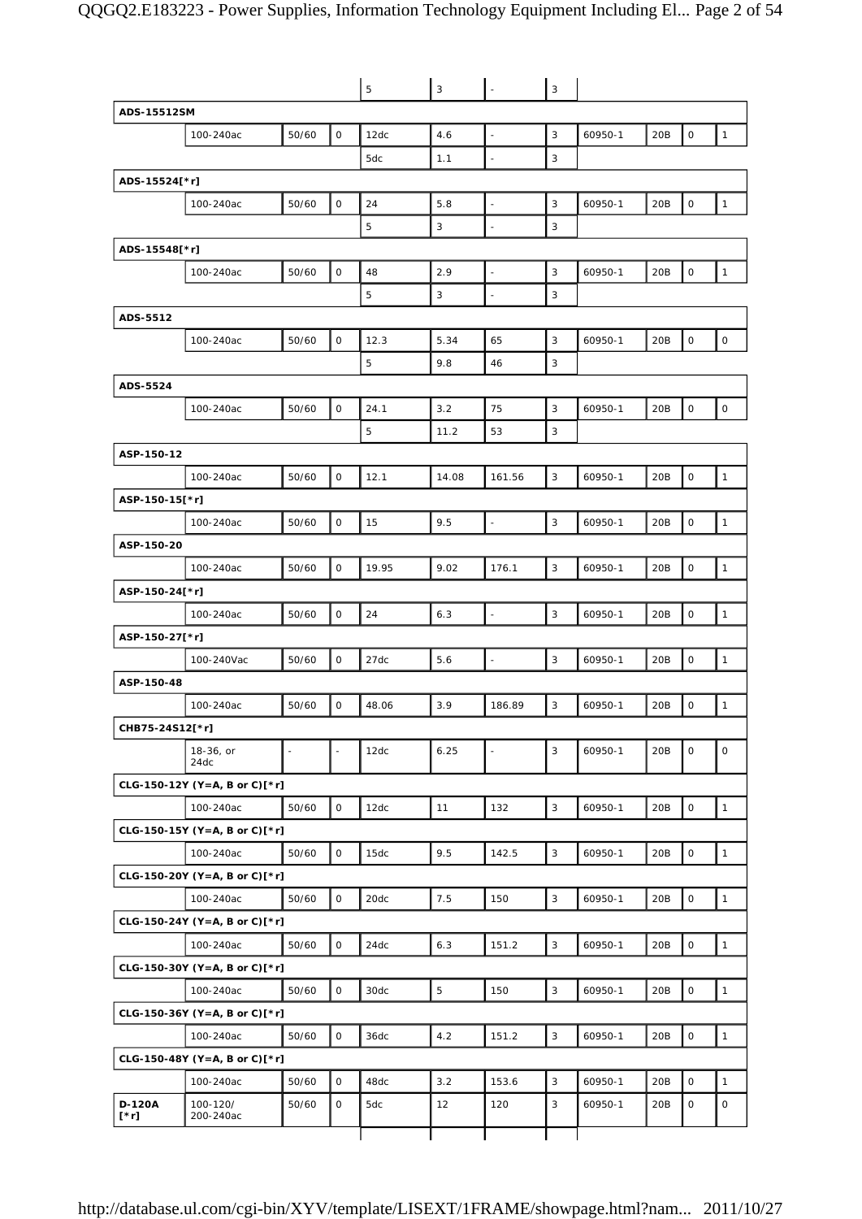| | | | | | | | | | | | |
|---|---|---|---|---|---|---|---|---|---|---|---|
| | | | | 5 | 3 | - | 3 | | | | |
| **ADS-15512SM** | | | | | | | | | | | |
| | 100-240ac | 50/60 | 0 | 12dc | 4.6 | - | 3 | 60950-1 | 20B | 0 | 1 |
| | | | | 5dc | 1.1 | - | 3 | | | | |
| **ADS-15524[*r]** | | | | | | | | | | | |
| | 100-240ac | 50/60 | 0 | 24 | 5.8 | - | 3 | 60950-1 | 20B | 0 | 1 |
| | | | | 5 | 3 | - | 3 | | | | |
| **ADS-15548[*r]** | | | | | | | | | | | |
| | 100-240ac | 50/60 | 0 | 48 | 2.9 | - | 3 | 60950-1 | 20B | 0 | 1 |
| | | | | 5 | 3 | - | 3 | | | | |
| **ADS-5512** | | | | | | | | | | | |
| | 100-240ac | 50/60 | 0 | 12.3 | 5.34 | 65 | 3 | 60950-1 | 20B | 0 | 0 |
| | | | | 5 | 9.8 | 46 | 3 | | | | |
| **ADS-5524** | | | | | | | | | | | |
| | 100-240ac | 50/60 | 0 | 24.1 | 3.2 | 75 | 3 | 60950-1 | 20B | 0 | 0 |
| | | | | 5 | 11.2 | 53 | 3 | | | | |
| **ASP-150-12** | | | | | | | | | | | |
| | 100-240ac | 50/60 | 0 | 12.1 | 14.08 | 161.56 | 3 | 60950-1 | 20B | 0 | 1 |
| **ASP-150-15[*r]** | | | | | | | | | | | |
| | 100-240ac | 50/60 | 0 | 15 | 9.5 | - | 3 | 60950-1 | 20B | 0 | 1 |
| **ASP-150-20** | | | | | | | | | | | |
| | 100-240ac | 50/60 | 0 | 19.95 | 9.02 | 176.1 | 3 | 60950-1 | 20B | 0 | 1 |
| **ASP-150-24[*r]** | | | | | | | | | | | |
| | 100-240ac | 50/60 | 0 | 24 | 6.3 | - | 3 | 60950-1 | 20B | 0 | 1 |
| **ASP-150-27[*r]** | | | | | | | | | | | |
| | 100-240Vac | 50/60 | 0 | 27dc | 5.6 | - | 3 | 60950-1 | 20B | 0 | 1 |
| **ASP-150-48** | | | | | | | | | | | |
| | 100-240ac | 50/60 | 0 | 48.06 | 3.9 | 186.89 | 3 | 60950-1 | 20B | 0 | 1 |
| **CHB75-24S12[*r]** | | | | | | | | | | | |
| | 18-36, or 24dc | - | - | 12dc | 6.25 | - | 3 | 60950-1 | 20B | 0 | 0 |
| **CLG-150-12Y (Y=A, B or C)[*r]** | | | | | | | | | | | |
| | 100-240ac | 50/60 | 0 | 12dc | 11 | 132 | 3 | 60950-1 | 20B | 0 | 1 |
| **CLG-150-15Y (Y=A, B or C)[*r]** | | | | | | | | | | | |
| | 100-240ac | 50/60 | 0 | 15dc | 9.5 | 142.5 | 3 | 60950-1 | 20B | 0 | 1 |
| **CLG-150-20Y (Y=A, B or C)[*r]** | | | | | | | | | | | |
| | 100-240ac | 50/60 | 0 | 20dc | 7.5 | 150 | 3 | 60950-1 | 20B | 0 | 1 |
| **CLG-150-24Y (Y=A, B or C)[*r]** | | | | | | | | | | | |
| | 100-240ac | 50/60 | 0 | 24dc | 6.3 | 151.2 | 3 | 60950-1 | 20B | 0 | 1 |
| **CLG-150-30Y (Y=A, B or C)[*r]** | | | | | | | | | | | |
| | 100-240ac | 50/60 | 0 | 30dc | 5 | 150 | 3 | 60950-1 | 20B | 0 | 1 |
| **CLG-150-36Y (Y=A, B or C)[*r]** | | | | | | | | | | | |
| | 100-240ac | 50/60 | 0 | 36dc | 4.2 | 151.2 | 3 | 60950-1 | 20B | 0 | 1 |
| **CLG-150-48Y (Y=A, B or C)[*r]** | | | | | | | | | | | |
| | 100-240ac | 50/60 | 0 | 48dc | 3.2 | 153.6 | 3 | 60950-1 | 20B | 0 | 1 |
| **D-120A [*r]** | 100-120/ 200-240ac | 50/60 | 0 | 5dc | 12 | 120 | 3 | 60950-1 | 20B | 0 | 0 |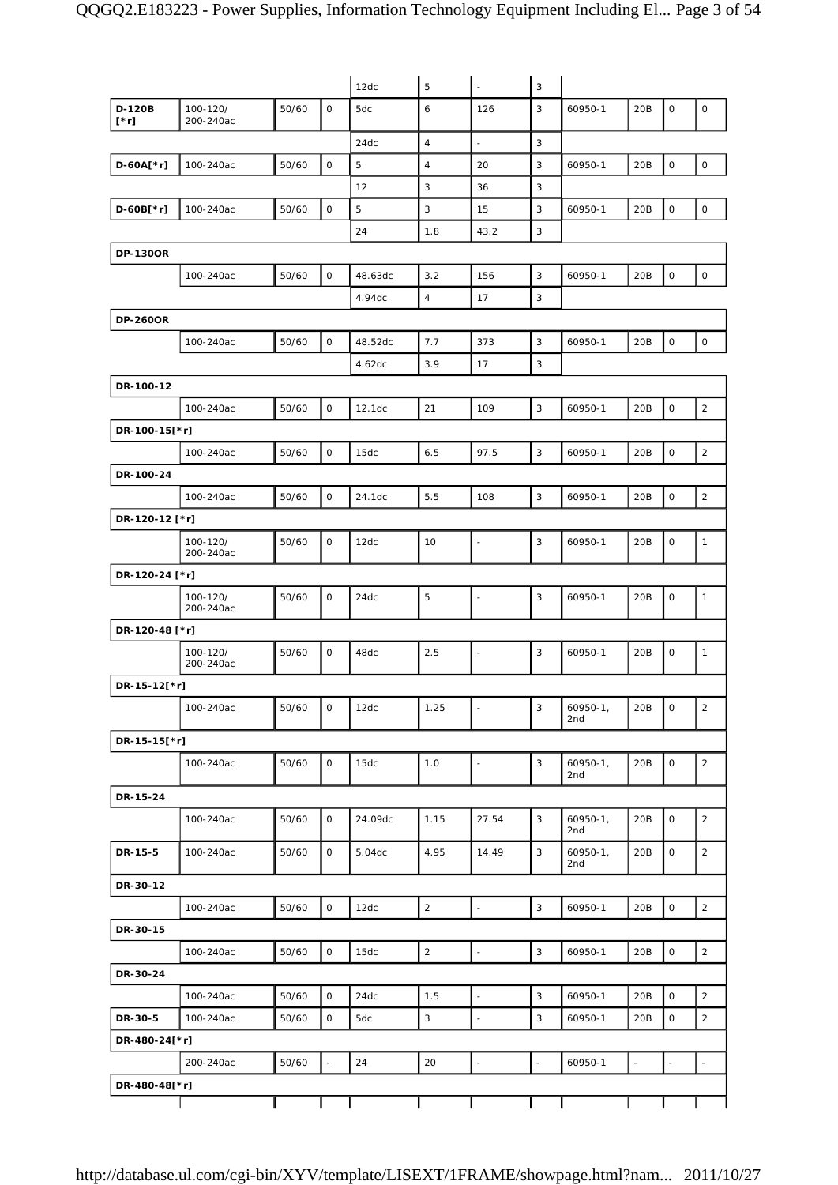| | | | | | | | | | | | |
|---|---|---|---|---|---|---|---|---|---|---|---|
| | | | | 12dc | 5 | - | 3 | | | | |
| **D-120B [*r]** | 100-120/ 200-240ac | 50/60 | 0 | 5dc | 6 | 126 | 3 | 60950-1 | 20B | 0 | 0 |
| | | | | 24dc | 4 | - | 3 | | | | |
| **D-60A[*r]** | 100-240ac | 50/60 | 0 | 5 | 4 | 20 | 3 | 60950-1 | 20B | 0 | 0 |
| | | | | 12 | 3 | 36 | 3 | | | | |
| **D-60B[*r]** | 100-240ac | 50/60 | 0 | 5 | 3 | 15 | 3 | 60950-1 | 20B | 0 | 0 |
| | | | | 24 | 1.8 | 43.2 | 3 | | | | |
| **DP-130OR** | | | | | | | | | | | |
| | 100-240ac | 50/60 | 0 | 48.63dc | 3.2 | 156 | 3 | 60950-1 | 20B | 0 | 0 |
| | | | | 4.94dc | 4 | 17 | 3 | | | | |
| **DP-260OR** | | | | | | | | | | | |
| | 100-240ac | 50/60 | 0 | 48.52dc | 7.7 | 373 | 3 | 60950-1 | 20B | 0 | 0 |
| | | | | 4.62dc | 3.9 | 17 | 3 | | | | |
| **DR-100-12** | | | | | | | | | | | |
| | 100-240ac | 50/60 | 0 | 12.1dc | 21 | 109 | 3 | 60950-1 | 20B | 0 | 2 |
| **DR-100-15[*r]** | | | | | | | | | | | |
| | 100-240ac | 50/60 | 0 | 15dc | 6.5 | 97.5 | 3 | 60950-1 | 20B | 0 | 2 |
| **DR-100-24** | | | | | | | | | | | |
| | 100-240ac | 50/60 | 0 | 24.1dc | 5.5 | 108 | 3 | 60950-1 | 20B | 0 | 2 |
| **DR-120-12 [*r]** | | | | | | | | | | | |
| | 100-120/ 200-240ac | 50/60 | 0 | 12dc | 10 | - | 3 | 60950-1 | 20B | 0 | 1 |
| **DR-120-24 [*r]** | | | | | | | | | | | |
| | 100-120/ 200-240ac | 50/60 | 0 | 24dc | 5 | - | 3 | 60950-1 | 20B | 0 | 1 |
| **DR-120-48 [*r]** | | | | | | | | | | | |
| | 100-120/ 200-240ac | 50/60 | 0 | 48dc | 2.5 | - | 3 | 60950-1 | 20B | 0 | 1 |
| **DR-15-12[*r]** | | | | | | | | | | | |
| | 100-240ac | 50/60 | 0 | 12dc | 1.25 | - | 3 | 60950-1, 2nd | 20B | 0 | 2 |
| **DR-15-15[*r]** | | | | | | | | | | | |
| | 100-240ac | 50/60 | 0 | 15dc | 1.0 | - | 3 | 60950-1, 2nd | 20B | 0 | 2 |
| **DR-15-24** | | | | | | | | | | | |
| | 100-240ac | 50/60 | 0 | 24.09dc | 1.15 | 27.54 | 3 | 60950-1, 2nd | 20B | 0 | 2 |
| **DR-15-5** | 100-240ac | 50/60 | 0 | 5.04dc | 4.95 | 14.49 | 3 | 60950-1, 2nd | 20B | 0 | 2 |
| **DR-30-12** | | | | | | | | | | | |
| | 100-240ac | 50/60 | 0 | 12dc | 2 | - | 3 | 60950-1 | 20B | 0 | 2 |
| **DR-30-15** | | | | | | | | | | | |
| | 100-240ac | 50/60 | 0 | 15dc | 2 | - | 3 | 60950-1 | 20B | 0 | 2 |
| **DR-30-24** | | | | | | | | | | | |
| | 100-240ac | 50/60 | 0 | 24dc | 1.5 | - | 3 | 60950-1 | 20B | 0 | 2 |
| **DR-30-5** | 100-240ac | 50/60 | 0 | 5dc | 3 | - | 3 | 60950-1 | 20B | 0 | 2 |
| **DR-480-24[*r]** | | | | | | | | | | | |
| | 200-240ac | 50/60 | - | 24 | 20 | - | - | 60950-1 | - | - | - |
| **DR-480-48[*r]** | | | | | | | | | | | |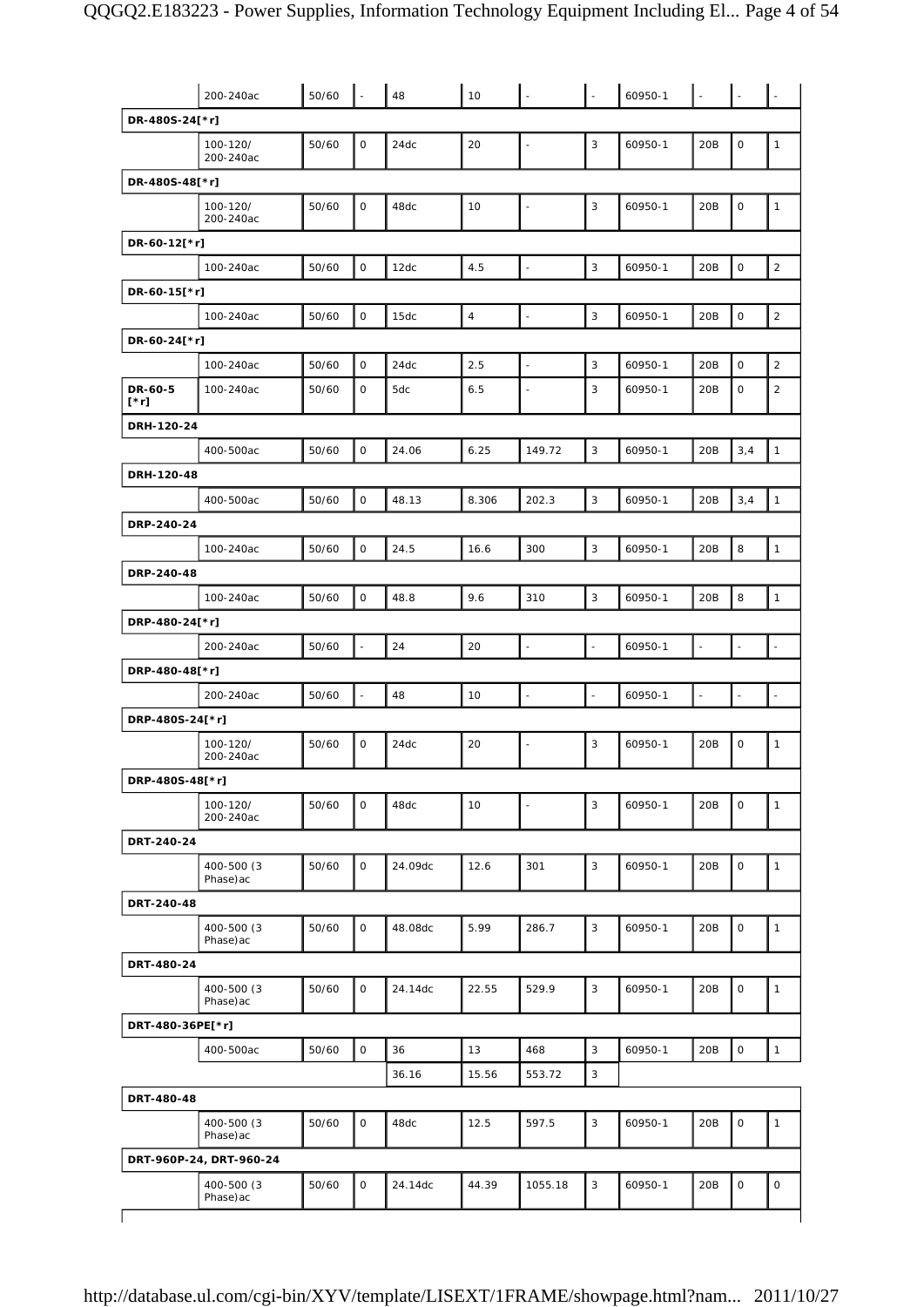| | | | | | | | | | | | |
|---|---|---|---|---|---|---|---|---|---|---|---|
| | 200-240ac | 50/60 | - | 48 | 10 | - | - | 60950-1 | - | - | - |
| **DR-480S-24[*r]** | | | | | | | | | | | |
| | 100-120/ 200-240ac | 50/60 | 0 | 24dc | 20 | - | 3 | 60950-1 | 20B | 0 | 1 |
| **DR-480S-48[*r]** | | | | | | | | | | | |
| | 100-120/ 200-240ac | 50/60 | 0 | 48dc | 10 | - | 3 | 60950-1 | 20B | 0 | 1 |
| **DR-60-12[*r]** | | | | | | | | | | | |
| | 100-240ac | 50/60 | 0 | 12dc | 4.5 | - | 3 | 60950-1 | 20B | 0 | 2 |
| **DR-60-15[*r]** | | | | | | | | | | | |
| | 100-240ac | 50/60 | 0 | 15dc | 4 | - | 3 | 60950-1 | 20B | 0 | 2 |
| **DR-60-24[*r]** | | | | | | | | | | | |
| | 100-240ac | 50/60 | 0 | 24dc | 2.5 | - | 3 | 60950-1 | 20B | 0 | 2 |
| **DR-60-5 [*r]** | 100-240ac | 50/60 | 0 | 5dc | 6.5 | - | 3 | 60950-1 | 20B | 0 | 2 |
| **DRH-120-24** | | | | | | | | | | | |
| | 400-500ac | 50/60 | 0 | 24.06 | 6.25 | 149.72 | 3 | 60950-1 | 20B | 3,4 | 1 |
| **DRH-120-48** | | | | | | | | | | | |
| | 400-500ac | 50/60 | 0 | 48.13 | 8.306 | 202.3 | 3 | 60950-1 | 20B | 3,4 | 1 |
| **DRP-240-24** | | | | | | | | | | | |
| | 100-240ac | 50/60 | 0 | 24.5 | 16.6 | 300 | 3 | 60950-1 | 20B | 8 | 1 |
| **DRP-240-48** | | | | | | | | | | | |
| | 100-240ac | 50/60 | 0 | 48.8 | 9.6 | 310 | 3 | 60950-1 | 20B | 8 | 1 |
| **DRP-480-24[*r]** | | | | | | | | | | | |
| | 200-240ac | 50/60 | - | 24 | 20 | - | - | 60950-1 | - | - | - |
| **DRP-480-48[*r]** | | | | | | | | | | | |
| | 200-240ac | 50/60 | - | 48 | 10 | - | - | 60950-1 | - | - | - |
| **DRP-480S-24[*r]** | | | | | | | | | | | |
| | 100-120/ 200-240ac | 50/60 | 0 | 24dc | 20 | - | 3 | 60950-1 | 20B | 0 | 1 |
| **DRP-480S-48[*r]** | | | | | | | | | | | |
| | 100-120/ 200-240ac | 50/60 | 0 | 48dc | 10 | - | 3 | 60950-1 | 20B | 0 | 1 |
| **DRT-240-24** | | | | | | | | | | | |
| | 400-500 (3 Phase)ac | 50/60 | 0 | 24.09dc | 12.6 | 301 | 3 | 60950-1 | 20B | 0 | 1 |
| **DRT-240-48** | | | | | | | | | | | |
| | 400-500 (3 Phase)ac | 50/60 | 0 | 48.08dc | 5.99 | 286.7 | 3 | 60950-1 | 20B | 0 | 1 |
| **DRT-480-24** | | | | | | | | | | | |
| | 400-500 (3 Phase)ac | 50/60 | 0 | 24.14dc | 22.55 | 529.9 | 3 | 60950-1 | 20B | 0 | 1 |
| **DRT-480-36PE[*r]** | | | | | | | | | | | |
| | 400-500ac | 50/60 | 0 | 36 | 13 | 468 | 3 | 60950-1 | 20B | 0 | 1 |
| | | | | 36.16 | 15.56 | 553.72 | 3 | | | | |
| **DRT-480-48** | | | | | | | | | | | |
| | 400-500 (3 Phase)ac | 50/60 | 0 | 48dc | 12.5 | 597.5 | 3 | 60950-1 | 20B | 0 | 1 |
| **DRT-960P-24, DRT-960-24** | | | | | | | | | | | |
| | 400-500 (3 Phase)ac | 50/60 | 0 | 24.14dc | 44.39 | 1055.18 | 3 | 60950-1 | 20B | 0 | 0 |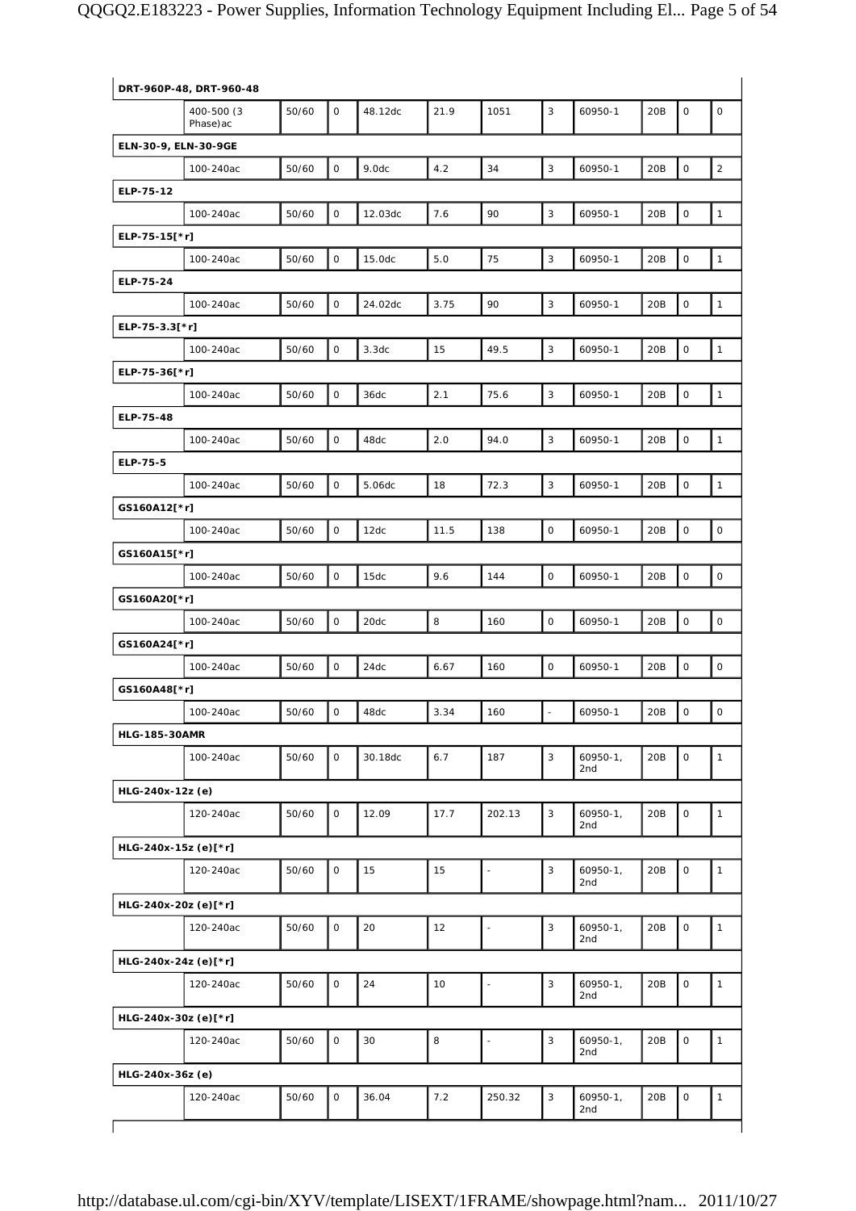| | | | | | | | | | | | |
|---|---|---|---|---|---|---|---|---|---|---|---|
| **DRT-960P-48, DRT-960-48** | | | | | | | | | | | |
| | 400-500 (3 Phase)ac | 50/60 | 0 | 48.12dc | 21.9 | 1051 | 3 | 60950-1 | 20B | 0 | 0 |
| **ELN-30-9, ELN-30-9GE** | | | | | | | | | | | |
| | 100-240ac | 50/60 | 0 | 9.0dc | 4.2 | 34 | 3 | 60950-1 | 20B | 0 | 2 |
| **ELP-75-12** | | | | | | | | | | | |
| | 100-240ac | 50/60 | 0 | 12.03dc | 7.6 | 90 | 3 | 60950-1 | 20B | 0 | 1 |
| **ELP-75-15[*r]** | | | | | | | | | | | |
| | 100-240ac | 50/60 | 0 | 15.0dc | 5.0 | 75 | 3 | 60950-1 | 20B | 0 | 1 |
| **ELP-75-24** | | | | | | | | | | | |
| | 100-240ac | 50/60 | 0 | 24.02dc | 3.75 | 90 | 3 | 60950-1 | 20B | 0 | 1 |
| **ELP-75-3.3[*r]** | | | | | | | | | | | |
| | 100-240ac | 50/60 | 0 | 3.3dc | 15 | 49.5 | 3 | 60950-1 | 20B | 0 | 1 |
| **ELP-75-36[*r]** | | | | | | | | | | | |
| | 100-240ac | 50/60 | 0 | 36dc | 2.1 | 75.6 | 3 | 60950-1 | 20B | 0 | 1 |
| **ELP-75-48** | | | | | | | | | | | |
| | 100-240ac | 50/60 | 0 | 48dc | 2.0 | 94.0 | 3 | 60950-1 | 20B | 0 | 1 |
| **ELP-75-5** | | | | | | | | | | | |
| | 100-240ac | 50/60 | 0 | 5.06dc | 18 | 72.3 | 3 | 60950-1 | 20B | 0 | 1 |
| **GS160A12[*r]** | | | | | | | | | | | |
| | 100-240ac | 50/60 | 0 | 12dc | 11.5 | 138 | 0 | 60950-1 | 20B | 0 | 0 |
| **GS160A15[*r]** | | | | | | | | | | | |
| | 100-240ac | 50/60 | 0 | 15dc | 9.6 | 144 | 0 | 60950-1 | 20B | 0 | 0 |
| **GS160A20[*r]** | | | | | | | | | | | |
| | 100-240ac | 50/60 | 0 | 20dc | 8 | 160 | 0 | 60950-1 | 20B | 0 | 0 |
| **GS160A24[*r]** | | | | | | | | | | | |
| | 100-240ac | 50/60 | 0 | 24dc | 6.67 | 160 | 0 | 60950-1 | 20B | 0 | 0 |
| **GS160A48[*r]** | | | | | | | | | | | |
| | 100-240ac | 50/60 | 0 | 48dc | 3.34 | 160 | - | 60950-1 | 20B | 0 | 0 |
| **HLG-185-30AMR** | | | | | | | | | | | |
| | 100-240ac | 50/60 | 0 | 30.18dc | 6.7 | 187 | 3 | 60950-1, 2nd | 20B | 0 | 1 |
| **HLG-240x-12z (e)** | | | | | | | | | | | |
| | 120-240ac | 50/60 | 0 | 12.09 | 17.7 | 202.13 | 3 | 60950-1, 2nd | 20B | 0 | 1 |
| **HLG-240x-15z (e)[*r]** | | | | | | | | | | | |
| | 120-240ac | 50/60 | 0 | 15 | 15 | - | 3 | 60950-1, 2nd | 20B | 0 | 1 |
| **HLG-240x-20z (e)[*r]** | | | | | | | | | | | |
| | 120-240ac | 50/60 | 0 | 20 | 12 | - | 3 | 60950-1, 2nd | 20B | 0 | 1 |
| **HLG-240x-24z (e)[*r]** | | | | | | | | | | | |
| | 120-240ac | 50/60 | 0 | 24 | 10 | - | 3 | 60950-1, 2nd | 20B | 0 | 1 |
| **HLG-240x-30z (e)[*r]** | | | | | | | | | | | |
| | 120-240ac | 50/60 | 0 | 30 | 8 | - | 3 | 60950-1, 2nd | 20B | 0 | 1 |
| **HLG-240x-36z (e)** | | | | | | | | | | | |
| | 120-240ac | 50/60 | 0 | 36.04 | 7.2 | 250.32 | 3 | 60950-1, 2nd | 20B | 0 | 1 |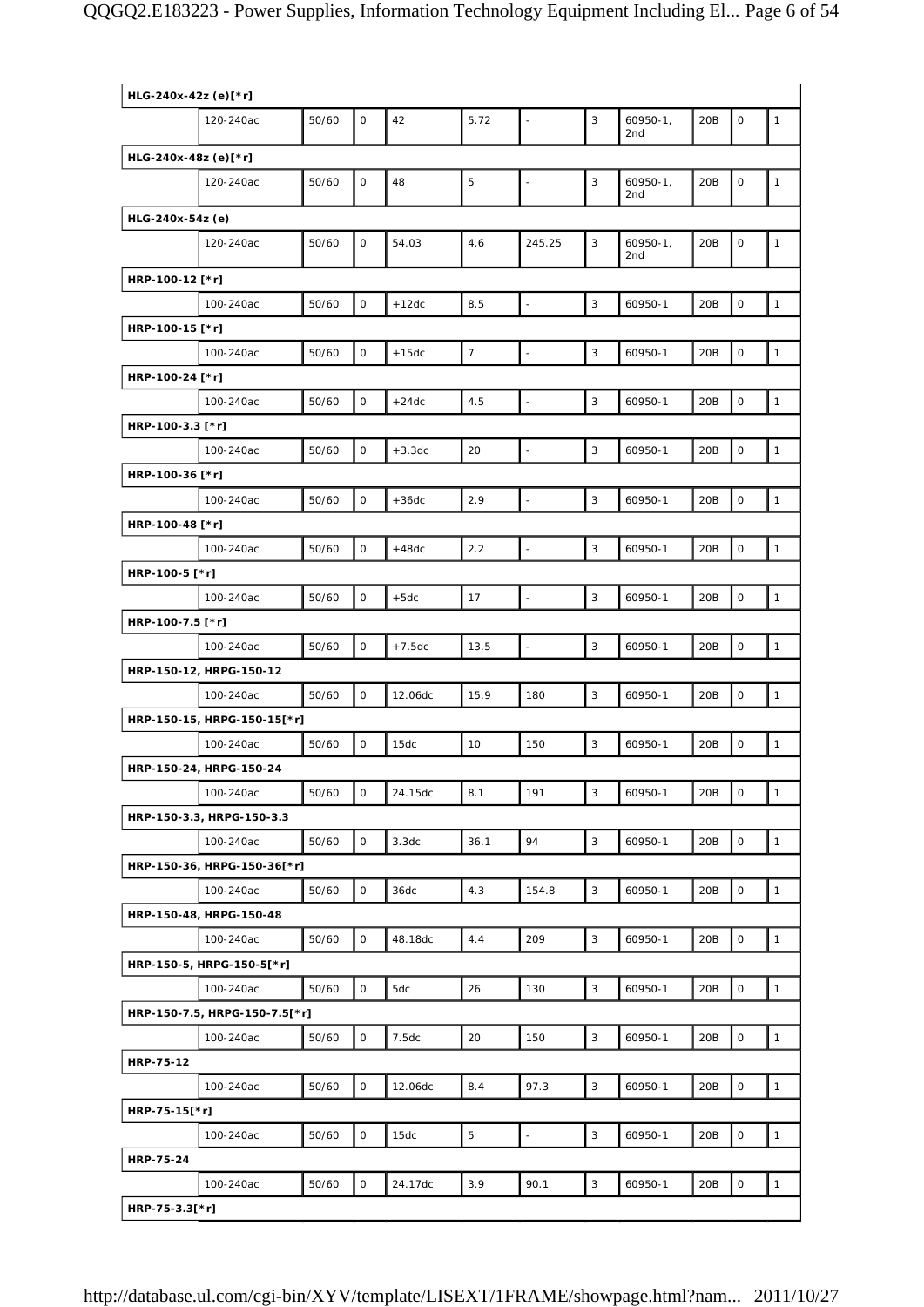| | | | | | | | | | | | |
|---|---|---|---|---|---|---|---|---|---|---|---|
| **HLG-240x-42z (e)[*r]** | | | | | | | | | | | |
| | 120-240ac | 50/60 | 0 | 42 | 5.72 | - | 3 | 60950-1, 2nd | 20B | 0 | 1 |
| **HLG-240x-48z (e)[*r]** | | | | | | | | | | | |
| | 120-240ac | 50/60 | 0 | 48 | 5 | - | 3 | 60950-1, 2nd | 20B | 0 | 1 |
| **HLG-240x-54z (e)** | | | | | | | | | | | |
| | 120-240ac | 50/60 | 0 | 54.03 | 4.6 | 245.25 | 3 | 60950-1, 2nd | 20B | 0 | 1 |
| **HRP-100-12 [*r]** | | | | | | | | | | | |
| | 100-240ac | 50/60 | 0 | +12dc | 8.5 | - | 3 | 60950-1 | 20B | 0 | 1 |
| **HRP-100-15 [*r]** | | | | | | | | | | | |
| | 100-240ac | 50/60 | 0 | +15dc | 7 | - | 3 | 60950-1 | 20B | 0 | 1 |
| **HRP-100-24 [*r]** | | | | | | | | | | | |
| | 100-240ac | 50/60 | 0 | +24dc | 4.5 | - | 3 | 60950-1 | 20B | 0 | 1 |
| **HRP-100-3.3 [*r]** | | | | | | | | | | | |
| | 100-240ac | 50/60 | 0 | +3.3dc | 20 | - | 3 | 60950-1 | 20B | 0 | 1 |
| **HRP-100-36 [*r]** | | | | | | | | | | | |
| | 100-240ac | 50/60 | 0 | +36dc | 2.9 | - | 3 | 60950-1 | 20B | 0 | 1 |
| **HRP-100-48 [*r]** | | | | | | | | | | | |
| | 100-240ac | 50/60 | 0 | +48dc | 2.2 | - | 3 | 60950-1 | 20B | 0 | 1 |
| **HRP-100-5 [*r]** | | | | | | | | | | | |
| | 100-240ac | 50/60 | 0 | +5dc | 17 | - | 3 | 60950-1 | 20B | 0 | 1 |
| **HRP-100-7.5 [*r]** | | | | | | | | | | | |
| | 100-240ac | 50/60 | 0 | +7.5dc | 13.5 | - | 3 | 60950-1 | 20B | 0 | 1 |
| **HRP-150-12, HRPG-150-12** | | | | | | | | | | | |
| | 100-240ac | 50/60 | 0 | 12.06dc | 15.9 | 180 | 3 | 60950-1 | 20B | 0 | 1 |
| **HRP-150-15, HRPG-150-15[*r]** | | | | | | | | | | | |
| | 100-240ac | 50/60 | 0 | 15dc | 10 | 150 | 3 | 60950-1 | 20B | 0 | 1 |
| **HRP-150-24, HRPG-150-24** | | | | | | | | | | | |
| | 100-240ac | 50/60 | 0 | 24.15dc | 8.1 | 191 | 3 | 60950-1 | 20B | 0 | 1 |
| **HRP-150-3.3, HRPG-150-3.3** | | | | | | | | | | | |
| | 100-240ac | 50/60 | 0 | 3.3dc | 36.1 | 94 | 3 | 60950-1 | 20B | 0 | 1 |
| **HRP-150-36, HRPG-150-36[*r]** | | | | | | | | | | | |
| | 100-240ac | 50/60 | 0 | 36dc | 4.3 | 154.8 | 3 | 60950-1 | 20B | 0 | 1 |
| **HRP-150-48, HRPG-150-48** | | | | | | | | | | | |
| | 100-240ac | 50/60 | 0 | 48.18dc | 4.4 | 209 | 3 | 60950-1 | 20B | 0 | 1 |
| **HRP-150-5, HRPG-150-5[*r]** | | | | | | | | | | | |
| | 100-240ac | 50/60 | 0 | 5dc | 26 | 130 | 3 | 60950-1 | 20B | 0 | 1 |
| **HRP-150-7.5, HRPG-150-7.5[*r]** | | | | | | | | | | | |
| | 100-240ac | 50/60 | 0 | 7.5dc | 20 | 150 | 3 | 60950-1 | 20B | 0 | 1 |
| **HRP-75-12** | | | | | | | | | | | |
| | 100-240ac | 50/60 | 0 | 12.06dc | 8.4 | 97.3 | 3 | 60950-1 | 20B | 0 | 1 |
| **HRP-75-15[*r]** | | | | | | | | | | | |
| | 100-240ac | 50/60 | 0 | 15dc | 5 | - | 3 | 60950-1 | 20B | 0 | 1 |
| **HRP-75-24** | | | | | | | | | | | |
| | 100-240ac | 50/60 | 0 | 24.17dc | 3.9 | 90.1 | 3 | 60950-1 | 20B | 0 | 1 |
| **HRP-75-3.3[*r]** | | | | | | | | | | | |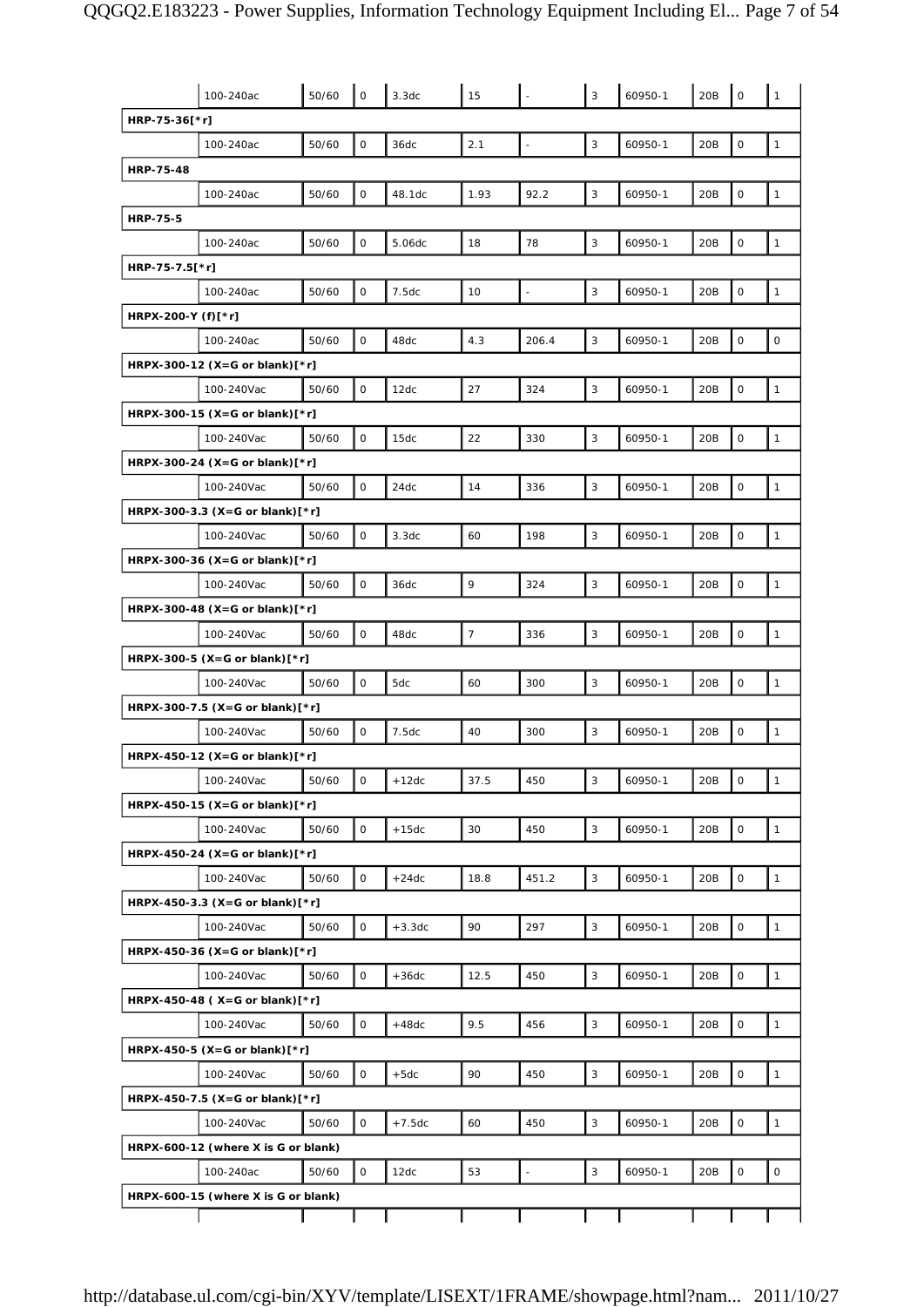| | | | | | | | | | | | |
|---|---|---|---|---|---|---|---|---|---|---|---|
| | 100-240ac | 50/60 | 0 | 3.3dc | 15 | - | 3 | 60950-1 | 20B | 0 | 1 |
| **HRP-75-36[*r]** | | | | | | | | | | | |
| | 100-240ac | 50/60 | 0 | 36dc | 2.1 | - | 3 | 60950-1 | 20B | 0 | 1 |
| **HRP-75-48** | | | | | | | | | | | |
| | 100-240ac | 50/60 | 0 | 48.1dc | 1.93 | 92.2 | 3 | 60950-1 | 20B | 0 | 1 |
| **HRP-75-5** | | | | | | | | | | | |
| | 100-240ac | 50/60 | 0 | 5.06dc | 18 | 78 | 3 | 60950-1 | 20B | 0 | 1 |
| **HRP-75-7.5[*r]** | | | | | | | | | | | |
| | 100-240ac | 50/60 | 0 | 7.5dc | 10 | - | 3 | 60950-1 | 20B | 0 | 1 |
| **HRPX-200-Y (f)[*r]** | | | | | | | | | | | |
| | 100-240ac | 50/60 | 0 | 48dc | 4.3 | 206.4 | 3 | 60950-1 | 20B | 0 | 0 |
| **HRPX-300-12 (X=G or blank)[*r]** | | | | | | | | | | | |
| | 100-240Vac | 50/60 | 0 | 12dc | 27 | 324 | 3 | 60950-1 | 20B | 0 | 1 |
| **HRPX-300-15 (X=G or blank)[*r]** | | | | | | | | | | | |
| | 100-240Vac | 50/60 | 0 | 15dc | 22 | 330 | 3 | 60950-1 | 20B | 0 | 1 |
| **HRPX-300-24 (X=G or blank)[*r]** | | | | | | | | | | | |
| | 100-240Vac | 50/60 | 0 | 24dc | 14 | 336 | 3 | 60950-1 | 20B | 0 | 1 |
| **HRPX-300-3.3 (X=G or blank)[*r]** | | | | | | | | | | | |
| | 100-240Vac | 50/60 | 0 | 3.3dc | 60 | 198 | 3 | 60950-1 | 20B | 0 | 1 |
| **HRPX-300-36 (X=G or blank)[*r]** | | | | | | | | | | | |
| | 100-240Vac | 50/60 | 0 | 36dc | 9 | 324 | 3 | 60950-1 | 20B | 0 | 1 |
| **HRPX-300-48 (X=G or blank)[*r]** | | | | | | | | | | | |
| | 100-240Vac | 50/60 | 0 | 48dc | 7 | 336 | 3 | 60950-1 | 20B | 0 | 1 |
| **HRPX-300-5 (X=G or blank)[*r]** | | | | | | | | | | | |
| | 100-240Vac | 50/60 | 0 | 5dc | 60 | 300 | 3 | 60950-1 | 20B | 0 | 1 |
| **HRPX-300-7.5 (X=G or blank)[*r]** | | | | | | | | | | | |
| | 100-240Vac | 50/60 | 0 | 7.5dc | 40 | 300 | 3 | 60950-1 | 20B | 0 | 1 |
| **HRPX-450-12 (X=G or blank)[*r]** | | | | | | | | | | | |
| | 100-240Vac | 50/60 | 0 | +12dc | 37.5 | 450 | 3 | 60950-1 | 20B | 0 | 1 |
| **HRPX-450-15 (X=G or blank)[*r]** | | | | | | | | | | | |
| | 100-240Vac | 50/60 | 0 | +15dc | 30 | 450 | 3 | 60950-1 | 20B | 0 | 1 |
| **HRPX-450-24 (X=G or blank)[*r]** | | | | | | | | | | | |
| | 100-240Vac | 50/60 | 0 | +24dc | 18.8 | 451.2 | 3 | 60950-1 | 20B | 0 | 1 |
| **HRPX-450-3.3 (X=G or blank)[*r]** | | | | | | | | | | | |
| | 100-240Vac | 50/60 | 0 | +3.3dc | 90 | 297 | 3 | 60950-1 | 20B | 0 | 1 |
| **HRPX-450-36 (X=G or blank)[*r]** | | | | | | | | | | | |
| | 100-240Vac | 50/60 | 0 | +36dc | 12.5 | 450 | 3 | 60950-1 | 20B | 0 | 1 |
| **HRPX-450-48 ( X=G or blank)[*r]** | | | | | | | | | | | |
| | 100-240Vac | 50/60 | 0 | +48dc | 9.5 | 456 | 3 | 60950-1 | 20B | 0 | 1 |
| **HRPX-450-5 (X=G or blank)[*r]** | | | | | | | | | | | |
| | 100-240Vac | 50/60 | 0 | +5dc | 90 | 450 | 3 | 60950-1 | 20B | 0 | 1 |
| **HRPX-450-7.5 (X=G or blank)[*r]** | | | | | | | | | | | |
| | 100-240Vac | 50/60 | 0 | +7.5dc | 60 | 450 | 3 | 60950-1 | 20B | 0 | 1 |
| **HRPX-600-12 (where X is G or blank)** | | | | | | | | | | | |
| | 100-240ac | 50/60 | 0 | 12dc | 53 | - | 3 | 60950-1 | 20B | 0 | 0 |
| **HRPX-600-15 (where X is G or blank)** | | | | | | | | | | | |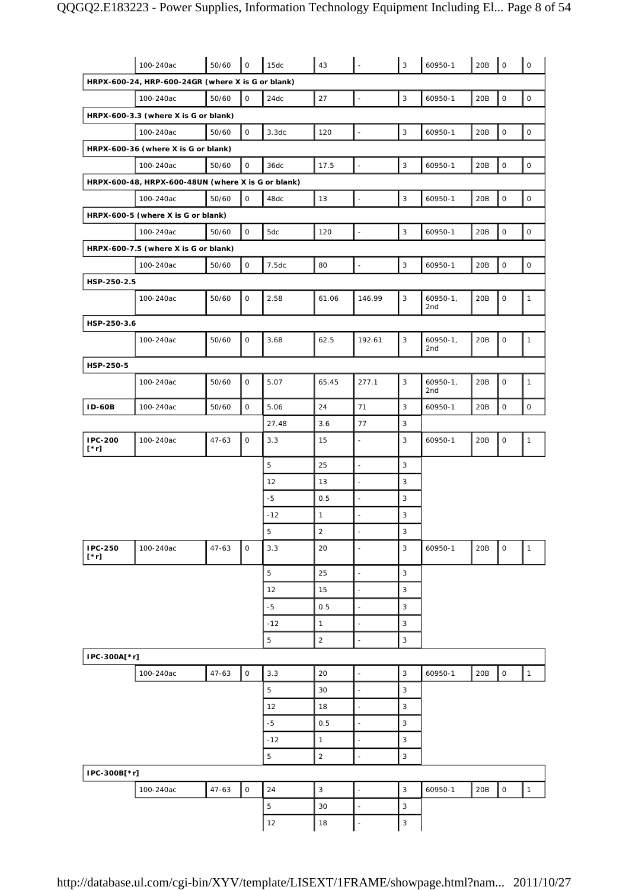| | | | | | | | | | | | |
|---|---|---|---|---|---|---|---|---|---|---|---|
| | 100-240ac | 50/60 | 0 | 15dc | 43 | - | 3 | 60950-1 | 20B | 0 | 0 |
| **HRPX-600-24, HRP-600-24GR (where X is G or blank)** | | | | | | | | | | | |
| | 100-240ac | 50/60 | 0 | 24dc | 27 | - | 3 | 60950-1 | 20B | 0 | 0 |
| **HRPX-600-3.3 (where X is G or blank)** | | | | | | | | | | | |
| | 100-240ac | 50/60 | 0 | 3.3dc | 120 | - | 3 | 60950-1 | 20B | 0 | 0 |
| **HRPX-600-36 (where X is G or blank)** | | | | | | | | | | | |
| | 100-240ac | 50/60 | 0 | 36dc | 17.5 | - | 3 | 60950-1 | 20B | 0 | 0 |
| **HRPX-600-48, HRPX-600-48UN (where X is G or blank)** | | | | | | | | | | | |
| | 100-240ac | 50/60 | 0 | 48dc | 13 | - | 3 | 60950-1 | 20B | 0 | 0 |
| **HRPX-600-5 (where X is G or blank)** | | | | | | | | | | | |
| | 100-240ac | 50/60 | 0 | 5dc | 120 | - | 3 | 60950-1 | 20B | 0 | 0 |
| **HRPX-600-7.5 (where X is G or blank)** | | | | | | | | | | | |
| | 100-240ac | 50/60 | 0 | 7.5dc | 80 | - | 3 | 60950-1 | 20B | 0 | 0 |
| **HSP-250-2.5** | | | | | | | | | | | |
| | 100-240ac | 50/60 | 0 | 2.58 | 61.06 | 146.99 | 3 | 60950-1, 2nd | 20B | 0 | 1 |
| **HSP-250-3.6** | | | | | | | | | | | |
| | 100-240ac | 50/60 | 0 | 3.68 | 62.5 | 192.61 | 3 | 60950-1, 2nd | 20B | 0 | 1 |
| **HSP-250-5** | | | | | | | | | | | |
| | 100-240ac | 50/60 | 0 | 5.07 | 65.45 | 277.1 | 3 | 60950-1, 2nd | 20B | 0 | 1 |
| **ID-60B** | 100-240ac | 50/60 | 0 | 5.06 | 24 | 71 | 3 | 60950-1 | 20B | 0 | 0 |
| | | | | 27.48 | 3.6 | 77 | 3 | | | | |
| **IPC-200 [*r]** | 100-240ac | 47-63 | 0 | 3.3 | 15 | - | 3 | 60950-1 | 20B | 0 | 1 |
| | | | | 5 | 25 | - | 3 | | | | |
| | | | | 12 | 13 | - | 3 | | | | |
| | | | | -5 | 0.5 | - | 3 | | | | |
| | | | | -12 | 1 | - | 3 | | | | |
| | | | | 5 | 2 | - | 3 | | | | |
| **IPC-250 [*r]** | 100-240ac | 47-63 | 0 | 3.3 | 20 | - | 3 | 60950-1 | 20B | 0 | 1 |
| | | | | 5 | 25 | - | 3 | | | | |
| | | | | 12 | 15 | - | 3 | | | | |
| | | | | -5 | 0.5 | - | 3 | | | | |
| | | | | -12 | 1 | - | 3 | | | | |
| | | | | 5 | 2 | - | 3 | | | | |
| **IPC-300A[*r]** | | | | | | | | | | | |
| | 100-240ac | 47-63 | 0 | 3.3 | 20 | - | 3 | 60950-1 | 20B | 0 | 1 |
| | | | | 5 | 30 | - | 3 | | | | |
| | | | | 12 | 18 | - | 3 | | | | |
| | | | | -5 | 0.5 | - | 3 | | | | |
| | | | | -12 | 1 | - | 3 | | | | |
| | | | | 5 | 2 | - | 3 | | | | |
| **IPC-300B[*r]** | | | | | | | | | | | |
| | 100-240ac | 47-63 | 0 | 24 | 3 | - | 3 | 60950-1 | 20B | 0 | 1 |
| | | | | 5 | 30 | - | 3 | | | | |
| | | | | 12 | 18 | - | 3 | | | | |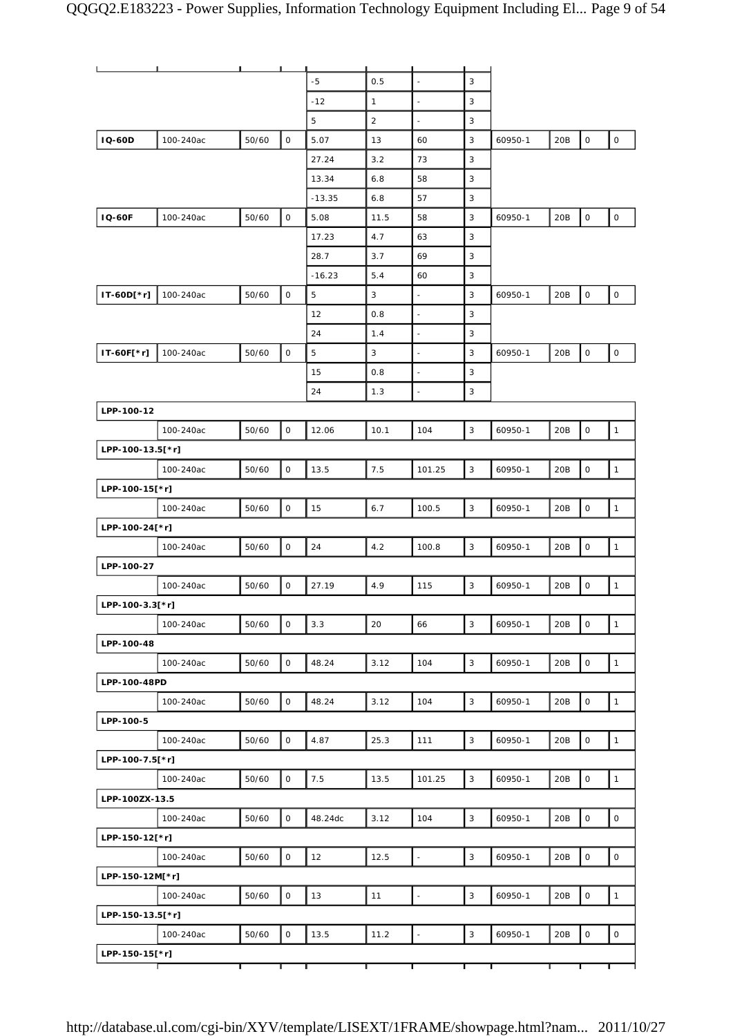| | | | | | | | | | | | |
|---|---|---|---|---|---|---|---|---|---|---|---|
| | | | | -5 | 0.5 | - | 3 | | | | |
| | | | | -12 | 1 | - | 3 | | | | |
| | | | | 5 | 2 | - | 3 | | | | |
| **IQ-60D** | 100-240ac | 50/60 | 0 | 5.07 | 13 | 60 | 3 | 60950-1 | 20B | 0 | 0 |
| | | | | 27.24 | 3.2 | 73 | 3 | | | | |
| | | | | 13.34 | 6.8 | 58 | 3 | | | | |
| | | | | -13.35 | 6.8 | 57 | 3 | | | | |
| **IQ-60F** | 100-240ac | 50/60 | 0 | 5.08 | 11.5 | 58 | 3 | 60950-1 | 20B | 0 | 0 |
| | | | | 17.23 | 4.7 | 63 | 3 | | | | |
| | | | | 28.7 | 3.7 | 69 | 3 | | | | |
| | | | | -16.23 | 5.4 | 60 | 3 | | | | |
| **IT-60D[*r]** | 100-240ac | 50/60 | 0 | 5 | 3 | - | 3 | 60950-1 | 20B | 0 | 0 |
| | | | | 12 | 0.8 | - | 3 | | | | |
| | | | | 24 | 1.4 | - | 3 | | | | |
| **IT-60F[*r]** | 100-240ac | 50/60 | 0 | 5 | 3 | - | 3 | 60950-1 | 20B | 0 | 0 |
| | | | | 15 | 0.8 | - | 3 | | | | |
| | | | | 24 | 1.3 | - | 3 | | | | |
| **LPP-100-12** | | | | | | | | | | | |
| | 100-240ac | 50/60 | 0 | 12.06 | 10.1 | 104 | 3 | 60950-1 | 20B | 0 | 1 |
| **LPP-100-13.5[*r]** | | | | | | | | | | | |
| | 100-240ac | 50/60 | 0 | 13.5 | 7.5 | 101.25 | 3 | 60950-1 | 20B | 0 | 1 |
| **LPP-100-15[*r]** | | | | | | | | | | | |
| | 100-240ac | 50/60 | 0 | 15 | 6.7 | 100.5 | 3 | 60950-1 | 20B | 0 | 1 |
| **LPP-100-24[*r]** | | | | | | | | | | | |
| | 100-240ac | 50/60 | 0 | 24 | 4.2 | 100.8 | 3 | 60950-1 | 20B | 0 | 1 |
| **LPP-100-27** | | | | | | | | | | | |
| | 100-240ac | 50/60 | 0 | 27.19 | 4.9 | 115 | 3 | 60950-1 | 20B | 0 | 1 |
| **LPP-100-3.3[*r]** | | | | | | | | | | | |
| | 100-240ac | 50/60 | 0 | 3.3 | 20 | 66 | 3 | 60950-1 | 20B | 0 | 1 |
| **LPP-100-48** | | | | | | | | | | | |
| | 100-240ac | 50/60 | 0 | 48.24 | 3.12 | 104 | 3 | 60950-1 | 20B | 0 | 1 |
| **LPP-100-48PD** | | | | | | | | | | | |
| | 100-240ac | 50/60 | 0 | 48.24 | 3.12 | 104 | 3 | 60950-1 | 20B | 0 | 1 |
| **LPP-100-5** | | | | | | | | | | | |
| | 100-240ac | 50/60 | 0 | 4.87 | 25.3 | 111 | 3 | 60950-1 | 20B | 0 | 1 |
| **LPP-100-7.5[*r]** | | | | | | | | | | | |
| | 100-240ac | 50/60 | 0 | 7.5 | 13.5 | 101.25 | 3 | 60950-1 | 20B | 0 | 1 |
| **LPP-100ZX-13.5** | | | | | | | | | | | |
| | 100-240ac | 50/60 | 0 | 48.24dc | 3.12 | 104 | 3 | 60950-1 | 20B | 0 | 0 |
| **LPP-150-12[*r]** | | | | | | | | | | | |
| | 100-240ac | 50/60 | 0 | 12 | 12.5 | - | 3 | 60950-1 | 20B | 0 | 0 |
| **LPP-150-12M[*r]** | | | | | | | | | | | |
| | 100-240ac | 50/60 | 0 | 13 | 11 | - | 3 | 60950-1 | 20B | 0 | 1 |
| **LPP-150-13.5[*r]** | | | | | | | | | | | |
| | 100-240ac | 50/60 | 0 | 13.5 | 11.2 | - | 3 | 60950-1 | 20B | 0 | 0 |
| **LPP-150-15[*r]** | | | | | | | | | | | |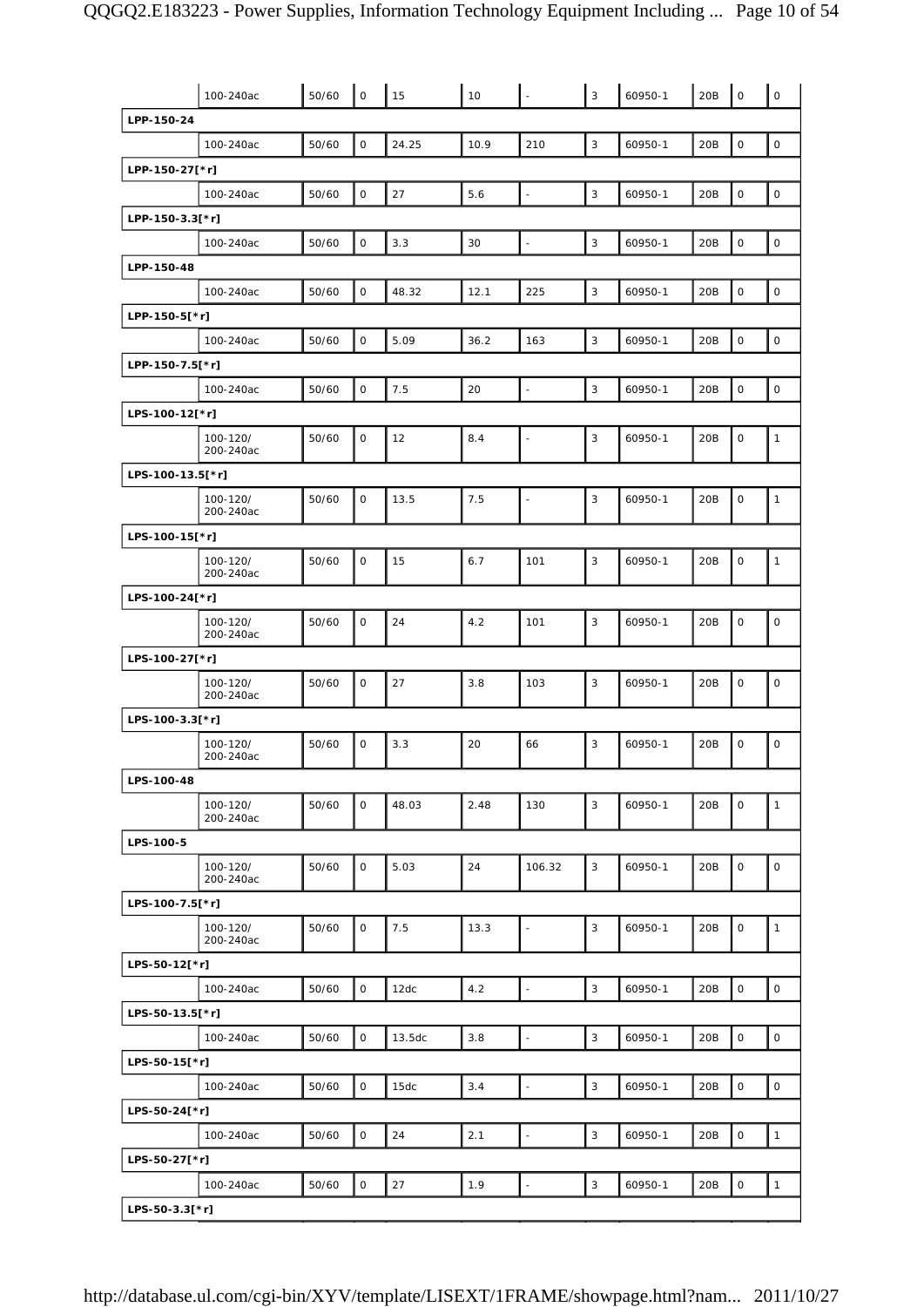| | | | | | | | | | | | |
|---|---|---|---|---|---|---|---|---|---|---|---|
| | 100-240ac | 50/60 | 0 | 15 | 10 | - | 3 | 60950-1 | 20B | 0 | 0 |
| **LPP-150-24** | | | | | | | | | | | |
| | 100-240ac | 50/60 | 0 | 24.25 | 10.9 | 210 | 3 | 60950-1 | 20B | 0 | 0 |
| **LPP-150-27[*r]** | | | | | | | | | | | |
| | 100-240ac | 50/60 | 0 | 27 | 5.6 | - | 3 | 60950-1 | 20B | 0 | 0 |
| **LPP-150-3.3[*r]** | | | | | | | | | | | |
| | 100-240ac | 50/60 | 0 | 3.3 | 30 | - | 3 | 60950-1 | 20B | 0 | 0 |
| **LPP-150-48** | | | | | | | | | | | |
| | 100-240ac | 50/60 | 0 | 48.32 | 12.1 | 225 | 3 | 60950-1 | 20B | 0 | 0 |
| **LPP-150-5[*r]** | | | | | | | | | | | |
| | 100-240ac | 50/60 | 0 | 5.09 | 36.2 | 163 | 3 | 60950-1 | 20B | 0 | 0 |
| **LPP-150-7.5[*r]** | | | | | | | | | | | |
| | 100-240ac | 50/60 | 0 | 7.5 | 20 | - | 3 | 60950-1 | 20B | 0 | 0 |
| **LPS-100-12[*r]** | | | | | | | | | | | |
| | 100-120/ 200-240ac | 50/60 | 0 | 12 | 8.4 | - | 3 | 60950-1 | 20B | 0 | 1 |
| **LPS-100-13.5[*r]** | | | | | | | | | | | |
| | 100-120/ 200-240ac | 50/60 | 0 | 13.5 | 7.5 | - | 3 | 60950-1 | 20B | 0 | 1 |
| **LPS-100-15[*r]** | | | | | | | | | | | |
| | 100-120/ 200-240ac | 50/60 | 0 | 15 | 6.7 | 101 | 3 | 60950-1 | 20B | 0 | 1 |
| **LPS-100-24[*r]** | | | | | | | | | | | |
| | 100-120/ 200-240ac | 50/60 | 0 | 24 | 4.2 | 101 | 3 | 60950-1 | 20B | 0 | 0 |
| **LPS-100-27[*r]** | | | | | | | | | | | |
| | 100-120/ 200-240ac | 50/60 | 0 | 27 | 3.8 | 103 | 3 | 60950-1 | 20B | 0 | 0 |
| **LPS-100-3.3[*r]** | | | | | | | | | | | |
| | 100-120/ 200-240ac | 50/60 | 0 | 3.3 | 20 | 66 | 3 | 60950-1 | 20B | 0 | 0 |
| **LPS-100-48** | | | | | | | | | | | |
| | 100-120/ 200-240ac | 50/60 | 0 | 48.03 | 2.48 | 130 | 3 | 60950-1 | 20B | 0 | 1 |
| **LPS-100-5** | | | | | | | | | | | |
| | 100-120/ 200-240ac | 50/60 | 0 | 5.03 | 24 | 106.32 | 3 | 60950-1 | 20B | 0 | 0 |
| **LPS-100-7.5[*r]** | | | | | | | | | | | |
| | 100-120/ 200-240ac | 50/60 | 0 | 7.5 | 13.3 | - | 3 | 60950-1 | 20B | 0 | 1 |
| **LPS-50-12[*r]** | | | | | | | | | | | |
| | 100-240ac | 50/60 | 0 | 12dc | 4.2 | - | 3 | 60950-1 | 20B | 0 | 0 |
| **LPS-50-13.5[*r]** | | | | | | | | | | | |
| | 100-240ac | 50/60 | 0 | 13.5dc | 3.8 | - | 3 | 60950-1 | 20B | 0 | 0 |
| **LPS-50-15[*r]** | | | | | | | | | | | |
| | 100-240ac | 50/60 | 0 | 15dc | 3.4 | - | 3 | 60950-1 | 20B | 0 | 0 |
| **LPS-50-24[*r]** | | | | | | | | | | | |
| | 100-240ac | 50/60 | 0 | 24 | 2.1 | - | 3 | 60950-1 | 20B | 0 | 1 |
| **LPS-50-27[*r]** | | | | | | | | | | | |
| | 100-240ac | 50/60 | 0 | 27 | 1.9 | - | 3 | 60950-1 | 20B | 0 | 1 |
| **LPS-50-3.3[*r]** | | | | | | | | | | | |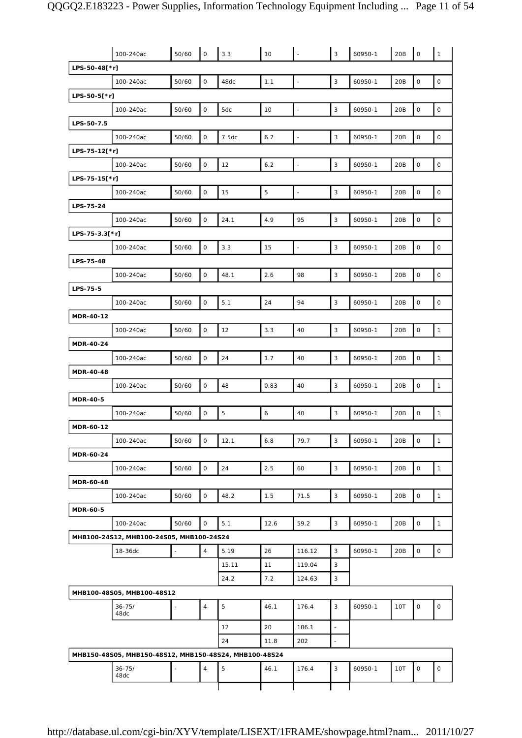| | | | | | | | | | | | |
|---|---|---|---|---|---|---|---|---|---|---|---|
| | 100-240ac | 50/60 | 0 | 3.3 | 10 | - | 3 | 60950-1 | 20B | 0 | 1 |
| **LPS-50-48[*r]** | | | | | | | | | | | |
| | 100-240ac | 50/60 | 0 | 48dc | 1.1 | - | 3 | 60950-1 | 20B | 0 | 0 |
| **LPS-50-5[*r]** | | | | | | | | | | | |
| | 100-240ac | 50/60 | 0 | 5dc | 10 | - | 3 | 60950-1 | 20B | 0 | 0 |
| **LPS-50-7.5** | | | | | | | | | | | |
| | 100-240ac | 50/60 | 0 | 7.5dc | 6.7 | - | 3 | 60950-1 | 20B | 0 | 0 |
| **LPS-75-12[*r]** | | | | | | | | | | | |
| | 100-240ac | 50/60 | 0 | 12 | 6.2 | - | 3 | 60950-1 | 20B | 0 | 0 |
| **LPS-75-15[*r]** | | | | | | | | | | | |
| | 100-240ac | 50/60 | 0 | 15 | 5 | - | 3 | 60950-1 | 20B | 0 | 0 |
| **LPS-75-24** | | | | | | | | | | | |
| | 100-240ac | 50/60 | 0 | 24.1 | 4.9 | 95 | 3 | 60950-1 | 20B | 0 | 0 |
| **LPS-75-3.3[*r]** | | | | | | | | | | | |
| | 100-240ac | 50/60 | 0 | 3.3 | 15 | - | 3 | 60950-1 | 20B | 0 | 0 |
| **LPS-75-48** | | | | | | | | | | | |
| | 100-240ac | 50/60 | 0 | 48.1 | 2.6 | 98 | 3 | 60950-1 | 20B | 0 | 0 |
| **LPS-75-5** | | | | | | | | | | | |
| | 100-240ac | 50/60 | 0 | 5.1 | 24 | 94 | 3 | 60950-1 | 20B | 0 | 0 |
| **MDR-40-12** | | | | | | | | | | | |
| | 100-240ac | 50/60 | 0 | 12 | 3.3 | 40 | 3 | 60950-1 | 20B | 0 | 1 |
| **MDR-40-24** | | | | | | | | | | | |
| | 100-240ac | 50/60 | 0 | 24 | 1.7 | 40 | 3 | 60950-1 | 20B | 0 | 1 |
| **MDR-40-48** | | | | | | | | | | | |
| | 100-240ac | 50/60 | 0 | 48 | 0.83 | 40 | 3 | 60950-1 | 20B | 0 | 1 |
| **MDR-40-5** | | | | | | | | | | | |
| | 100-240ac | 50/60 | 0 | 5 | 6 | 40 | 3 | 60950-1 | 20B | 0 | 1 |
| **MDR-60-12** | | | | | | | | | | | |
| | 100-240ac | 50/60 | 0 | 12.1 | 6.8 | 79.7 | 3 | 60950-1 | 20B | 0 | 1 |
| **MDR-60-24** | | | | | | | | | | | |
| | 100-240ac | 50/60 | 0 | 24 | 2.5 | 60 | 3 | 60950-1 | 20B | 0 | 1 |
| **MDR-60-48** | | | | | | | | | | | |
| | 100-240ac | 50/60 | 0 | 48.2 | 1.5 | 71.5 | 3 | 60950-1 | 20B | 0 | 1 |
| **MDR-60-5** | | | | | | | | | | | |
| | 100-240ac | 50/60 | 0 | 5.1 | 12.6 | 59.2 | 3 | 60950-1 | 20B | 0 | 1 |
| **MHB100-24S12, MHB100-24S05, MHB100-24S24** | | | | | | | | | | | |
| | 18-36dc | - | 4 | 5.19 | 26 | 116.12 | 3 | 60950-1 | 20B | 0 | 0 |
| | | | | 15.11 | 11 | 119.04 | 3 | | | | |
| | | | | 24.2 | 7.2 | 124.63 | 3 | | | | |
| **MHB100-48S05, MHB100-48S12** | | | | | | | | | | | |
| | 36-75/ 48dc | - | 4 | 5 | 46.1 | 176.4 | 3 | 60950-1 | 10T | 0 | 0 |
| | | | | 12 | 20 | 186.1 | - | | | | |
| | | | | 24 | 11.8 | 202 | - | | | | |
| **MHB150-48S05, MHB150-48S12, MHB150-48S24, MHB100-48S24** | | | | | | | | | | | |
| | 36-75/ 48dc | - | 4 | 5 | 46.1 | 176.4 | 3 | 60950-1 | 10T | 0 | 0 |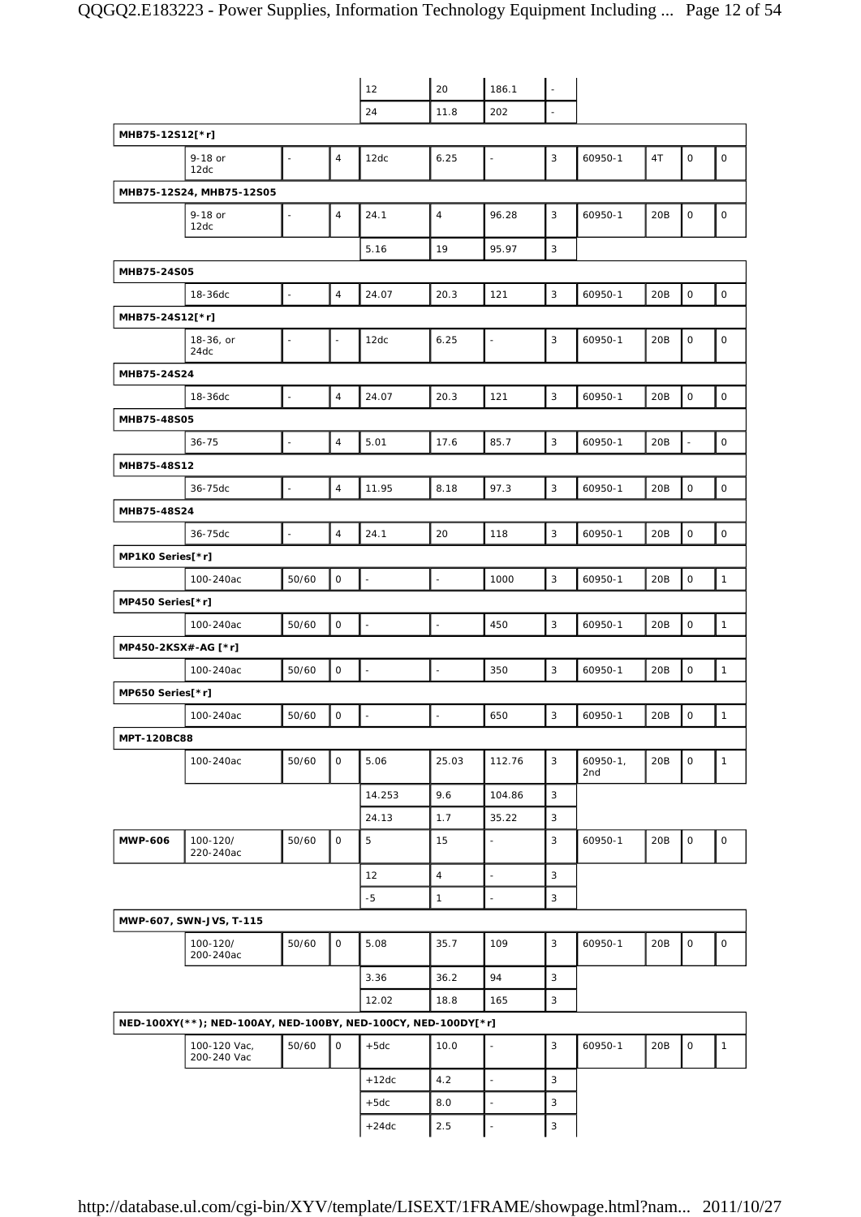| | | | | | | | | | | | |
|---|---|---|---|---|---|---|---|---|---|---|---|
| | | | | 12 | 20 | 186.1 | - | | | | |
| | | | | 24 | 11.8 | 202 | - | | | | |
| **MHB75-12S12[*r]** | | | | | | | | | | | |
| | 9-18 or 12dc | - | 4 | 12dc | 6.25 | - | 3 | 60950-1 | 4T | 0 | 0 |
| **MHB75-12S24, MHB75-12S05** | | | | | | | | | | | |
| | 9-18 or 12dc | - | 4 | 24.1 | 4 | 96.28 | 3 | 60950-1 | 20B | 0 | 0 |
| | | | | 5.16 | 19 | 95.97 | 3 | | | | |
| **MHB75-24S05** | | | | | | | | | | | |
| | 18-36dc | - | 4 | 24.07 | 20.3 | 121 | 3 | 60950-1 | 20B | 0 | 0 |
| **MHB75-24S12[*r]** | | | | | | | | | | | |
| | 18-36, or 24dc | - | - | 12dc | 6.25 | - | 3 | 60950-1 | 20B | 0 | 0 |
| **MHB75-24S24** | | | | | | | | | | | |
| | 18-36dc | - | 4 | 24.07 | 20.3 | 121 | 3 | 60950-1 | 20B | 0 | 0 |
| **MHB75-48S05** | | | | | | | | | | | |
| | 36-75 | - | 4 | 5.01 | 17.6 | 85.7 | 3 | 60950-1 | 20B | - | 0 |
| **MHB75-48S12** | | | | | | | | | | | |
| | 36-75dc | - | 4 | 11.95 | 8.18 | 97.3 | 3 | 60950-1 | 20B | 0 | 0 |
| **MHB75-48S24** | | | | | | | | | | | |
| | 36-75dc | - | 4 | 24.1 | 20 | 118 | 3 | 60950-1 | 20B | 0 | 0 |
| **MP1K0 Series[*r]** | | | | | | | | | | | |
| | 100-240ac | 50/60 | 0 | - | - | 1000 | 3 | 60950-1 | 20B | 0 | 1 |
| **MP450 Series[*r]** | | | | | | | | | | | |
| | 100-240ac | 50/60 | 0 | - | - | 450 | 3 | 60950-1 | 20B | 0 | 1 |
| **MP450-2KSX#-AG [*r]** | | | | | | | | | | | |
| | 100-240ac | 50/60 | 0 | - | - | 350 | 3 | 60950-1 | 20B | 0 | 1 |
| **MP650 Series[*r]** | | | | | | | | | | | |
| | 100-240ac | 50/60 | 0 | - | - | 650 | 3 | 60950-1 | 20B | 0 | 1 |
| **MPT-120BC88** | | | | | | | | | | | |
| | 100-240ac | 50/60 | 0 | 5.06 | 25.03 | 112.76 | 3 | 60950-1, 2nd | 20B | 0 | 1 |
| | | | | 14.253 | 9.6 | 104.86 | 3 | | | | |
| | | | | 24.13 | 1.7 | 35.22 | 3 | | | | |
| **MWP-606** | 100-120/ 220-240ac | 50/60 | 0 | 5 | 15 | - | 3 | 60950-1 | 20B | 0 | 0 |
| | | | | 12 | 4 | - | 3 | | | | |
| | | | | -5 | 1 | - | 3 | | | | |
| **MWP-607, SWN-JVS, T-115** | | | | | | | | | | | |
| | 100-120/ 200-240ac | 50/60 | 0 | 5.08 | 35.7 | 109 | 3 | 60950-1 | 20B | 0 | 0 |
| | | | | 3.36 | 36.2 | 94 | 3 | | | | |
| | | | | 12.02 | 18.8 | 165 | 3 | | | | |
| **NED-100XY(**); NED-100AY, NED-100BY, NED-100CY, NED-100DY[*r]** | | | | | | | | | | | |
| | 100-120 Vac, 200-240 Vac | 50/60 | 0 | +5dc | 10.0 | - | 3 | 60950-1 | 20B | 0 | 1 |
| | | | | +12dc | 4.2 | - | 3 | | | | |
| | | | | +5dc | 8.0 | - | 3 | | | | |
| | | | | +24dc | 2.5 | - | 3 | | | | |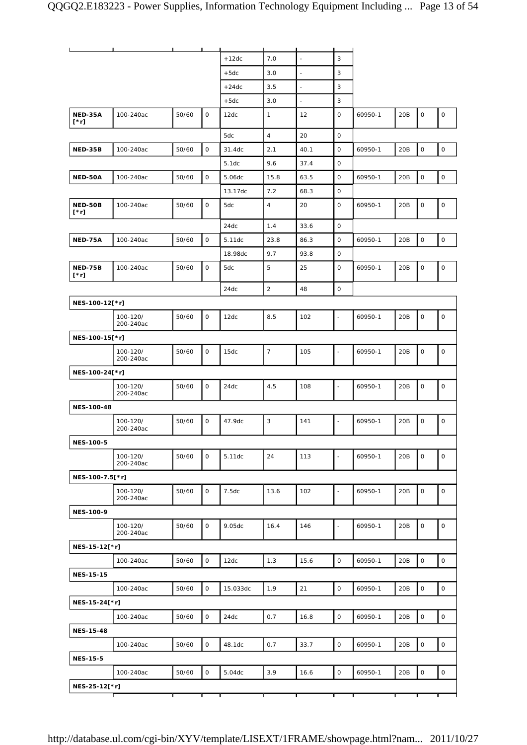| | | | | | | | | | | | |
|---|---|---|---|---|---|---|---|---|---|---|---|
| | | | | +12dc | 7.0 | - | 3 | | | | |
| | | | | +5dc | 3.0 | - | 3 | | | | |
| | | | | +24dc | 3.5 | - | 3 | | | | |
| | | | | +5dc | 3.0 | - | 3 | | | | |
| **NED-35A [*r]** | 100-240ac | 50/60 | 0 | 12dc | 1 | 12 | 0 | 60950-1 | 20B | 0 | 0 |
| | | | | 5dc | 4 | 20 | 0 | | | | |
| **NED-35B** | 100-240ac | 50/60 | 0 | 31.4dc | 2.1 | 40.1 | 0 | 60950-1 | 20B | 0 | 0 |
| | | | | 5.1dc | 9.6 | 37.4 | 0 | | | | |
| **NED-50A** | 100-240ac | 50/60 | 0 | 5.06dc | 15.8 | 63.5 | 0 | 60950-1 | 20B | 0 | 0 |
| | | | | 13.17dc | 7.2 | 68.3 | 0 | | | | |
| **NED-50B [*r]** | 100-240ac | 50/60 | 0 | 5dc | 4 | 20 | 0 | 60950-1 | 20B | 0 | 0 |
| | | | | 24dc | 1.4 | 33.6 | 0 | | | | |
| **NED-75A** | 100-240ac | 50/60 | 0 | 5.11dc | 23.8 | 86.3 | 0 | 60950-1 | 20B | 0 | 0 |
| | | | | 18.98dc | 9.7 | 93.8 | 0 | | | | |
| **NED-75B [*r]** | 100-240ac | 50/60 | 0 | 5dc | 5 | 25 | 0 | 60950-1 | 20B | 0 | 0 |
| | | | | 24dc | 2 | 48 | 0 | | | | |
| **NES-100-12[*r]** | | | | | | | | | | | |
| | 100-120/ 200-240ac | 50/60 | 0 | 12dc | 8.5 | 102 | - | 60950-1 | 20B | 0 | 0 |
| **NES-100-15[*r]** | | | | | | | | | | | |
| | 100-120/ 200-240ac | 50/60 | 0 | 15dc | 7 | 105 | - | 60950-1 | 20B | 0 | 0 |
| **NES-100-24[*r]** | | | | | | | | | | | |
| | 100-120/ 200-240ac | 50/60 | 0 | 24dc | 4.5 | 108 | - | 60950-1 | 20B | 0 | 0 |
| **NES-100-48** | | | | | | | | | | | |
| | 100-120/ 200-240ac | 50/60 | 0 | 47.9dc | 3 | 141 | - | 60950-1 | 20B | 0 | 0 |
| **NES-100-5** | | | | | | | | | | | |
| | 100-120/ 200-240ac | 50/60 | 0 | 5.11dc | 24 | 113 | - | 60950-1 | 20B | 0 | 0 |
| **NES-100-7.5[*r]** | | | | | | | | | | | |
| | 100-120/ 200-240ac | 50/60 | 0 | 7.5dc | 13.6 | 102 | - | 60950-1 | 20B | 0 | 0 |
| **NES-100-9** | | | | | | | | | | | |
| | 100-120/ 200-240ac | 50/60 | 0 | 9.05dc | 16.4 | 146 | - | 60950-1 | 20B | 0 | 0 |
| **NES-15-12[*r]** | | | | | | | | | | | |
| | 100-240ac | 50/60 | 0 | 12dc | 1.3 | 15.6 | 0 | 60950-1 | 20B | 0 | 0 |
| **NES-15-15** | | | | | | | | | | | |
| | 100-240ac | 50/60 | 0 | 15.033dc | 1.9 | 21 | 0 | 60950-1 | 20B | 0 | 0 |
| **NES-15-24[*r]** | | | | | | | | | | | |
| | 100-240ac | 50/60 | 0 | 24dc | 0.7 | 16.8 | 0 | 60950-1 | 20B | 0 | 0 |
| **NES-15-48** | | | | | | | | | | | |
| | 100-240ac | 50/60 | 0 | 48.1dc | 0.7 | 33.7 | 0 | 60950-1 | 20B | 0 | 0 |
| **NES-15-5** | | | | | | | | | | | |
| | 100-240ac | 50/60 | 0 | 5.04dc | 3.9 | 16.6 | 0 | 60950-1 | 20B | 0 | 0 |
| **NES-25-12[*r]** | | | | | | | | | | | |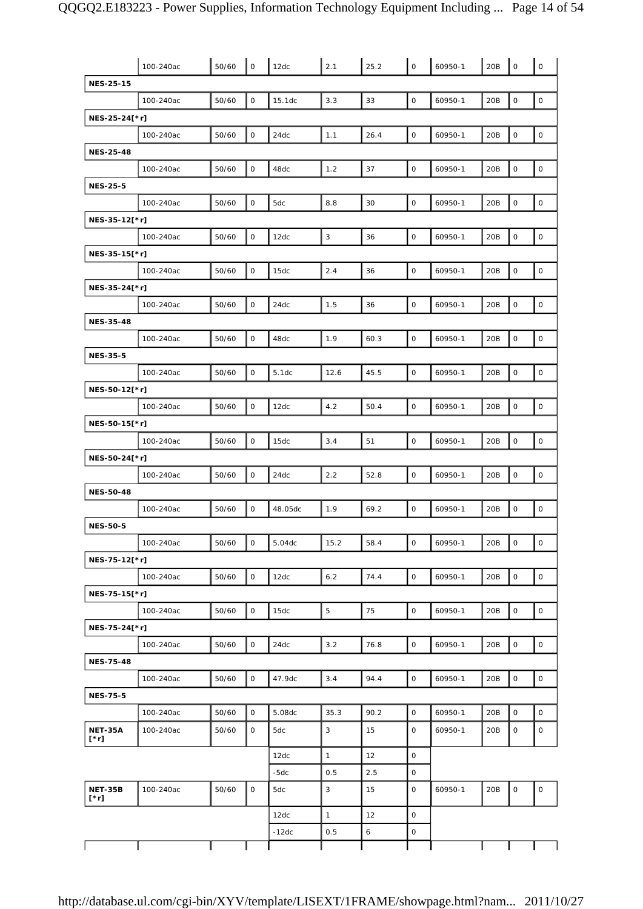| | | | | | | | | | | | |
|---|---|---|---|---|---|---|---|---|---|---|---|
| | 100-240ac | 50/60 | 0 | 12dc | 2.1 | 25.2 | 0 | 60950-1 | 20B | 0 | 0 |
| **NES-25-15** | | | | | | | | | | | |
| | 100-240ac | 50/60 | 0 | 15.1dc | 3.3 | 33 | 0 | 60950-1 | 20B | 0 | 0 |
| **NES-25-24[*r]** | | | | | | | | | | | |
| | 100-240ac | 50/60 | 0 | 24dc | 1.1 | 26.4 | 0 | 60950-1 | 20B | 0 | 0 |
| **NES-25-48** | | | | | | | | | | | |
| | 100-240ac | 50/60 | 0 | 48dc | 1.2 | 37 | 0 | 60950-1 | 20B | 0 | 0 |
| **NES-25-5** | | | | | | | | | | | |
| | 100-240ac | 50/60 | 0 | 5dc | 8.8 | 30 | 0 | 60950-1 | 20B | 0 | 0 |
| **NES-35-12[*r]** | | | | | | | | | | | |
| | 100-240ac | 50/60 | 0 | 12dc | 3 | 36 | 0 | 60950-1 | 20B | 0 | 0 |
| **NES-35-15[*r]** | | | | | | | | | | | |
| | 100-240ac | 50/60 | 0 | 15dc | 2.4 | 36 | 0 | 60950-1 | 20B | 0 | 0 |
| **NES-35-24[*r]** | | | | | | | | | | | |
| | 100-240ac | 50/60 | 0 | 24dc | 1.5 | 36 | 0 | 60950-1 | 20B | 0 | 0 |
| **NES-35-48** | | | | | | | | | | | |
| | 100-240ac | 50/60 | 0 | 48dc | 1.9 | 60.3 | 0 | 60950-1 | 20B | 0 | 0 |
| **NES-35-5** | | | | | | | | | | | |
| | 100-240ac | 50/60 | 0 | 5.1dc | 12.6 | 45.5 | 0 | 60950-1 | 20B | 0 | 0 |
| **NES-50-12[*r]** | | | | | | | | | | | |
| | 100-240ac | 50/60 | 0 | 12dc | 4.2 | 50.4 | 0 | 60950-1 | 20B | 0 | 0 |
| **NES-50-15[*r]** | | | | | | | | | | | |
| | 100-240ac | 50/60 | 0 | 15dc | 3.4 | 51 | 0 | 60950-1 | 20B | 0 | 0 |
| **NES-50-24[*r]** | | | | | | | | | | | |
| | 100-240ac | 50/60 | 0 | 24dc | 2.2 | 52.8 | 0 | 60950-1 | 20B | 0 | 0 |
| **NES-50-48** | | | | | | | | | | | |
| | 100-240ac | 50/60 | 0 | 48.05dc | 1.9 | 69.2 | 0 | 60950-1 | 20B | 0 | 0 |
| **NES-50-5** | | | | | | | | | | | |
| | 100-240ac | 50/60 | 0 | 5.04dc | 15.2 | 58.4 | 0 | 60950-1 | 20B | 0 | 0 |
| **NES-75-12[*r]** | | | | | | | | | | | |
| | 100-240ac | 50/60 | 0 | 12dc | 6.2 | 74.4 | 0 | 60950-1 | 20B | 0 | 0 |
| **NES-75-15[*r]** | | | | | | | | | | | |
| | 100-240ac | 50/60 | 0 | 15dc | 5 | 75 | 0 | 60950-1 | 20B | 0 | 0 |
| **NES-75-24[*r]** | | | | | | | | | | | |
| | 100-240ac | 50/60 | 0 | 24dc | 3.2 | 76.8 | 0 | 60950-1 | 20B | 0 | 0 |
| **NES-75-48** | | | | | | | | | | | |
| | 100-240ac | 50/60 | 0 | 47.9dc | 3.4 | 94.4 | 0 | 60950-1 | 20B | 0 | 0 |
| **NES-75-5** | | | | | | | | | | | |
| | 100-240ac | 50/60 | 0 | 5.08dc | 35.3 | 90.2 | 0 | 60950-1 | 20B | 0 | 0 |
| **NET-35A [*r]** | 100-240ac | 50/60 | 0 | 5dc | 3 | 15 | 0 | 60950-1 | 20B | 0 | 0 |
| | | | | 12dc | 1 | 12 | 0 | | | | |
| | | | | -5dc | 0.5 | 2.5 | 0 | | | | |
| **NET-35B [*r]** | 100-240ac | 50/60 | 0 | 5dc | 3 | 15 | 0 | 60950-1 | 20B | 0 | 0 |
| | | | | 12dc | 1 | 12 | 0 | | | | |
| | | | | -12dc | 0.5 | 6 | 0 | | | | |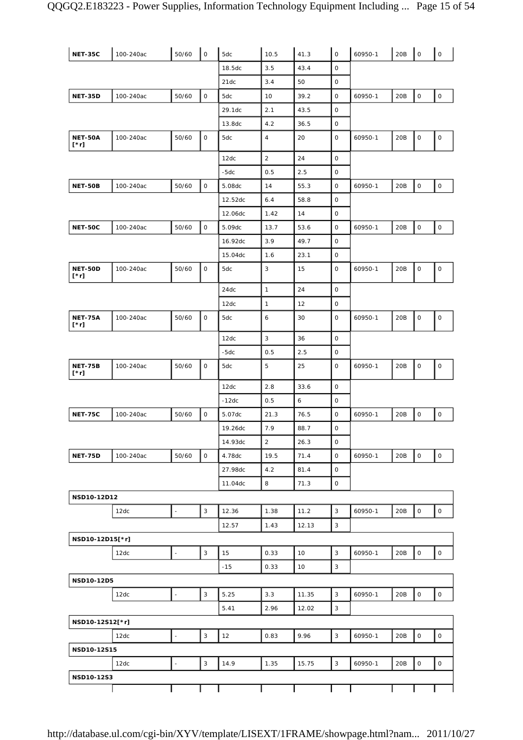| | | | | | | | | | | | |
|---|---|---|---|---|---|---|---|---|---|---|---|
| **NET-35C** | 100-240ac | 50/60 | 0 | 5dc | 10.5 | 41.3 | 0 | 60950-1 | 20B | 0 | 0 |
| | | | | 18.5dc | 3.5 | 43.4 | 0 | | | | |
| | | | | 21dc | 3.4 | 50 | 0 | | | | |
| **NET-35D** | 100-240ac | 50/60 | 0 | 5dc | 10 | 39.2 | 0 | 60950-1 | 20B | 0 | 0 |
| | | | | 29.1dc | 2.1 | 43.5 | 0 | | | | |
| | | | | 13.8dc | 4.2 | 36.5 | 0 | | | | |
| **NET-50A [*r]** | 100-240ac | 50/60 | 0 | 5dc | 4 | 20 | 0 | 60950-1 | 20B | 0 | 0 |
| | | | | 12dc | 2 | 24 | 0 | | | | |
| | | | | -5dc | 0.5 | 2.5 | 0 | | | | |
| **NET-50B** | 100-240ac | 50/60 | 0 | 5.08dc | 14 | 55.3 | 0 | 60950-1 | 20B | 0 | 0 |
| | | | | 12.52dc | 6.4 | 58.8 | 0 | | | | |
| | | | | 12.06dc | 1.42 | 14 | 0 | | | | |
| **NET-50C** | 100-240ac | 50/60 | 0 | 5.09dc | 13.7 | 53.6 | 0 | 60950-1 | 20B | 0 | 0 |
| | | | | 16.92dc | 3.9 | 49.7 | 0 | | | | |
| | | | | 15.04dc | 1.6 | 23.1 | 0 | | | | |
| **NET-50D [*r]** | 100-240ac | 50/60 | 0 | 5dc | 3 | 15 | 0 | 60950-1 | 20B | 0 | 0 |
| | | | | 24dc | 1 | 24 | 0 | | | | |
| | | | | 12dc | 1 | 12 | 0 | | | | |
| **NET-75A [*r]** | 100-240ac | 50/60 | 0 | 5dc | 6 | 30 | 0 | 60950-1 | 20B | 0 | 0 |
| | | | | 12dc | 3 | 36 | 0 | | | | |
| | | | | -5dc | 0.5 | 2.5 | 0 | | | | |
| **NET-75B [*r]** | 100-240ac | 50/60 | 0 | 5dc | 5 | 25 | 0 | 60950-1 | 20B | 0 | 0 |
| | | | | 12dc | 2.8 | 33.6 | 0 | | | | |
| | | | | -12dc | 0.5 | 6 | 0 | | | | |
| **NET-75C** | 100-240ac | 50/60 | 0 | 5.07dc | 21.3 | 76.5 | 0 | 60950-1 | 20B | 0 | 0 |
| | | | | 19.26dc | 7.9 | 88.7 | 0 | | | | |
| | | | | 14.93dc | 2 | 26.3 | 0 | | | | |
| **NET-75D** | 100-240ac | 50/60 | 0 | 4.78dc | 19.5 | 71.4 | 0 | 60950-1 | 20B | 0 | 0 |
| | | | | 27.98dc | 4.2 | 81.4 | 0 | | | | |
| | | | | 11.04dc | 8 | 71.3 | 0 | | | | |
| **NSD10-12D12** | | | | | | | | | | | |
| | 12dc | - | 3 | 12.36 | 1.38 | 11.2 | 3 | 60950-1 | 20B | 0 | 0 |
| | | | | 12.57 | 1.43 | 12.13 | 3 | | | | |
| **NSD10-12D15[*r]** | | | | | | | | | | | |
| | 12dc | - | 3 | 15 | 0.33 | 10 | 3 | 60950-1 | 20B | 0 | 0 |
| | | | | -15 | 0.33 | 10 | 3 | | | | |
| **NSD10-12D5** | | | | | | | | | | | |
| | 12dc | - | 3 | 5.25 | 3.3 | 11.35 | 3 | 60950-1 | 20B | 0 | 0 |
| | | | | 5.41 | 2.96 | 12.02 | 3 | | | | |
| **NSD10-12S12[*r]** | | | | | | | | | | | |
| | 12dc | - | 3 | 12 | 0.83 | 9.96 | 3 | 60950-1 | 20B | 0 | 0 |
| **NSD10-12S15** | | | | | | | | | | | |
| | 12dc | - | 3 | 14.9 | 1.35 | 15.75 | 3 | 60950-1 | 20B | 0 | 0 |
| **NSD10-12S3** | | | | | | | | | | | |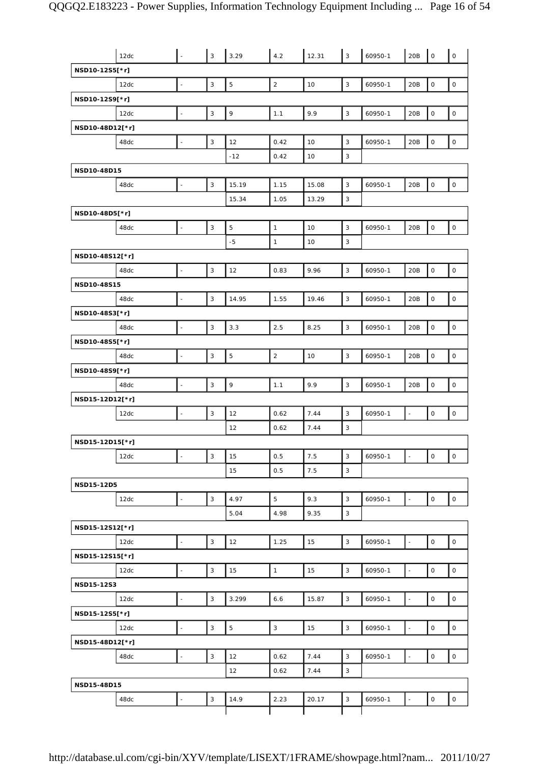| | | | | | | | | | | | |
|---|---|---|---|---|---|---|---|---|---|---|---|
| | 12dc | - | 3 | 3.29 | 4.2 | 12.31 | 3 | 60950-1 | 20B | 0 | 0 |
| **NSD10-12S5[*r]** | | | | | | | | | | | |
| | 12dc | - | 3 | 5 | 2 | 10 | 3 | 60950-1 | 20B | 0 | 0 |
| **NSD10-12S9[*r]** | | | | | | | | | | | |
| | 12dc | - | 3 | 9 | 1.1 | 9.9 | 3 | 60950-1 | 20B | 0 | 0 |
| **NSD10-48D12[*r]** | | | | | | | | | | | |
| | 48dc | - | 3 | 12 | 0.42 | 10 | 3 | 60950-1 | 20B | 0 | 0 |
| | | | | -12 | 0.42 | 10 | 3 | | | | |
| **NSD10-48D15** | | | | | | | | | | | |
| | 48dc | - | 3 | 15.19 | 1.15 | 15.08 | 3 | 60950-1 | 20B | 0 | 0 |
| | | | | 15.34 | 1.05 | 13.29 | 3 | | | | |
| **NSD10-48D5[*r]** | | | | | | | | | | | |
| | 48dc | - | 3 | 5 | 1 | 10 | 3 | 60950-1 | 20B | 0 | 0 |
| | | | | -5 | 1 | 10 | 3 | | | | |
| **NSD10-48S12[*r]** | | | | | | | | | | | |
| | 48dc | - | 3 | 12 | 0.83 | 9.96 | 3 | 60950-1 | 20B | 0 | 0 |
| **NSD10-48S15** | | | | | | | | | | | |
| | 48dc | - | 3 | 14.95 | 1.55 | 19.46 | 3 | 60950-1 | 20B | 0 | 0 |
| **NSD10-48S3[*r]** | | | | | | | | | | | |
| | 48dc | - | 3 | 3.3 | 2.5 | 8.25 | 3 | 60950-1 | 20B | 0 | 0 |
| **NSD10-48S5[*r]** | | | | | | | | | | | |
| | 48dc | - | 3 | 5 | 2 | 10 | 3 | 60950-1 | 20B | 0 | 0 |
| **NSD10-48S9[*r]** | | | | | | | | | | | |
| | 48dc | - | 3 | 9 | 1.1 | 9.9 | 3 | 60950-1 | 20B | 0 | 0 |
| **NSD15-12D12[*r]** | | | | | | | | | | | |
| | 12dc | - | 3 | 12 | 0.62 | 7.44 | 3 | 60950-1 | - | 0 | 0 |
| | | | | 12 | 0.62 | 7.44 | 3 | | | | |
| **NSD15-12D15[*r]** | | | | | | | | | | | |
| | 12dc | - | 3 | 15 | 0.5 | 7.5 | 3 | 60950-1 | - | 0 | 0 |
| | | | | 15 | 0.5 | 7.5 | 3 | | | | |
| **NSD15-12D5** | | | | | | | | | | | |
| | 12dc | - | 3 | 4.97 | 5 | 9.3 | 3 | 60950-1 | - | 0 | 0 |
| | | | | 5.04 | 4.98 | 9.35 | 3 | | | | |
| **NSD15-12S12[*r]** | | | | | | | | | | | |
| | 12dc | - | 3 | 12 | 1.25 | 15 | 3 | 60950-1 | - | 0 | 0 |
| **NSD15-12S15[*r]** | | | | | | | | | | | |
| | 12dc | - | 3 | 15 | 1 | 15 | 3 | 60950-1 | - | 0 | 0 |
| **NSD15-12S3** | | | | | | | | | | | |
| | 12dc | - | 3 | 3.299 | 6.6 | 15.87 | 3 | 60950-1 | - | 0 | 0 |
| **NSD15-12S5[*r]** | | | | | | | | | | | |
| | 12dc | - | 3 | 5 | 3 | 15 | 3 | 60950-1 | - | 0 | 0 |
| **NSD15-48D12[*r]** | | | | | | | | | | | |
| | 48dc | - | 3 | 12 | 0.62 | 7.44 | 3 | 60950-1 | - | 0 | 0 |
| | | | | 12 | 0.62 | 7.44 | 3 | | | | |
| **NSD15-48D15** | | | | | | | | | | | |
| | 48dc | - | 3 | 14.9 | 2.23 | 20.17 | 3 | 60950-1 | - | 0 | 0 |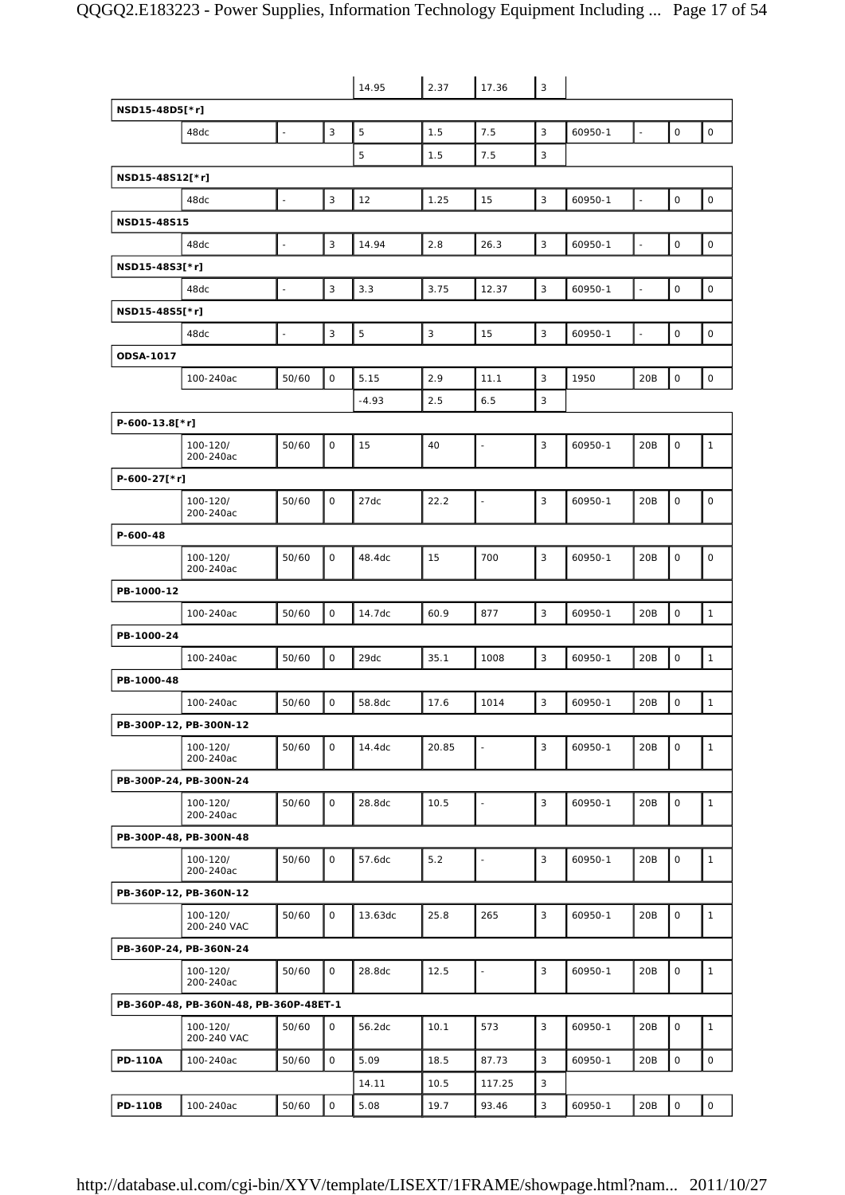| | | | | | | | | | | | |
|---|---|---|---|---|---|---|---|---|---|---|---|
| | | | | 14.95 | 2.37 | 17.36 | 3 | | | | |
| **NSD15-48D5[*r]** | | | | | | | | | | | |
| | 48dc | - | 3 | 5 | 1.5 | 7.5 | 3 | 60950-1 | - | 0 | 0 |
| | | | | 5 | 1.5 | 7.5 | 3 | | | | |
| **NSD15-48S12[*r]** | | | | | | | | | | | |
| | 48dc | - | 3 | 12 | 1.25 | 15 | 3 | 60950-1 | - | 0 | 0 |
| **NSD15-48S15** | | | | | | | | | | | |
| | 48dc | - | 3 | 14.94 | 2.8 | 26.3 | 3 | 60950-1 | - | 0 | 0 |
| **NSD15-48S3[*r]** | | | | | | | | | | | |
| | 48dc | - | 3 | 3.3 | 3.75 | 12.37 | 3 | 60950-1 | - | 0 | 0 |
| **NSD15-48S5[*r]** | | | | | | | | | | | |
| | 48dc | - | 3 | 5 | 3 | 15 | 3 | 60950-1 | - | 0 | 0 |
| **ODSA-1017** | | | | | | | | | | | |
| | 100-240ac | 50/60 | 0 | 5.15 | 2.9 | 11.1 | 3 | 1950 | 20B | 0 | 0 |
| | | | | -4.93 | 2.5 | 6.5 | 3 | | | | |
| **P-600-13.8[*r]** | | | | | | | | | | | |
| | 100-120/ 200-240ac | 50/60 | 0 | 15 | 40 | - | 3 | 60950-1 | 20B | 0 | 1 |
| **P-600-27[*r]** | | | | | | | | | | | |
| | 100-120/ 200-240ac | 50/60 | 0 | 27dc | 22.2 | - | 3 | 60950-1 | 20B | 0 | 0 |
| **P-600-48** | | | | | | | | | | | |
| | 100-120/ 200-240ac | 50/60 | 0 | 48.4dc | 15 | 700 | 3 | 60950-1 | 20B | 0 | 0 |
| **PB-1000-12** | | | | | | | | | | | |
| | 100-240ac | 50/60 | 0 | 14.7dc | 60.9 | 877 | 3 | 60950-1 | 20B | 0 | 1 |
| **PB-1000-24** | | | | | | | | | | | |
| | 100-240ac | 50/60 | 0 | 29dc | 35.1 | 1008 | 3 | 60950-1 | 20B | 0 | 1 |
| **PB-1000-48** | | | | | | | | | | | |
| | 100-240ac | 50/60 | 0 | 58.8dc | 17.6 | 1014 | 3 | 60950-1 | 20B | 0 | 1 |
| **PB-300P-12, PB-300N-12** | | | | | | | | | | | |
| | 100-120/ 200-240ac | 50/60 | 0 | 14.4dc | 20.85 | - | 3 | 60950-1 | 20B | 0 | 1 |
| **PB-300P-24, PB-300N-24** | | | | | | | | | | | |
| | 100-120/ 200-240ac | 50/60 | 0 | 28.8dc | 10.5 | - | 3 | 60950-1 | 20B | 0 | 1 |
| **PB-300P-48, PB-300N-48** | | | | | | | | | | | |
| | 100-120/ 200-240ac | 50/60 | 0 | 57.6dc | 5.2 | - | 3 | 60950-1 | 20B | 0 | 1 |
| **PB-360P-12, PB-360N-12** | | | | | | | | | | | |
| | 100-120/ 200-240 VAC | 50/60 | 0 | 13.63dc | 25.8 | 265 | 3 | 60950-1 | 20B | 0 | 1 |
| **PB-360P-24, PB-360N-24** | | | | | | | | | | | |
| | 100-120/ 200-240ac | 50/60 | 0 | 28.8dc | 12.5 | - | 3 | 60950-1 | 20B | 0 | 1 |
| **PB-360P-48, PB-360N-48, PB-360P-48ET-1** | | | | | | | | | | | |
| | 100-120/ 200-240 VAC | 50/60 | 0 | 56.2dc | 10.1 | 573 | 3 | 60950-1 | 20B | 0 | 1 |
| **PD-110A** | 100-240ac | 50/60 | 0 | 5.09 | 18.5 | 87.73 | 3 | 60950-1 | 20B | 0 | 0 |
| | | | | 14.11 | 10.5 | 117.25 | 3 | | | | |
| **PD-110B** | 100-240ac | 50/60 | 0 | 5.08 | 19.7 | 93.46 | 3 | 60950-1 | 20B | 0 | 0 |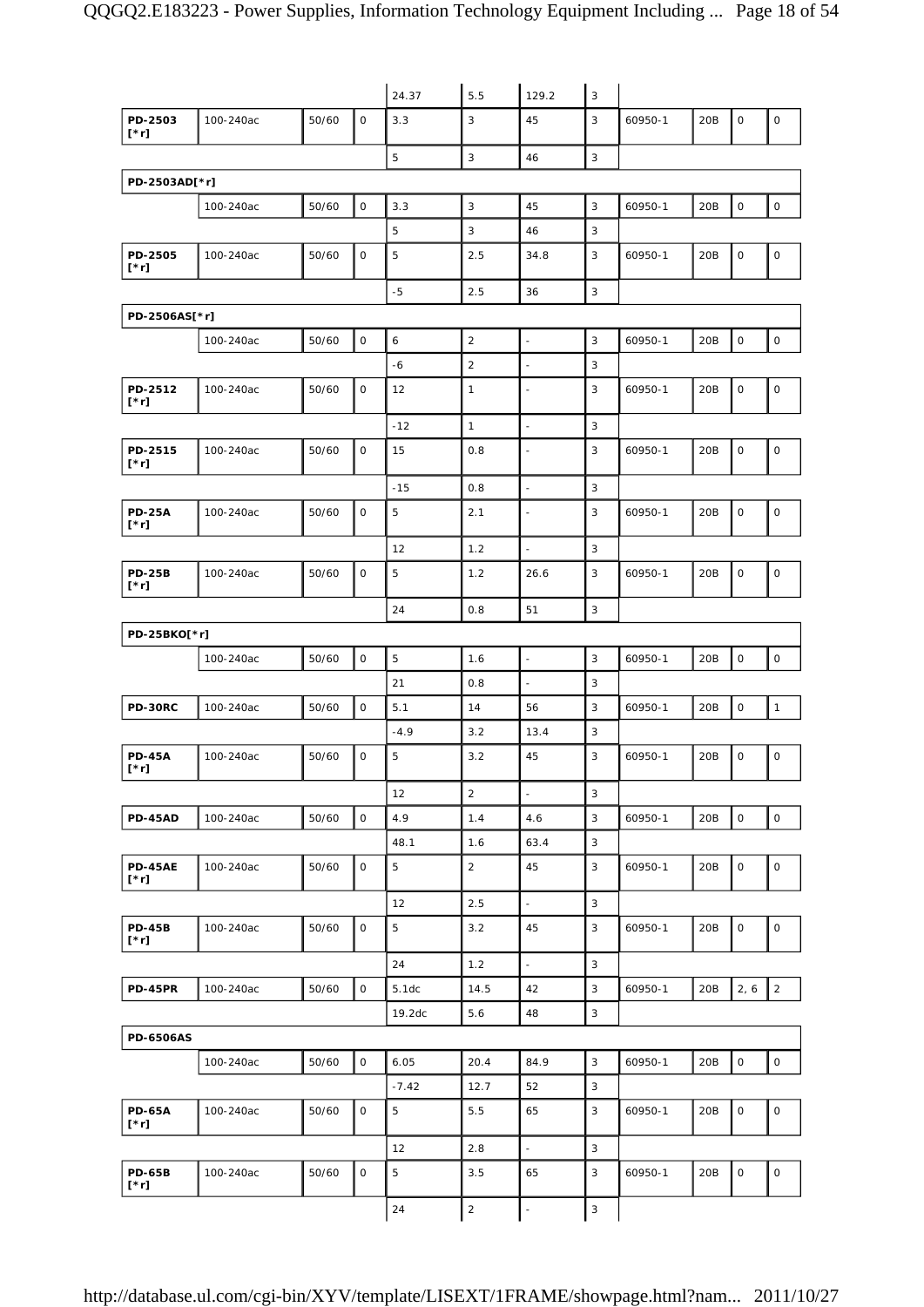| | | | | | | | | | | | |
|---|---|---|---|---|---|---|---|---|---|---|---|
| | | | | 24.37 | 5.5 | 129.2 | 3 | | | | |
| **PD-2503 [*r]** | 100-240ac | 50/60 | 0 | 3.3 | 3 | 45 | 3 | 60950-1 | 20B | 0 | 0 |
| | | | | 5 | 3 | 46 | 3 | | | | |
| **PD-2503AD[*r]** | | | | | | | | | | | |
| | 100-240ac | 50/60 | 0 | 3.3 | 3 | 45 | 3 | 60950-1 | 20B | 0 | 0 |
| | | | | 5 | 3 | 46 | 3 | | | | |
| **PD-2505 [*r]** | 100-240ac | 50/60 | 0 | 5 | 2.5 | 34.8 | 3 | 60950-1 | 20B | 0 | 0 |
| | | | | -5 | 2.5 | 36 | 3 | | | | |
| **PD-2506AS[*r]** | | | | | | | | | | | |
| | 100-240ac | 50/60 | 0 | 6 | 2 | - | 3 | 60950-1 | 20B | 0 | 0 |
| | | | | -6 | 2 | - | 3 | | | | |
| **PD-2512 [*r]** | 100-240ac | 50/60 | 0 | 12 | 1 | - | 3 | 60950-1 | 20B | 0 | 0 |
| | | | | -12 | 1 | - | 3 | | | | |
| **PD-2515 [*r]** | 100-240ac | 50/60 | 0 | 15 | 0.8 | - | 3 | 60950-1 | 20B | 0 | 0 |
| | | | | -15 | 0.8 | - | 3 | | | | |
| **PD-25A [*r]** | 100-240ac | 50/60 | 0 | 5 | 2.1 | - | 3 | 60950-1 | 20B | 0 | 0 |
| | | | | 12 | 1.2 | - | 3 | | | | |
| **PD-25B [*r]** | 100-240ac | 50/60 | 0 | 5 | 1.2 | 26.6 | 3 | 60950-1 | 20B | 0 | 0 |
| | | | | 24 | 0.8 | 51 | 3 | | | | |
| **PD-25BKO[*r]** | | | | | | | | | | | |
| | 100-240ac | 50/60 | 0 | 5 | 1.6 | - | 3 | 60950-1 | 20B | 0 | 0 |
| | | | | 21 | 0.8 | - | 3 | | | | |
| **PD-30RC** | 100-240ac | 50/60 | 0 | 5.1 | 14 | 56 | 3 | 60950-1 | 20B | 0 | 1 |
| | | | | -4.9 | 3.2 | 13.4 | 3 | | | | |
| **PD-45A [*r]** | 100-240ac | 50/60 | 0 | 5 | 3.2 | 45 | 3 | 60950-1 | 20B | 0 | 0 |
| | | | | 12 | 2 | - | 3 | | | | |
| **PD-45AD** | 100-240ac | 50/60 | 0 | 4.9 | 1.4 | 4.6 | 3 | 60950-1 | 20B | 0 | 0 |
| | | | | 48.1 | 1.6 | 63.4 | 3 | | | | |
| **PD-45AE [*r]** | 100-240ac | 50/60 | 0 | 5 | 2 | 45 | 3 | 60950-1 | 20B | 0 | 0 |
| | | | | 12 | 2.5 | - | 3 | | | | |
| **PD-45B [*r]** | 100-240ac | 50/60 | 0 | 5 | 3.2 | 45 | 3 | 60950-1 | 20B | 0 | 0 |
| | | | | 24 | 1.2 | - | 3 | | | | |
| **PD-45PR** | 100-240ac | 50/60 | 0 | 5.1dc | 14.5 | 42 | 3 | 60950-1 | 20B | 2, 6 | 2 |
| | | | | 19.2dc | 5.6 | 48 | 3 | | | | |
| **PD-6506AS** | | | | | | | | | | | |
| | 100-240ac | 50/60 | 0 | 6.05 | 20.4 | 84.9 | 3 | 60950-1 | 20B | 0 | 0 |
| | | | | -7.42 | 12.7 | 52 | 3 | | | | |
| **PD-65A [*r]** | 100-240ac | 50/60 | 0 | 5 | 5.5 | 65 | 3 | 60950-1 | 20B | 0 | 0 |
| | | | | 12 | 2.8 | - | 3 | | | | |
| **PD-65B [*r]** | 100-240ac | 50/60 | 0 | 5 | 3.5 | 65 | 3 | 60950-1 | 20B | 0 | 0 |
| | | | | 24 | 2 | - | 3 | | | | |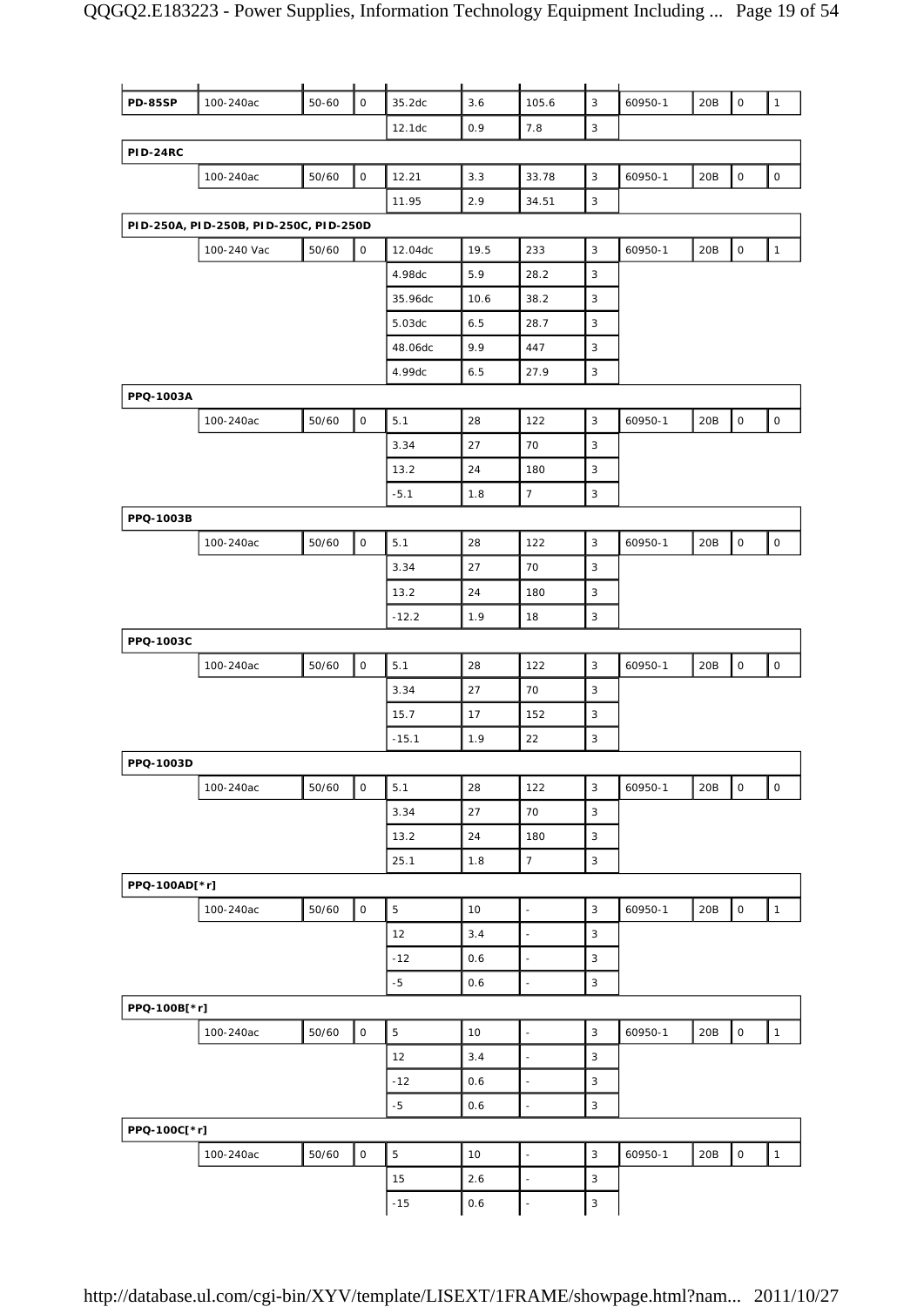| | | | | | | | | | | | |
|---|---|---|---|---|---|---|---|---|---|---|---|
| **PD-85SP** | 100-240ac | 50-60 | 0 | 35.2dc | 3.6 | 105.6 | 3 | 60950-1 | 20B | 0 | 1 |
| | | | | 12.1dc | 0.9 | 7.8 | 3 | | | | |
| **PID-24RC** | | | | | | | | | | | |
| | 100-240ac | 50/60 | 0 | 12.21 | 3.3 | 33.78 | 3 | 60950-1 | 20B | 0 | 0 |
| | | | | 11.95 | 2.9 | 34.51 | 3 | | | | |
| **PID-250A, PID-250B, PID-250C, PID-250D** | | | | | | | | | | | |
| | 100-240 Vac | 50/60 | 0 | 12.04dc | 19.5 | 233 | 3 | 60950-1 | 20B | 0 | 1 |
| | | | | 4.98dc | 5.9 | 28.2 | 3 | | | | |
| | | | | 35.96dc | 10.6 | 38.2 | 3 | | | | |
| | | | | 5.03dc | 6.5 | 28.7 | 3 | | | | |
| | | | | 48.06dc | 9.9 | 447 | 3 | | | | |
| | | | | 4.99dc | 6.5 | 27.9 | 3 | | | | |
| **PPQ-1003A** | | | | | | | | | | | |
| | 100-240ac | 50/60 | 0 | 5.1 | 28 | 122 | 3 | 60950-1 | 20B | 0 | 0 |
| | | | | 3.34 | 27 | 70 | 3 | | | | |
| | | | | 13.2 | 24 | 180 | 3 | | | | |
| | | | | -5.1 | 1.8 | 7 | 3 | | | | |
| **PPQ-1003B** | | | | | | | | | | | |
| | 100-240ac | 50/60 | 0 | 5.1 | 28 | 122 | 3 | 60950-1 | 20B | 0 | 0 |
| | | | | 3.34 | 27 | 70 | 3 | | | | |
| | | | | 13.2 | 24 | 180 | 3 | | | | |
| | | | | -12.2 | 1.9 | 18 | 3 | | | | |
| **PPQ-1003C** | | | | | | | | | | | |
| | 100-240ac | 50/60 | 0 | 5.1 | 28 | 122 | 3 | 60950-1 | 20B | 0 | 0 |
| | | | | 3.34 | 27 | 70 | 3 | | | | |
| | | | | 15.7 | 17 | 152 | 3 | | | | |
| | | | | -15.1 | 1.9 | 22 | 3 | | | | |
| **PPQ-1003D** | | | | | | | | | | | |
| | 100-240ac | 50/60 | 0 | 5.1 | 28 | 122 | 3 | 60950-1 | 20B | 0 | 0 |
| | | | | 3.34 | 27 | 70 | 3 | | | | |
| | | | | 13.2 | 24 | 180 | 3 | | | | |
| | | | | 25.1 | 1.8 | 7 | 3 | | | | |
| **PPQ-100AD[*r]** | | | | | | | | | | | |
| | 100-240ac | 50/60 | 0 | 5 | 10 | - | 3 | 60950-1 | 20B | 0 | 1 |
| | | | | 12 | 3.4 | - | 3 | | | | |
| | | | | -12 | 0.6 | - | 3 | | | | |
| | | | | -5 | 0.6 | - | 3 | | | | |
| **PPQ-100B[*r]** | | | | | | | | | | | |
| | 100-240ac | 50/60 | 0 | 5 | 10 | - | 3 | 60950-1 | 20B | 0 | 1 |
| | | | | 12 | 3.4 | - | 3 | | | | |
| | | | | -12 | 0.6 | - | 3 | | | | |
| | | | | -5 | 0.6 | - | 3 | | | | |
| **PPQ-100C[*r]** | | | | | | | | | | | |
| | 100-240ac | 50/60 | 0 | 5 | 10 | - | 3 | 60950-1 | 20B | 0 | 1 |
| | | | | 15 | 2.6 | - | 3 | | | | |
| | | | | -15 | 0.6 | - | 3 | | | | |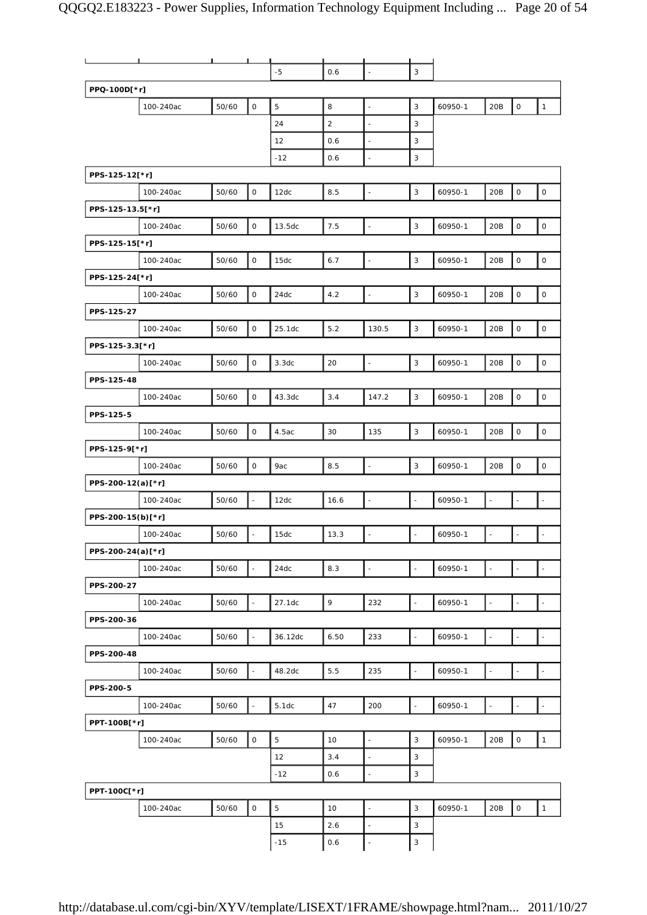| | | | | | | | | | | | |
|---|---|---|---|---|---|---|---|---|---|---|---|
| | | | | -5 | 0.6 | - | 3 | | | | |
| **PPQ-100D[*r]** | | | | | | | | | | | |
| | 100-240ac | 50/60 | 0 | 5 | 8 | - | 3 | 60950-1 | 20B | 0 | 1 |
| | | | | 24 | 2 | - | 3 | | | | |
| | | | | 12 | 0.6 | - | 3 | | | | |
| | | | | -12 | 0.6 | - | 3 | | | | |
| **PPS-125-12[*r]** | | | | | | | | | | | |
| | 100-240ac | 50/60 | 0 | 12dc | 8.5 | - | 3 | 60950-1 | 20B | 0 | 0 |
| **PPS-125-13.5[*r]** | | | | | | | | | | | |
| | 100-240ac | 50/60 | 0 | 13.5dc | 7.5 | - | 3 | 60950-1 | 20B | 0 | 0 |
| **PPS-125-15[*r]** | | | | | | | | | | | |
| | 100-240ac | 50/60 | 0 | 15dc | 6.7 | - | 3 | 60950-1 | 20B | 0 | 0 |
| **PPS-125-24[*r]** | | | | | | | | | | | |
| | 100-240ac | 50/60 | 0 | 24dc | 4.2 | - | 3 | 60950-1 | 20B | 0 | 0 |
| **PPS-125-27** | | | | | | | | | | | |
| | 100-240ac | 50/60 | 0 | 25.1dc | 5.2 | 130.5 | 3 | 60950-1 | 20B | 0 | 0 |
| **PPS-125-3.3[*r]** | | | | | | | | | | | |
| | 100-240ac | 50/60 | 0 | 3.3dc | 20 | - | 3 | 60950-1 | 20B | 0 | 0 |
| **PPS-125-48** | | | | | | | | | | | |
| | 100-240ac | 50/60 | 0 | 43.3dc | 3.4 | 147.2 | 3 | 60950-1 | 20B | 0 | 0 |
| **PPS-125-5** | | | | | | | | | | | |
| | 100-240ac | 50/60 | 0 | 4.5ac | 30 | 135 | 3 | 60950-1 | 20B | 0 | 0 |
| **PPS-125-9[*r]** | | | | | | | | | | | |
| | 100-240ac | 50/60 | 0 | 9ac | 8.5 | - | 3 | 60950-1 | 20B | 0 | 0 |
| **PPS-200-12(a)[*r]** | | | | | | | | | | | |
| | 100-240ac | 50/60 | - | 12dc | 16.6 | - | - | 60950-1 | - | - | - |
| **PPS-200-15(b)[*r]** | | | | | | | | | | | |
| | 100-240ac | 50/60 | - | 15dc | 13.3 | - | - | 60950-1 | - | - | - |
| **PPS-200-24(a)[*r]** | | | | | | | | | | | |
| | 100-240ac | 50/60 | - | 24dc | 8.3 | - | - | 60950-1 | - | - | - |
| **PPS-200-27** | | | | | | | | | | | |
| | 100-240ac | 50/60 | - | 27.1dc | 9 | 232 | - | 60950-1 | - | - | - |
| **PPS-200-36** | | | | | | | | | | | |
| | 100-240ac | 50/60 | - | 36.12dc | 6.50 | 233 | - | 60950-1 | - | - | - |
| **PPS-200-48** | | | | | | | | | | | |
| | 100-240ac | 50/60 | - | 48.2dc | 5.5 | 235 | - | 60950-1 | - | - | - |
| **PPS-200-5** | | | | | | | | | | | |
| | 100-240ac | 50/60 | - | 5.1dc | 47 | 200 | - | 60950-1 | - | - | - |
| **PPT-100B[*r]** | | | | | | | | | | | |
| | 100-240ac | 50/60 | 0 | 5 | 10 | - | 3 | 60950-1 | 20B | 0 | 1 |
| | | | | 12 | 3.4 | - | 3 | | | | |
| | | | | -12 | 0.6 | - | 3 | | | | |
| **PPT-100C[*r]** | | | | | | | | | | | |
| | 100-240ac | 50/60 | 0 | 5 | 10 | - | 3 | 60950-1 | 20B | 0 | 1 |
| | | | | 15 | 2.6 | - | 3 | | | | |
| | | | | -15 | 0.6 | - | 3 | | | | |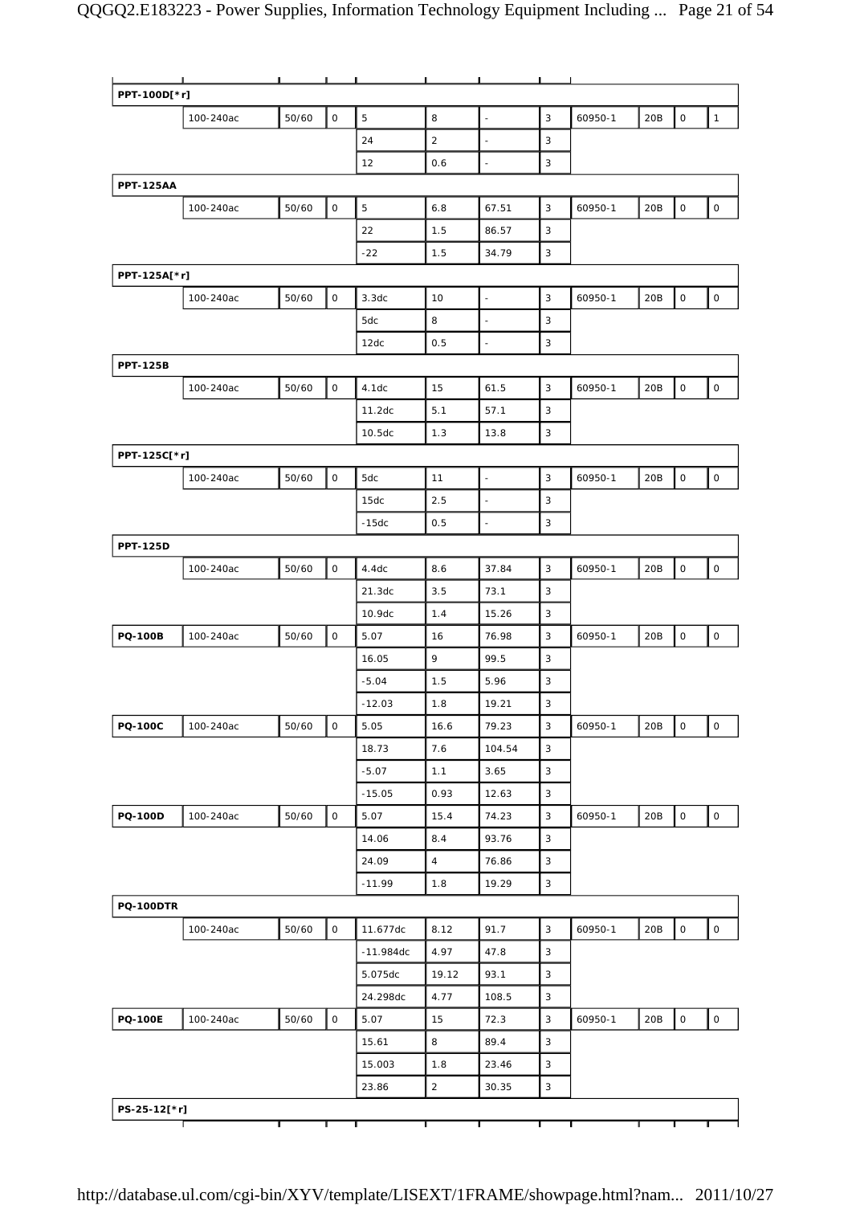| | | | | | | | | | | | |
|---|---|---|---|---|---|---|---|---|---|---|---|
| **PPT-100D[*r]** | | | | | | | | | | | |
| | 100-240ac | 50/60 | 0 | 5 | 8 | - | 3 | 60950-1 | 20B | 0 | 1 |
| | | | | 24 | 2 | - | 3 | | | | |
| | | | | 12 | 0.6 | - | 3 | | | | |
| **PPT-125AA** | | | | | | | | | | | |
| | 100-240ac | 50/60 | 0 | 5 | 6.8 | 67.51 | 3 | 60950-1 | 20B | 0 | 0 |
| | | | | 22 | 1.5 | 86.57 | 3 | | | | |
| | | | | -22 | 1.5 | 34.79 | 3 | | | | |
| **PPT-125A[*r]** | | | | | | | | | | | |
| | 100-240ac | 50/60 | 0 | 3.3dc | 10 | - | 3 | 60950-1 | 20B | 0 | 0 |
| | | | | 5dc | 8 | - | 3 | | | | |
| | | | | 12dc | 0.5 | - | 3 | | | | |
| **PPT-125B** | | | | | | | | | | | |
| | 100-240ac | 50/60 | 0 | 4.1dc | 15 | 61.5 | 3 | 60950-1 | 20B | 0 | 0 |
| | | | | 11.2dc | 5.1 | 57.1 | 3 | | | | |
| | | | | 10.5dc | 1.3 | 13.8 | 3 | | | | |
| **PPT-125C[*r]** | | | | | | | | | | | |
| | 100-240ac | 50/60 | 0 | 5dc | 11 | - | 3 | 60950-1 | 20B | 0 | 0 |
| | | | | 15dc | 2.5 | - | 3 | | | | |
| | | | | -15dc | 0.5 | - | 3 | | | | |
| **PPT-125D** | | | | | | | | | | | |
| | 100-240ac | 50/60 | 0 | 4.4dc | 8.6 | 37.84 | 3 | 60950-1 | 20B | 0 | 0 |
| | | | | 21.3dc | 3.5 | 73.1 | 3 | | | | |
| | | | | 10.9dc | 1.4 | 15.26 | 3 | | | | |
| **PQ-100B** | 100-240ac | 50/60 | 0 | 5.07 | 16 | 76.98 | 3 | 60950-1 | 20B | 0 | 0 |
| | | | | 16.05 | 9 | 99.5 | 3 | | | | |
| | | | | -5.04 | 1.5 | 5.96 | 3 | | | | |
| | | | | -12.03 | 1.8 | 19.21 | 3 | | | | |
| **PQ-100C** | 100-240ac | 50/60 | 0 | 5.05 | 16.6 | 79.23 | 3 | 60950-1 | 20B | 0 | 0 |
| | | | | 18.73 | 7.6 | 104.54 | 3 | | | | |
| | | | | -5.07 | 1.1 | 3.65 | 3 | | | | |
| | | | | -15.05 | 0.93 | 12.63 | 3 | | | | |
| **PQ-100D** | 100-240ac | 50/60 | 0 | 5.07 | 15.4 | 74.23 | 3 | 60950-1 | 20B | 0 | 0 |
| | | | | 14.06 | 8.4 | 93.76 | 3 | | | | |
| | | | | 24.09 | 4 | 76.86 | 3 | | | | |
| | | | | -11.99 | 1.8 | 19.29 | 3 | | | | |
| **PQ-100DTR** | | | | | | | | | | | |
| | 100-240ac | 50/60 | 0 | 11.677dc | 8.12 | 91.7 | 3 | 60950-1 | 20B | 0 | 0 |
| | | | | -11.984dc | 4.97 | 47.8 | 3 | | | | |
| | | | | 5.075dc | 19.12 | 93.1 | 3 | | | | |
| | | | | 24.298dc | 4.77 | 108.5 | 3 | | | | |
| **PQ-100E** | 100-240ac | 50/60 | 0 | 5.07 | 15 | 72.3 | 3 | 60950-1 | 20B | 0 | 0 |
| | | | | 15.61 | 8 | 89.4 | 3 | | | | |
| | | | | 15.003 | 1.8 | 23.46 | 3 | | | | |
| | | | | 23.86 | 2 | 30.35 | 3 | | | | |
| **PS-25-12[*r]** | | | | | | | | | | | |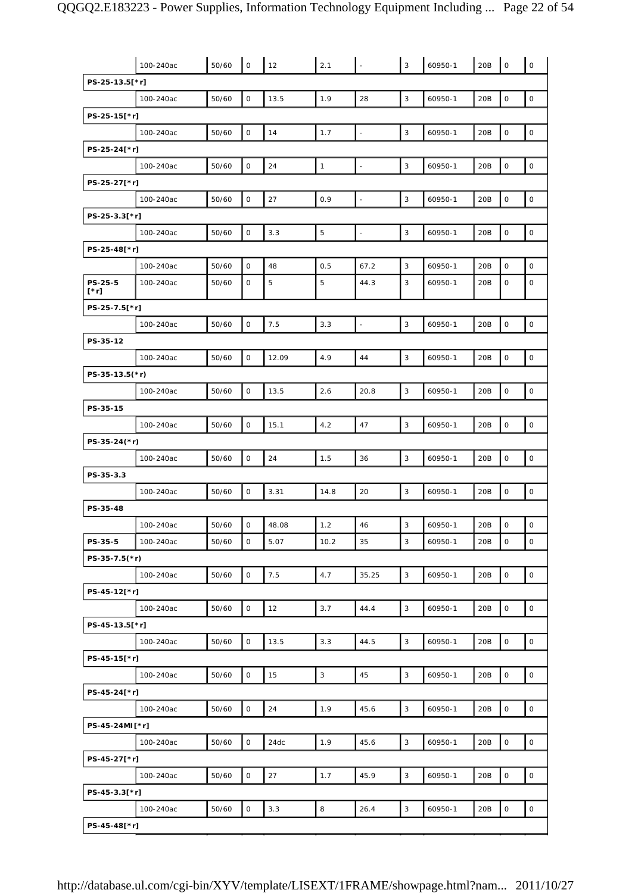| | | | | | | | | | | | |
|---|---|---|---|---|---|---|---|---|---|---|---|
| | 100-240ac | 50/60 | 0 | 12 | 2.1 | - | 3 | 60950-1 | 20B | 0 | 0 |
| PS-25-13.5[*r] | | | | | | | | | | | |
| | 100-240ac | 50/60 | 0 | 13.5 | 1.9 | 28 | 3 | 60950-1 | 20B | 0 | 0 |
| PS-25-15[*r] | | | | | | | | | | | |
| | 100-240ac | 50/60 | 0 | 14 | 1.7 | - | 3 | 60950-1 | 20B | 0 | 0 |
| PS-25-24[*r] | | | | | | | | | | | |
| | 100-240ac | 50/60 | 0 | 24 | 1 | - | 3 | 60950-1 | 20B | 0 | 0 |
| PS-25-27[*r] | | | | | | | | | | | |
| | 100-240ac | 50/60 | 0 | 27 | 0.9 | - | 3 | 60950-1 | 20B | 0 | 0 |
| PS-25-3.3[*r] | | | | | | | | | | | |
| | 100-240ac | 50/60 | 0 | 3.3 | 5 | - | 3 | 60950-1 | 20B | 0 | 0 |
| PS-25-48[*r] | | | | | | | | | | | |
| | 100-240ac | 50/60 | 0 | 48 | 0.5 | 67.2 | 3 | 60950-1 | 20B | 0 | 0 |
| PS-25-5 [*r] | 100-240ac | 50/60 | 0 | 5 | 5 | 44.3 | 3 | 60950-1 | 20B | 0 | 0 |
| PS-25-7.5[*r] | | | | | | | | | | | |
| | 100-240ac | 50/60 | 0 | 7.5 | 3.3 | - | 3 | 60950-1 | 20B | 0 | 0 |
| PS-35-12 | | | | | | | | | | | |
| | 100-240ac | 50/60 | 0 | 12.09 | 4.9 | 44 | 3 | 60950-1 | 20B | 0 | 0 |
| PS-35-13.5(*r) | | | | | | | | | | | |
| | 100-240ac | 50/60 | 0 | 13.5 | 2.6 | 20.8 | 3 | 60950-1 | 20B | 0 | 0 |
| PS-35-15 | | | | | | | | | | | |
| | 100-240ac | 50/60 | 0 | 15.1 | 4.2 | 47 | 3 | 60950-1 | 20B | 0 | 0 |
| PS-35-24(*r) | | | | | | | | | | | |
| | 100-240ac | 50/60 | 0 | 24 | 1.5 | 36 | 3 | 60950-1 | 20B | 0 | 0 |
| PS-35-3.3 | | | | | | | | | | | |
| | 100-240ac | 50/60 | 0 | 3.31 | 14.8 | 20 | 3 | 60950-1 | 20B | 0 | 0 |
| PS-35-48 | | | | | | | | | | | |
| | 100-240ac | 50/60 | 0 | 48.08 | 1.2 | 46 | 3 | 60950-1 | 20B | 0 | 0 |
| PS-35-5 | 100-240ac | 50/60 | 0 | 5.07 | 10.2 | 35 | 3 | 60950-1 | 20B | 0 | 0 |
| PS-35-7.5(*r) | | | | | | | | | | | |
| | 100-240ac | 50/60 | 0 | 7.5 | 4.7 | 35.25 | 3 | 60950-1 | 20B | 0 | 0 |
| PS-45-12[*r] | | | | | | | | | | | |
| | 100-240ac | 50/60 | 0 | 12 | 3.7 | 44.4 | 3 | 60950-1 | 20B | 0 | 0 |
| PS-45-13.5[*r] | | | | | | | | | | | |
| | 100-240ac | 50/60 | 0 | 13.5 | 3.3 | 44.5 | 3 | 60950-1 | 20B | 0 | 0 |
| PS-45-15[*r] | | | | | | | | | | | |
| | 100-240ac | 50/60 | 0 | 15 | 3 | 45 | 3 | 60950-1 | 20B | 0 | 0 |
| PS-45-24[*r] | | | | | | | | | | | |
| | 100-240ac | 50/60 | 0 | 24 | 1.9 | 45.6 | 3 | 60950-1 | 20B | 0 | 0 |
| PS-45-24MI[*r] | | | | | | | | | | | |
| | 100-240ac | 50/60 | 0 | 24dc | 1.9 | 45.6 | 3 | 60950-1 | 20B | 0 | 0 |
| PS-45-27[*r] | | | | | | | | | | | |
| | 100-240ac | 50/60 | 0 | 27 | 1.7 | 45.9 | 3 | 60950-1 | 20B | 0 | 0 |
| PS-45-3.3[*r] | | | | | | | | | | | |
| | 100-240ac | 50/60 | 0 | 3.3 | 8 | 26.4 | 3 | 60950-1 | 20B | 0 | 0 |
| PS-45-48[*r] | | | | | | | | | | | |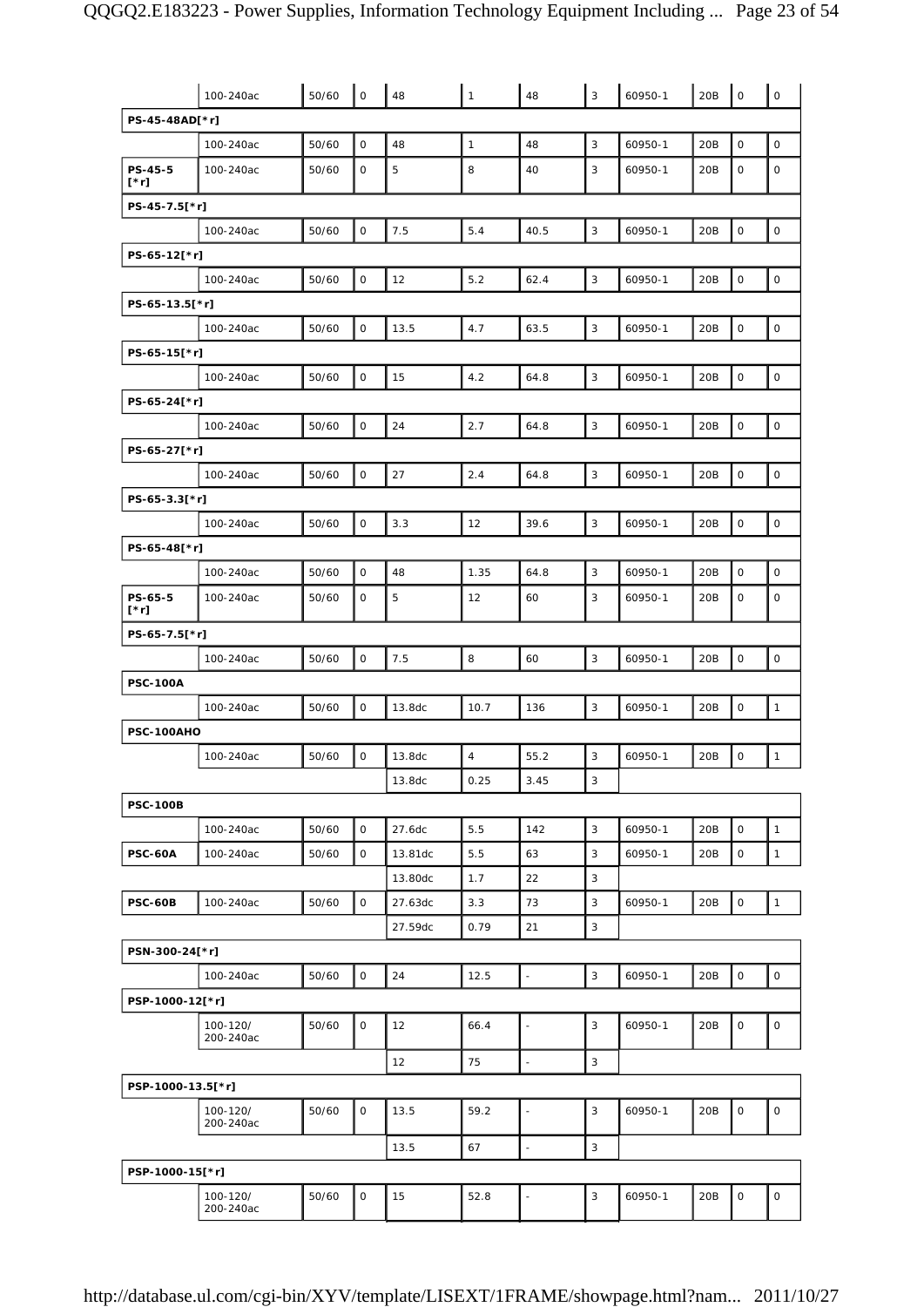| | | | | | | | | | | | |
|---|---|---|---|---|---|---|---|---|---|---|---|
| | 100-240ac | 50/60 | 0 | 48 | 1 | 48 | 3 | 60950-1 | 20B | 0 | 0 |
| **PS-45-48AD[*r]** | | | | | | | | | | | |
| | 100-240ac | 50/60 | 0 | 48 | 1 | 48 | 3 | 60950-1 | 20B | 0 | 0 |
| **PS-45-5 [*r]** | 100-240ac | 50/60 | 0 | 5 | 8 | 40 | 3 | 60950-1 | 20B | 0 | 0 |
| **PS-45-7.5[*r]** | | | | | | | | | | | |
| | 100-240ac | 50/60 | 0 | 7.5 | 5.4 | 40.5 | 3 | 60950-1 | 20B | 0 | 0 |
| **PS-65-12[*r]** | | | | | | | | | | | |
| | 100-240ac | 50/60 | 0 | 12 | 5.2 | 62.4 | 3 | 60950-1 | 20B | 0 | 0 |
| **PS-65-13.5[*r]** | | | | | | | | | | | |
| | 100-240ac | 50/60 | 0 | 13.5 | 4.7 | 63.5 | 3 | 60950-1 | 20B | 0 | 0 |
| **PS-65-15[*r]** | | | | | | | | | | | |
| | 100-240ac | 50/60 | 0 | 15 | 4.2 | 64.8 | 3 | 60950-1 | 20B | 0 | 0 |
| **PS-65-24[*r]** | | | | | | | | | | | |
| | 100-240ac | 50/60 | 0 | 24 | 2.7 | 64.8 | 3 | 60950-1 | 20B | 0 | 0 |
| **PS-65-27[*r]** | | | | | | | | | | | |
| | 100-240ac | 50/60 | 0 | 27 | 2.4 | 64.8 | 3 | 60950-1 | 20B | 0 | 0 |
| **PS-65-3.3[*r]** | | | | | | | | | | | |
| | 100-240ac | 50/60 | 0 | 3.3 | 12 | 39.6 | 3 | 60950-1 | 20B | 0 | 0 |
| **PS-65-48[*r]** | | | | | | | | | | | |
| | 100-240ac | 50/60 | 0 | 48 | 1.35 | 64.8 | 3 | 60950-1 | 20B | 0 | 0 |
| **PS-65-5 [*r]** | 100-240ac | 50/60 | 0 | 5 | 12 | 60 | 3 | 60950-1 | 20B | 0 | 0 |
| **PS-65-7.5[*r]** | | | | | | | | | | | |
| | 100-240ac | 50/60 | 0 | 7.5 | 8 | 60 | 3 | 60950-1 | 20B | 0 | 0 |
| **PSC-100A** | | | | | | | | | | | |
| | 100-240ac | 50/60 | 0 | 13.8dc | 10.7 | 136 | 3 | 60950-1 | 20B | 0 | 1 |
| **PSC-100AHO** | | | | | | | | | | | |
| | 100-240ac | 50/60 | 0 | 13.8dc | 4 | 55.2 | 3 | 60950-1 | 20B | 0 | 1 |
| | | | | 13.8dc | 0.25 | 3.45 | 3 | | | | |
| **PSC-100B** | | | | | | | | | | | |
| | 100-240ac | 50/60 | 0 | 27.6dc | 5.5 | 142 | 3 | 60950-1 | 20B | 0 | 1 |
| **PSC-60A** | 100-240ac | 50/60 | 0 | 13.81dc | 5.5 | 63 | 3 | 60950-1 | 20B | 0 | 1 |
| | | | | 13.80dc | 1.7 | 22 | 3 | | | | |
| **PSC-60B** | 100-240ac | 50/60 | 0 | 27.63dc | 3.3 | 73 | 3 | 60950-1 | 20B | 0 | 1 |
| | | | | 27.59dc | 0.79 | 21 | 3 | | | | |
| **PSN-300-24[*r]** | | | | | | | | | | | |
| | 100-240ac | 50/60 | 0 | 24 | 12.5 | - | 3 | 60950-1 | 20B | 0 | 0 |
| **PSP-1000-12[*r]** | | | | | | | | | | | |
| | 100-120/ 200-240ac | 50/60 | 0 | 12 | 66.4 | - | 3 | 60950-1 | 20B | 0 | 0 |
| | | | | 12 | 75 | - | 3 | | | | |
| **PSP-1000-13.5[*r]** | | | | | | | | | | | |
| | 100-120/ 200-240ac | 50/60 | 0 | 13.5 | 59.2 | - | 3 | 60950-1 | 20B | 0 | 0 |
| | | | | 13.5 | 67 | - | 3 | | | | |
| **PSP-1000-15[*r]** | | | | | | | | | | | |
| | 100-120/ 200-240ac | 50/60 | 0 | 15 | 52.8 | - | 3 | 60950-1 | 20B | 0 | 0 |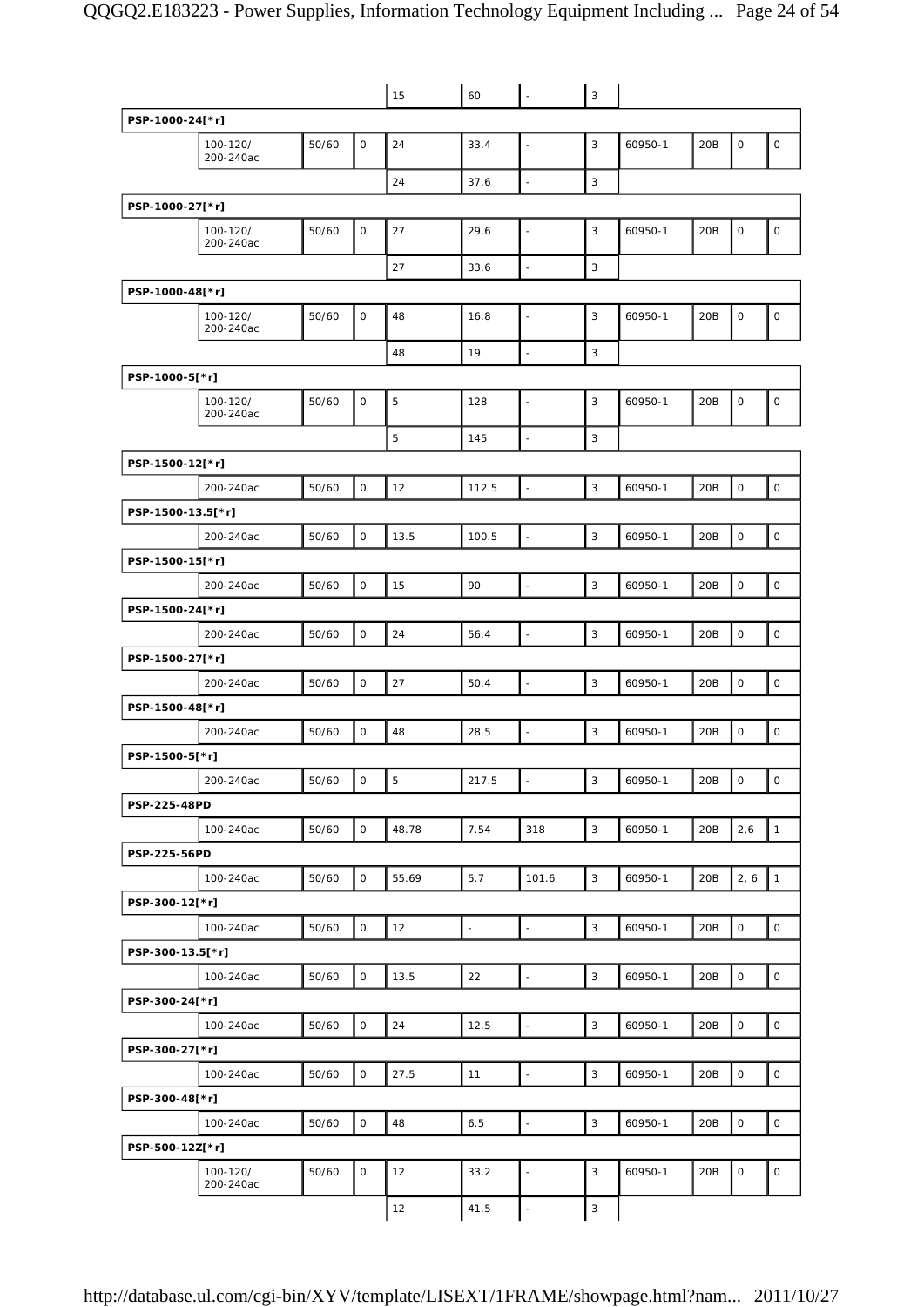| | | | | | | | | | | | |
|---|---|---|---|---|---|---|---|---|---|---|---|
| | | | | 15 | 60 | - | 3 | | | | |
| **PSP-1000-24[*r]** | | | | | | | | | | | |
| | 100-120/ 200-240ac | 50/60 | 0 | 24 | 33.4 | - | 3 | 60950-1 | 20B | 0 | 0 |
| | | | | 24 | 37.6 | - | 3 | | | | |
| **PSP-1000-27[*r]** | | | | | | | | | | | |
| | 100-120/ 200-240ac | 50/60 | 0 | 27 | 29.6 | - | 3 | 60950-1 | 20B | 0 | 0 |
| | | | | 27 | 33.6 | - | 3 | | | | |
| **PSP-1000-48[*r]** | | | | | | | | | | | |
| | 100-120/ 200-240ac | 50/60 | 0 | 48 | 16.8 | - | 3 | 60950-1 | 20B | 0 | 0 |
| | | | | 48 | 19 | - | 3 | | | | |
| **PSP-1000-5[*r]** | | | | | | | | | | | |
| | 100-120/ 200-240ac | 50/60 | 0 | 5 | 128 | - | 3 | 60950-1 | 20B | 0 | 0 |
| | | | | 5 | 145 | - | 3 | | | | |
| **PSP-1500-12[*r]** | | | | | | | | | | | |
| | 200-240ac | 50/60 | 0 | 12 | 112.5 | - | 3 | 60950-1 | 20B | 0 | 0 |
| **PSP-1500-13.5[*r]** | | | | | | | | | | | |
| | 200-240ac | 50/60 | 0 | 13.5 | 100.5 | - | 3 | 60950-1 | 20B | 0 | 0 |
| **PSP-1500-15[*r]** | | | | | | | | | | | |
| | 200-240ac | 50/60 | 0 | 15 | 90 | - | 3 | 60950-1 | 20B | 0 | 0 |
| **PSP-1500-24[*r]** | | | | | | | | | | | |
| | 200-240ac | 50/60 | 0 | 24 | 56.4 | - | 3 | 60950-1 | 20B | 0 | 0 |
| **PSP-1500-27[*r]** | | | | | | | | | | | |
| | 200-240ac | 50/60 | 0 | 27 | 50.4 | - | 3 | 60950-1 | 20B | 0 | 0 |
| **PSP-1500-48[*r]** | | | | | | | | | | | |
| | 200-240ac | 50/60 | 0 | 48 | 28.5 | - | 3 | 60950-1 | 20B | 0 | 0 |
| **PSP-1500-5[*r]** | | | | | | | | | | | |
| | 200-240ac | 50/60 | 0 | 5 | 217.5 | - | 3 | 60950-1 | 20B | 0 | 0 |
| **PSP-225-48PD** | | | | | | | | | | | |
| | 100-240ac | 50/60 | 0 | 48.78 | 7.54 | 318 | 3 | 60950-1 | 20B | 2,6 | 1 |
| **PSP-225-56PD** | | | | | | | | | | | |
| | 100-240ac | 50/60 | 0 | 55.69 | 5.7 | 101.6 | 3 | 60950-1 | 20B | 2, 6 | 1 |
| **PSP-300-12[*r]** | | | | | | | | | | | |
| | 100-240ac | 50/60 | 0 | 12 | - | - | 3 | 60950-1 | 20B | 0 | 0 |
| **PSP-300-13.5[*r]** | | | | | | | | | | | |
| | 100-240ac | 50/60 | 0 | 13.5 | 22 | - | 3 | 60950-1 | 20B | 0 | 0 |
| **PSP-300-24[*r]** | | | | | | | | | | | |
| | 100-240ac | 50/60 | 0 | 24 | 12.5 | - | 3 | 60950-1 | 20B | 0 | 0 |
| **PSP-300-27[*r]** | | | | | | | | | | | |
| | 100-240ac | 50/60 | 0 | 27.5 | 11 | - | 3 | 60950-1 | 20B | 0 | 0 |
| **PSP-300-48[*r]** | | | | | | | | | | | |
| | 100-240ac | 50/60 | 0 | 48 | 6.5 | - | 3 | 60950-1 | 20B | 0 | 0 |
| **PSP-500-12Z[*r]** | | | | | | | | | | | |
| | 100-120/ 200-240ac | 50/60 | 0 | 12 | 33.2 | - | 3 | 60950-1 | 20B | 0 | 0 |
| | | | | 12 | 41.5 | - | 3 | | | | |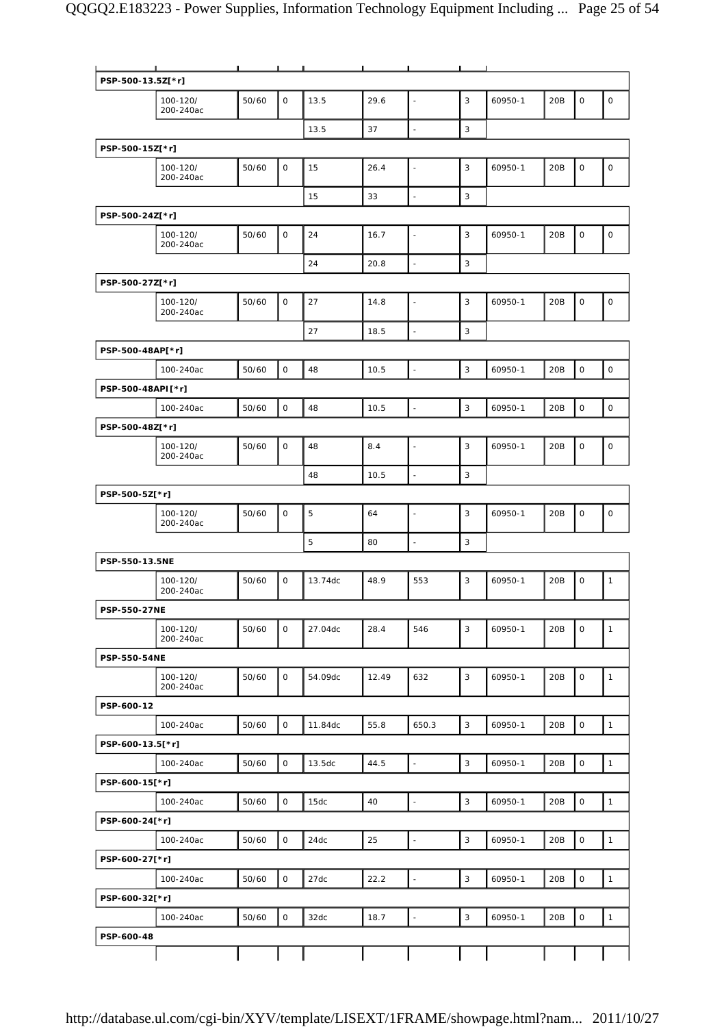| | | | | | | | | | | | |
|---|---|---|---|---|---|---|---|---|---|---|---|
| **PSP-500-13.5Z[*r]** | | | | | | | | | | | |
| | 100-120/ 200-240ac | 50/60 | 0 | 13.5 | 29.6 | - | 3 | 60950-1 | 20B | 0 | 0 |
| | | | | 13.5 | 37 | - | 3 | | | | |
| **PSP-500-15Z[*r]** | | | | | | | | | | | |
| | 100-120/ 200-240ac | 50/60 | 0 | 15 | 26.4 | - | 3 | 60950-1 | 20B | 0 | 0 |
| | | | | 15 | 33 | - | 3 | | | | |
| **PSP-500-24Z[*r]** | | | | | | | | | | | |
| | 100-120/ 200-240ac | 50/60 | 0 | 24 | 16.7 | - | 3 | 60950-1 | 20B | 0 | 0 |
| | | | | 24 | 20.8 | - | 3 | | | | |
| **PSP-500-27Z[*r]** | | | | | | | | | | | |
| | 100-120/ 200-240ac | 50/60 | 0 | 27 | 14.8 | - | 3 | 60950-1 | 20B | 0 | 0 |
| | | | | 27 | 18.5 | - | 3 | | | | |
| **PSP-500-48AP[*r]** | | | | | | | | | | | |
| | 100-240ac | 50/60 | 0 | 48 | 10.5 | - | 3 | 60950-1 | 20B | 0 | 0 |
| **PSP-500-48API[*r]** | | | | | | | | | | | |
| | 100-240ac | 50/60 | 0 | 48 | 10.5 | - | 3 | 60950-1 | 20B | 0 | 0 |
| **PSP-500-48Z[*r]** | | | | | | | | | | | |
| | 100-120/ 200-240ac | 50/60 | 0 | 48 | 8.4 | - | 3 | 60950-1 | 20B | 0 | 0 |
| | | | | 48 | 10.5 | - | 3 | | | | |
| **PSP-500-5Z[*r]** | | | | | | | | | | | |
| | 100-120/ 200-240ac | 50/60 | 0 | 5 | 64 | - | 3 | 60950-1 | 20B | 0 | 0 |
| | | | | 5 | 80 | - | 3 | | | | |
| **PSP-550-13.5NE** | | | | | | | | | | | |
| | 100-120/ 200-240ac | 50/60 | 0 | 13.74dc | 48.9 | 553 | 3 | 60950-1 | 20B | 0 | 1 |
| **PSP-550-27NE** | | | | | | | | | | | |
| | 100-120/ 200-240ac | 50/60 | 0 | 27.04dc | 28.4 | 546 | 3 | 60950-1 | 20B | 0 | 1 |
| **PSP-550-54NE** | | | | | | | | | | | |
| | 100-120/ 200-240ac | 50/60 | 0 | 54.09dc | 12.49 | 632 | 3 | 60950-1 | 20B | 0 | 1 |
| **PSP-600-12** | | | | | | | | | | | |
| | 100-240ac | 50/60 | 0 | 11.84dc | 55.8 | 650.3 | 3 | 60950-1 | 20B | 0 | 1 |
| **PSP-600-13.5[*r]** | | | | | | | | | | | |
| | 100-240ac | 50/60 | 0 | 13.5dc | 44.5 | - | 3 | 60950-1 | 20B | 0 | 1 |
| **PSP-600-15[*r]** | | | | | | | | | | | |
| | 100-240ac | 50/60 | 0 | 15dc | 40 | - | 3 | 60950-1 | 20B | 0 | 1 |
| **PSP-600-24[*r]** | | | | | | | | | | | |
| | 100-240ac | 50/60 | 0 | 24dc | 25 | - | 3 | 60950-1 | 20B | 0 | 1 |
| **PSP-600-27[*r]** | | | | | | | | | | | |
| | 100-240ac | 50/60 | 0 | 27dc | 22.2 | - | 3 | 60950-1 | 20B | 0 | 1 |
| **PSP-600-32[*r]** | | | | | | | | | | | |
| | 100-240ac | 50/60 | 0 | 32dc | 18.7 | - | 3 | 60950-1 | 20B | 0 | 1 |
| **PSP-600-48** | | | | | | | | | | | |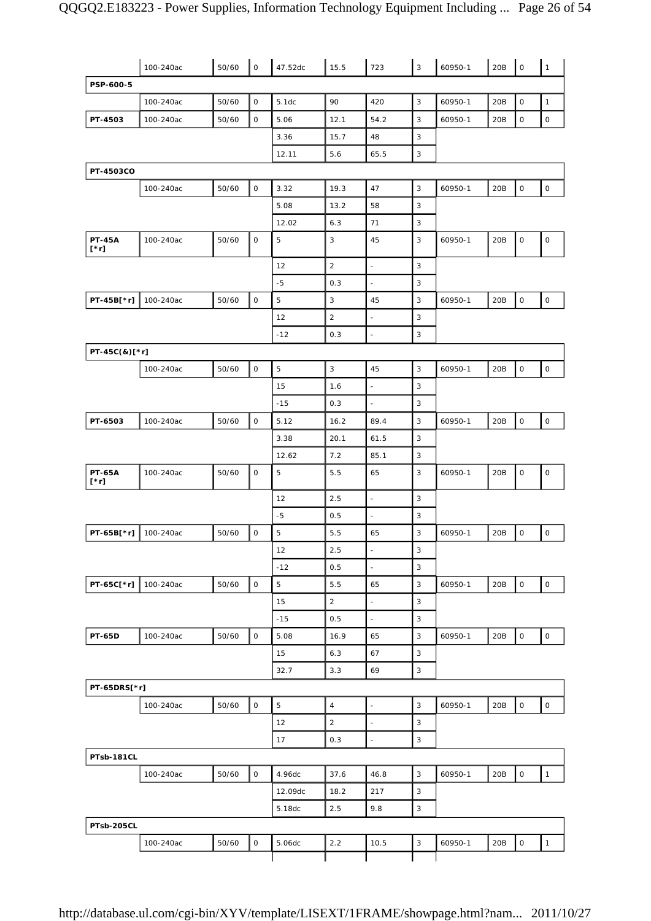| | | | | | | | | | | | |
|---|---|---|---|---|---|---|---|---|---|---|---|
| | 100-240ac | 50/60 | 0 | 47.52dc | 15.5 | 723 | 3 | 60950-1 | 20B | 0 | 1 |
| **PSP-600-5** | | | | | | | | | | | |
| | 100-240ac | 50/60 | 0 | 5.1dc | 90 | 420 | 3 | 60950-1 | 20B | 0 | 1 |
| **PT-4503** | 100-240ac | 50/60 | 0 | 5.06 | 12.1 | 54.2 | 3 | 60950-1 | 20B | 0 | 0 |
| | | | | 3.36 | 15.7 | 48 | 3 | | | | |
| | | | | 12.11 | 5.6 | 65.5 | 3 | | | | |
| **PT-4503CO** | | | | | | | | | | | |
| | 100-240ac | 50/60 | 0 | 3.32 | 19.3 | 47 | 3 | 60950-1 | 20B | 0 | 0 |
| | | | | 5.08 | 13.2 | 58 | 3 | | | | |
| | | | | 12.02 | 6.3 | 71 | 3 | | | | |
| **PT-45A [*r]** | 100-240ac | 50/60 | 0 | 5 | 3 | 45 | 3 | 60950-1 | 20B | 0 | 0 |
| | | | | 12 | 2 | - | 3 | | | | |
| | | | | -5 | 0.3 | - | 3 | | | | |
| **PT-45B[*r]** | 100-240ac | 50/60 | 0 | 5 | 3 | 45 | 3 | 60950-1 | 20B | 0 | 0 |
| | | | | 12 | 2 | - | 3 | | | | |
| | | | | -12 | 0.3 | - | 3 | | | | |
| **PT-45C(&)[*r]** | | | | | | | | | | | |
| | 100-240ac | 50/60 | 0 | 5 | 3 | 45 | 3 | 60950-1 | 20B | 0 | 0 |
| | | | | 15 | 1.6 | - | 3 | | | | |
| | | | | -15 | 0.3 | - | 3 | | | | |
| **PT-6503** | 100-240ac | 50/60 | 0 | 5.12 | 16.2 | 89.4 | 3 | 60950-1 | 20B | 0 | 0 |
| | | | | 3.38 | 20.1 | 61.5 | 3 | | | | |
| | | | | 12.62 | 7.2 | 85.1 | 3 | | | | |
| **PT-65A [*r]** | 100-240ac | 50/60 | 0 | 5 | 5.5 | 65 | 3 | 60950-1 | 20B | 0 | 0 |
| | | | | 12 | 2.5 | - | 3 | | | | |
| | | | | -5 | 0.5 | - | 3 | | | | |
| **PT-65B[*r]** | 100-240ac | 50/60 | 0 | 5 | 5.5 | 65 | 3 | 60950-1 | 20B | 0 | 0 |
| | | | | 12 | 2.5 | - | 3 | | | | |
| | | | | -12 | 0.5 | - | 3 | | | | |
| **PT-65C[*r]** | 100-240ac | 50/60 | 0 | 5 | 5.5 | 65 | 3 | 60950-1 | 20B | 0 | 0 |
| | | | | 15 | 2 | - | 3 | | | | |
| | | | | -15 | 0.5 | - | 3 | | | | |
| **PT-65D** | 100-240ac | 50/60 | 0 | 5.08 | 16.9 | 65 | 3 | 60950-1 | 20B | 0 | 0 |
| | | | | 15 | 6.3 | 67 | 3 | | | | |
| | | | | 32.7 | 3.3 | 69 | 3 | | | | |
| **PT-65DRS[*r]** | | | | | | | | | | | |
| | 100-240ac | 50/60 | 0 | 5 | 4 | - | 3 | 60950-1 | 20B | 0 | 0 |
| | | | | 12 | 2 | - | 3 | | | | |
| | | | | 17 | 0.3 | - | 3 | | | | |
| **PTsb-181CL** | | | | | | | | | | | |
| | 100-240ac | 50/60 | 0 | 4.96dc | 37.6 | 46.8 | 3 | 60950-1 | 20B | 0 | 1 |
| | | | | 12.09dc | 18.2 | 217 | 3 | | | | |
| | | | | 5.18dc | 2.5 | 9.8 | 3 | | | | |
| **PTsb-205CL** | | | | | | | | | | | |
| | 100-240ac | 50/60 | 0 | 5.06dc | 2.2 | 10.5 | 3 | 60950-1 | 20B | 0 | 1 |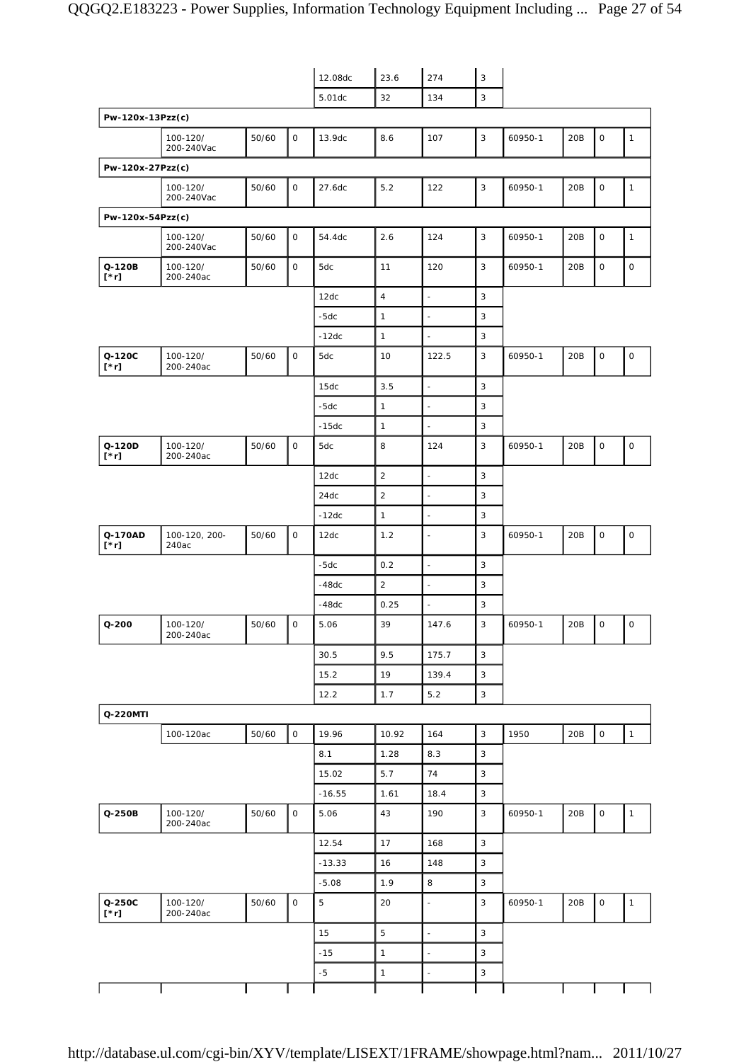| | | | | | | | | | | | |
|---|---|---|---|---|---|---|---|---|---|---|---|
| | | | | 12.08dc | 23.6 | 274 | 3 | | | | |
| | | | | 5.01dc | 32 | 134 | 3 | | | | |
| **Pw-120x-13Pzz(c)** | | | | | | | | | | | |
| | 100-120/ 200-240Vac | 50/60 | 0 | 13.9dc | 8.6 | 107 | 3 | 60950-1 | 20B | 0 | 1 |
| **Pw-120x-27Pzz(c)** | | | | | | | | | | | |
| | 100-120/ 200-240Vac | 50/60 | 0 | 27.6dc | 5.2 | 122 | 3 | 60950-1 | 20B | 0 | 1 |
| **Pw-120x-54Pzz(c)** | | | | | | | | | | | |
| | 100-120/ 200-240Vac | 50/60 | 0 | 54.4dc | 2.6 | 124 | 3 | 60950-1 | 20B | 0 | 1 |
| **Q-120B [*r]** | 100-120/ 200-240ac | 50/60 | 0 | 5dc | 11 | 120 | 3 | 60950-1 | 20B | 0 | 0 |
| | | | | 12dc | 4 | - | 3 | | | | |
| | | | | -5dc | 1 | - | 3 | | | | |
| | | | | -12dc | 1 | - | 3 | | | | |
| **Q-120C [*r]** | 100-120/ 200-240ac | 50/60 | 0 | 5dc | 10 | 122.5 | 3 | 60950-1 | 20B | 0 | 0 |
| | | | | 15dc | 3.5 | - | 3 | | | | |
| | | | | -5dc | 1 | - | 3 | | | | |
| | | | | -15dc | 1 | - | 3 | | | | |
| **Q-120D [*r]** | 100-120/ 200-240ac | 50/60 | 0 | 5dc | 8 | 124 | 3 | 60950-1 | 20B | 0 | 0 |
| | | | | 12dc | 2 | - | 3 | | | | |
| | | | | 24dc | 2 | - | 3 | | | | |
| | | | | -12dc | 1 | - | 3 | | | | |
| **Q-170AD [*r]** | 100-120, 200-240ac | 50/60 | 0 | 12dc | 1.2 | - | 3 | 60950-1 | 20B | 0 | 0 |
| | | | | -5dc | 0.2 | - | 3 | | | | |
| | | | | -48dc | 2 | - | 3 | | | | |
| | | | | -48dc | 0.25 | - | 3 | | | | |
| **Q-200** | 100-120/ 200-240ac | 50/60 | 0 | 5.06 | 39 | 147.6 | 3 | 60950-1 | 20B | 0 | 0 |
| | | | | 30.5 | 9.5 | 175.7 | 3 | | | | |
| | | | | 15.2 | 19 | 139.4 | 3 | | | | |
| | | | | 12.2 | 1.7 | 5.2 | 3 | | | | |
| **Q-220MTI** | | | | | | | | | | | |
| | 100-120ac | 50/60 | 0 | 19.96 | 10.92 | 164 | 3 | 1950 | 20B | 0 | 1 |
| | | | | 8.1 | 1.28 | 8.3 | 3 | | | | |
| | | | | 15.02 | 5.7 | 74 | 3 | | | | |
| | | | | -16.55 | 1.61 | 18.4 | 3 | | | | |
| **Q-250B** | 100-120/ 200-240ac | 50/60 | 0 | 5.06 | 43 | 190 | 3 | 60950-1 | 20B | 0 | 1 |
| | | | | 12.54 | 17 | 168 | 3 | | | | |
| | | | | -13.33 | 16 | 148 | 3 | | | | |
| | | | | -5.08 | 1.9 | 8 | 3 | | | | |
| **Q-250C [*r]** | 100-120/ 200-240ac | 50/60 | 0 | 5 | 20 | - | 3 | 60950-1 | 20B | 0 | 1 |
| | | | | 15 | 5 | - | 3 | | | | |
| | | | | -15 | 1 | - | 3 | | | | |
| | | | | -5 | 1 | - | 3 | | | | |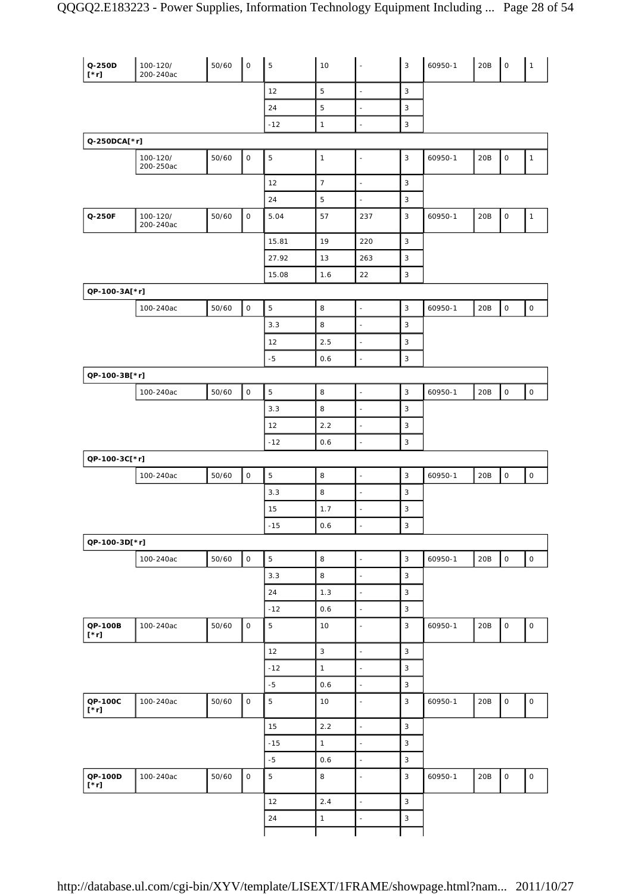| | | | | | | | | | | | |
|---|---|---|---|---|---|---|---|---|---|---|---|
| **Q-250D [*r]** | 100-120/ 200-240ac | 50/60 | 0 | 5 | 10 | - | 3 | 60950-1 | 20B | 0 | 1 |
| | | | | 12 | 5 | - | 3 | | | | |
| | | | | 24 | 5 | - | 3 | | | | |
| | | | | -12 | 1 | - | 3 | | | | |
| **Q-250DCA[*r]** | | | | | | | | | | | |
| | 100-120/ 200-250ac | 50/60 | 0 | 5 | 1 | - | 3 | 60950-1 | 20B | 0 | 1 |
| | | | | 12 | 7 | - | 3 | | | | |
| | | | | 24 | 5 | - | 3 | | | | |
| **Q-250F** | 100-120/ 200-240ac | 50/60 | 0 | 5.04 | 57 | 237 | 3 | 60950-1 | 20B | 0 | 1 |
| | | | | 15.81 | 19 | 220 | 3 | | | | |
| | | | | 27.92 | 13 | 263 | 3 | | | | |
| | | | | 15.08 | 1.6 | 22 | 3 | | | | |
| **QP-100-3A[*r]** | | | | | | | | | | | |
| | 100-240ac | 50/60 | 0 | 5 | 8 | - | 3 | 60950-1 | 20B | 0 | 0 |
| | | | | 3.3 | 8 | - | 3 | | | | |
| | | | | 12 | 2.5 | - | 3 | | | | |
| | | | | -5 | 0.6 | - | 3 | | | | |
| **QP-100-3B[*r]** | | | | | | | | | | | |
| | 100-240ac | 50/60 | 0 | 5 | 8 | - | 3 | 60950-1 | 20B | 0 | 0 |
| | | | | 3.3 | 8 | - | 3 | | | | |
| | | | | 12 | 2.2 | - | 3 | | | | |
| | | | | -12 | 0.6 | - | 3 | | | | |
| **QP-100-3C[*r]** | | | | | | | | | | | |
| | 100-240ac | 50/60 | 0 | 5 | 8 | - | 3 | 60950-1 | 20B | 0 | 0 |
| | | | | 3.3 | 8 | - | 3 | | | | |
| | | | | 15 | 1.7 | - | 3 | | | | |
| | | | | -15 | 0.6 | - | 3 | | | | |
| **QP-100-3D[*r]** | | | | | | | | | | | |
| | 100-240ac | 50/60 | 0 | 5 | 8 | - | 3 | 60950-1 | 20B | 0 | 0 |
| | | | | 3.3 | 8 | - | 3 | | | | |
| | | | | 24 | 1.3 | - | 3 | | | | |
| | | | | -12 | 0.6 | - | 3 | | | | |
| **QP-100B [*r]** | 100-240ac | 50/60 | 0 | 5 | 10 | - | 3 | 60950-1 | 20B | 0 | 0 |
| | | | | 12 | 3 | - | 3 | | | | |
| | | | | -12 | 1 | - | 3 | | | | |
| | | | | -5 | 0.6 | - | 3 | | | | |
| **QP-100C [*r]** | 100-240ac | 50/60 | 0 | 5 | 10 | - | 3 | 60950-1 | 20B | 0 | 0 |
| | | | | 15 | 2.2 | - | 3 | | | | |
| | | | | -15 | 1 | - | 3 | | | | |
| | | | | -5 | 0.6 | - | 3 | | | | |
| **QP-100D [*r]** | 100-240ac | 50/60 | 0 | 5 | 8 | - | 3 | 60950-1 | 20B | 0 | 0 |
| | | | | 12 | 2.4 | - | 3 | | | | |
| | | | | 24 | 1 | - | 3 | | | | |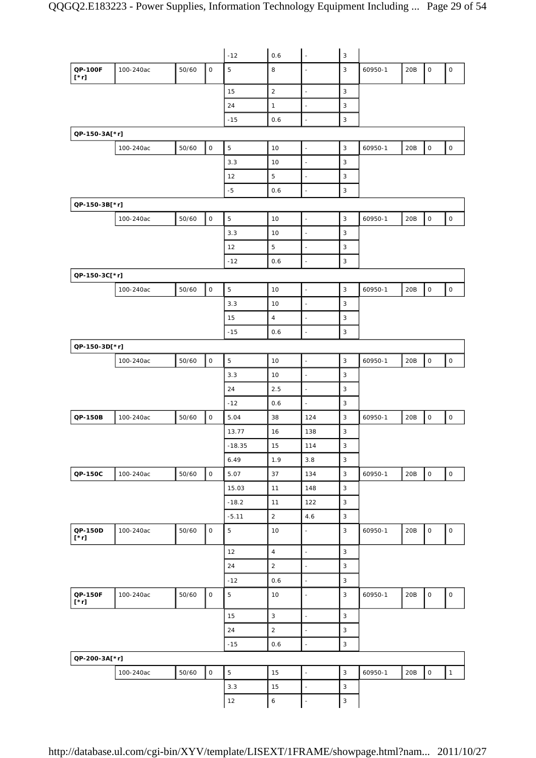| | | | | | | | | | | | |
|---|---|---|---|---|---|---|---|---|---|---|---|
| | | | | -12 | 0.6 | - | 3 | | | | |
| **QP-100F [*r]** | 100-240ac | 50/60 | 0 | 5 | 8 | - | 3 | 60950-1 | 20B | 0 | 0 |
| | | | | 15 | 2 | - | 3 | | | | |
| | | | | 24 | 1 | - | 3 | | | | |
| | | | | -15 | 0.6 | - | 3 | | | | |
| **QP-150-3A[*r]** | | | | | | | | | | | |
| | 100-240ac | 50/60 | 0 | 5 | 10 | - | 3 | 60950-1 | 20B | 0 | 0 |
| | | | | 3.3 | 10 | - | 3 | | | | |
| | | | | 12 | 5 | - | 3 | | | | |
| | | | | -5 | 0.6 | - | 3 | | | | |
| **QP-150-3B[*r]** | | | | | | | | | | | |
| | 100-240ac | 50/60 | 0 | 5 | 10 | - | 3 | 60950-1 | 20B | 0 | 0 |
| | | | | 3.3 | 10 | - | 3 | | | | |
| | | | | 12 | 5 | - | 3 | | | | |
| | | | | -12 | 0.6 | - | 3 | | | | |
| **QP-150-3C[*r]** | | | | | | | | | | | |
| | 100-240ac | 50/60 | 0 | 5 | 10 | - | 3 | 60950-1 | 20B | 0 | 0 |
| | | | | 3.3 | 10 | - | 3 | | | | |
| | | | | 15 | 4 | - | 3 | | | | |
| | | | | -15 | 0.6 | - | 3 | | | | |
| **QP-150-3D[*r]** | | | | | | | | | | | |
| | 100-240ac | 50/60 | 0 | 5 | 10 | - | 3 | 60950-1 | 20B | 0 | 0 |
| | | | | 3.3 | 10 | - | 3 | | | | |
| | | | | 24 | 2.5 | - | 3 | | | | |
| | | | | -12 | 0.6 | - | 3 | | | | |
| **QP-150B** | 100-240ac | 50/60 | 0 | 5.04 | 38 | 124 | 3 | 60950-1 | 20B | 0 | 0 |
| | | | | 13.77 | 16 | 138 | 3 | | | | |
| | | | | -18.35 | 15 | 114 | 3 | | | | |
| | | | | 6.49 | 1.9 | 3.8 | 3 | | | | |
| **QP-150C** | 100-240ac | 50/60 | 0 | 5.07 | 37 | 134 | 3 | 60950-1 | 20B | 0 | 0 |
| | | | | 15.03 | 11 | 148 | 3 | | | | |
| | | | | -18.2 | 11 | 122 | 3 | | | | |
| | | | | -5.11 | 2 | 4.6 | 3 | | | | |
| **QP-150D [*r]** | 100-240ac | 50/60 | 0 | 5 | 10 | - | 3 | 60950-1 | 20B | 0 | 0 |
| | | | | 12 | 4 | - | 3 | | | | |
| | | | | 24 | 2 | - | 3 | | | | |
| | | | | -12 | 0.6 | - | 3 | | | | |
| **QP-150F [*r]** | 100-240ac | 50/60 | 0 | 5 | 10 | - | 3 | 60950-1 | 20B | 0 | 0 |
| | | | | 15 | 3 | - | 3 | | | | |
| | | | | 24 | 2 | - | 3 | | | | |
| | | | | -15 | 0.6 | - | 3 | | | | |
| **QP-200-3A[*r]** | | | | | | | | | | | |
| | 100-240ac | 50/60 | 0 | 5 | 15 | - | 3 | 60950-1 | 20B | 0 | 1 |
| | | | | 3.3 | 15 | - | 3 | | | | |
| | | | | 12 | 6 | - | 3 | | | | |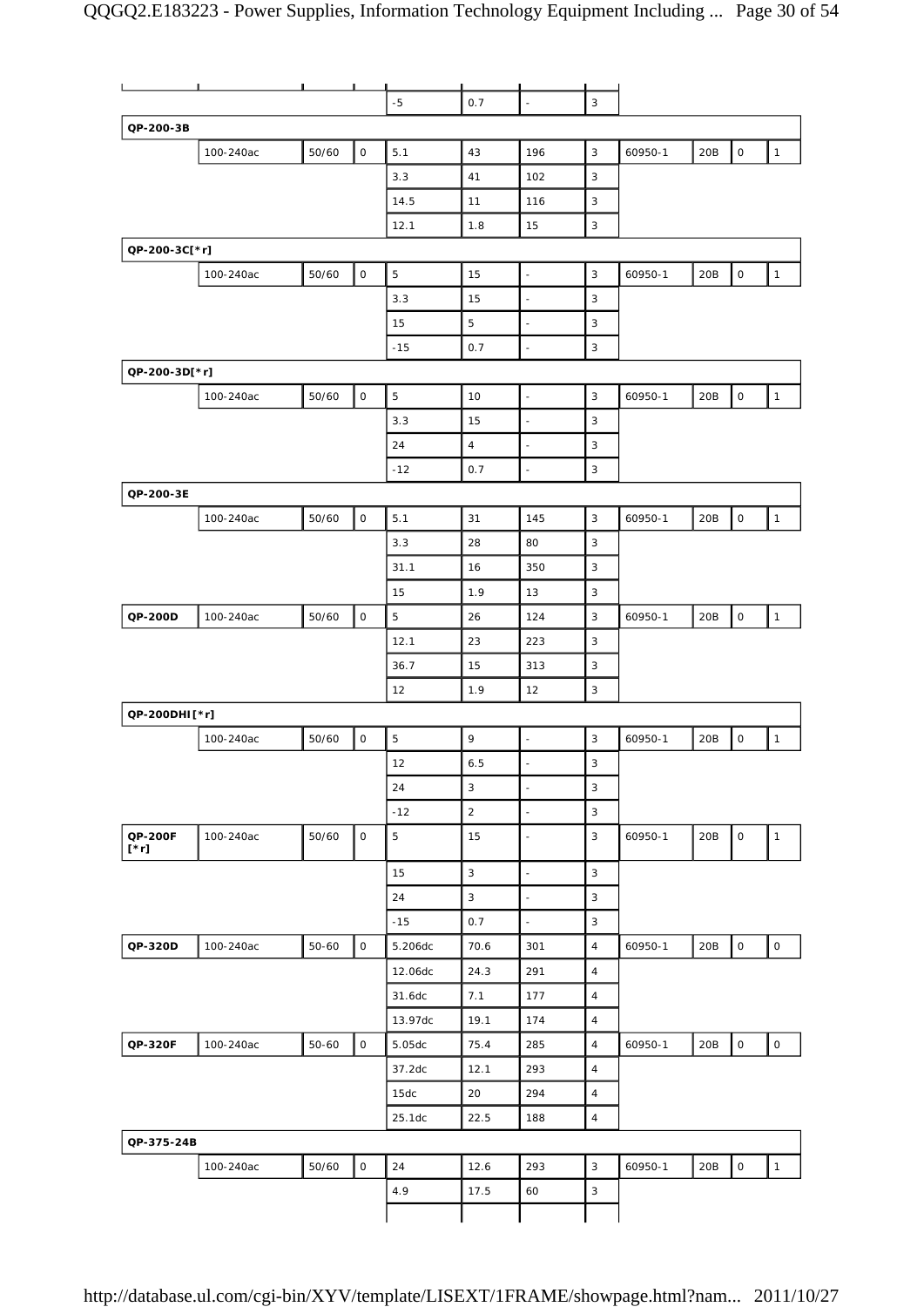| | | | | | | | | | | | |
|---|---|---|---|---|---|---|---|---|---|---|---|
| | | | | -5 | 0.7 | - | 3 | | | | |
| **QP-200-3B** | | | | | | | | | | | |
| | 100-240ac | 50/60 | 0 | 5.1 | 43 | 196 | 3 | 60950-1 | 20B | 0 | 1 |
| | | | | 3.3 | 41 | 102 | 3 | | | | |
| | | | | 14.5 | 11 | 116 | 3 | | | | |
| | | | | 12.1 | 1.8 | 15 | 3 | | | | |
| **QP-200-3C[*r]** | | | | | | | | | | | |
| | 100-240ac | 50/60 | 0 | 5 | 15 | - | 3 | 60950-1 | 20B | 0 | 1 |
| | | | | 3.3 | 15 | - | 3 | | | | |
| | | | | 15 | 5 | - | 3 | | | | |
| | | | | -15 | 0.7 | - | 3 | | | | |
| **QP-200-3D[*r]** | | | | | | | | | | | |
| | 100-240ac | 50/60 | 0 | 5 | 10 | - | 3 | 60950-1 | 20B | 0 | 1 |
| | | | | 3.3 | 15 | - | 3 | | | | |
| | | | | 24 | 4 | - | 3 | | | | |
| | | | | -12 | 0.7 | - | 3 | | | | |
| **QP-200-3E** | | | | | | | | | | | |
| | 100-240ac | 50/60 | 0 | 5.1 | 31 | 145 | 3 | 60950-1 | 20B | 0 | 1 |
| | | | | 3.3 | 28 | 80 | 3 | | | | |
| | | | | 31.1 | 16 | 350 | 3 | | | | |
| | | | | 15 | 1.9 | 13 | 3 | | | | |
| **QP-200D** | 100-240ac | 50/60 | 0 | 5 | 26 | 124 | 3 | 60950-1 | 20B | 0 | 1 |
| | | | | 12.1 | 23 | 223 | 3 | | | | |
| | | | | 36.7 | 15 | 313 | 3 | | | | |
| | | | | 12 | 1.9 | 12 | 3 | | | | |
| **QP-200DHI[*r]** | | | | | | | | | | | |
| | 100-240ac | 50/60 | 0 | 5 | 9 | - | 3 | 60950-1 | 20B | 0 | 1 |
| | | | | 12 | 6.5 | - | 3 | | | | |
| | | | | 24 | 3 | - | 3 | | | | |
| | | | | -12 | 2 | - | 3 | | | | |
| **QP-200F [*r]** | 100-240ac | 50/60 | 0 | 5 | 15 | - | 3 | 60950-1 | 20B | 0 | 1 |
| | | | | 15 | 3 | - | 3 | | | | |
| | | | | 24 | 3 | - | 3 | | | | |
| | | | | -15 | 0.7 | - | 3 | | | | |
| **QP-320D** | 100-240ac | 50-60 | 0 | 5.206dc | 70.6 | 301 | 4 | 60950-1 | 20B | 0 | 0 |
| | | | | 12.06dc | 24.3 | 291 | 4 | | | | |
| | | | | 31.6dc | 7.1 | 177 | 4 | | | | |
| | | | | 13.97dc | 19.1 | 174 | 4 | | | | |
| **QP-320F** | 100-240ac | 50-60 | 0 | 5.05dc | 75.4 | 285 | 4 | 60950-1 | 20B | 0 | 0 |
| | | | | 37.2dc | 12.1 | 293 | 4 | | | | |
| | | | | 15dc | 20 | 294 | 4 | | | | |
| | | | | 25.1dc | 22.5 | 188 | 4 | | | | |
| **QP-375-24B** | | | | | | | | | | | |
| | 100-240ac | 50/60 | 0 | 24 | 12.6 | 293 | 3 | 60950-1 | 20B | 0 | 1 |
| | | | | 4.9 | 17.5 | 60 | 3 | | | | |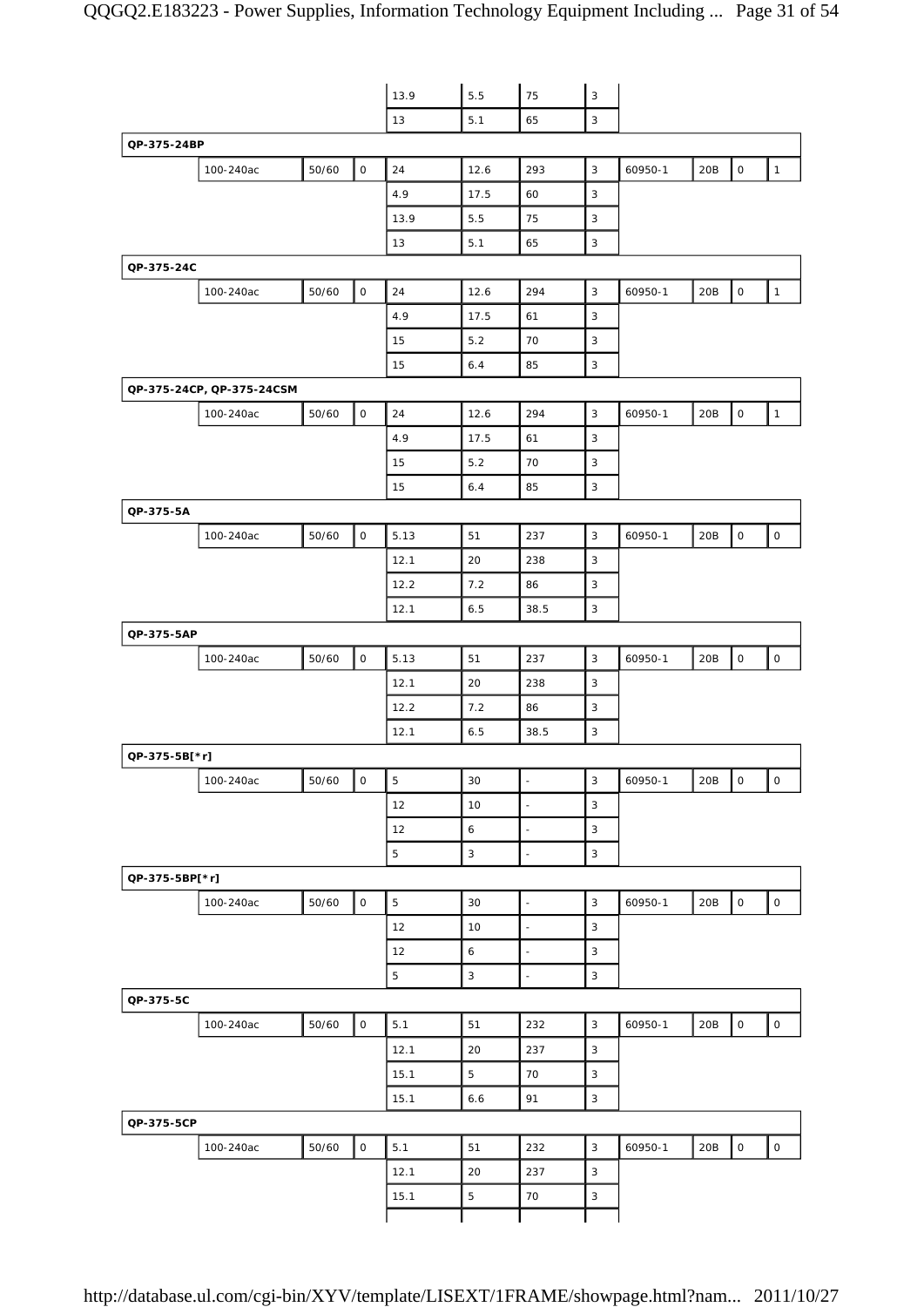| | | | | | | | | | | |
|---|---|---|---|---|---|---|---|---|---|---|
| | | | 13.9 | 5.5 | 75 | 3 | | | | |
| | | | 13 | 5.1 | 65 | 3 | | | | |
| QP-375-24BP | | | | | | | | | | |
| | 100-240ac | 50/60 | 0 | 24 | 12.6 | 293 | 3 | 60950-1 | 20B | 0 | 1 |
| | | | | 4.9 | 17.5 | 60 | 3 | | | | |
| | | | | 13.9 | 5.5 | 75 | 3 | | | | |
| | | | | 13 | 5.1 | 65 | 3 | | | | |
| QP-375-24C | | | | | | | | | | | |
| | 100-240ac | 50/60 | 0 | 24 | 12.6 | 294 | 3 | 60950-1 | 20B | 0 | 1 |
| | | | | 4.9 | 17.5 | 61 | 3 | | | | |
| | | | | 15 | 5.2 | 70 | 3 | | | | |
| | | | | 15 | 6.4 | 85 | 3 | | | | |
| QP-375-24CP, QP-375-24CSM | | | | | | | | | | | |
| | 100-240ac | 50/60 | 0 | 24 | 12.6 | 294 | 3 | 60950-1 | 20B | 0 | 1 |
| | | | | 4.9 | 17.5 | 61 | 3 | | | | |
| | | | | 15 | 5.2 | 70 | 3 | | | | |
| | | | | 15 | 6.4 | 85 | 3 | | | | |
| QP-375-5A | | | | | | | | | | | |
| | 100-240ac | 50/60 | 0 | 5.13 | 51 | 237 | 3 | 60950-1 | 20B | 0 | 0 |
| | | | | 12.1 | 20 | 238 | 3 | | | | |
| | | | | 12.2 | 7.2 | 86 | 3 | | | | |
| | | | | 12.1 | 6.5 | 38.5 | 3 | | | | |
| QP-375-5AP | | | | | | | | | | | |
| | 100-240ac | 50/60 | 0 | 5.13 | 51 | 237 | 3 | 60950-1 | 20B | 0 | 0 |
| | | | | 12.1 | 20 | 238 | 3 | | | | |
| | | | | 12.2 | 7.2 | 86 | 3 | | | | |
| | | | | 12.1 | 6.5 | 38.5 | 3 | | | | |
| QP-375-5B[*r] | | | | | | | | | | | |
| | 100-240ac | 50/60 | 0 | 5 | 30 | - | 3 | 60950-1 | 20B | 0 | 0 |
| | | | | 12 | 10 | - | 3 | | | | |
| | | | | 12 | 6 | - | 3 | | | | |
| | | | | 5 | 3 | - | 3 | | | | |
| QP-375-5BP[*r] | | | | | | | | | | | |
| | 100-240ac | 50/60 | 0 | 5 | 30 | - | 3 | 60950-1 | 20B | 0 | 0 |
| | | | | 12 | 10 | - | 3 | | | | |
| | | | | 12 | 6 | - | 3 | | | | |
| | | | | 5 | 3 | - | 3 | | | | |
| QP-375-5C | | | | | | | | | | | |
| | 100-240ac | 50/60 | 0 | 5.1 | 51 | 232 | 3 | 60950-1 | 20B | 0 | 0 |
| | | | | 12.1 | 20 | 237 | 3 | | | | |
| | | | | 15.1 | 5 | 70 | 3 | | | | |
| | | | | 15.1 | 6.6 | 91 | 3 | | | | |
| QP-375-5CP | | | | | | | | | | | |
| | 100-240ac | 50/60 | 0 | 5.1 | 51 | 232 | 3 | 60950-1 | 20B | 0 | 0 |
| | | | | 12.1 | 20 | 237 | 3 | | | | |
| | | | | 15.1 | 5 | 70 | 3 | | | | |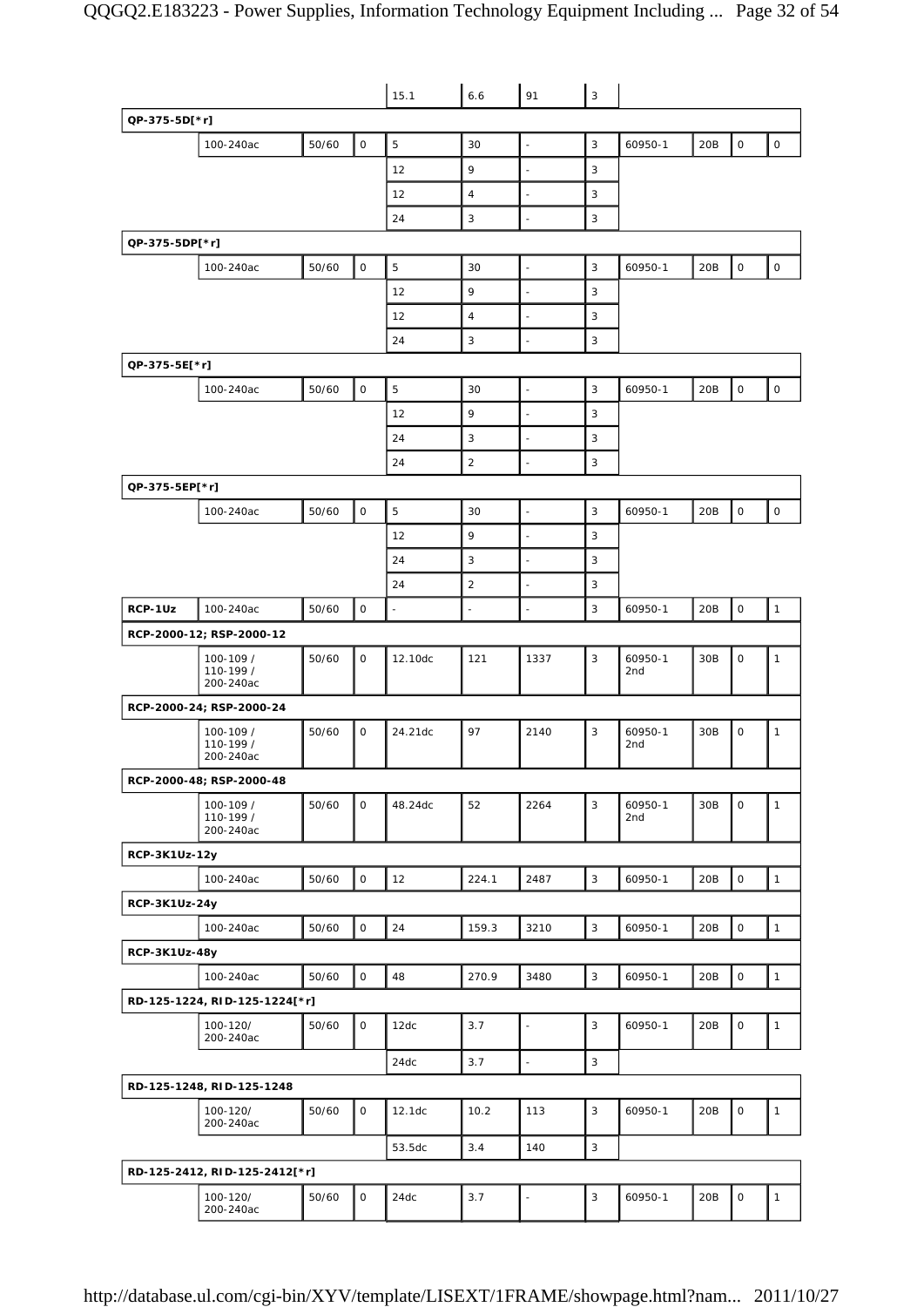| | | | | | | | | | | | |
|---|---|---|---|---|---|---|---|---|---|---|---|
| | | | | 15.1 | 6.6 | 91 | 3 | | | | |
| **QP-375-5D[*r]** | | | | | | | | | | | |
| | 100-240ac | 50/60 | 0 | 5 | 30 | - | 3 | 60950-1 | 20B | 0 | 0 |
| | | | | 12 | 9 | - | 3 | | | | |
| | | | | 12 | 4 | - | 3 | | | | |
| | | | | 24 | 3 | - | 3 | | | | |
| **QP-375-5DP[*r]** | | | | | | | | | | | |
| | 100-240ac | 50/60 | 0 | 5 | 30 | - | 3 | 60950-1 | 20B | 0 | 0 |
| | | | | 12 | 9 | - | 3 | | | | |
| | | | | 12 | 4 | - | 3 | | | | |
| | | | | 24 | 3 | - | 3 | | | | |
| **QP-375-5E[*r]** | | | | | | | | | | | |
| | 100-240ac | 50/60 | 0 | 5 | 30 | - | 3 | 60950-1 | 20B | 0 | 0 |
| | | | | 12 | 9 | - | 3 | | | | |
| | | | | 24 | 3 | - | 3 | | | | |
| | | | | 24 | 2 | - | 3 | | | | |
| **QP-375-5EP[*r]** | | | | | | | | | | | |
| | 100-240ac | 50/60 | 0 | 5 | 30 | - | 3 | 60950-1 | 20B | 0 | 0 |
| | | | | 12 | 9 | - | 3 | | | | |
| | | | | 24 | 3 | - | 3 | | | | |
| | | | | 24 | 2 | - | 3 | | | | |
| **RCP-1Uz** | 100-240ac | 50/60 | 0 | - | - | - | 3 | 60950-1 | 20B | 0 | 1 |
| **RCP-2000-12; RSP-2000-12** | | | | | | | | | | | |
| | 100-109 / 110-199 / 200-240ac | 50/60 | 0 | 12.10dc | 121 | 1337 | 3 | 60950-1 2nd | 30B | 0 | 1 |
| **RCP-2000-24; RSP-2000-24** | | | | | | | | | | | |
| | 100-109 / 110-199 / 200-240ac | 50/60 | 0 | 24.21dc | 97 | 2140 | 3 | 60950-1 2nd | 30B | 0 | 1 |
| **RCP-2000-48; RSP-2000-48** | | | | | | | | | | | |
| | 100-109 / 110-199 / 200-240ac | 50/60 | 0 | 48.24dc | 52 | 2264 | 3 | 60950-1 2nd | 30B | 0 | 1 |
| **RCP-3K1Uz-12y** | | | | | | | | | | | |
| | 100-240ac | 50/60 | 0 | 12 | 224.1 | 2487 | 3 | 60950-1 | 20B | 0 | 1 |
| **RCP-3K1Uz-24y** | | | | | | | | | | | |
| | 100-240ac | 50/60 | 0 | 24 | 159.3 | 3210 | 3 | 60950-1 | 20B | 0 | 1 |
| **RCP-3K1Uz-48y** | | | | | | | | | | | |
| | 100-240ac | 50/60 | 0 | 48 | 270.9 | 3480 | 3 | 60950-1 | 20B | 0 | 1 |
| **RD-125-1224, RID-125-1224[*r]** | | | | | | | | | | | |
| | 100-120/ 200-240ac | 50/60 | 0 | 12dc | 3.7 | - | 3 | 60950-1 | 20B | 0 | 1 |
| | | | | 24dc | 3.7 | - | 3 | | | | |
| **RD-125-1248, RID-125-1248** | | | | | | | | | | | |
| | 100-120/ 200-240ac | 50/60 | 0 | 12.1dc | 10.2 | 113 | 3 | 60950-1 | 20B | 0 | 1 |
| | | | | 53.5dc | 3.4 | 140 | 3 | | | | |
| **RD-125-2412, RID-125-2412[*r]** | | | | | | | | | | | |
| | 100-120/ 200-240ac | 50/60 | 0 | 24dc | 3.7 | - | 3 | 60950-1 | 20B | 0 | 1 |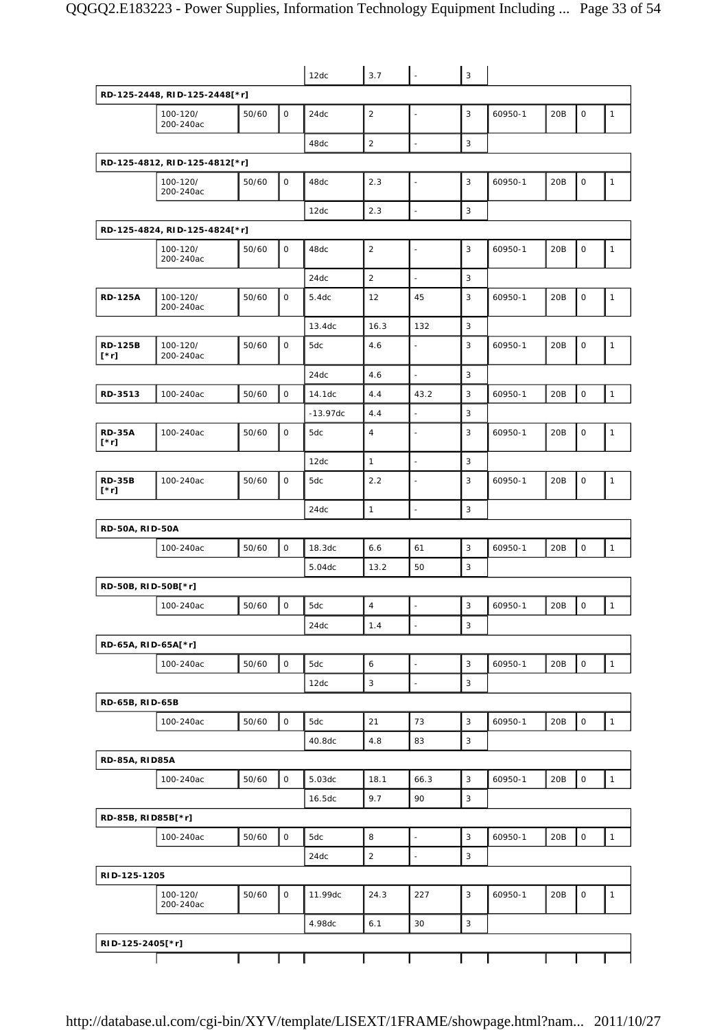| | | | | | | | | | | | |
|---|---|---|---|---|---|---|---|---|---|---|---|
| | | | | 12dc | 3.7 | - | 3 | | | | |
| **RD-125-2448, RID-125-2448[*r]** | | | | | | | | | | | |
| | 100-120/ 200-240ac | 50/60 | 0 | 24dc | 2 | - | 3 | 60950-1 | 20B | 0 | 1 |
| | | | | 48dc | 2 | - | 3 | | | | |
| **RD-125-4812, RID-125-4812[*r]** | | | | | | | | | | | |
| | 100-120/ 200-240ac | 50/60 | 0 | 48dc | 2.3 | - | 3 | 60950-1 | 20B | 0 | 1 |
| | | | | 12dc | 2.3 | - | 3 | | | | |
| **RD-125-4824, RID-125-4824[*r]** | | | | | | | | | | | |
| | 100-120/ 200-240ac | 50/60 | 0 | 48dc | 2 | - | 3 | 60950-1 | 20B | 0 | 1 |
| | | | | 24dc | 2 | - | 3 | | | | |
| **RD-125A** | 100-120/ 200-240ac | 50/60 | 0 | 5.4dc | 12 | 45 | 3 | 60950-1 | 20B | 0 | 1 |
| | | | | 13.4dc | 16.3 | 132 | 3 | | | | |
| **RD-125B [*r]** | 100-120/ 200-240ac | 50/60 | 0 | 5dc | 4.6 | - | 3 | 60950-1 | 20B | 0 | 1 |
| | | | | 24dc | 4.6 | - | 3 | | | | |
| **RD-3513** | 100-240ac | 50/60 | 0 | 14.1dc | 4.4 | 43.2 | 3 | 60950-1 | 20B | 0 | 1 |
| | | | | -13.97dc | 4.4 | - | 3 | | | | |
| **RD-35A [*r]** | 100-240ac | 50/60 | 0 | 5dc | 4 | - | 3 | 60950-1 | 20B | 0 | 1 |
| | | | | 12dc | 1 | - | 3 | | | | |
| **RD-35B [*r]** | 100-240ac | 50/60 | 0 | 5dc | 2.2 | - | 3 | 60950-1 | 20B | 0 | 1 |
| | | | | 24dc | 1 | - | 3 | | | | |
| **RD-50A, RID-50A** | | | | | | | | | | | |
| | 100-240ac | 50/60 | 0 | 18.3dc | 6.6 | 61 | 3 | 60950-1 | 20B | 0 | 1 |
| | | | | 5.04dc | 13.2 | 50 | 3 | | | | |
| **RD-50B, RID-50B[*r]** | | | | | | | | | | | |
| | 100-240ac | 50/60 | 0 | 5dc | 4 | - | 3 | 60950-1 | 20B | 0 | 1 |
| | | | | 24dc | 1.4 | - | 3 | | | | |
| **RD-65A, RID-65A[*r]** | | | | | | | | | | | |
| | 100-240ac | 50/60 | 0 | 5dc | 6 | - | 3 | 60950-1 | 20B | 0 | 1 |
| | | | | 12dc | 3 | - | 3 | | | | |
| **RD-65B, RID-65B** | | | | | | | | | | | |
| | 100-240ac | 50/60 | 0 | 5dc | 21 | 73 | 3 | 60950-1 | 20B | 0 | 1 |
| | | | | 40.8dc | 4.8 | 83 | 3 | | | | |
| **RD-85A, RID85A** | | | | | | | | | | | |
| | 100-240ac | 50/60 | 0 | 5.03dc | 18.1 | 66.3 | 3 | 60950-1 | 20B | 0 | 1 |
| | | | | 16.5dc | 9.7 | 90 | 3 | | | | |
| **RD-85B, RID85B[*r]** | | | | | | | | | | | |
| | 100-240ac | 50/60 | 0 | 5dc | 8 | - | 3 | 60950-1 | 20B | 0 | 1 |
| | | | | 24dc | 2 | - | 3 | | | | |
| **RID-125-1205** | | | | | | | | | | | |
| | 100-120/ 200-240ac | 50/60 | 0 | 11.99dc | 24.3 | 227 | 3 | 60950-1 | 20B | 0 | 1 |
| | | | | 4.98dc | 6.1 | 30 | 3 | | | | |
| **RID-125-2405[*r]** | | | | | | | | | | | |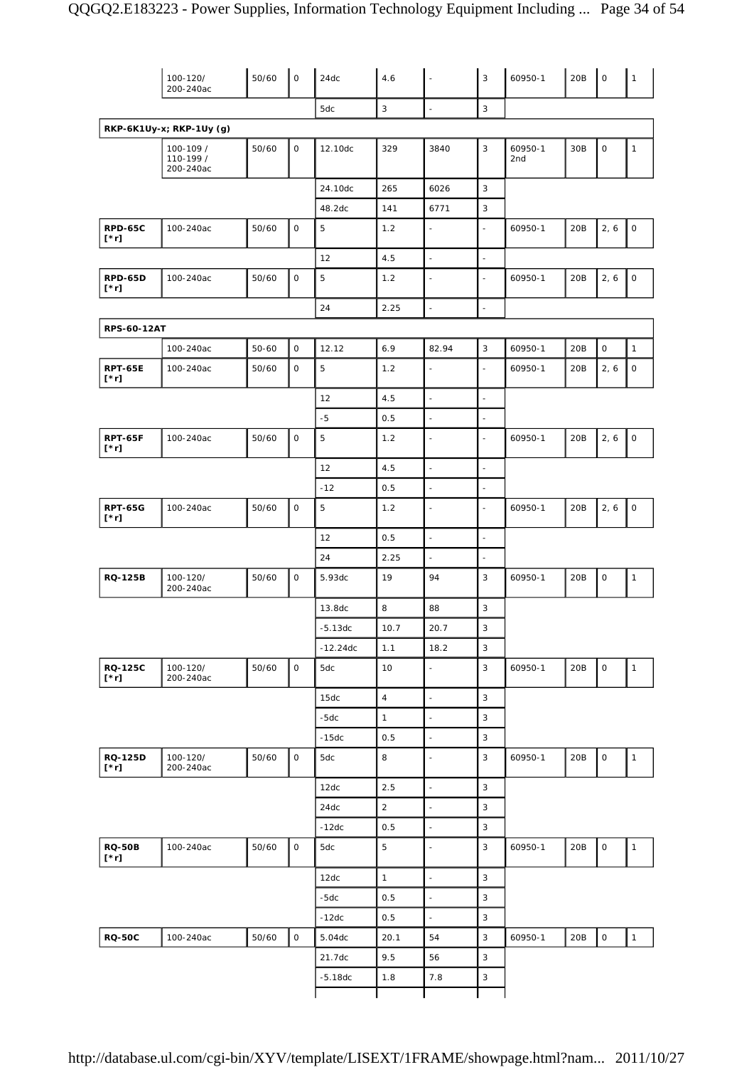| | | | | | | | | | | | |
|---|---|---|---|---|---|---|---|---|---|---|---|
| | 100-120/ 200-240ac | 50/60 | 0 | 24dc | 4.6 | - | 3 | 60950-1 | 20B | 0 | 1 |
| | | | | 5dc | 3 | - | 3 | | | | |
| **RKP-6K1Uy-x; RKP-1Uy (g)** | | | | | | | | | | | |
| | 100-109 / 110-199 / 200-240ac | 50/60 | 0 | 12.10dc | 329 | 3840 | 3 | 60950-1 2nd | 30B | 0 | 1 |
| | | | | 24.10dc | 265 | 6026 | 3 | | | | |
| | | | | 48.2dc | 141 | 6771 | 3 | | | | |
| **RPD-65C [*r]** | 100-240ac | 50/60 | 0 | 5 | 1.2 | - | - | 60950-1 | 20B | 2, 6 | 0 |
| | | | | 12 | 4.5 | - | - | | | | |
| **RPD-65D [*r]** | 100-240ac | 50/60 | 0 | 5 | 1.2 | - | - | 60950-1 | 20B | 2, 6 | 0 |
| | | | | 24 | 2.25 | - | - | | | | |
| **RPS-60-12AT** | | | | | | | | | | | |
| | 100-240ac | 50-60 | 0 | 12.12 | 6.9 | 82.94 | 3 | 60950-1 | 20B | 0 | 1 |
| **RPT-65E [*r]** | 100-240ac | 50/60 | 0 | 5 | 1.2 | - | - | 60950-1 | 20B | 2, 6 | 0 |
| | | | | 12 | 4.5 | - | - | | | | |
| | | | | -5 | 0.5 | - | - | | | | |
| **RPT-65F [*r]** | 100-240ac | 50/60 | 0 | 5 | 1.2 | - | - | 60950-1 | 20B | 2, 6 | 0 |
| | | | | 12 | 4.5 | - | - | | | | |
| | | | | -12 | 0.5 | - | - | | | | |
| **RPT-65G [*r]** | 100-240ac | 50/60 | 0 | 5 | 1.2 | - | - | 60950-1 | 20B | 2, 6 | 0 |
| | | | | 12 | 0.5 | - | - | | | | |
| | | | | 24 | 2.25 | - | - | | | | |
| **RQ-125B** | 100-120/ 200-240ac | 50/60 | 0 | 5.93dc | 19 | 94 | 3 | 60950-1 | 20B | 0 | 1 |
| | | | | 13.8dc | 8 | 88 | 3 | | | | |
| | | | | -5.13dc | 10.7 | 20.7 | 3 | | | | |
| | | | | -12.24dc | 1.1 | 18.2 | 3 | | | | |
| **RQ-125C [*r]** | 100-120/ 200-240ac | 50/60 | 0 | 5dc | 10 | - | 3 | 60950-1 | 20B | 0 | 1 |
| | | | | 15dc | 4 | - | 3 | | | | |
| | | | | -5dc | 1 | - | 3 | | | | |
| | | | | -15dc | 0.5 | - | 3 | | | | |
| **RQ-125D [*r]** | 100-120/ 200-240ac | 50/60 | 0 | 5dc | 8 | - | 3 | 60950-1 | 20B | 0 | 1 |
| | | | | 12dc | 2.5 | - | 3 | | | | |
| | | | | 24dc | 2 | - | 3 | | | | |
| | | | | -12dc | 0.5 | - | 3 | | | | |
| **RQ-50B [*r]** | 100-240ac | 50/60 | 0 | 5dc | 5 | - | 3 | 60950-1 | 20B | 0 | 1 |
| | | | | 12dc | 1 | - | 3 | | | | |
| | | | | -5dc | 0.5 | - | 3 | | | | |
| | | | | -12dc | 0.5 | - | 3 | | | | |
| **RQ-50C** | 100-240ac | 50/60 | 0 | 5.04dc | 20.1 | 54 | 3 | 60950-1 | 20B | 0 | 1 |
| | | | | 21.7dc | 9.5 | 56 | 3 | | | | |
| | | | | -5.18dc | 1.8 | 7.8 | 3 | | | | |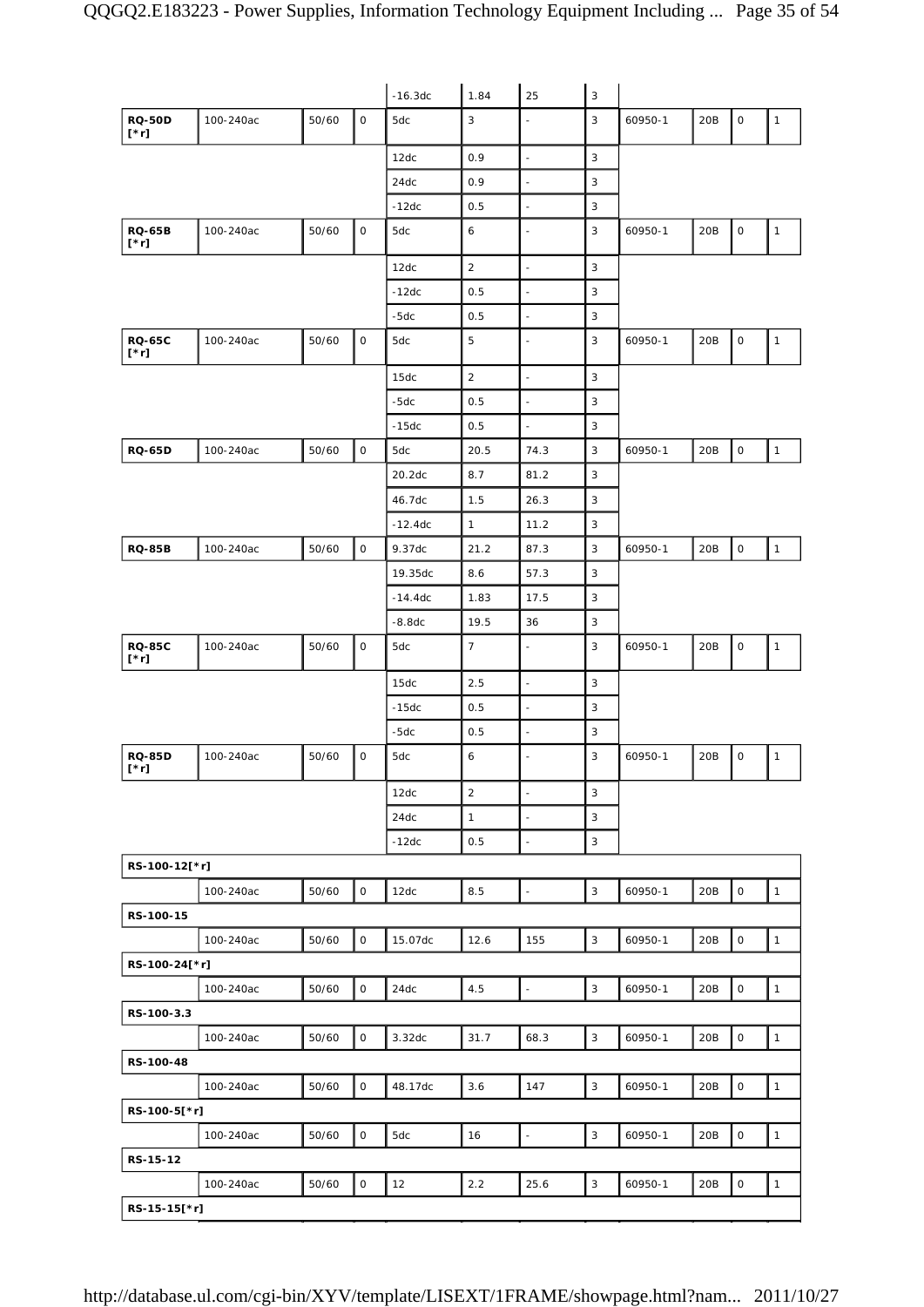| | | | | | | | | | | | |
|---|---|---|---|---|---|---|---|---|---|---|---|
| | | | | -16.3dc | 1.84 | 25 | 3 | | | | |
| **RQ-50D [*r]** | 100-240ac | 50/60 | 0 | 5dc | 3 | - | 3 | 60950-1 | 20B | 0 | 1 |
| | | | | 12dc | 0.9 | - | 3 | | | | |
| | | | | 24dc | 0.9 | - | 3 | | | | |
| | | | | -12dc | 0.5 | - | 3 | | | | |
| **RQ-65B [*r]** | 100-240ac | 50/60 | 0 | 5dc | 6 | - | 3 | 60950-1 | 20B | 0 | 1 |
| | | | | 12dc | 2 | - | 3 | | | | |
| | | | | -12dc | 0.5 | - | 3 | | | | |
| | | | | -5dc | 0.5 | - | 3 | | | | |
| **RQ-65C [*r]** | 100-240ac | 50/60 | 0 | 5dc | 5 | - | 3 | 60950-1 | 20B | 0 | 1 |
| | | | | 15dc | 2 | - | 3 | | | | |
| | | | | -5dc | 0.5 | - | 3 | | | | |
| | | | | -15dc | 0.5 | - | 3 | | | | |
| **RQ-65D** | 100-240ac | 50/60 | 0 | 5dc | 20.5 | 74.3 | 3 | 60950-1 | 20B | 0 | 1 |
| | | | | 20.2dc | 8.7 | 81.2 | 3 | | | | |
| | | | | 46.7dc | 1.5 | 26.3 | 3 | | | | |
| | | | | -12.4dc | 1 | 11.2 | 3 | | | | |
| **RQ-85B** | 100-240ac | 50/60 | 0 | 9.37dc | 21.2 | 87.3 | 3 | 60950-1 | 20B | 0 | 1 |
| | | | | 19.35dc | 8.6 | 57.3 | 3 | | | | |
| | | | | -14.4dc | 1.83 | 17.5 | 3 | | | | |
| | | | | -8.8dc | 19.5 | 36 | 3 | | | | |
| **RQ-85C [*r]** | 100-240ac | 50/60 | 0 | 5dc | 7 | - | 3 | 60950-1 | 20B | 0 | 1 |
| | | | | 15dc | 2.5 | - | 3 | | | | |
| | | | | -15dc | 0.5 | - | 3 | | | | |
| | | | | -5dc | 0.5 | - | 3 | | | | |
| **RQ-85D [*r]** | 100-240ac | 50/60 | 0 | 5dc | 6 | - | 3 | 60950-1 | 20B | 0 | 1 |
| | | | | 12dc | 2 | - | 3 | | | | |
| | | | | 24dc | 1 | - | 3 | | | | |
| | | | | -12dc | 0.5 | - | 3 | | | | |
| **RS-100-12[*r]** | | | | | | | | | | | |
| | 100-240ac | 50/60 | 0 | 12dc | 8.5 | - | 3 | 60950-1 | 20B | 0 | 1 |
| **RS-100-15** | | | | | | | | | | | |
| | 100-240ac | 50/60 | 0 | 15.07dc | 12.6 | 155 | 3 | 60950-1 | 20B | 0 | 1 |
| **RS-100-24[*r]** | | | | | | | | | | | |
| | 100-240ac | 50/60 | 0 | 24dc | 4.5 | - | 3 | 60950-1 | 20B | 0 | 1 |
| **RS-100-3.3** | | | | | | | | | | | |
| | 100-240ac | 50/60 | 0 | 3.32dc | 31.7 | 68.3 | 3 | 60950-1 | 20B | 0 | 1 |
| **RS-100-48** | | | | | | | | | | | |
| | 100-240ac | 50/60 | 0 | 48.17dc | 3.6 | 147 | 3 | 60950-1 | 20B | 0 | 1 |
| **RS-100-5[*r]** | | | | | | | | | | | |
| | 100-240ac | 50/60 | 0 | 5dc | 16 | - | 3 | 60950-1 | 20B | 0 | 1 |
| **RS-15-12** | | | | | | | | | | | |
| | 100-240ac | 50/60 | 0 | 12 | 2.2 | 25.6 | 3 | 60950-1 | 20B | 0 | 1 |
| **RS-15-15[*r]** | | | | | | | | | | | |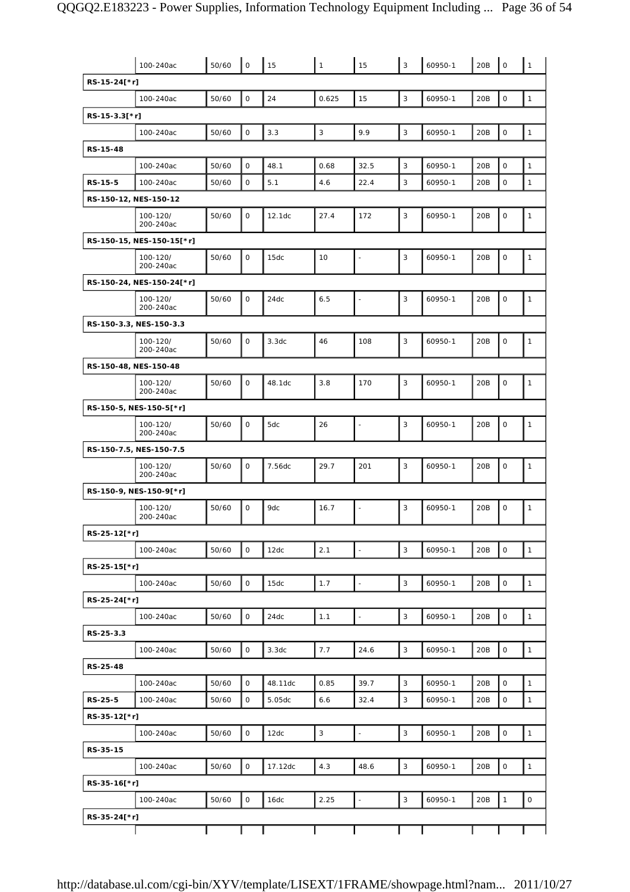| | | | | | | | | | | | |
|---|---|---|---|---|---|---|---|---|---|---|---|
| | 100-240ac | 50/60 | 0 | 15 | 1 | 15 | 3 | 60950-1 | 20B | 0 | 1 |
| RS-15-24[*r] | | | | | | | | | | | |
| | 100-240ac | 50/60 | 0 | 24 | 0.625 | 15 | 3 | 60950-1 | 20B | 0 | 1 |
| RS-15-3.3[*r] | | | | | | | | | | | |
| | 100-240ac | 50/60 | 0 | 3.3 | 3 | 9.9 | 3 | 60950-1 | 20B | 0 | 1 |
| RS-15-48 | | | | | | | | | | | |
| | 100-240ac | 50/60 | 0 | 48.1 | 0.68 | 32.5 | 3 | 60950-1 | 20B | 0 | 1 |
| RS-15-5 | 100-240ac | 50/60 | 0 | 5.1 | 4.6 | 22.4 | 3 | 60950-1 | 20B | 0 | 1 |
| RS-150-12, NES-150-12 | | | | | | | | | | | |
| | 100-120/ 200-240ac | 50/60 | 0 | 12.1dc | 27.4 | 172 | 3 | 60950-1 | 20B | 0 | 1 |
| RS-150-15, NES-150-15[*r] | | | | | | | | | | | |
| | 100-120/ 200-240ac | 50/60 | 0 | 15dc | 10 | - | 3 | 60950-1 | 20B | 0 | 1 |
| RS-150-24, NES-150-24[*r] | | | | | | | | | | | |
| | 100-120/ 200-240ac | 50/60 | 0 | 24dc | 6.5 | - | 3 | 60950-1 | 20B | 0 | 1 |
| RS-150-3.3, NES-150-3.3 | | | | | | | | | | | |
| | 100-120/ 200-240ac | 50/60 | 0 | 3.3dc | 46 | 108 | 3 | 60950-1 | 20B | 0 | 1 |
| RS-150-48, NES-150-48 | | | | | | | | | | | |
| | 100-120/ 200-240ac | 50/60 | 0 | 48.1dc | 3.8 | 170 | 3 | 60950-1 | 20B | 0 | 1 |
| RS-150-5, NES-150-5[*r] | | | | | | | | | | | |
| | 100-120/ 200-240ac | 50/60 | 0 | 5dc | 26 | - | 3 | 60950-1 | 20B | 0 | 1 |
| RS-150-7.5, NES-150-7.5 | | | | | | | | | | | |
| | 100-120/ 200-240ac | 50/60 | 0 | 7.56dc | 29.7 | 201 | 3 | 60950-1 | 20B | 0 | 1 |
| RS-150-9, NES-150-9[*r] | | | | | | | | | | | |
| | 100-120/ 200-240ac | 50/60 | 0 | 9dc | 16.7 | - | 3 | 60950-1 | 20B | 0 | 1 |
| RS-25-12[*r] | | | | | | | | | | | |
| | 100-240ac | 50/60 | 0 | 12dc | 2.1 | - | 3 | 60950-1 | 20B | 0 | 1 |
| RS-25-15[*r] | | | | | | | | | | | |
| | 100-240ac | 50/60 | 0 | 15dc | 1.7 | - | 3 | 60950-1 | 20B | 0 | 1 |
| RS-25-24[*r] | | | | | | | | | | | |
| | 100-240ac | 50/60 | 0 | 24dc | 1.1 | - | 3 | 60950-1 | 20B | 0 | 1 |
| RS-25-3.3 | | | | | | | | | | | |
| | 100-240ac | 50/60 | 0 | 3.3dc | 7.7 | 24.6 | 3 | 60950-1 | 20B | 0 | 1 |
| RS-25-48 | | | | | | | | | | | |
| | 100-240ac | 50/60 | 0 | 48.11dc | 0.85 | 39.7 | 3 | 60950-1 | 20B | 0 | 1 |
| RS-25-5 | 100-240ac | 50/60 | 0 | 5.05dc | 6.6 | 32.4 | 3 | 60950-1 | 20B | 0 | 1 |
| RS-35-12[*r] | | | | | | | | | | | |
| | 100-240ac | 50/60 | 0 | 12dc | 3 | - | 3 | 60950-1 | 20B | 0 | 1 |
| RS-35-15 | | | | | | | | | | | |
| | 100-240ac | 50/60 | 0 | 17.12dc | 4.3 | 48.6 | 3 | 60950-1 | 20B | 0 | 1 |
| RS-35-16[*r] | | | | | | | | | | | |
| | 100-240ac | 50/60 | 0 | 16dc | 2.25 | - | 3 | 60950-1 | 20B | 1 | 0 |
| RS-35-24[*r] | | | | | | | | | | | |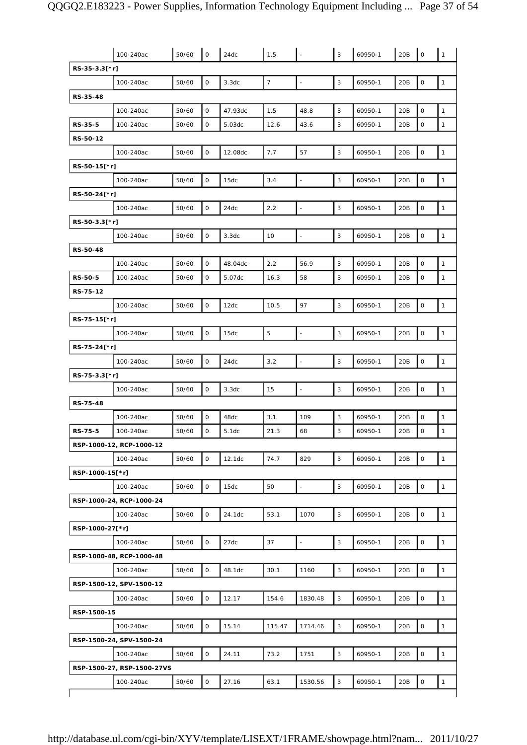| | | | | | | | | | | | |
|---|---|---|---|---|---|---|---|---|---|---|---|
| | 100-240ac | 50/60 | 0 | 24dc | 1.5 | - | 3 | 60950-1 | 20B | 0 | 1 |
| RS-35-3.3[*r] | | | | | | | | | | | |
| | 100-240ac | 50/60 | 0 | 3.3dc | 7 | - | 3 | 60950-1 | 20B | 0 | 1 |
| RS-35-48 | | | | | | | | | | | |
| | 100-240ac | 50/60 | 0 | 47.93dc | 1.5 | 48.8 | 3 | 60950-1 | 20B | 0 | 1 |
| RS-35-5 | 100-240ac | 50/60 | 0 | 5.03dc | 12.6 | 43.6 | 3 | 60950-1 | 20B | 0 | 1 |
| RS-50-12 | | | | | | | | | | | |
| | 100-240ac | 50/60 | 0 | 12.08dc | 7.7 | 57 | 3 | 60950-1 | 20B | 0 | 1 |
| RS-50-15[*r] | | | | | | | | | | | |
| | 100-240ac | 50/60 | 0 | 15dc | 3.4 | - | 3 | 60950-1 | 20B | 0 | 1 |
| RS-50-24[*r] | | | | | | | | | | | |
| | 100-240ac | 50/60 | 0 | 24dc | 2.2 | - | 3 | 60950-1 | 20B | 0 | 1 |
| RS-50-3.3[*r] | | | | | | | | | | | |
| | 100-240ac | 50/60 | 0 | 3.3dc | 10 | - | 3 | 60950-1 | 20B | 0 | 1 |
| RS-50-48 | | | | | | | | | | | |
| | 100-240ac | 50/60 | 0 | 48.04dc | 2.2 | 56.9 | 3 | 60950-1 | 20B | 0 | 1 |
| RS-50-5 | 100-240ac | 50/60 | 0 | 5.07dc | 16.3 | 58 | 3 | 60950-1 | 20B | 0 | 1 |
| RS-75-12 | | | | | | | | | | | |
| | 100-240ac | 50/60 | 0 | 12dc | 10.5 | 97 | 3 | 60950-1 | 20B | 0 | 1 |
| RS-75-15[*r] | | | | | | | | | | | |
| | 100-240ac | 50/60 | 0 | 15dc | 5 | - | 3 | 60950-1 | 20B | 0 | 1 |
| RS-75-24[*r] | | | | | | | | | | | |
| | 100-240ac | 50/60 | 0 | 24dc | 3.2 | - | 3 | 60950-1 | 20B | 0 | 1 |
| RS-75-3.3[*r] | | | | | | | | | | | |
| | 100-240ac | 50/60 | 0 | 3.3dc | 15 | - | 3 | 60950-1 | 20B | 0 | 1 |
| RS-75-48 | | | | | | | | | | | |
| | 100-240ac | 50/60 | 0 | 48dc | 3.1 | 109 | 3 | 60950-1 | 20B | 0 | 1 |
| RS-75-5 | 100-240ac | 50/60 | 0 | 5.1dc | 21.3 | 68 | 3 | 60950-1 | 20B | 0 | 1 |
| RSP-1000-12, RCP-1000-12 | | | | | | | | | | | |
| | 100-240ac | 50/60 | 0 | 12.1dc | 74.7 | 829 | 3 | 60950-1 | 20B | 0 | 1 |
| RSP-1000-15[*r] | | | | | | | | | | | |
| | 100-240ac | 50/60 | 0 | 15dc | 50 | - | 3 | 60950-1 | 20B | 0 | 1 |
| RSP-1000-24, RCP-1000-24 | | | | | | | | | | | |
| | 100-240ac | 50/60 | 0 | 24.1dc | 53.1 | 1070 | 3 | 60950-1 | 20B | 0 | 1 |
| RSP-1000-27[*r] | | | | | | | | | | | |
| | 100-240ac | 50/60 | 0 | 27dc | 37 | - | 3 | 60950-1 | 20B | 0 | 1 |
| RSP-1000-48, RCP-1000-48 | | | | | | | | | | | |
| | 100-240ac | 50/60 | 0 | 48.1dc | 30.1 | 1160 | 3 | 60950-1 | 20B | 0 | 1 |
| RSP-1500-12, SPV-1500-12 | | | | | | | | | | | |
| | 100-240ac | 50/60 | 0 | 12.17 | 154.6 | 1830.48 | 3 | 60950-1 | 20B | 0 | 1 |
| RSP-1500-15 | | | | | | | | | | | |
| | 100-240ac | 50/60 | 0 | 15.14 | 115.47 | 1714.46 | 3 | 60950-1 | 20B | 0 | 1 |
| RSP-1500-24, SPV-1500-24 | | | | | | | | | | | |
| | 100-240ac | 50/60 | 0 | 24.11 | 73.2 | 1751 | 3 | 60950-1 | 20B | 0 | 1 |
| RSP-1500-27, RSP-1500-27VS | | | | | | | | | | | |
| | 100-240ac | 50/60 | 0 | 27.16 | 63.1 | 1530.56 | 3 | 60950-1 | 20B | 0 | 1 |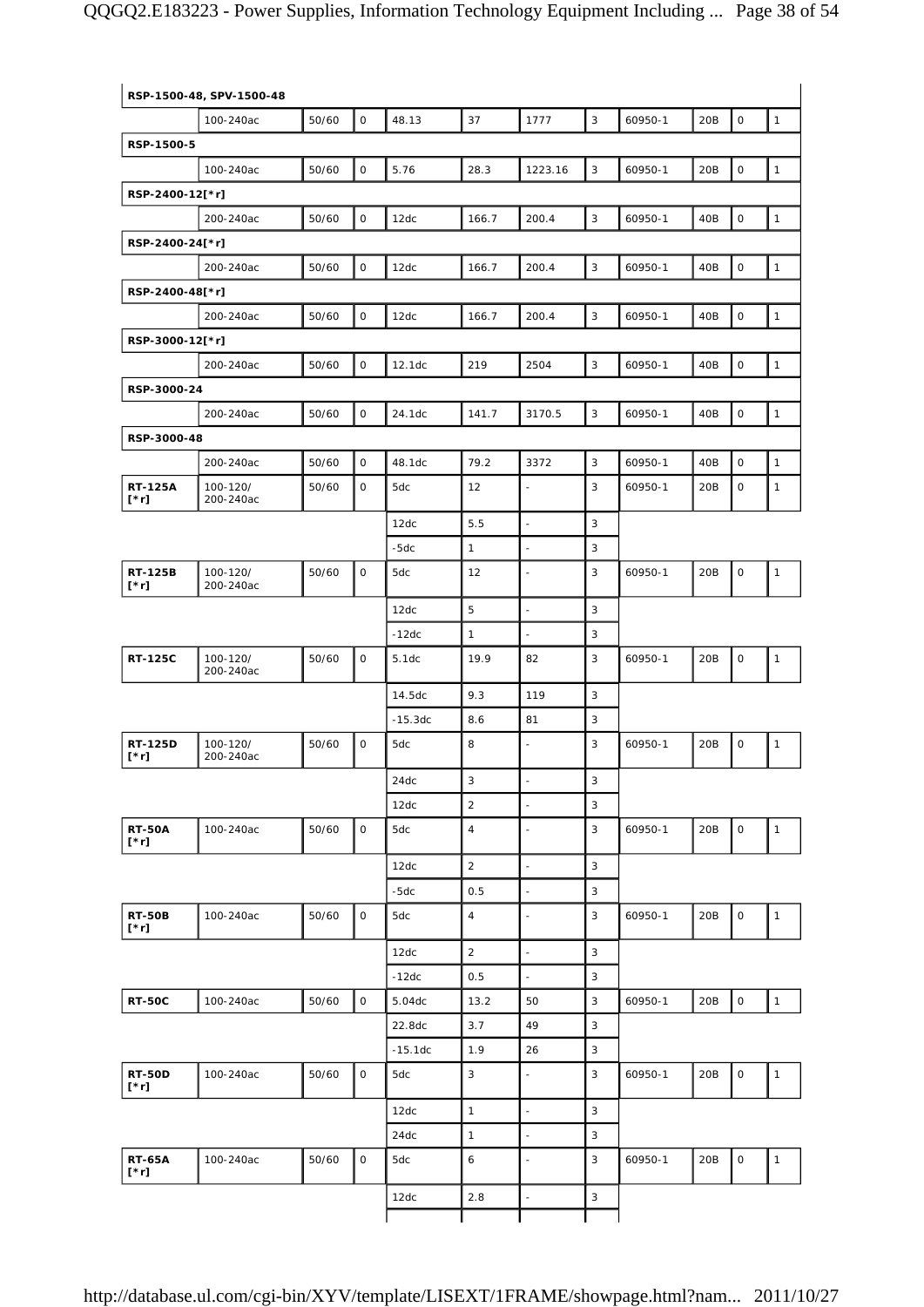| | | | | | | | | | | | |
|---|---|---|---|---|---|---|---|---|---|---|---|
| **RSP-1500-48, SPV-1500-48** | | | | | | | | | | | |
| | 100-240ac | 50/60 | 0 | 48.13 | 37 | 1777 | 3 | 60950-1 | 20B | 0 | 1 |
| **RSP-1500-5** | | | | | | | | | | | |
| | 100-240ac | 50/60 | 0 | 5.76 | 28.3 | 1223.16 | 3 | 60950-1 | 20B | 0 | 1 |
| **RSP-2400-12[*r]** | | | | | | | | | | | |
| | 200-240ac | 50/60 | 0 | 12dc | 166.7 | 200.4 | 3 | 60950-1 | 40B | 0 | 1 |
| **RSP-2400-24[*r]** | | | | | | | | | | | |
| | 200-240ac | 50/60 | 0 | 12dc | 166.7 | 200.4 | 3 | 60950-1 | 40B | 0 | 1 |
| **RSP-2400-48[*r]** | | | | | | | | | | | |
| | 200-240ac | 50/60 | 0 | 12dc | 166.7 | 200.4 | 3 | 60950-1 | 40B | 0 | 1 |
| **RSP-3000-12[*r]** | | | | | | | | | | | |
| | 200-240ac | 50/60 | 0 | 12.1dc | 219 | 2504 | 3 | 60950-1 | 40B | 0 | 1 |
| **RSP-3000-24** | | | | | | | | | | | |
| | 200-240ac | 50/60 | 0 | 24.1dc | 141.7 | 3170.5 | 3 | 60950-1 | 40B | 0 | 1 |
| **RSP-3000-48** | | | | | | | | | | | |
| | 200-240ac | 50/60 | 0 | 48.1dc | 79.2 | 3372 | 3 | 60950-1 | 40B | 0 | 1 |
| **RT-125A [*r]** | 100-120/ 200-240ac | 50/60 | 0 | 5dc | 12 | - | 3 | 60950-1 | 20B | 0 | 1 |
| | | | | 12dc | 5.5 | - | 3 | | | | |
| | | | | -5dc | 1 | - | 3 | | | | |
| **RT-125B [*r]** | 100-120/ 200-240ac | 50/60 | 0 | 5dc | 12 | - | 3 | 60950-1 | 20B | 0 | 1 |
| | | | | 12dc | 5 | - | 3 | | | | |
| | | | | -12dc | 1 | - | 3 | | | | |
| **RT-125C** | 100-120/ 200-240ac | 50/60 | 0 | 5.1dc | 19.9 | 82 | 3 | 60950-1 | 20B | 0 | 1 |
| | | | | 14.5dc | 9.3 | 119 | 3 | | | | |
| | | | | -15.3dc | 8.6 | 81 | 3 | | | | |
| **RT-125D [*r]** | 100-120/ 200-240ac | 50/60 | 0 | 5dc | 8 | - | 3 | 60950-1 | 20B | 0 | 1 |
| | | | | 24dc | 3 | - | 3 | | | | |
| | | | | 12dc | 2 | - | 3 | | | | |
| **RT-50A [*r]** | 100-240ac | 50/60 | 0 | 5dc | 4 | - | 3 | 60950-1 | 20B | 0 | 1 |
| | | | | 12dc | 2 | - | 3 | | | | |
| | | | | -5dc | 0.5 | - | 3 | | | | |
| **RT-50B [*r]** | 100-240ac | 50/60 | 0 | 5dc | 4 | - | 3 | 60950-1 | 20B | 0 | 1 |
| | | | | 12dc | 2 | - | 3 | | | | |
| | | | | -12dc | 0.5 | - | 3 | | | | |
| **RT-50C** | 100-240ac | 50/60 | 0 | 5.04dc | 13.2 | 50 | 3 | 60950-1 | 20B | 0 | 1 |
| | | | | 22.8dc | 3.7 | 49 | 3 | | | | |
| | | | | -15.1dc | 1.9 | 26 | 3 | | | | |
| **RT-50D [*r]** | 100-240ac | 50/60 | 0 | 5dc | 3 | - | 3 | 60950-1 | 20B | 0 | 1 |
| | | | | 12dc | 1 | - | 3 | | | | |
| | | | | 24dc | 1 | - | 3 | | | | |
| **RT-65A [*r]** | 100-240ac | 50/60 | 0 | 5dc | 6 | - | 3 | 60950-1 | 20B | 0 | 1 |
| | | | | 12dc | 2.8 | - | 3 | | | | |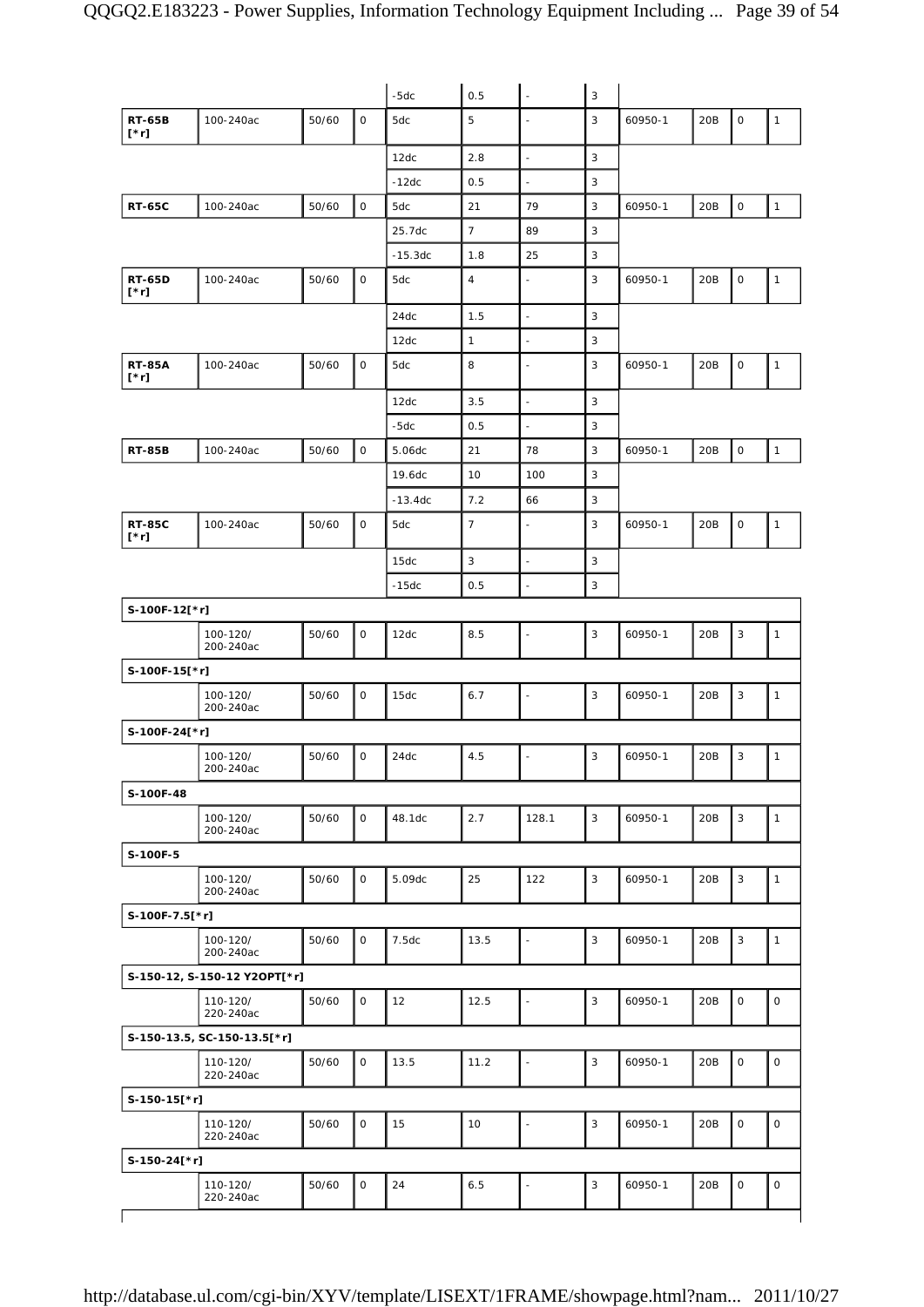| | | | | | | | | | | | |
|---|---|---|---|---|---|---|---|---|---|---|---|
| | | | | -5dc | 0.5 | - | 3 | | | | |
| **RT-65B [*r]** | 100-240ac | 50/60 | 0 | 5dc | 5 | - | 3 | 60950-1 | 20B | 0 | 1 |
| | | | | 12dc | 2.8 | - | 3 | | | | |
| | | | | -12dc | 0.5 | - | 3 | | | | |
| **RT-65C** | 100-240ac | 50/60 | 0 | 5dc | 21 | 79 | 3 | 60950-1 | 20B | 0 | 1 |
| | | | | 25.7dc | 7 | 89 | 3 | | | | |
| | | | | -15.3dc | 1.8 | 25 | 3 | | | | |
| **RT-65D [*r]** | 100-240ac | 50/60 | 0 | 5dc | 4 | - | 3 | 60950-1 | 20B | 0 | 1 |
| | | | | 24dc | 1.5 | - | 3 | | | | |
| | | | | 12dc | 1 | - | 3 | | | | |
| **RT-85A [*r]** | 100-240ac | 50/60 | 0 | 5dc | 8 | - | 3 | 60950-1 | 20B | 0 | 1 |
| | | | | 12dc | 3.5 | - | 3 | | | | |
| | | | | -5dc | 0.5 | - | 3 | | | | |
| **RT-85B** | 100-240ac | 50/60 | 0 | 5.06dc | 21 | 78 | 3 | 60950-1 | 20B | 0 | 1 |
| | | | | 19.6dc | 10 | 100 | 3 | | | | |
| | | | | -13.4dc | 7.2 | 66 | 3 | | | | |
| **RT-85C [*r]** | 100-240ac | 50/60 | 0 | 5dc | 7 | - | 3 | 60950-1 | 20B | 0 | 1 |
| | | | | 15dc | 3 | - | 3 | | | | |
| | | | | -15dc | 0.5 | - | 3 | | | | |
| **S-100F-12[*r]** | | | | | | | | | | | |
| | 100-120/ 200-240ac | 50/60 | 0 | 12dc | 8.5 | - | 3 | 60950-1 | 20B | 3 | 1 |
| **S-100F-15[*r]** | | | | | | | | | | | |
| | 100-120/ 200-240ac | 50/60 | 0 | 15dc | 6.7 | - | 3 | 60950-1 | 20B | 3 | 1 |
| **S-100F-24[*r]** | | | | | | | | | | | |
| | 100-120/ 200-240ac | 50/60 | 0 | 24dc | 4.5 | - | 3 | 60950-1 | 20B | 3 | 1 |
| **S-100F-48** | | | | | | | | | | | |
| | 100-120/ 200-240ac | 50/60 | 0 | 48.1dc | 2.7 | 128.1 | 3 | 60950-1 | 20B | 3 | 1 |
| **S-100F-5** | | | | | | | | | | | |
| | 100-120/ 200-240ac | 50/60 | 0 | 5.09dc | 25 | 122 | 3 | 60950-1 | 20B | 3 | 1 |
| **S-100F-7.5[*r]** | | | | | | | | | | | |
| | 100-120/ 200-240ac | 50/60 | 0 | 7.5dc | 13.5 | - | 3 | 60950-1 | 20B | 3 | 1 |
| **S-150-12, S-150-12 Y2OPT[*r]** | | | | | | | | | | | |
| | 110-120/ 220-240ac | 50/60 | 0 | 12 | 12.5 | - | 3 | 60950-1 | 20B | 0 | 0 |
| **S-150-13.5, SC-150-13.5[*r]** | | | | | | | | | | | |
| | 110-120/ 220-240ac | 50/60 | 0 | 13.5 | 11.2 | - | 3 | 60950-1 | 20B | 0 | 0 |
| **S-150-15[*r]** | | | | | | | | | | | |
| | 110-120/ 220-240ac | 50/60 | 0 | 15 | 10 | - | 3 | 60950-1 | 20B | 0 | 0 |
| **S-150-24[*r]** | | | | | | | | | | | |
| | 110-120/ 220-240ac | 50/60 | 0 | 24 | 6.5 | - | 3 | 60950-1 | 20B | 0 | 0 |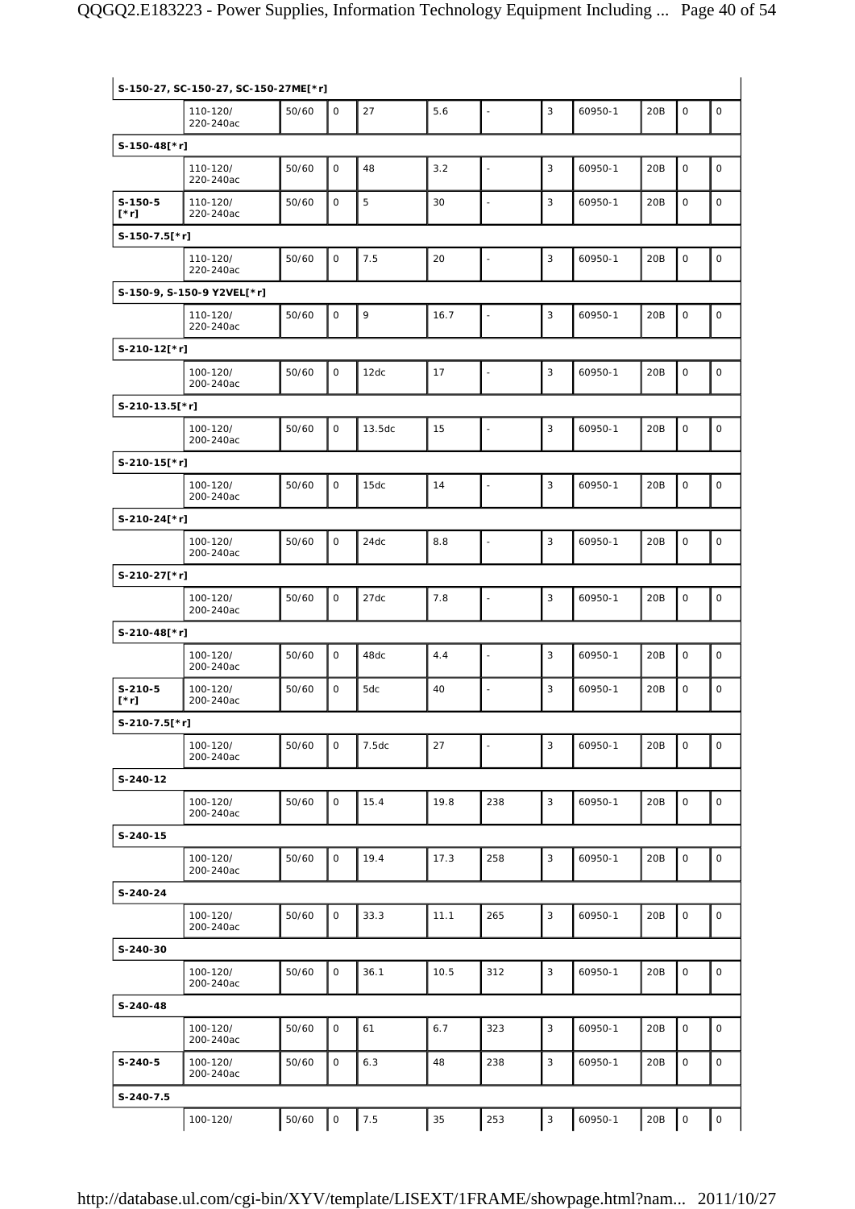| | | | | | | | | | | | |
|---|---|---|---|---|---|---|---|---|---|---|---|
| S-150-27, SC-150-27, SC-150-27ME[*r] | | | | | | | | | | | |
| | 110-120/ 220-240ac | 50/60 | 0 | 27 | 5.6 | - | 3 | 60950-1 | 20B | 0 | 0 |
| S-150-48[*r] | | | | | | | | | | | |
| | 110-120/ 220-240ac | 50/60 | 0 | 48 | 3.2 | - | 3 | 60950-1 | 20B | 0 | 0 |
| S-150-5 [*r] | 110-120/ 220-240ac | 50/60 | 0 | 5 | 30 | - | 3 | 60950-1 | 20B | 0 | 0 |
| S-150-7.5[*r] | | | | | | | | | | | |
| | 110-120/ 220-240ac | 50/60 | 0 | 7.5 | 20 | - | 3 | 60950-1 | 20B | 0 | 0 |
| S-150-9, S-150-9 Y2VEL[*r] | | | | | | | | | | | |
| | 110-120/ 220-240ac | 50/60 | 0 | 9 | 16.7 | - | 3 | 60950-1 | 20B | 0 | 0 |
| S-210-12[*r] | | | | | | | | | | | |
| | 100-120/ 200-240ac | 50/60 | 0 | 12dc | 17 | - | 3 | 60950-1 | 20B | 0 | 0 |
| S-210-13.5[*r] | | | | | | | | | | | |
| | 100-120/ 200-240ac | 50/60 | 0 | 13.5dc | 15 | - | 3 | 60950-1 | 20B | 0 | 0 |
| S-210-15[*r] | | | | | | | | | | | |
| | 100-120/ 200-240ac | 50/60 | 0 | 15dc | 14 | - | 3 | 60950-1 | 20B | 0 | 0 |
| S-210-24[*r] | | | | | | | | | | | |
| | 100-120/ 200-240ac | 50/60 | 0 | 24dc | 8.8 | - | 3 | 60950-1 | 20B | 0 | 0 |
| S-210-27[*r] | | | | | | | | | | | |
| | 100-120/ 200-240ac | 50/60 | 0 | 27dc | 7.8 | - | 3 | 60950-1 | 20B | 0 | 0 |
| S-210-48[*r] | | | | | | | | | | | |
| | 100-120/ 200-240ac | 50/60 | 0 | 48dc | 4.4 | - | 3 | 60950-1 | 20B | 0 | 0 |
| S-210-5 [*r] | 100-120/ 200-240ac | 50/60 | 0 | 5dc | 40 | - | 3 | 60950-1 | 20B | 0 | 0 |
| S-210-7.5[*r] | | | | | | | | | | | |
| | 100-120/ 200-240ac | 50/60 | 0 | 7.5dc | 27 | - | 3 | 60950-1 | 20B | 0 | 0 |
| S-240-12 | | | | | | | | | | | |
| | 100-120/ 200-240ac | 50/60 | 0 | 15.4 | 19.8 | 238 | 3 | 60950-1 | 20B | 0 | 0 |
| S-240-15 | | | | | | | | | | | |
| | 100-120/ 200-240ac | 50/60 | 0 | 19.4 | 17.3 | 258 | 3 | 60950-1 | 20B | 0 | 0 |
| S-240-24 | | | | | | | | | | | |
| | 100-120/ 200-240ac | 50/60 | 0 | 33.3 | 11.1 | 265 | 3 | 60950-1 | 20B | 0 | 0 |
| S-240-30 | | | | | | | | | | | |
| | 100-120/ 200-240ac | 50/60 | 0 | 36.1 | 10.5 | 312 | 3 | 60950-1 | 20B | 0 | 0 |
| S-240-48 | | | | | | | | | | | |
| | 100-120/ 200-240ac | 50/60 | 0 | 61 | 6.7 | 323 | 3 | 60950-1 | 20B | 0 | 0 |
| S-240-5 | 100-120/ 200-240ac | 50/60 | 0 | 6.3 | 48 | 238 | 3 | 60950-1 | 20B | 0 | 0 |
| S-240-7.5 | | | | | | | | | | | |
| | 100-120/ | 50/60 | 0 | 7.5 | 35 | 253 | 3 | 60950-1 | 20B | 0 | 0 |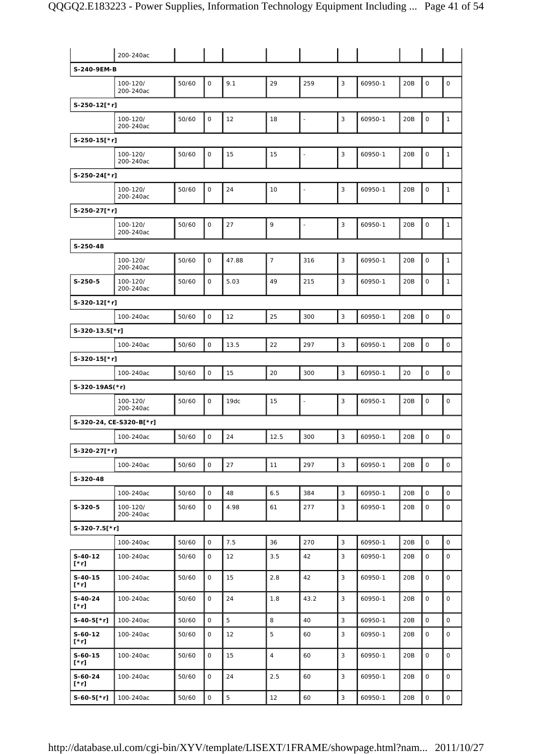| | | | | | | | | | | | |
|---|---|---|---|---|---|---|---|---|---|---|---|
| | 200-240ac | | | | | | | | | | |
| **S-240-9EM-B** | | | | | | | | | | | |
| | 100-120/ 200-240ac | 50/60 | 0 | 9.1 | 29 | 259 | 3 | 60950-1 | 20B | 0 | 0 |
| **S-250-12[*r]** | | | | | | | | | | | |
| | 100-120/ 200-240ac | 50/60 | 0 | 12 | 18 | - | 3 | 60950-1 | 20B | 0 | 1 |
| **S-250-15[*r]** | | | | | | | | | | | |
| | 100-120/ 200-240ac | 50/60 | 0 | 15 | 15 | - | 3 | 60950-1 | 20B | 0 | 1 |
| **S-250-24[*r]** | | | | | | | | | | | |
| | 100-120/ 200-240ac | 50/60 | 0 | 24 | 10 | - | 3 | 60950-1 | 20B | 0 | 1 |
| **S-250-27[*r]** | | | | | | | | | | | |
| | 100-120/ 200-240ac | 50/60 | 0 | 27 | 9 | - | 3 | 60950-1 | 20B | 0 | 1 |
| **S-250-48** | | | | | | | | | | | |
| | 100-120/ 200-240ac | 50/60 | 0 | 47.88 | 7 | 316 | 3 | 60950-1 | 20B | 0 | 1 |
| **S-250-5** | 100-120/ 200-240ac | 50/60 | 0 | 5.03 | 49 | 215 | 3 | 60950-1 | 20B | 0 | 1 |
| **S-320-12[*r]** | | | | | | | | | | | |
| | 100-240ac | 50/60 | 0 | 12 | 25 | 300 | 3 | 60950-1 | 20B | 0 | 0 |
| **S-320-13.5[*r]** | | | | | | | | | | | |
| | 100-240ac | 50/60 | 0 | 13.5 | 22 | 297 | 3 | 60950-1 | 20B | 0 | 0 |
| **S-320-15[*r]** | | | | | | | | | | | |
| | 100-240ac | 50/60 | 0 | 15 | 20 | 300 | 3 | 60950-1 | 20 | 0 | 0 |
| **S-320-19AS(*r)** | | | | | | | | | | | |
| | 100-120/ 200-240ac | 50/60 | 0 | 19dc | 15 | - | 3 | 60950-1 | 20B | 0 | 0 |
| **S-320-24, CE-S320-B[*r]** | | | | | | | | | | | |
| | 100-240ac | 50/60 | 0 | 24 | 12.5 | 300 | 3 | 60950-1 | 20B | 0 | 0 |
| **S-320-27[*r]** | | | | | | | | | | | |
| | 100-240ac | 50/60 | 0 | 27 | 11 | 297 | 3 | 60950-1 | 20B | 0 | 0 |
| **S-320-48** | | | | | | | | | | | |
| | 100-240ac | 50/60 | 0 | 48 | 6.5 | 384 | 3 | 60950-1 | 20B | 0 | 0 |
| **S-320-5** | 100-120/ 200-240ac | 50/60 | 0 | 4.98 | 61 | 277 | 3 | 60950-1 | 20B | 0 | 0 |
| **S-320-7.5[*r]** | | | | | | | | | | | |
| | 100-240ac | 50/60 | 0 | 7.5 | 36 | 270 | 3 | 60950-1 | 20B | 0 | 0 |
| **S-40-12 [*r]** | 100-240ac | 50/60 | 0 | 12 | 3.5 | 42 | 3 | 60950-1 | 20B | 0 | 0 |
| **S-40-15 [*r]** | 100-240ac | 50/60 | 0 | 15 | 2.8 | 42 | 3 | 60950-1 | 20B | 0 | 0 |
| **S-40-24 [*r]** | 100-240ac | 50/60 | 0 | 24 | 1.8 | 43.2 | 3 | 60950-1 | 20B | 0 | 0 |
| **S-40-5[*r]** | 100-240ac | 50/60 | 0 | 5 | 8 | 40 | 3 | 60950-1 | 20B | 0 | 0 |
| **S-60-12 [*r]** | 100-240ac | 50/60 | 0 | 12 | 5 | 60 | 3 | 60950-1 | 20B | 0 | 0 |
| **S-60-15 [*r]** | 100-240ac | 50/60 | 0 | 15 | 4 | 60 | 3 | 60950-1 | 20B | 0 | 0 |
| **S-60-24 [*r]** | 100-240ac | 50/60 | 0 | 24 | 2.5 | 60 | 3 | 60950-1 | 20B | 0 | 0 |
| **S-60-5[*r]** | 100-240ac | 50/60 | 0 | 5 | 12 | 60 | 3 | 60950-1 | 20B | 0 | 0 |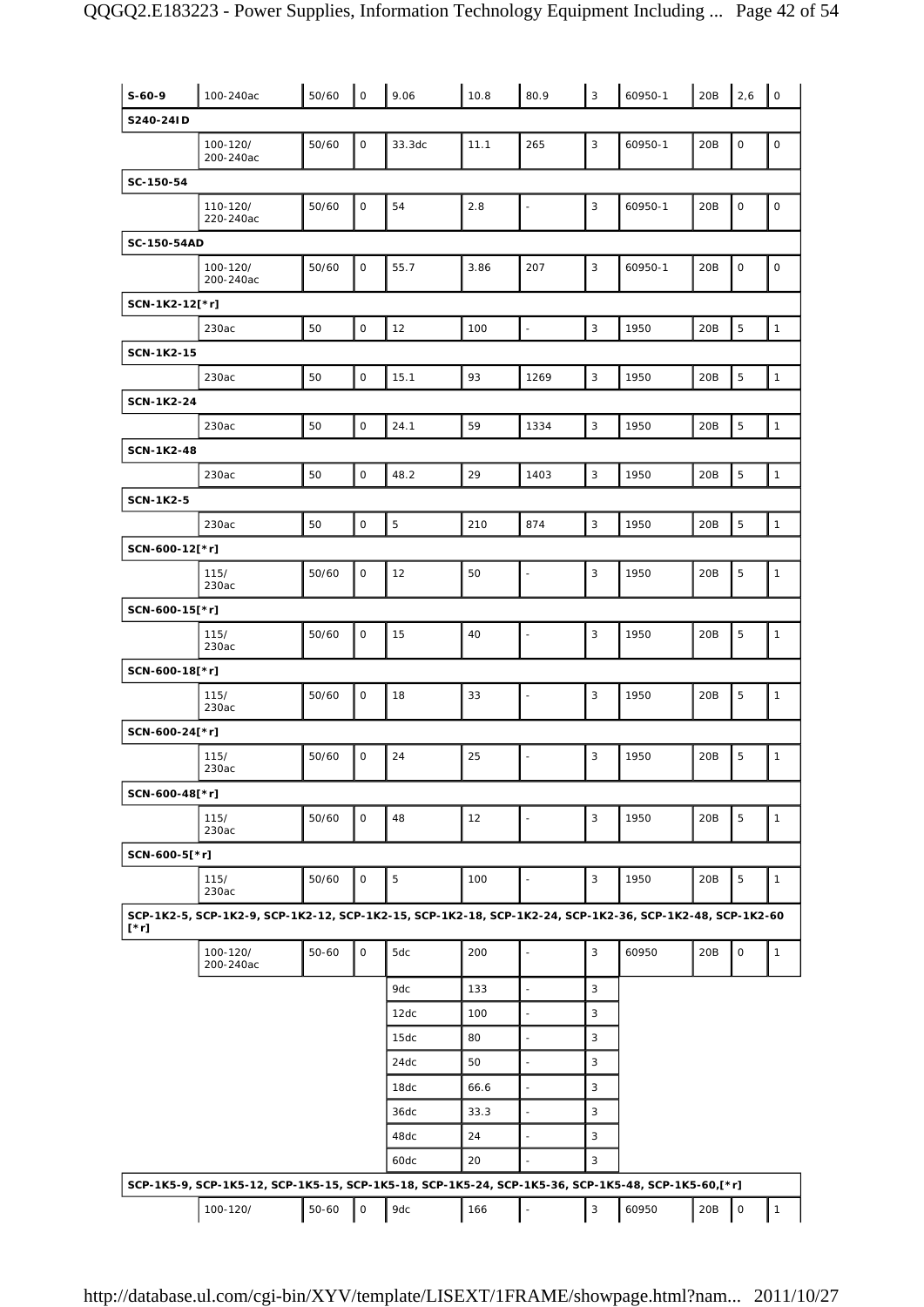| | | | | | | | | | | | |
|---|---|---|---|---|---|---|---|---|---|---|---|
| S-60-9 | 100-240ac | 50/60 | 0 | 9.06 | 10.8 | 80.9 | 3 | 60950-1 | 20B | 2,6 | 0 |
| S240-24ID | | | | | | | | | | | |
| | 100-120/ 200-240ac | 50/60 | 0 | 33.3dc | 11.1 | 265 | 3 | 60950-1 | 20B | 0 | 0 |
| SC-150-54 | | | | | | | | | | | |
| | 110-120/ 220-240ac | 50/60 | 0 | 54 | 2.8 | - | 3 | 60950-1 | 20B | 0 | 0 |
| SC-150-54AD | | | | | | | | | | | |
| | 100-120/ 200-240ac | 50/60 | 0 | 55.7 | 3.86 | 207 | 3 | 60950-1 | 20B | 0 | 0 |
| SCN-1K2-12[*r] | | | | | | | | | | | |
| | 230ac | 50 | 0 | 12 | 100 | - | 3 | 1950 | 20B | 5 | 1 |
| SCN-1K2-15 | | | | | | | | | | | |
| | 230ac | 50 | 0 | 15.1 | 93 | 1269 | 3 | 1950 | 20B | 5 | 1 |
| SCN-1K2-24 | | | | | | | | | | | |
| | 230ac | 50 | 0 | 24.1 | 59 | 1334 | 3 | 1950 | 20B | 5 | 1 |
| SCN-1K2-48 | | | | | | | | | | | |
| | 230ac | 50 | 0 | 48.2 | 29 | 1403 | 3 | 1950 | 20B | 5 | 1 |
| SCN-1K2-5 | | | | | | | | | | | |
| | 230ac | 50 | 0 | 5 | 210 | 874 | 3 | 1950 | 20B | 5 | 1 |
| SCN-600-12[*r] | | | | | | | | | | | |
| | 115/ 230ac | 50/60 | 0 | 12 | 50 | - | 3 | 1950 | 20B | 5 | 1 |
| SCN-600-15[*r] | | | | | | | | | | | |
| | 115/ 230ac | 50/60 | 0 | 15 | 40 | - | 3 | 1950 | 20B | 5 | 1 |
| SCN-600-18[*r] | | | | | | | | | | | |
| | 115/ 230ac | 50/60 | 0 | 18 | 33 | - | 3 | 1950 | 20B | 5 | 1 |
| SCN-600-24[*r] | | | | | | | | | | | |
| | 115/ 230ac | 50/60 | 0 | 24 | 25 | - | 3 | 1950 | 20B | 5 | 1 |
| SCN-600-48[*r] | | | | | | | | | | | |
| | 115/ 230ac | 50/60 | 0 | 48 | 12 | - | 3 | 1950 | 20B | 5 | 1 |
| SCN-600-5[*r] | | | | | | | | | | | |
| | 115/ 230ac | 50/60 | 0 | 5 | 100 | - | 3 | 1950 | 20B | 5 | 1 |
| SCP-1K2-5, SCP-1K2-9, SCP-1K2-12, SCP-1K2-15, SCP-1K2-18, SCP-1K2-24, SCP-1K2-36, SCP-1K2-48, SCP-1K2-60 [*r] | | | | | | | | | | | |
| | 100-120/ 200-240ac | 50-60 | 0 | 5dc | 200 | - | 3 | 60950 | 20B | 0 | 1 |
| | | | | 9dc | 133 | - | 3 | | | | |
| | | | | 12dc | 100 | - | 3 | | | | |
| | | | | 15dc | 80 | - | 3 | | | | |
| | | | | 24dc | 50 | - | 3 | | | | |
| | | | | 18dc | 66.6 | - | 3 | | | | |
| | | | | 36dc | 33.3 | - | 3 | | | | |
| | | | | 48dc | 24 | - | 3 | | | | |
| | | | | 60dc | 20 | - | 3 | | | | |
| SCP-1K5-9, SCP-1K5-12, SCP-1K5-15, SCP-1K5-18, SCP-1K5-24, SCP-1K5-36, SCP-1K5-48, SCP-1K5-60,[*r] | | | | | | | | | | | |
| | 100-120/ | 50-60 | 0 | 9dc | 166 | - | 3 | 60950 | 20B | 0 | 1 |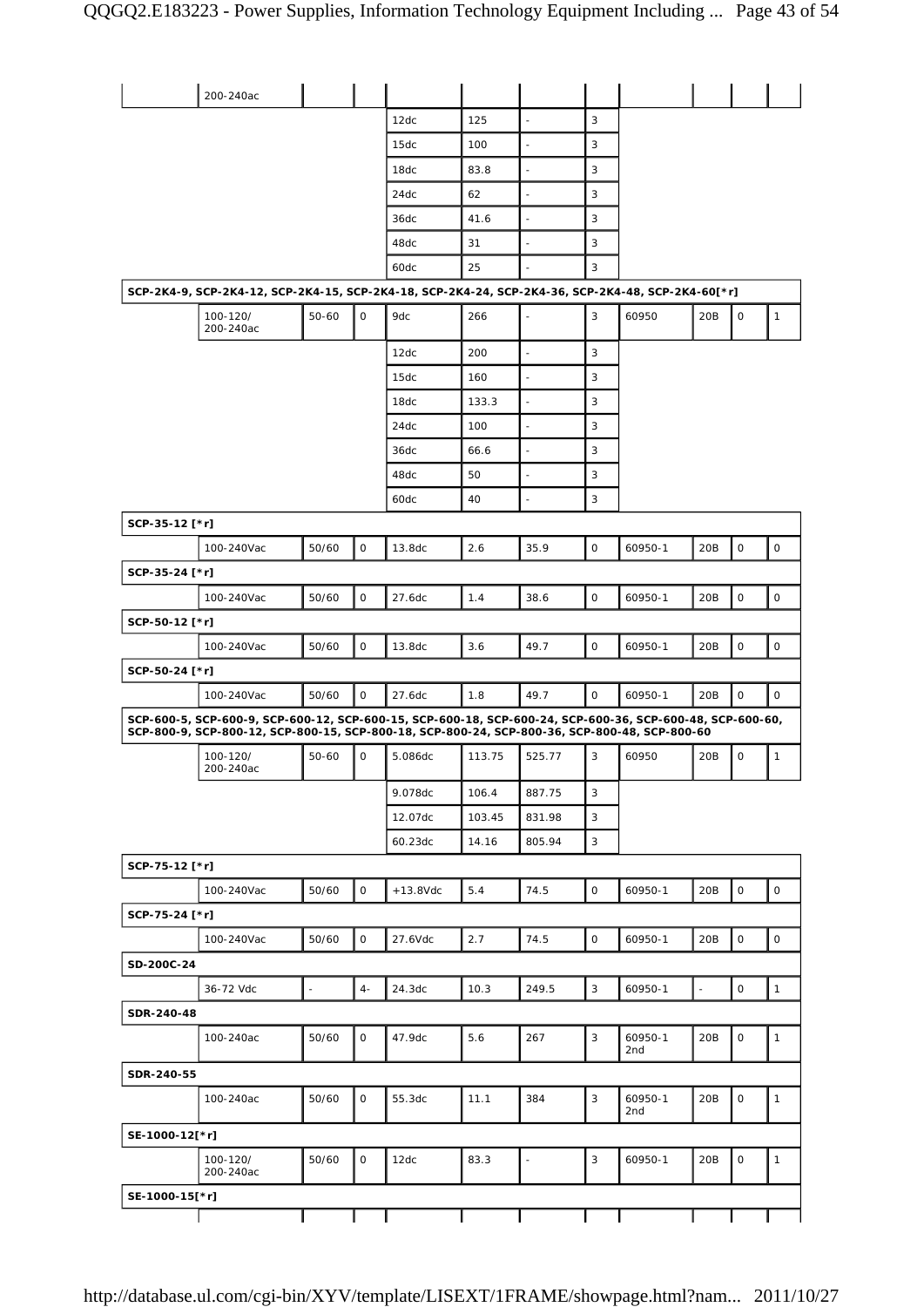| | | | | | | | | | | | |
|---|---|---|---|---|---|---|---|---|---|---|---|
| | 200-240ac | | | | | | | | | | |
| | | | | 12dc | 125 | - | 3 | | | | |
| | | | | 15dc | 100 | - | 3 | | | | |
| | | | | 18dc | 83.8 | - | 3 | | | | |
| | | | | 24dc | 62 | - | 3 | | | | |
| | | | | 36dc | 41.6 | - | 3 | | | | |
| | | | | 48dc | 31 | - | 3 | | | | |
| | | | | 60dc | 25 | - | 3 | | | | |
| **SCP-2K4-9, SCP-2K4-12, SCP-2K4-15, SCP-2K4-18, SCP-2K4-24, SCP-2K4-36, SCP-2K4-48, SCP-2K4-60[*r]** | | | | | | | | | | | |
| | 100-120/ 200-240ac | 50-60 | 0 | 9dc | 266 | - | 3 | 60950 | 20B | 0 | 1 |
| | | | | 12dc | 200 | - | 3 | | | | |
| | | | | 15dc | 160 | - | 3 | | | | |
| | | | | 18dc | 133.3 | - | 3 | | | | |
| | | | | 24dc | 100 | - | 3 | | | | |
| | | | | 36dc | 66.6 | - | 3 | | | | |
| | | | | 48dc | 50 | - | 3 | | | | |
| | | | | 60dc | 40 | - | 3 | | | | |
| **SCP-35-12 [*r]** | | | | | | | | | | | |
| | 100-240Vac | 50/60 | 0 | 13.8dc | 2.6 | 35.9 | 0 | 60950-1 | 20B | 0 | 0 |
| **SCP-35-24 [*r]** | | | | | | | | | | | |
| | 100-240Vac | 50/60 | 0 | 27.6dc | 1.4 | 38.6 | 0 | 60950-1 | 20B | 0 | 0 |
| **SCP-50-12 [*r]** | | | | | | | | | | | |
| | 100-240Vac | 50/60 | 0 | 13.8dc | 3.6 | 49.7 | 0 | 60950-1 | 20B | 0 | 0 |
| **SCP-50-24 [*r]** | | | | | | | | | | | |
| | 100-240Vac | 50/60 | 0 | 27.6dc | 1.8 | 49.7 | 0 | 60950-1 | 20B | 0 | 0 |
| **SCP-600-5, SCP-600-9, SCP-600-12, SCP-600-15, SCP-600-18, SCP-600-24, SCP-600-36, SCP-600-48, SCP-600-60, SCP-800-9, SCP-800-12, SCP-800-15, SCP-800-18, SCP-800-24, SCP-800-36, SCP-800-48, SCP-800-60** | | | | | | | | | | | |
| | 100-120/ 200-240ac | 50-60 | 0 | 5.086dc | 113.75 | 525.77 | 3 | 60950 | 20B | 0 | 1 |
| | | | | 9.078dc | 106.4 | 887.75 | 3 | | | | |
| | | | | 12.07dc | 103.45 | 831.98 | 3 | | | | |
| | | | | 60.23dc | 14.16 | 805.94 | 3 | | | | |
| **SCP-75-12 [*r]** | | | | | | | | | | | |
| | 100-240Vac | 50/60 | 0 | +13.8Vdc | 5.4 | 74.5 | 0 | 60950-1 | 20B | 0 | 0 |
| **SCP-75-24 [*r]** | | | | | | | | | | | |
| | 100-240Vac | 50/60 | 0 | 27.6Vdc | 2.7 | 74.5 | 0 | 60950-1 | 20B | 0 | 0 |
| **SD-200C-24** | | | | | | | | | | | |
| | 36-72 Vdc | - | 4- | 24.3dc | 10.3 | 249.5 | 3 | 60950-1 | - | 0 | 1 |
| **SDR-240-48** | | | | | | | | | | | |
| | 100-240ac | 50/60 | 0 | 47.9dc | 5.6 | 267 | 3 | 60950-1 2nd | 20B | 0 | 1 |
| **SDR-240-55** | | | | | | | | | | | |
| | 100-240ac | 50/60 | 0 | 55.3dc | 11.1 | 384 | 3 | 60950-1 2nd | 20B | 0 | 1 |
| **SE-1000-12[*r]** | | | | | | | | | | | |
| | 100-120/ 200-240ac | 50/60 | 0 | 12dc | 83.3 | - | 3 | 60950-1 | 20B | 0 | 1 |
| **SE-1000-15[*r]** | | | | | | | | | | | |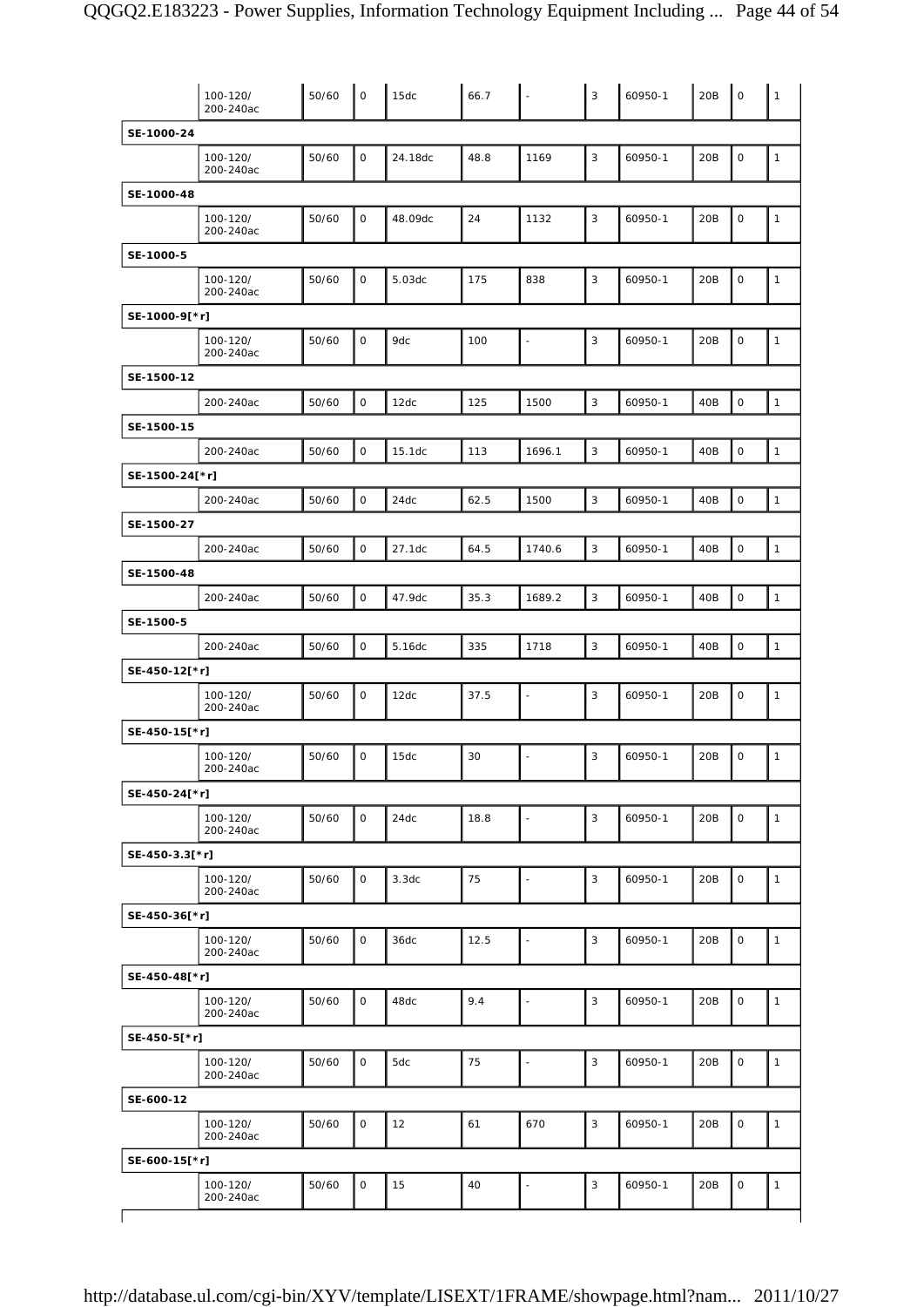| | | | | | | | | | | | |
|---|---|---|---|---|---|---|---|---|---|---|---|
| | 100-120/ 200-240ac | 50/60 | 0 | 15dc | 66.7 | - | 3 | 60950-1 | 20B | 0 | 1 |
| **SE-1000-24** | | | | | | | | | | | |
| | 100-120/ 200-240ac | 50/60 | 0 | 24.18dc | 48.8 | 1169 | 3 | 60950-1 | 20B | 0 | 1 |
| **SE-1000-48** | | | | | | | | | | | |
| | 100-120/ 200-240ac | 50/60 | 0 | 48.09dc | 24 | 1132 | 3 | 60950-1 | 20B | 0 | 1 |
| **SE-1000-5** | | | | | | | | | | | |
| | 100-120/ 200-240ac | 50/60 | 0 | 5.03dc | 175 | 838 | 3 | 60950-1 | 20B | 0 | 1 |
| **SE-1000-9[*r]** | | | | | | | | | | | |
| | 100-120/ 200-240ac | 50/60 | 0 | 9dc | 100 | - | 3 | 60950-1 | 20B | 0 | 1 |
| **SE-1500-12** | | | | | | | | | | | |
| | 200-240ac | 50/60 | 0 | 12dc | 125 | 1500 | 3 | 60950-1 | 40B | 0 | 1 |
| **SE-1500-15** | | | | | | | | | | | |
| | 200-240ac | 50/60 | 0 | 15.1dc | 113 | 1696.1 | 3 | 60950-1 | 40B | 0 | 1 |
| **SE-1500-24[*r]** | | | | | | | | | | | |
| | 200-240ac | 50/60 | 0 | 24dc | 62.5 | 1500 | 3 | 60950-1 | 40B | 0 | 1 |
| **SE-1500-27** | | | | | | | | | | | |
| | 200-240ac | 50/60 | 0 | 27.1dc | 64.5 | 1740.6 | 3 | 60950-1 | 40B | 0 | 1 |
| **SE-1500-48** | | | | | | | | | | | |
| | 200-240ac | 50/60 | 0 | 47.9dc | 35.3 | 1689.2 | 3 | 60950-1 | 40B | 0 | 1 |
| **SE-1500-5** | | | | | | | | | | | |
| | 200-240ac | 50/60 | 0 | 5.16dc | 335 | 1718 | 3 | 60950-1 | 40B | 0 | 1 |
| **SE-450-12[*r]** | | | | | | | | | | | |
| | 100-120/ 200-240ac | 50/60 | 0 | 12dc | 37.5 | - | 3 | 60950-1 | 20B | 0 | 1 |
| **SE-450-15[*r]** | | | | | | | | | | | |
| | 100-120/ 200-240ac | 50/60 | 0 | 15dc | 30 | - | 3 | 60950-1 | 20B | 0 | 1 |
| **SE-450-24[*r]** | | | | | | | | | | | |
| | 100-120/ 200-240ac | 50/60 | 0 | 24dc | 18.8 | - | 3 | 60950-1 | 20B | 0 | 1 |
| **SE-450-3.3[*r]** | | | | | | | | | | | |
| | 100-120/ 200-240ac | 50/60 | 0 | 3.3dc | 75 | - | 3 | 60950-1 | 20B | 0 | 1 |
| **SE-450-36[*r]** | | | | | | | | | | | |
| | 100-120/ 200-240ac | 50/60 | 0 | 36dc | 12.5 | - | 3 | 60950-1 | 20B | 0 | 1 |
| **SE-450-48[*r]** | | | | | | | | | | | |
| | 100-120/ 200-240ac | 50/60 | 0 | 48dc | 9.4 | - | 3 | 60950-1 | 20B | 0 | 1 |
| **SE-450-5[*r]** | | | | | | | | | | | |
| | 100-120/ 200-240ac | 50/60 | 0 | 5dc | 75 | - | 3 | 60950-1 | 20B | 0 | 1 |
| **SE-600-12** | | | | | | | | | | | |
| | 100-120/ 200-240ac | 50/60 | 0 | 12 | 61 | 670 | 3 | 60950-1 | 20B | 0 | 1 |
| **SE-600-15[*r]** | | | | | | | | | | | |
| | 100-120/ 200-240ac | 50/60 | 0 | 15 | 40 | - | 3 | 60950-1 | 20B | 0 | 1 |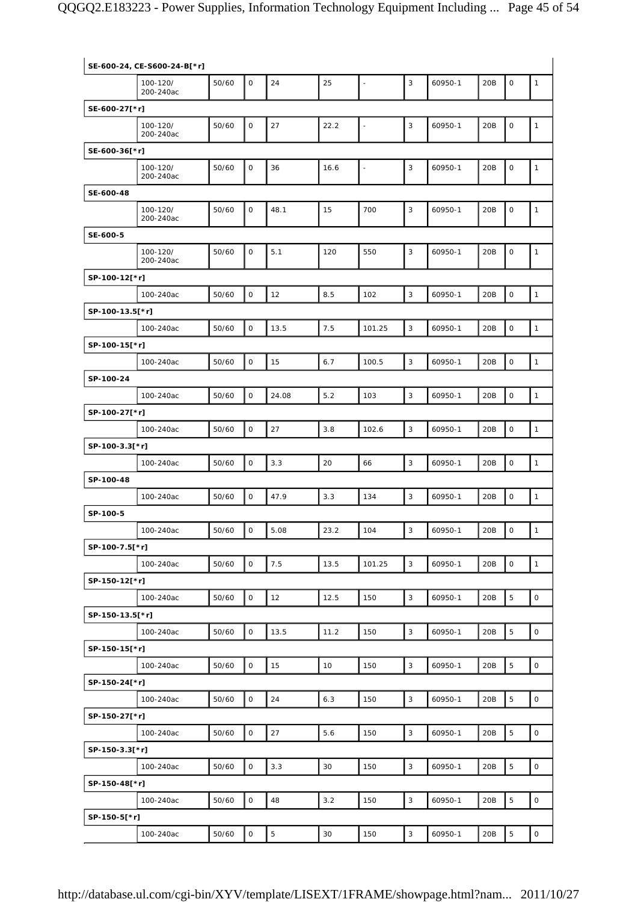| | | | | | | | | | | | |
|---|---|---|---|---|---|---|---|---|---|---|---|
| **SE-600-24, CE-S600-24-B[*r]** | | | | | | | | | | | |
| | 100-120/ 200-240ac | 50/60 | 0 | 24 | 25 | - | 3 | 60950-1 | 20B | 0 | 1 |
| **SE-600-27[*r]** | | | | | | | | | | | |
| | 100-120/ 200-240ac | 50/60 | 0 | 27 | 22.2 | - | 3 | 60950-1 | 20B | 0 | 1 |
| **SE-600-36[*r]** | | | | | | | | | | | |
| | 100-120/ 200-240ac | 50/60 | 0 | 36 | 16.6 | - | 3 | 60950-1 | 20B | 0 | 1 |
| **SE-600-48** | | | | | | | | | | | |
| | 100-120/ 200-240ac | 50/60 | 0 | 48.1 | 15 | 700 | 3 | 60950-1 | 20B | 0 | 1 |
| **SE-600-5** | | | | | | | | | | | |
| | 100-120/ 200-240ac | 50/60 | 0 | 5.1 | 120 | 550 | 3 | 60950-1 | 20B | 0 | 1 |
| **SP-100-12[*r]** | | | | | | | | | | | |
| | 100-240ac | 50/60 | 0 | 12 | 8.5 | 102 | 3 | 60950-1 | 20B | 0 | 1 |
| **SP-100-13.5[*r]** | | | | | | | | | | | |
| | 100-240ac | 50/60 | 0 | 13.5 | 7.5 | 101.25 | 3 | 60950-1 | 20B | 0 | 1 |
| **SP-100-15[*r]** | | | | | | | | | | | |
| | 100-240ac | 50/60 | 0 | 15 | 6.7 | 100.5 | 3 | 60950-1 | 20B | 0 | 1 |
| **SP-100-24** | | | | | | | | | | | |
| | 100-240ac | 50/60 | 0 | 24.08 | 5.2 | 103 | 3 | 60950-1 | 20B | 0 | 1 |
| **SP-100-27[*r]** | | | | | | | | | | | |
| | 100-240ac | 50/60 | 0 | 27 | 3.8 | 102.6 | 3 | 60950-1 | 20B | 0 | 1 |
| **SP-100-3.3[*r]** | | | | | | | | | | | |
| | 100-240ac | 50/60 | 0 | 3.3 | 20 | 66 | 3 | 60950-1 | 20B | 0 | 1 |
| **SP-100-48** | | | | | | | | | | | |
| | 100-240ac | 50/60 | 0 | 47.9 | 3.3 | 134 | 3 | 60950-1 | 20B | 0 | 1 |
| **SP-100-5** | | | | | | | | | | | |
| | 100-240ac | 50/60 | 0 | 5.08 | 23.2 | 104 | 3 | 60950-1 | 20B | 0 | 1 |
| **SP-100-7.5[*r]** | | | | | | | | | | | |
| | 100-240ac | 50/60 | 0 | 7.5 | 13.5 | 101.25 | 3 | 60950-1 | 20B | 0 | 1 |
| **SP-150-12[*r]** | | | | | | | | | | | |
| | 100-240ac | 50/60 | 0 | 12 | 12.5 | 150 | 3 | 60950-1 | 20B | 5 | 0 |
| **SP-150-13.5[*r]** | | | | | | | | | | | |
| | 100-240ac | 50/60 | 0 | 13.5 | 11.2 | 150 | 3 | 60950-1 | 20B | 5 | 0 |
| **SP-150-15[*r]** | | | | | | | | | | | |
| | 100-240ac | 50/60 | 0 | 15 | 10 | 150 | 3 | 60950-1 | 20B | 5 | 0 |
| **SP-150-24[*r]** | | | | | | | | | | | |
| | 100-240ac | 50/60 | 0 | 24 | 6.3 | 150 | 3 | 60950-1 | 20B | 5 | 0 |
| **SP-150-27[*r]** | | | | | | | | | | | |
| | 100-240ac | 50/60 | 0 | 27 | 5.6 | 150 | 3 | 60950-1 | 20B | 5 | 0 |
| **SP-150-3.3[*r]** | | | | | | | | | | | |
| | 100-240ac | 50/60 | 0 | 3.3 | 30 | 150 | 3 | 60950-1 | 20B | 5 | 0 |
| **SP-150-48[*r]** | | | | | | | | | | | |
| | 100-240ac | 50/60 | 0 | 48 | 3.2 | 150 | 3 | 60950-1 | 20B | 5 | 0 |
| **SP-150-5[*r]** | | | | | | | | | | | |
| | 100-240ac | 50/60 | 0 | 5 | 30 | 150 | 3 | 60950-1 | 20B | 5 | 0 |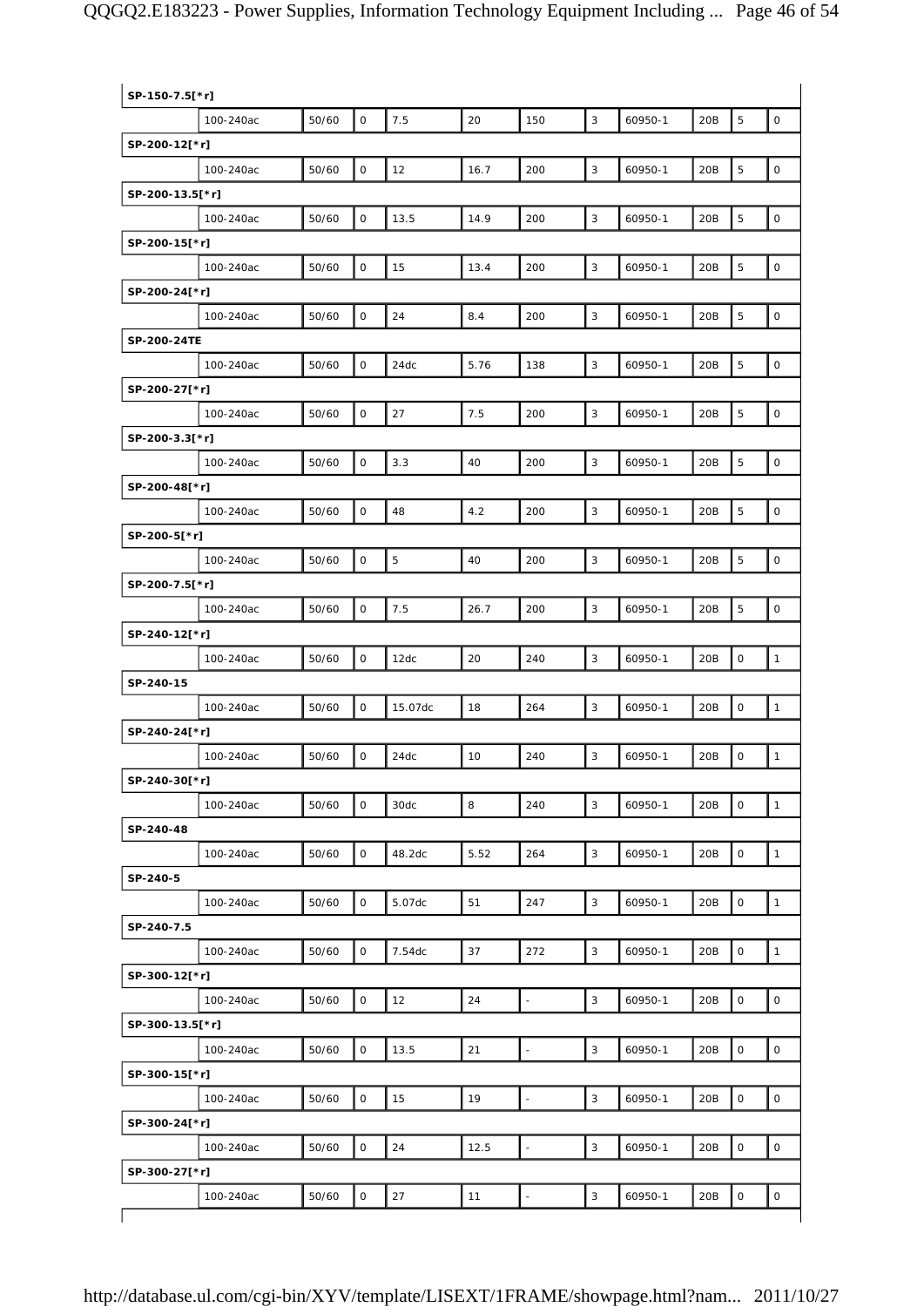| | | | | | | | | | | | |
|---|---|---|---|---|---|---|---|---|---|---|---|
| **SP-150-7.5[*r]** | | | | | | | | | | | |
| | 100-240ac | 50/60 | 0 | 7.5 | 20 | 150 | 3 | 60950-1 | 20B | 5 | 0 |
| **SP-200-12[*r]** | | | | | | | | | | | |
| | 100-240ac | 50/60 | 0 | 12 | 16.7 | 200 | 3 | 60950-1 | 20B | 5 | 0 |
| **SP-200-13.5[*r]** | | | | | | | | | | | |
| | 100-240ac | 50/60 | 0 | 13.5 | 14.9 | 200 | 3 | 60950-1 | 20B | 5 | 0 |
| **SP-200-15[*r]** | | | | | | | | | | | |
| | 100-240ac | 50/60 | 0 | 15 | 13.4 | 200 | 3 | 60950-1 | 20B | 5 | 0 |
| **SP-200-24[*r]** | | | | | | | | | | | |
| | 100-240ac | 50/60 | 0 | 24 | 8.4 | 200 | 3 | 60950-1 | 20B | 5 | 0 |
| **SP-200-24TE** | | | | | | | | | | | |
| | 100-240ac | 50/60 | 0 | 24dc | 5.76 | 138 | 3 | 60950-1 | 20B | 5 | 0 |
| **SP-200-27[*r]** | | | | | | | | | | | |
| | 100-240ac | 50/60 | 0 | 27 | 7.5 | 200 | 3 | 60950-1 | 20B | 5 | 0 |
| **SP-200-3.3[*r]** | | | | | | | | | | | |
| | 100-240ac | 50/60 | 0 | 3.3 | 40 | 200 | 3 | 60950-1 | 20B | 5 | 0 |
| **SP-200-48[*r]** | | | | | | | | | | | |
| | 100-240ac | 50/60 | 0 | 48 | 4.2 | 200 | 3 | 60950-1 | 20B | 5 | 0 |
| **SP-200-5[*r]** | | | | | | | | | | | |
| | 100-240ac | 50/60 | 0 | 5 | 40 | 200 | 3 | 60950-1 | 20B | 5 | 0 |
| **SP-200-7.5[*r]** | | | | | | | | | | | |
| | 100-240ac | 50/60 | 0 | 7.5 | 26.7 | 200 | 3 | 60950-1 | 20B | 5 | 0 |
| **SP-240-12[*r]** | | | | | | | | | | | |
| | 100-240ac | 50/60 | 0 | 12dc | 20 | 240 | 3 | 60950-1 | 20B | 0 | 1 |
| **SP-240-15** | | | | | | | | | | | |
| | 100-240ac | 50/60 | 0 | 15.07dc | 18 | 264 | 3 | 60950-1 | 20B | 0 | 1 |
| **SP-240-24[*r]** | | | | | | | | | | | |
| | 100-240ac | 50/60 | 0 | 24dc | 10 | 240 | 3 | 60950-1 | 20B | 0 | 1 |
| **SP-240-30[*r]** | | | | | | | | | | | |
| | 100-240ac | 50/60 | 0 | 30dc | 8 | 240 | 3 | 60950-1 | 20B | 0 | 1 |
| **SP-240-48** | | | | | | | | | | | |
| | 100-240ac | 50/60 | 0 | 48.2dc | 5.52 | 264 | 3 | 60950-1 | 20B | 0 | 1 |
| **SP-240-5** | | | | | | | | | | | |
| | 100-240ac | 50/60 | 0 | 5.07dc | 51 | 247 | 3 | 60950-1 | 20B | 0 | 1 |
| **SP-240-7.5** | | | | | | | | | | | |
| | 100-240ac | 50/60 | 0 | 7.54dc | 37 | 272 | 3 | 60950-1 | 20B | 0 | 1 |
| **SP-300-12[*r]** | | | | | | | | | | | |
| | 100-240ac | 50/60 | 0 | 12 | 24 | - | 3 | 60950-1 | 20B | 0 | 0 |
| **SP-300-13.5[*r]** | | | | | | | | | | | |
| | 100-240ac | 50/60 | 0 | 13.5 | 21 | - | 3 | 60950-1 | 20B | 0 | 0 |
| **SP-300-15[*r]** | | | | | | | | | | | |
| | 100-240ac | 50/60 | 0 | 15 | 19 | - | 3 | 60950-1 | 20B | 0 | 0 |
| **SP-300-24[*r]** | | | | | | | | | | | |
| | 100-240ac | 50/60 | 0 | 24 | 12.5 | - | 3 | 60950-1 | 20B | 0 | 0 |
| **SP-300-27[*r]** | | | | | | | | | | | |
| | 100-240ac | 50/60 | 0 | 27 | 11 | - | 3 | 60950-1 | 20B | 0 | 0 |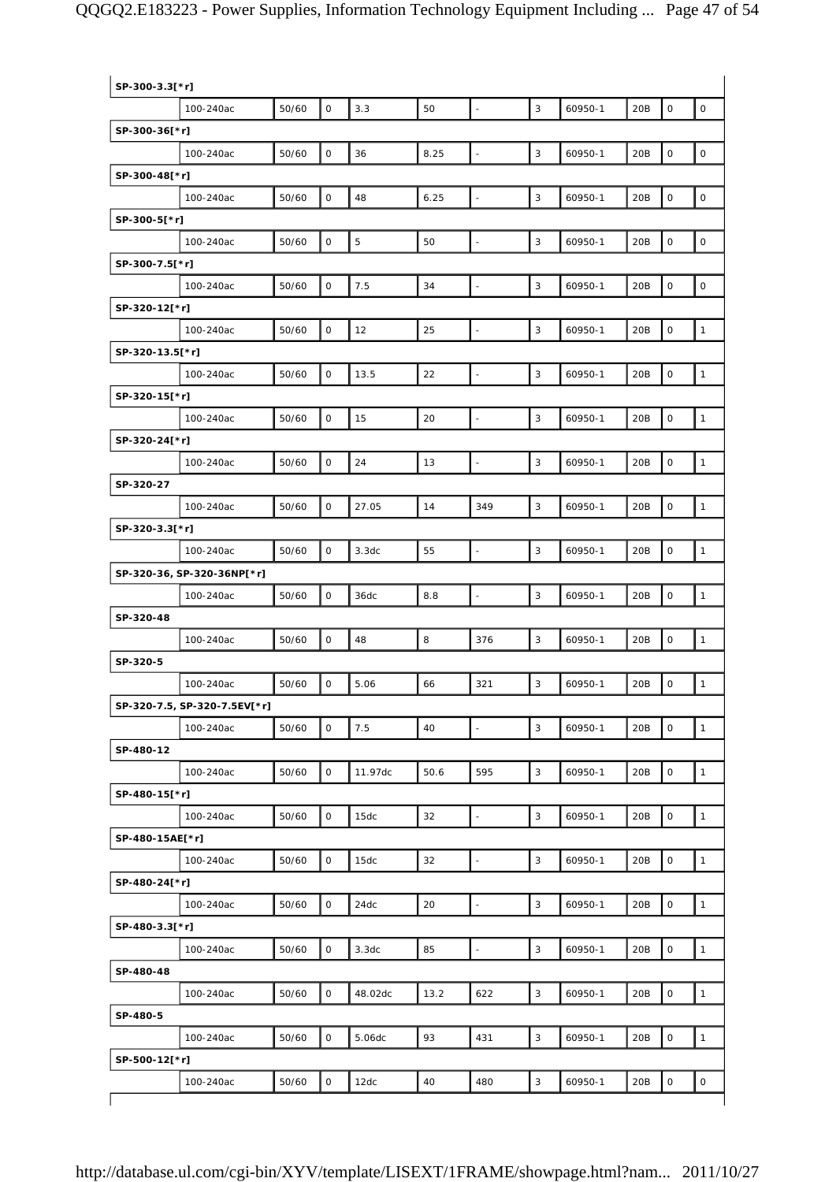| SP-300-3.3[*r] | | | | | | | | | | | |
|---|---|---|---|---|---|---|---|---|---|---|---|
| | 100-240ac | 50/60 | 0 | 3.3 | 50 | - | 3 | 60950-1 | 20B | 0 | 0 |
| SP-300-36[*r] | | | | | | | | | | | |
| | 100-240ac | 50/60 | 0 | 36 | 8.25 | - | 3 | 60950-1 | 20B | 0 | 0 |
| SP-300-48[*r] | | | | | | | | | | | |
| | 100-240ac | 50/60 | 0 | 48 | 6.25 | - | 3 | 60950-1 | 20B | 0 | 0 |
| SP-300-5[*r] | | | | | | | | | | | |
| | 100-240ac | 50/60 | 0 | 5 | 50 | - | 3 | 60950-1 | 20B | 0 | 0 |
| SP-300-7.5[*r] | | | | | | | | | | | |
| | 100-240ac | 50/60 | 0 | 7.5 | 34 | - | 3 | 60950-1 | 20B | 0 | 0 |
| SP-320-12[*r] | | | | | | | | | | | |
| | 100-240ac | 50/60 | 0 | 12 | 25 | - | 3 | 60950-1 | 20B | 0 | 1 |
| SP-320-13.5[*r] | | | | | | | | | | | |
| | 100-240ac | 50/60 | 0 | 13.5 | 22 | - | 3 | 60950-1 | 20B | 0 | 1 |
| SP-320-15[*r] | | | | | | | | | | | |
| | 100-240ac | 50/60 | 0 | 15 | 20 | - | 3 | 60950-1 | 20B | 0 | 1 |
| SP-320-24[*r] | | | | | | | | | | | |
| | 100-240ac | 50/60 | 0 | 24 | 13 | - | 3 | 60950-1 | 20B | 0 | 1 |
| SP-320-27 | | | | | | | | | | | |
| | 100-240ac | 50/60 | 0 | 27.05 | 14 | 349 | 3 | 60950-1 | 20B | 0 | 1 |
| SP-320-3.3[*r] | | | | | | | | | | | |
| | 100-240ac | 50/60 | 0 | 3.3dc | 55 | - | 3 | 60950-1 | 20B | 0 | 1 |
| SP-320-36, SP-320-36NP[*r] | | | | | | | | | | | |
| | 100-240ac | 50/60 | 0 | 36dc | 8.8 | - | 3 | 60950-1 | 20B | 0 | 1 |
| SP-320-48 | | | | | | | | | | | |
| | 100-240ac | 50/60 | 0 | 48 | 8 | 376 | 3 | 60950-1 | 20B | 0 | 1 |
| SP-320-5 | | | | | | | | | | | |
| | 100-240ac | 50/60 | 0 | 5.06 | 66 | 321 | 3 | 60950-1 | 20B | 0 | 1 |
| SP-320-7.5, SP-320-7.5EV[*r] | | | | | | | | | | | |
| | 100-240ac | 50/60 | 0 | 7.5 | 40 | - | 3 | 60950-1 | 20B | 0 | 1 |
| SP-480-12 | | | | | | | | | | | |
| | 100-240ac | 50/60 | 0 | 11.97dc | 50.6 | 595 | 3 | 60950-1 | 20B | 0 | 1 |
| SP-480-15[*r] | | | | | | | | | | | |
| | 100-240ac | 50/60 | 0 | 15dc | 32 | - | 3 | 60950-1 | 20B | 0 | 1 |
| SP-480-15AE[*r] | | | | | | | | | | | |
| | 100-240ac | 50/60 | 0 | 15dc | 32 | - | 3 | 60950-1 | 20B | 0 | 1 |
| SP-480-24[*r] | | | | | | | | | | | |
| | 100-240ac | 50/60 | 0 | 24dc | 20 | - | 3 | 60950-1 | 20B | 0 | 1 |
| SP-480-3.3[*r] | | | | | | | | | | | |
| | 100-240ac | 50/60 | 0 | 3.3dc | 85 | - | 3 | 60950-1 | 20B | 0 | 1 |
| SP-480-48 | | | | | | | | | | | |
| | 100-240ac | 50/60 | 0 | 48.02dc | 13.2 | 622 | 3 | 60950-1 | 20B | 0 | 1 |
| SP-480-5 | | | | | | | | | | | |
| | 100-240ac | 50/60 | 0 | 5.06dc | 93 | 431 | 3 | 60950-1 | 20B | 0 | 1 |
| SP-500-12[*r] | | | | | | | | | | | |
| | 100-240ac | 50/60 | 0 | 12dc | 40 | 480 | 3 | 60950-1 | 20B | 0 | 0 |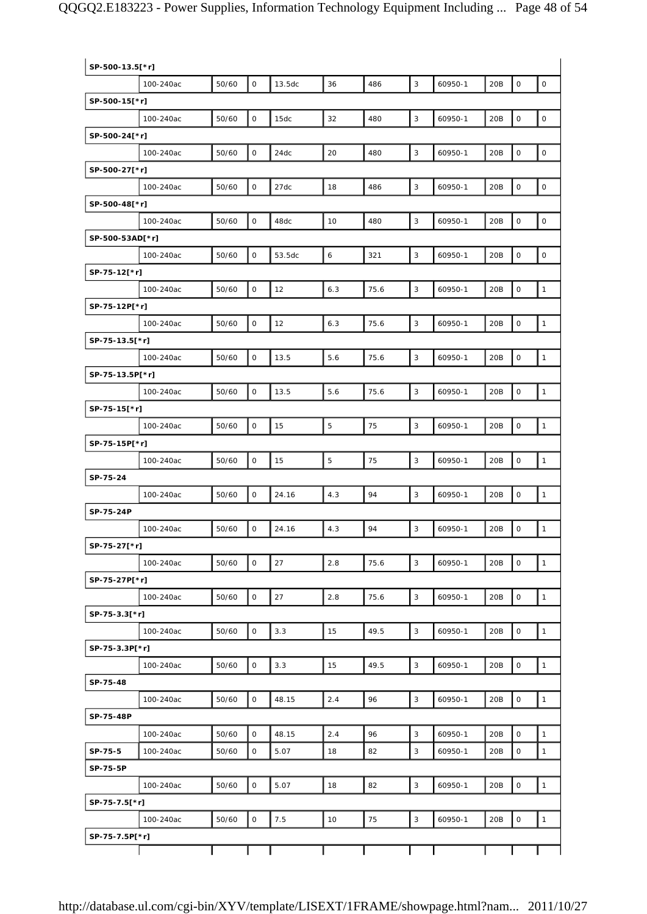| | | | | | | | | | | | |
|---|---|---|---|---|---|---|---|---|---|---|---|
| **SP-500-13.5[*r]** | | | | | | | | | | | |
| | 100-240ac | 50/60 | 0 | 13.5dc | 36 | 486 | 3 | 60950-1 | 20B | 0 | 0 |
| **SP-500-15[*r]** | | | | | | | | | | | |
| | 100-240ac | 50/60 | 0 | 15dc | 32 | 480 | 3 | 60950-1 | 20B | 0 | 0 |
| **SP-500-24[*r]** | | | | | | | | | | | |
| | 100-240ac | 50/60 | 0 | 24dc | 20 | 480 | 3 | 60950-1 | 20B | 0 | 0 |
| **SP-500-27[*r]** | | | | | | | | | | | |
| | 100-240ac | 50/60 | 0 | 27dc | 18 | 486 | 3 | 60950-1 | 20B | 0 | 0 |
| **SP-500-48[*r]** | | | | | | | | | | | |
| | 100-240ac | 50/60 | 0 | 48dc | 10 | 480 | 3 | 60950-1 | 20B | 0 | 0 |
| **SP-500-53AD[*r]** | | | | | | | | | | | |
| | 100-240ac | 50/60 | 0 | 53.5dc | 6 | 321 | 3 | 60950-1 | 20B | 0 | 0 |
| **SP-75-12[*r]** | | | | | | | | | | | |
| | 100-240ac | 50/60 | 0 | 12 | 6.3 | 75.6 | 3 | 60950-1 | 20B | 0 | 1 |
| **SP-75-12P[*r]** | | | | | | | | | | | |
| | 100-240ac | 50/60 | 0 | 12 | 6.3 | 75.6 | 3 | 60950-1 | 20B | 0 | 1 |
| **SP-75-13.5[*r]** | | | | | | | | | | | |
| | 100-240ac | 50/60 | 0 | 13.5 | 5.6 | 75.6 | 3 | 60950-1 | 20B | 0 | 1 |
| **SP-75-13.5P[*r]** | | | | | | | | | | | |
| | 100-240ac | 50/60 | 0 | 13.5 | 5.6 | 75.6 | 3 | 60950-1 | 20B | 0 | 1 |
| **SP-75-15[*r]** | | | | | | | | | | | |
| | 100-240ac | 50/60 | 0 | 15 | 5 | 75 | 3 | 60950-1 | 20B | 0 | 1 |
| **SP-75-15P[*r]** | | | | | | | | | | | |
| | 100-240ac | 50/60 | 0 | 15 | 5 | 75 | 3 | 60950-1 | 20B | 0 | 1 |
| **SP-75-24** | | | | | | | | | | | |
| | 100-240ac | 50/60 | 0 | 24.16 | 4.3 | 94 | 3 | 60950-1 | 20B | 0 | 1 |
| **SP-75-24P** | | | | | | | | | | | |
| | 100-240ac | 50/60 | 0 | 24.16 | 4.3 | 94 | 3 | 60950-1 | 20B | 0 | 1 |
| **SP-75-27[*r]** | | | | | | | | | | | |
| | 100-240ac | 50/60 | 0 | 27 | 2.8 | 75.6 | 3 | 60950-1 | 20B | 0 | 1 |
| **SP-75-27P[*r]** | | | | | | | | | | | |
| | 100-240ac | 50/60 | 0 | 27 | 2.8 | 75.6 | 3 | 60950-1 | 20B | 0 | 1 |
| **SP-75-3.3[*r]** | | | | | | | | | | | |
| | 100-240ac | 50/60 | 0 | 3.3 | 15 | 49.5 | 3 | 60950-1 | 20B | 0 | 1 |
| **SP-75-3.3P[*r]** | | | | | | | | | | | |
| | 100-240ac | 50/60 | 0 | 3.3 | 15 | 49.5 | 3 | 60950-1 | 20B | 0 | 1 |
| **SP-75-48** | | | | | | | | | | | |
| | 100-240ac | 50/60 | 0 | 48.15 | 2.4 | 96 | 3 | 60950-1 | 20B | 0 | 1 |
| **SP-75-48P** | | | | | | | | | | | |
| | 100-240ac | 50/60 | 0 | 48.15 | 2.4 | 96 | 3 | 60950-1 | 20B | 0 | 1 |
| **SP-75-5** | 100-240ac | 50/60 | 0 | 5.07 | 18 | 82 | 3 | 60950-1 | 20B | 0 | 1 |
| **SP-75-5P** | | | | | | | | | | | |
| | 100-240ac | 50/60 | 0 | 5.07 | 18 | 82 | 3 | 60950-1 | 20B | 0 | 1 |
| **SP-75-7.5[*r]** | | | | | | | | | | | |
| | 100-240ac | 50/60 | 0 | 7.5 | 10 | 75 | 3 | 60950-1 | 20B | 0 | 1 |
| **SP-75-7.5P[*r]** | | | | | | | | | | | |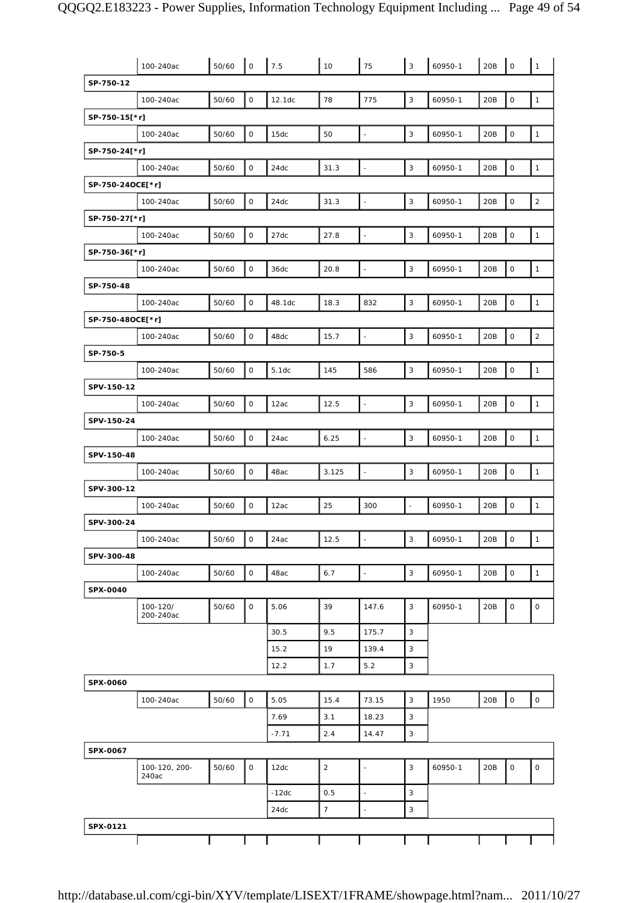| | | | | | | | | | | | |
|---|---|---|---|---|---|---|---|---|---|---|---|
| | 100-240ac | 50/60 | 0 | 7.5 | 10 | 75 | 3 | 60950-1 | 20B | 0 | 1 |
| SP-750-12 | | | | | | | | | | | |
| | 100-240ac | 50/60 | 0 | 12.1dc | 78 | 775 | 3 | 60950-1 | 20B | 0 | 1 |
| SP-750-15[*r] | | | | | | | | | | | |
| | 100-240ac | 50/60 | 0 | 15dc | 50 | - | 3 | 60950-1 | 20B | 0 | 1 |
| SP-750-24[*r] | | | | | | | | | | | |
| | 100-240ac | 50/60 | 0 | 24dc | 31.3 | - | 3 | 60950-1 | 20B | 0 | 1 |
| SP-750-24OCE[*r] | | | | | | | | | | | |
| | 100-240ac | 50/60 | 0 | 24dc | 31.3 | - | 3 | 60950-1 | 20B | 0 | 2 |
| SP-750-27[*r] | | | | | | | | | | | |
| | 100-240ac | 50/60 | 0 | 27dc | 27.8 | - | 3 | 60950-1 | 20B | 0 | 1 |
| SP-750-36[*r] | | | | | | | | | | | |
| | 100-240ac | 50/60 | 0 | 36dc | 20.8 | - | 3 | 60950-1 | 20B | 0 | 1 |
| SP-750-48 | | | | | | | | | | | |
| | 100-240ac | 50/60 | 0 | 48.1dc | 18.3 | 832 | 3 | 60950-1 | 20B | 0 | 1 |
| SP-750-48OCE[*r] | | | | | | | | | | | |
| | 100-240ac | 50/60 | 0 | 48dc | 15.7 | - | 3 | 60950-1 | 20B | 0 | 2 |
| SP-750-5 | | | | | | | | | | | |
| | 100-240ac | 50/60 | 0 | 5.1dc | 145 | 586 | 3 | 60950-1 | 20B | 0 | 1 |
| SPV-150-12 | | | | | | | | | | | |
| | 100-240ac | 50/60 | 0 | 12ac | 12.5 | - | 3 | 60950-1 | 20B | 0 | 1 |
| SPV-150-24 | | | | | | | | | | | |
| | 100-240ac | 50/60 | 0 | 24ac | 6.25 | - | 3 | 60950-1 | 20B | 0 | 1 |
| SPV-150-48 | | | | | | | | | | | |
| | 100-240ac | 50/60 | 0 | 48ac | 3.125 | - | 3 | 60950-1 | 20B | 0 | 1 |
| SPV-300-12 | | | | | | | | | | | |
| | 100-240ac | 50/60 | 0 | 12ac | 25 | 300 | - | 60950-1 | 20B | 0 | 1 |
| SPV-300-24 | | | | | | | | | | | |
| | 100-240ac | 50/60 | 0 | 24ac | 12.5 | - | 3 | 60950-1 | 20B | 0 | 1 |
| SPV-300-48 | | | | | | | | | | | |
| | 100-240ac | 50/60 | 0 | 48ac | 6.7 | - | 3 | 60950-1 | 20B | 0 | 1 |
| SPX-0040 | | | | | | | | | | | |
| | 100-120/ 200-240ac | 50/60 | 0 | 5.06 | 39 | 147.6 | 3 | 60950-1 | 20B | 0 | 0 |
| | | | | 30.5 | 9.5 | 175.7 | 3 | | | | |
| | | | | 15.2 | 19 | 139.4 | 3 | | | | |
| | | | | 12.2 | 1.7 | 5.2 | 3 | | | | |
| SPX-0060 | | | | | | | | | | | |
| | 100-240ac | 50/60 | 0 | 5.05 | 15.4 | 73.15 | 3 | 1950 | 20B | 0 | 0 |
| | | | | 7.69 | 3.1 | 18.23 | 3 | | | | |
| | | | | -7.71 | 2.4 | 14.47 | 3 | | | | |
| SPX-0067 | | | | | | | | | | | |
| | 100-120, 200-240ac | 50/60 | 0 | 12dc | 2 | - | 3 | 60950-1 | 20B | 0 | 0 |
| | | | | -12dc | 0.5 | - | 3 | | | | |
| | | | | 24dc | 7 | - | 3 | | | | |
| SPX-0121 | | | | | | | | | | | |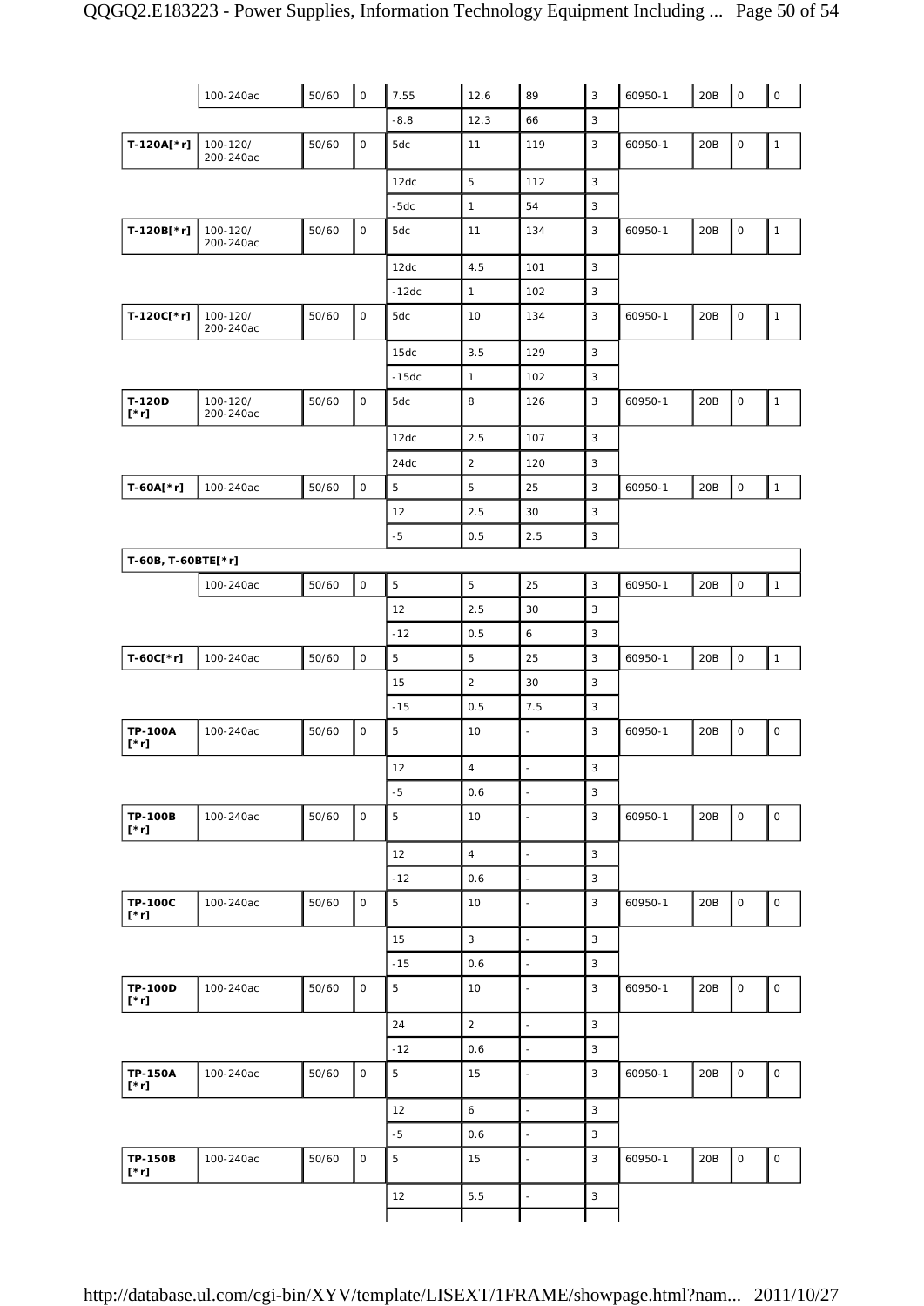| | | | | | | | | | | | |
|---|---|---|---|---|---|---|---|---|---|---|---|
| | 100-240ac | 50/60 | 0 | 7.55 | 12.6 | 89 | 3 | 60950-1 | 20B | 0 | 0 |
| | | | | -8.8 | 12.3 | 66 | 3 | | | | |
| **T-120A[*r]** | 100-120/ 200-240ac | 50/60 | 0 | 5dc | 11 | 119 | 3 | 60950-1 | 20B | 0 | 1 |
| | | | | 12dc | 5 | 112 | 3 | | | | |
| | | | | -5dc | 1 | 54 | 3 | | | | |
| **T-120B[*r]** | 100-120/ 200-240ac | 50/60 | 0 | 5dc | 11 | 134 | 3 | 60950-1 | 20B | 0 | 1 |
| | | | | 12dc | 4.5 | 101 | 3 | | | | |
| | | | | -12dc | 1 | 102 | 3 | | | | |
| **T-120C[*r]** | 100-120/ 200-240ac | 50/60 | 0 | 5dc | 10 | 134 | 3 | 60950-1 | 20B | 0 | 1 |
| | | | | 15dc | 3.5 | 129 | 3 | | | | |
| | | | | -15dc | 1 | 102 | 3 | | | | |
| **T-120D [*r]** | 100-120/ 200-240ac | 50/60 | 0 | 5dc | 8 | 126 | 3 | 60950-1 | 20B | 0 | 1 |
| | | | | 12dc | 2.5 | 107 | 3 | | | | |
| | | | | 24dc | 2 | 120 | 3 | | | | |
| **T-60A[*r]** | 100-240ac | 50/60 | 0 | 5 | 5 | 25 | 3 | 60950-1 | 20B | 0 | 1 |
| | | | | 12 | 2.5 | 30 | 3 | | | | |
| | | | | -5 | 0.5 | 2.5 | 3 | | | | |
| **T-60B, T-60BTE[*r]** | | | | | | | | | | | |
| | 100-240ac | 50/60 | 0 | 5 | 5 | 25 | 3 | 60950-1 | 20B | 0 | 1 |
| | | | | 12 | 2.5 | 30 | 3 | | | | |
| | | | | -12 | 0.5 | 6 | 3 | | | | |
| **T-60C[*r]** | 100-240ac | 50/60 | 0 | 5 | 5 | 25 | 3 | 60950-1 | 20B | 0 | 1 |
| | | | | 15 | 2 | 30 | 3 | | | | |
| | | | | -15 | 0.5 | 7.5 | 3 | | | | |
| **TP-100A [*r]** | 100-240ac | 50/60 | 0 | 5 | 10 | - | 3 | 60950-1 | 20B | 0 | 0 |
| | | | | 12 | 4 | - | 3 | | | | |
| | | | | -5 | 0.6 | - | 3 | | | | |
| **TP-100B [*r]** | 100-240ac | 50/60 | 0 | 5 | 10 | - | 3 | 60950-1 | 20B | 0 | 0 |
| | | | | 12 | 4 | - | 3 | | | | |
| | | | | -12 | 0.6 | - | 3 | | | | |
| **TP-100C [*r]** | 100-240ac | 50/60 | 0 | 5 | 10 | - | 3 | 60950-1 | 20B | 0 | 0 |
| | | | | 15 | 3 | - | 3 | | | | |
| | | | | -15 | 0.6 | - | 3 | | | | |
| **TP-100D [*r]** | 100-240ac | 50/60 | 0 | 5 | 10 | - | 3 | 60950-1 | 20B | 0 | 0 |
| | | | | 24 | 2 | - | 3 | | | | |
| | | | | -12 | 0.6 | - | 3 | | | | |
| **TP-150A [*r]** | 100-240ac | 50/60 | 0 | 5 | 15 | - | 3 | 60950-1 | 20B | 0 | 0 |
| | | | | 12 | 6 | - | 3 | | | | |
| | | | | -5 | 0.6 | - | 3 | | | | |
| **TP-150B [*r]** | 100-240ac | 50/60 | 0 | 5 | 15 | - | 3 | 60950-1 | 20B | 0 | 0 |
| | | | | 12 | 5.5 | - | 3 | | | | |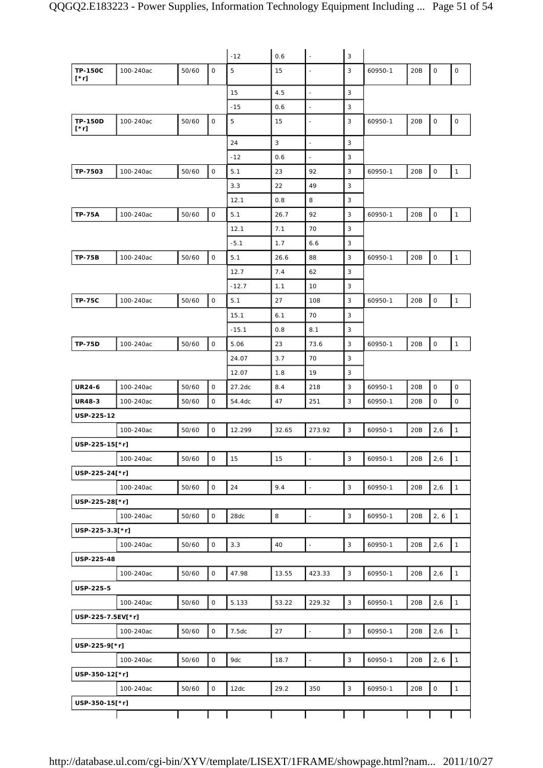| | | | | | | | | | | | |
|---|---|---|---|---|---|---|---|---|---|---|---|
| | | | | -12 | 0.6 | - | 3 | | | | |
| **TP-150C [*r]** | 100-240ac | 50/60 | 0 | 5 | 15 | - | 3 | 60950-1 | 20B | 0 | 0 |
| | | | | 15 | 4.5 | - | 3 | | | | |
| | | | | -15 | 0.6 | - | 3 | | | | |
| **TP-150D [*r]** | 100-240ac | 50/60 | 0 | 5 | 15 | - | 3 | 60950-1 | 20B | 0 | 0 |
| | | | | 24 | 3 | - | 3 | | | | |
| | | | | -12 | 0.6 | - | 3 | | | | |
| **TP-7503** | 100-240ac | 50/60 | 0 | 5.1 | 23 | 92 | 3 | 60950-1 | 20B | 0 | 1 |
| | | | | 3.3 | 22 | 49 | 3 | | | | |
| | | | | 12.1 | 0.8 | 8 | 3 | | | | |
| **TP-75A** | 100-240ac | 50/60 | 0 | 5.1 | 26.7 | 92 | 3 | 60950-1 | 20B | 0 | 1 |
| | | | | 12.1 | 7.1 | 70 | 3 | | | | |
| | | | | -5.1 | 1.7 | 6.6 | 3 | | | | |
| **TP-75B** | 100-240ac | 50/60 | 0 | 5.1 | 26.6 | 88 | 3 | 60950-1 | 20B | 0 | 1 |
| | | | | 12.7 | 7.4 | 62 | 3 | | | | |
| | | | | -12.7 | 1.1 | 10 | 3 | | | | |
| **TP-75C** | 100-240ac | 50/60 | 0 | 5.1 | 27 | 108 | 3 | 60950-1 | 20B | 0 | 1 |
| | | | | 15.1 | 6.1 | 70 | 3 | | | | |
| | | | | -15.1 | 0.8 | 8.1 | 3 | | | | |
| **TP-75D** | 100-240ac | 50/60 | 0 | 5.06 | 23 | 73.6 | 3 | 60950-1 | 20B | 0 | 1 |
| | | | | 24.07 | 3.7 | 70 | 3 | | | | |
| | | | | 12.07 | 1.8 | 19 | 3 | | | | |
| **UR24-6** | 100-240ac | 50/60 | 0 | 27.2dc | 8.4 | 218 | 3 | 60950-1 | 20B | 0 | 0 |
| **UR48-3** | 100-240ac | 50/60 | 0 | 54.4dc | 47 | 251 | 3 | 60950-1 | 20B | 0 | 0 |
| **USP-225-12** | | | | | | | | | | | |
| | 100-240ac | 50/60 | 0 | 12.299 | 32.65 | 273.92 | 3 | 60950-1 | 20B | 2,6 | 1 |
| **USP-225-15[*r]** | | | | | | | | | | | |
| | 100-240ac | 50/60 | 0 | 15 | 15 | - | 3 | 60950-1 | 20B | 2,6 | 1 |
| **USP-225-24[*r]** | | | | | | | | | | | |
| | 100-240ac | 50/60 | 0 | 24 | 9.4 | - | 3 | 60950-1 | 20B | 2,6 | 1 |
| **USP-225-28[*r]** | | | | | | | | | | | |
| | 100-240ac | 50/60 | 0 | 28dc | 8 | - | 3 | 60950-1 | 20B | 2, 6 | 1 |
| **USP-225-3.3[*r]** | | | | | | | | | | | |
| | 100-240ac | 50/60 | 0 | 3.3 | 40 | - | 3 | 60950-1 | 20B | 2,6 | 1 |
| **USP-225-48** | | | | | | | | | | | |
| | 100-240ac | 50/60 | 0 | 47.98 | 13.55 | 423.33 | 3 | 60950-1 | 20B | 2,6 | 1 |
| **USP-225-5** | | | | | | | | | | | |
| | 100-240ac | 50/60 | 0 | 5.133 | 53.22 | 229.32 | 3 | 60950-1 | 20B | 2,6 | 1 |
| **USP-225-7.5EV[*r]** | | | | | | | | | | | |
| | 100-240ac | 50/60 | 0 | 7.5dc | 27 | - | 3 | 60950-1 | 20B | 2,6 | 1 |
| **USP-225-9[*r]** | | | | | | | | | | | |
| | 100-240ac | 50/60 | 0 | 9dc | 18.7 | - | 3 | 60950-1 | 20B | 2, 6 | 1 |
| **USP-350-12[*r]** | | | | | | | | | | | |
| | 100-240ac | 50/60 | 0 | 12dc | 29.2 | 350 | 3 | 60950-1 | 20B | 0 | 1 |
| **USP-350-15[*r]** | | | | | | | | | | | |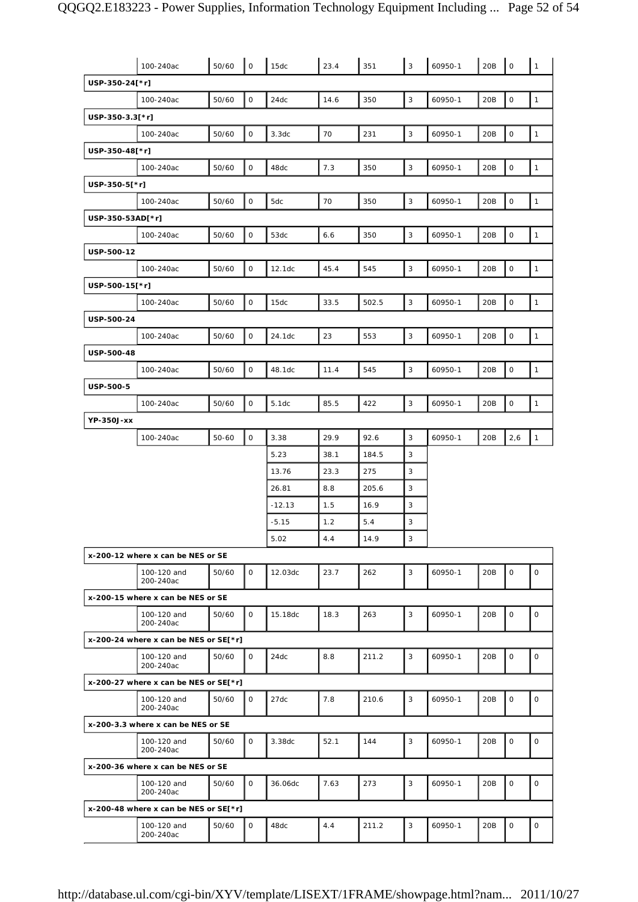| | | | | | | | | | | | |
|---|---|---|---|---|---|---|---|---|---|---|---|
| | 100-240ac | 50/60 | 0 | 15dc | 23.4 | 351 | 3 | 60950-1 | 20B | 0 | 1 |
| **USP-350-24[*r]** | | | | | | | | | | | |
| | 100-240ac | 50/60 | 0 | 24dc | 14.6 | 350 | 3 | 60950-1 | 20B | 0 | 1 |
| **USP-350-3.3[*r]** | | | | | | | | | | | |
| | 100-240ac | 50/60 | 0 | 3.3dc | 70 | 231 | 3 | 60950-1 | 20B | 0 | 1 |
| **USP-350-48[*r]** | | | | | | | | | | | |
| | 100-240ac | 50/60 | 0 | 48dc | 7.3 | 350 | 3 | 60950-1 | 20B | 0 | 1 |
| **USP-350-5[*r]** | | | | | | | | | | | |
| | 100-240ac | 50/60 | 0 | 5dc | 70 | 350 | 3 | 60950-1 | 20B | 0 | 1 |
| **USP-350-53AD[*r]** | | | | | | | | | | | |
| | 100-240ac | 50/60 | 0 | 53dc | 6.6 | 350 | 3 | 60950-1 | 20B | 0 | 1 |
| **USP-500-12** | | | | | | | | | | | |
| | 100-240ac | 50/60 | 0 | 12.1dc | 45.4 | 545 | 3 | 60950-1 | 20B | 0 | 1 |
| **USP-500-15[*r]** | | | | | | | | | | | |
| | 100-240ac | 50/60 | 0 | 15dc | 33.5 | 502.5 | 3 | 60950-1 | 20B | 0 | 1 |
| **USP-500-24** | | | | | | | | | | | |
| | 100-240ac | 50/60 | 0 | 24.1dc | 23 | 553 | 3 | 60950-1 | 20B | 0 | 1 |
| **USP-500-48** | | | | | | | | | | | |
| | 100-240ac | 50/60 | 0 | 48.1dc | 11.4 | 545 | 3 | 60950-1 | 20B | 0 | 1 |
| **USP-500-5** | | | | | | | | | | | |
| | 100-240ac | 50/60 | 0 | 5.1dc | 85.5 | 422 | 3 | 60950-1 | 20B | 0 | 1 |
| **YP-350J-xx** | | | | | | | | | | | |
| | 100-240ac | 50-60 | 0 | 3.38 | 29.9 | 92.6 | 3 | 60950-1 | 20B | 2,6 | 1 |
| | | | | 5.23 | 38.1 | 184.5 | 3 | | | | |
| | | | | 13.76 | 23.3 | 275 | 3 | | | | |
| | | | | 26.81 | 8.8 | 205.6 | 3 | | | | |
| | | | | -12.13 | 1.5 | 16.9 | 3 | | | | |
| | | | | -5.15 | 1.2 | 5.4 | 3 | | | | |
| | | | | 5.02 | 4.4 | 14.9 | 3 | | | | |
| **x-200-12 where x can be NES or SE** | | | | | | | | | | | |
| | 100-120 and 200-240ac | 50/60 | 0 | 12.03dc | 23.7 | 262 | 3 | 60950-1 | 20B | 0 | 0 |
| **x-200-15 where x can be NES or SE** | | | | | | | | | | | |
| | 100-120 and 200-240ac | 50/60 | 0 | 15.18dc | 18.3 | 263 | 3 | 60950-1 | 20B | 0 | 0 |
| **x-200-24 where x can be NES or SE[*r]** | | | | | | | | | | | |
| | 100-120 and 200-240ac | 50/60 | 0 | 24dc | 8.8 | 211.2 | 3 | 60950-1 | 20B | 0 | 0 |
| **x-200-27 where x can be NES or SE[*r]** | | | | | | | | | | | |
| | 100-120 and 200-240ac | 50/60 | 0 | 27dc | 7.8 | 210.6 | 3 | 60950-1 | 20B | 0 | 0 |
| **x-200-3.3 where x can be NES or SE** | | | | | | | | | | | |
| | 100-120 and 200-240ac | 50/60 | 0 | 3.38dc | 52.1 | 144 | 3 | 60950-1 | 20B | 0 | 0 |
| **x-200-36 where x can be NES or SE** | | | | | | | | | | | |
| | 100-120 and 200-240ac | 50/60 | 0 | 36.06dc | 7.63 | 273 | 3 | 60950-1 | 20B | 0 | 0 |
| **x-200-48 where x can be NES or SE[*r]** | | | | | | | | | | | |
| | 100-120 and 200-240ac | 50/60 | 0 | 48dc | 4.4 | 211.2 | 3 | 60950-1 | 20B | 0 | 0 |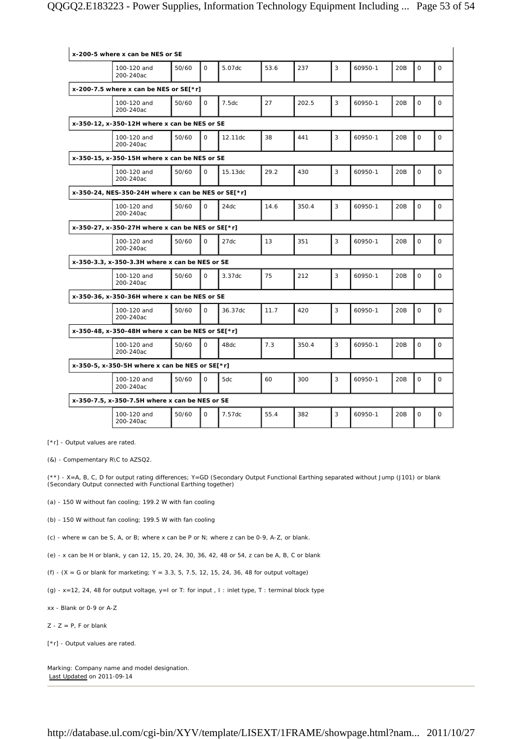| | | | | | | | | | | | |
|---|---|---|---|---|---|---|---|---|---|---|---|
| **x-200-5 where x can be NES or SE** | | | | | | | | | | | |
| | 100-120 and 200-240ac | 50/60 | 0 | 5.07dc | 53.6 | 237 | 3 | 60950-1 | 20B | 0 | 0 |
| **x-200-7.5 where x can be NES or SE[*r]** | | | | | | | | | | | |
| | 100-120 and 200-240ac | 50/60 | 0 | 7.5dc | 27 | 202.5 | 3 | 60950-1 | 20B | 0 | 0 |
| **x-350-12, x-350-12H where x can be NES or SE** | | | | | | | | | | | |
| | 100-120 and 200-240ac | 50/60 | 0 | 12.11dc | 38 | 441 | 3 | 60950-1 | 20B | 0 | 0 |
| **x-350-15, x-350-15H where x can be NES or SE** | | | | | | | | | | | |
| | 100-120 and 200-240ac | 50/60 | 0 | 15.13dc | 29.2 | 430 | 3 | 60950-1 | 20B | 0 | 0 |
| **x-350-24, NES-350-24H where x can be NES or SE[*r]** | | | | | | | | | | | |
| | 100-120 and 200-240ac | 50/60 | 0 | 24dc | 14.6 | 350.4 | 3 | 60950-1 | 20B | 0 | 0 |
| **x-350-27, x-350-27H where x can be NES or SE[*r]** | | | | | | | | | | | |
| | 100-120 and 200-240ac | 50/60 | 0 | 27dc | 13 | 351 | 3 | 60950-1 | 20B | 0 | 0 |
| **x-350-3.3, x-350-3.3H where x can be NES or SE** | | | | | | | | | | | |
| | 100-120 and 200-240ac | 50/60 | 0 | 3.37dc | 75 | 212 | 3 | 60950-1 | 20B | 0 | 0 |
| **x-350-36, x-350-36H where x can be NES or SE** | | | | | | | | | | | |
| | 100-120 and 200-240ac | 50/60 | 0 | 36.37dc | 11.7 | 420 | 3 | 60950-1 | 20B | 0 | 0 |
| **x-350-48, x-350-48H where x can be NES or SE[*r]** | | | | | | | | | | | |
| | 100-120 and 200-240ac | 50/60 | 0 | 48dc | 7.3 | 350.4 | 3 | 60950-1 | 20B | 0 | 0 |
| **x-350-5, x-350-5H where x can be NES or SE[*r]** | | | | | | | | | | | |
| | 100-120 and 200-240ac | 50/60 | 0 | 5dc | 60 | 300 | 3 | 60950-1 | 20B | 0 | 0 |
| **x-350-7.5, x-350-7.5H where x can be NES or SE** | | | | | | | | | | | |
| | 100-120 and 200-240ac | 50/60 | 0 | 7.57dc | 55.4 | 382 | 3 | 60950-1 | 20B | 0 | 0 |

[*r] - Output values are rated.

(&) - Compementary R\C to AZSQ2.

(**) - X=A, B, C, D for output rating differences; Y=GD (Secondary Output Functional Earthing separated without Jump (J101) or blank (Secondary Output connected with Functional Earthing together)

(a) - 150 W without fan cooling; 199.2 W with fan cooling

(b) - 150 W without fan cooling; 199.5 W with fan cooling

(c) - where w can be S, A, or B; where x can be P or N; where z can be 0-9, A-Z, or blank.

(e) - x can be H or blank, y can 12, 15, 20, 24, 30, 36, 42, 48 or 54, z can be A, B, C or blank

(f) - (X = G or blank for marketing; Y = 3.3, 5, 7.5, 12, 15, 24, 36, 48 for output voltage)

(g) - x=12, 24, 48 for output voltage, y=I or T: for input , I : inlet type, T : terminal block type

xx - Blank or 0-9 or A-Z

Z - Z = P, F or blank

[*r] - Output values are rated.

Marking: Company name and model designation.
Last Updated on 2011-09-14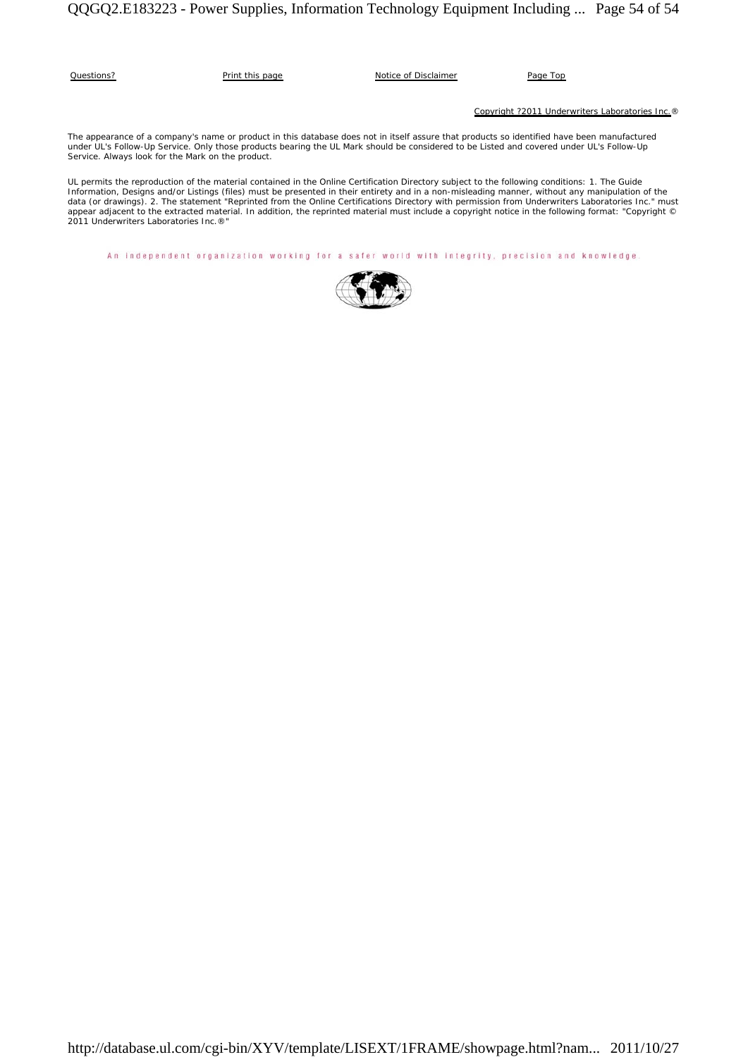Questions? Print this page Notice of Disclaimer Page Top

Copyright ?2011 Underwriters Laboratories Inc.®

The appearance of a company's name or product in this database does not in itself assure that products so identified have been manufactured under UL's Follow-Up Service. Only those products bearing the UL Mark should be considered to be Listed and covered under UL's Follow-Up Service. Always look for the Mark on the product.

UL permits the reproduction of the material contained in the Online Certification Directory subject to the following conditions: 1. The Guide Information, Designs and/or Listings (files) must be presented in their entirety and in a non-misleading manner, without any manipulation of the data (or drawings). 2. The statement "Reprinted from the Online Certifications Directory with permission from Underwriters Laboratories Inc." must appear adjacent to the extracted material. In addition, the reprinted material must include a copyright notice in the following format: "Copyright © 2011 Underwriters Laboratories Inc.®"

An independent organization working for a safer world with integrity, precision and knowledge.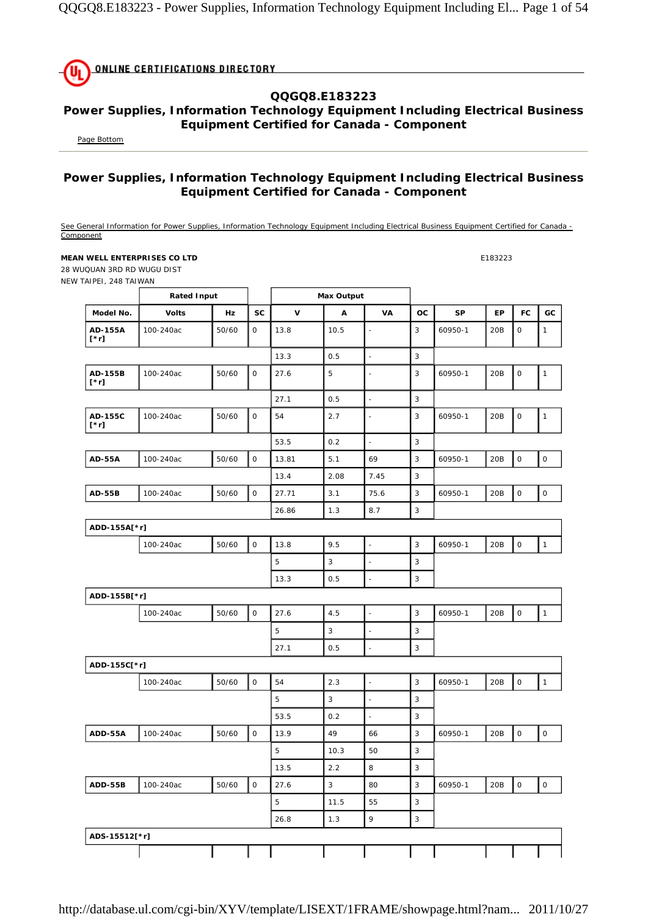ONLINE CERTIFICATIONS DIRECTORY

## QQGQ8.E183223
## Power Supplies, Information Technology Equipment Including Electrical Business Equipment Certified for Canada - Component

Page Bottom

## Power Supplies, Information Technology Equipment Including Electrical Business Equipment Certified for Canada - Component

See General Information for Power Supplies, Information Technology Equipment Including Electrical Business Equipment Certified for Canada - Component

**MEAN WELL ENTERPRISES CO LTD** E183223
28 WUQUAN 3RD RD WUGU DIST
NEW TAIPEI, 248 TAIWAN

| | Rated Input | | | Max Output | | | | | | | |
|---|---|---|---|---|---|---|---|---|---|---|---|
| **Model No.** | **Volts** | **Hz** | **SC** | **V** | **A** | **VA** | **OC** | **SP** | **EP** | **FC** | **GC** |
| **AD-155A [*r]** | 100-240ac | 50/60 | 0 | 13.8 | 10.5 | - | 3 | 60950-1 | 20B | 0 | 1 |
| | | | | 13.3 | 0.5 | - | 3 | | | | |
| **AD-155B [*r]** | 100-240ac | 50/60 | 0 | 27.6 | 5 | - | 3 | 60950-1 | 20B | 0 | 1 |
| | | | | 27.1 | 0.5 | - | 3 | | | | |
| **AD-155C [*r]** | 100-240ac | 50/60 | 0 | 54 | 2.7 | - | 3 | 60950-1 | 20B | 0 | 1 |
| | | | | 53.5 | 0.2 | - | 3 | | | | |
| **AD-55A** | 100-240ac | 50/60 | 0 | 13.81 | 5.1 | 69 | 3 | 60950-1 | 20B | 0 | 0 |
| | | | | 13.4 | 2.08 | 7.45 | 3 | | | | |
| **AD-55B** | 100-240ac | 50/60 | 0 | 27.71 | 3.1 | 75.6 | 3 | 60950-1 | 20B | 0 | 0 |
| | | | | 26.86 | 1.3 | 8.7 | 3 | | | | |
| **ADD-155A[*r]** | | | | | | | | | | | |
| | 100-240ac | 50/60 | 0 | 13.8 | 9.5 | - | 3 | 60950-1 | 20B | 0 | 1 |
| | | | | 5 | 3 | - | 3 | | | | |
| | | | | 13.3 | 0.5 | - | 3 | | | | |
| **ADD-155B[*r]** | | | | | | | | | | | |
| | 100-240ac | 50/60 | 0 | 27.6 | 4.5 | - | 3 | 60950-1 | 20B | 0 | 1 |
| | | | | 5 | 3 | - | 3 | | | | |
| | | | | 27.1 | 0.5 | - | 3 | | | | |
| **ADD-155C[*r]** | | | | | | | | | | | |
| | 100-240ac | 50/60 | 0 | 54 | 2.3 | - | 3 | 60950-1 | 20B | 0 | 1 |
| | | | | 5 | 3 | - | 3 | | | | |
| | | | | 53.5 | 0.2 | - | 3 | | | | |
| **ADD-55A** | 100-240ac | 50/60 | 0 | 13.9 | 49 | 66 | 3 | 60950-1 | 20B | 0 | 0 |
| | | | | 5 | 10.3 | 50 | 3 | | | | |
| | | | | 13.5 | 2.2 | 8 | 3 | | | | |
| **ADD-55B** | 100-240ac | 50/60 | 0 | 27.6 | 3 | 80 | 3 | 60950-1 | 20B | 0 | 0 |
| | | | | 5 | 11.5 | 55 | 3 | | | | |
| | | | | 26.8 | 1.3 | 9 | 3 | | | | |
| **ADS-15512[*r]** | | | | | | | | | | | |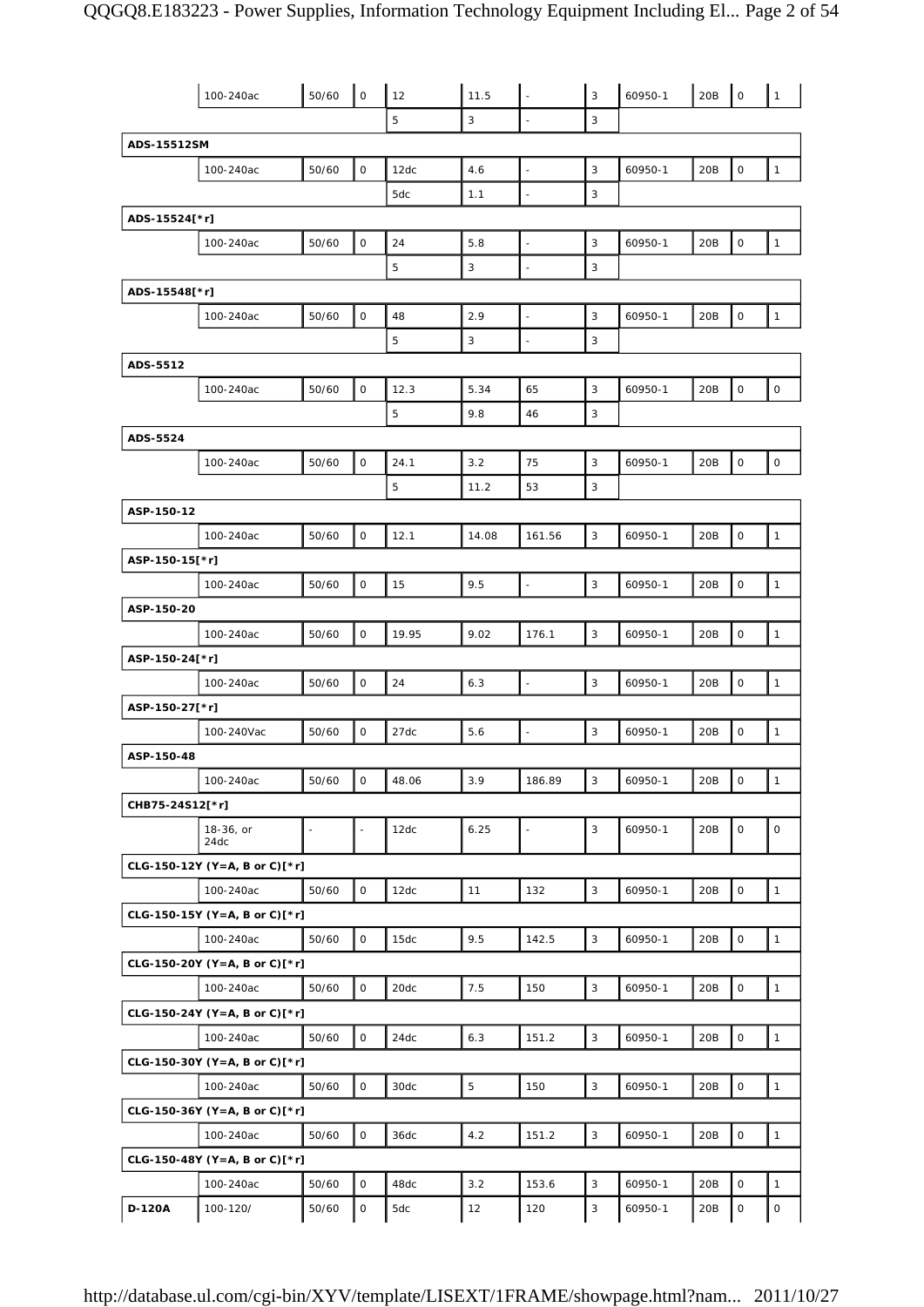| | | | | | | | | | | | |
|---|---|---|---|---|---|---|---|---|---|---|---|
| | 100-240ac | 50/60 | 0 | 12 | 11.5 | - | 3 | 60950-1 | 20B | 0 | 1 |
| | | | | 5 | 3 | - | 3 | | | | |
| **ADS-15512SM** | | | | | | | | | | | |
| | 100-240ac | 50/60 | 0 | 12dc | 4.6 | - | 3 | 60950-1 | 20B | 0 | 1 |
| | | | | 5dc | 1.1 | - | 3 | | | | |
| **ADS-15524[*r]** | | | | | | | | | | | |
| | 100-240ac | 50/60 | 0 | 24 | 5.8 | - | 3 | 60950-1 | 20B | 0 | 1 |
| | | | | 5 | 3 | - | 3 | | | | |
| **ADS-15548[*r]** | | | | | | | | | | | |
| | 100-240ac | 50/60 | 0 | 48 | 2.9 | - | 3 | 60950-1 | 20B | 0 | 1 |
| | | | | 5 | 3 | - | 3 | | | | |
| **ADS-5512** | | | | | | | | | | | |
| | 100-240ac | 50/60 | 0 | 12.3 | 5.34 | 65 | 3 | 60950-1 | 20B | 0 | 0 |
| | | | | 5 | 9.8 | 46 | 3 | | | | |
| **ADS-5524** | | | | | | | | | | | |
| | 100-240ac | 50/60 | 0 | 24.1 | 3.2 | 75 | 3 | 60950-1 | 20B | 0 | 0 |
| | | | | 5 | 11.2 | 53 | 3 | | | | |
| **ASP-150-12** | | | | | | | | | | | |
| | 100-240ac | 50/60 | 0 | 12.1 | 14.08 | 161.56 | 3 | 60950-1 | 20B | 0 | 1 |
| **ASP-150-15[*r]** | | | | | | | | | | | |
| | 100-240ac | 50/60 | 0 | 15 | 9.5 | - | 3 | 60950-1 | 20B | 0 | 1 |
| **ASP-150-20** | | | | | | | | | | | |
| | 100-240ac | 50/60 | 0 | 19.95 | 9.02 | 176.1 | 3 | 60950-1 | 20B | 0 | 1 |
| **ASP-150-24[*r]** | | | | | | | | | | | |
| | 100-240ac | 50/60 | 0 | 24 | 6.3 | - | 3 | 60950-1 | 20B | 0 | 1 |
| **ASP-150-27[*r]** | | | | | | | | | | | |
| | 100-240Vac | 50/60 | 0 | 27dc | 5.6 | - | 3 | 60950-1 | 20B | 0 | 1 |
| **ASP-150-48** | | | | | | | | | | | |
| | 100-240ac | 50/60 | 0 | 48.06 | 3.9 | 186.89 | 3 | 60950-1 | 20B | 0 | 1 |
| **CHB75-24S12[*r]** | | | | | | | | | | | |
| | 18-36, or 24dc | - | - | 12dc | 6.25 | - | 3 | 60950-1 | 20B | 0 | 0 |
| **CLG-150-12Y (Y=A, B or C)[*r]** | | | | | | | | | | | |
| | 100-240ac | 50/60 | 0 | 12dc | 11 | 132 | 3 | 60950-1 | 20B | 0 | 1 |
| **CLG-150-15Y (Y=A, B or C)[*r]** | | | | | | | | | | | |
| | 100-240ac | 50/60 | 0 | 15dc | 9.5 | 142.5 | 3 | 60950-1 | 20B | 0 | 1 |
| **CLG-150-20Y (Y=A, B or C)[*r]** | | | | | | | | | | | |
| | 100-240ac | 50/60 | 0 | 20dc | 7.5 | 150 | 3 | 60950-1 | 20B | 0 | 1 |
| **CLG-150-24Y (Y=A, B or C)[*r]** | | | | | | | | | | | |
| | 100-240ac | 50/60 | 0 | 24dc | 6.3 | 151.2 | 3 | 60950-1 | 20B | 0 | 1 |
| **CLG-150-30Y (Y=A, B or C)[*r]** | | | | | | | | | | | |
| | 100-240ac | 50/60 | 0 | 30dc | 5 | 150 | 3 | 60950-1 | 20B | 0 | 1 |
| **CLG-150-36Y (Y=A, B or C)[*r]** | | | | | | | | | | | |
| | 100-240ac | 50/60 | 0 | 36dc | 4.2 | 151.2 | 3 | 60950-1 | 20B | 0 | 1 |
| **CLG-150-48Y (Y=A, B or C)[*r]** | | | | | | | | | | | |
| | 100-240ac | 50/60 | 0 | 48dc | 3.2 | 153.6 | 3 | 60950-1 | 20B | 0 | 1 |
| **D-120A** | 100-120/ | 50/60 | 0 | 5dc | 12 | 120 | 3 | 60950-1 | 20B | 0 | 0 |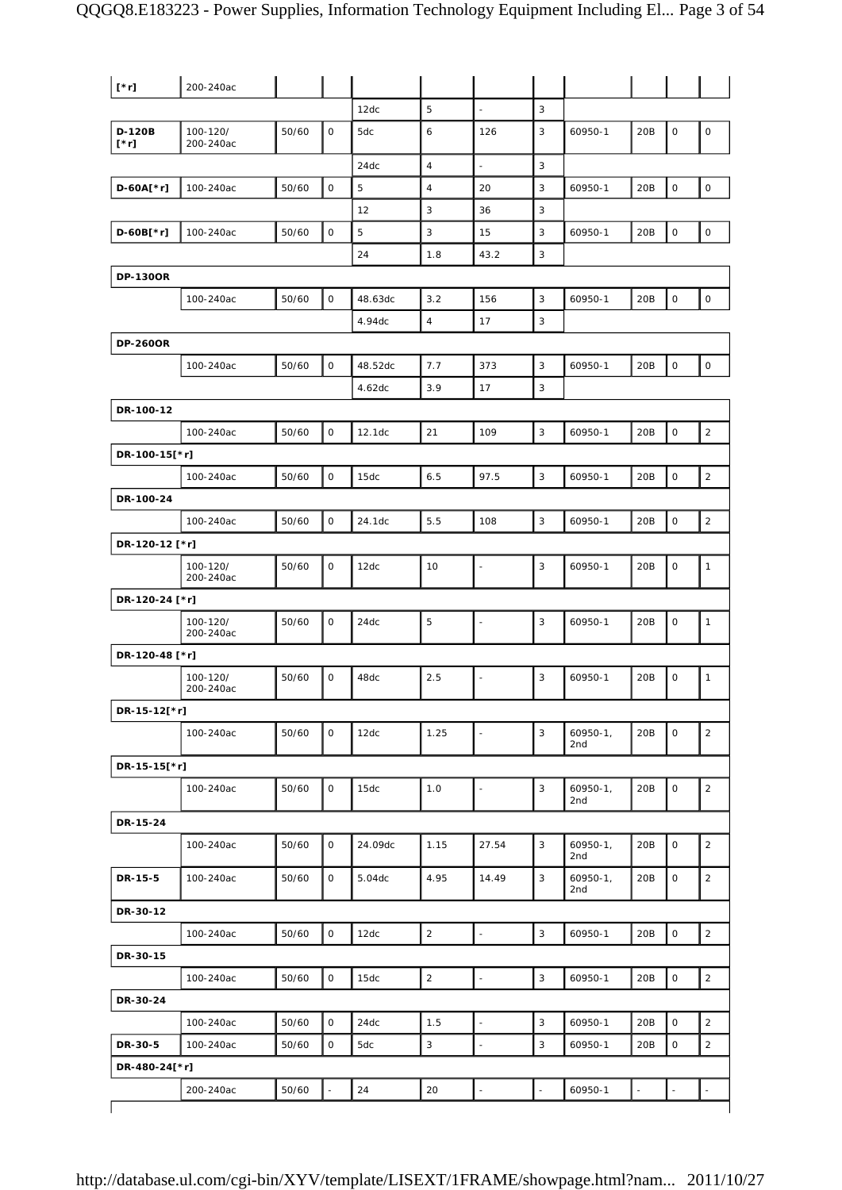| | | | | | | | | | | | |
|---|---|---|---|---|---|---|---|---|---|---|---|
| [*r] | 200-240ac | | | | | | | | | | |
| | | | | 12dc | 5 | - | 3 | | | | |
| D-120B [*r] | 100-120/ 200-240ac | 50/60 | 0 | 5dc | 6 | 126 | 3 | 60950-1 | 20B | 0 | 0 |
| | | | | 24dc | 4 | - | 3 | | | | |
| D-60A[*r] | 100-240ac | 50/60 | 0 | 5 | 4 | 20 | 3 | 60950-1 | 20B | 0 | 0 |
| | | | | 12 | 3 | 36 | 3 | | | | |
| D-60B[*r] | 100-240ac | 50/60 | 0 | 5 | 3 | 15 | 3 | 60950-1 | 20B | 0 | 0 |
| | | | | 24 | 1.8 | 43.2 | 3 | | | | |
| **DP-130OR** | | | | | | | | | | | |
| | 100-240ac | 50/60 | 0 | 48.63dc | 3.2 | 156 | 3 | 60950-1 | 20B | 0 | 0 |
| | | | | 4.94dc | 4 | 17 | 3 | | | | |
| **DP-260OR** | | | | | | | | | | | |
| | 100-240ac | 50/60 | 0 | 48.52dc | 7.7 | 373 | 3 | 60950-1 | 20B | 0 | 0 |
| | | | | 4.62dc | 3.9 | 17 | 3 | | | | |
| **DR-100-12** | | | | | | | | | | | |
| | 100-240ac | 50/60 | 0 | 12.1dc | 21 | 109 | 3 | 60950-1 | 20B | 0 | 2 |
| **DR-100-15[*r]** | | | | | | | | | | | |
| | 100-240ac | 50/60 | 0 | 15dc | 6.5 | 97.5 | 3 | 60950-1 | 20B | 0 | 2 |
| **DR-100-24** | | | | | | | | | | | |
| | 100-240ac | 50/60 | 0 | 24.1dc | 5.5 | 108 | 3 | 60950-1 | 20B | 0 | 2 |
| **DR-120-12 [*r]** | | | | | | | | | | | |
| | 100-120/ 200-240ac | 50/60 | 0 | 12dc | 10 | - | 3 | 60950-1 | 20B | 0 | 1 |
| **DR-120-24 [*r]** | | | | | | | | | | | |
| | 100-120/ 200-240ac | 50/60 | 0 | 24dc | 5 | - | 3 | 60950-1 | 20B | 0 | 1 |
| **DR-120-48 [*r]** | | | | | | | | | | | |
| | 100-120/ 200-240ac | 50/60 | 0 | 48dc | 2.5 | - | 3 | 60950-1 | 20B | 0 | 1 |
| **DR-15-12[*r]** | | | | | | | | | | | |
| | 100-240ac | 50/60 | 0 | 12dc | 1.25 | - | 3 | 60950-1, 2nd | 20B | 0 | 2 |
| **DR-15-15[*r]** | | | | | | | | | | | |
| | 100-240ac | 50/60 | 0 | 15dc | 1.0 | - | 3 | 60950-1, 2nd | 20B | 0 | 2 |
| **DR-15-24** | | | | | | | | | | | |
| | 100-240ac | 50/60 | 0 | 24.09dc | 1.15 | 27.54 | 3 | 60950-1, 2nd | 20B | 0 | 2 |
| DR-15-5 | 100-240ac | 50/60 | 0 | 5.04dc | 4.95 | 14.49 | 3 | 60950-1, 2nd | 20B | 0 | 2 |
| **DR-30-12** | | | | | | | | | | | |
| | 100-240ac | 50/60 | 0 | 12dc | 2 | - | 3 | 60950-1 | 20B | 0 | 2 |
| **DR-30-15** | | | | | | | | | | | |
| | 100-240ac | 50/60 | 0 | 15dc | 2 | - | 3 | 60950-1 | 20B | 0 | 2 |
| **DR-30-24** | | | | | | | | | | | |
| | 100-240ac | 50/60 | 0 | 24dc | 1.5 | - | 3 | 60950-1 | 20B | 0 | 2 |
| DR-30-5 | 100-240ac | 50/60 | 0 | 5dc | 3 | - | 3 | 60950-1 | 20B | 0 | 2 |
| **DR-480-24[*r]** | | | | | | | | | | | |
| | 200-240ac | 50/60 | - | 24 | 20 | - | - | 60950-1 | - | - | - |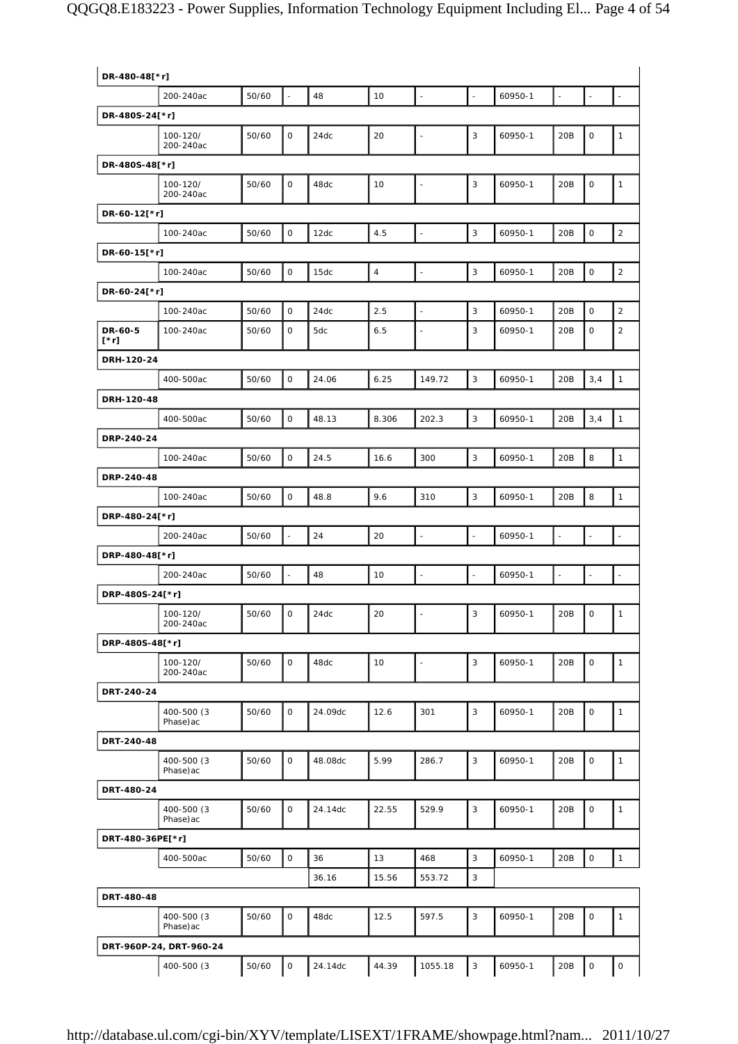| | | | | | | | | | | | |
|---|---|---|---|---|---|---|---|---|---|---|---|
| **DR-480-48[*r]** | | | | | | | | | | | |
| | 200-240ac | 50/60 | - | 48 | 10 | - | - | 60950-1 | - | - | - |
| **DR-480S-24[*r]** | | | | | | | | | | | |
| | 100-120/ 200-240ac | 50/60 | 0 | 24dc | 20 | - | 3 | 60950-1 | 20B | 0 | 1 |
| **DR-480S-48[*r]** | | | | | | | | | | | |
| | 100-120/ 200-240ac | 50/60 | 0 | 48dc | 10 | - | 3 | 60950-1 | 20B | 0 | 1 |
| **DR-60-12[*r]** | | | | | | | | | | | |
| | 100-240ac | 50/60 | 0 | 12dc | 4.5 | - | 3 | 60950-1 | 20B | 0 | 2 |
| **DR-60-15[*r]** | | | | | | | | | | | |
| | 100-240ac | 50/60 | 0 | 15dc | 4 | - | 3 | 60950-1 | 20B | 0 | 2 |
| **DR-60-24[*r]** | | | | | | | | | | | |
| | 100-240ac | 50/60 | 0 | 24dc | 2.5 | - | 3 | 60950-1 | 20B | 0 | 2 |
| **DR-60-5 [*r]** | 100-240ac | 50/60 | 0 | 5dc | 6.5 | - | 3 | 60950-1 | 20B | 0 | 2 |
| **DRH-120-24** | | | | | | | | | | | |
| | 400-500ac | 50/60 | 0 | 24.06 | 6.25 | 149.72 | 3 | 60950-1 | 20B | 3,4 | 1 |
| **DRH-120-48** | | | | | | | | | | | |
| | 400-500ac | 50/60 | 0 | 48.13 | 8.306 | 202.3 | 3 | 60950-1 | 20B | 3,4 | 1 |
| **DRP-240-24** | | | | | | | | | | | |
| | 100-240ac | 50/60 | 0 | 24.5 | 16.6 | 300 | 3 | 60950-1 | 20B | 8 | 1 |
| **DRP-240-48** | | | | | | | | | | | |
| | 100-240ac | 50/60 | 0 | 48.8 | 9.6 | 310 | 3 | 60950-1 | 20B | 8 | 1 |
| **DRP-480-24[*r]** | | | | | | | | | | | |
| | 200-240ac | 50/60 | - | 24 | 20 | - | - | 60950-1 | - | - | - |
| **DRP-480-48[*r]** | | | | | | | | | | | |
| | 200-240ac | 50/60 | - | 48 | 10 | - | - | 60950-1 | - | - | - |
| **DRP-480S-24[*r]** | | | | | | | | | | | |
| | 100-120/ 200-240ac | 50/60 | 0 | 24dc | 20 | - | 3 | 60950-1 | 20B | 0 | 1 |
| **DRP-480S-48[*r]** | | | | | | | | | | | |
| | 100-120/ 200-240ac | 50/60 | 0 | 48dc | 10 | - | 3 | 60950-1 | 20B | 0 | 1 |
| **DRT-240-24** | | | | | | | | | | | |
| | 400-500 (3 Phase)ac | 50/60 | 0 | 24.09dc | 12.6 | 301 | 3 | 60950-1 | 20B | 0 | 1 |
| **DRT-240-48** | | | | | | | | | | | |
| | 400-500 (3 Phase)ac | 50/60 | 0 | 48.08dc | 5.99 | 286.7 | 3 | 60950-1 | 20B | 0 | 1 |
| **DRT-480-24** | | | | | | | | | | | |
| | 400-500 (3 Phase)ac | 50/60 | 0 | 24.14dc | 22.55 | 529.9 | 3 | 60950-1 | 20B | 0 | 1 |
| **DRT-480-36PE[*r]** | | | | | | | | | | | |
| | 400-500ac | 50/60 | 0 | 36 | 13 | 468 | 3 | 60950-1 | 20B | 0 | 1 |
| | | | | 36.16 | 15.56 | 553.72 | 3 | | | | |
| **DRT-480-48** | | | | | | | | | | | |
| | 400-500 (3 Phase)ac | 50/60 | 0 | 48dc | 12.5 | 597.5 | 3 | 60950-1 | 20B | 0 | 1 |
| **DRT-960P-24, DRT-960-24** | | | | | | | | | | | |
| | 400-500 (3 | 50/60 | 0 | 24.14dc | 44.39 | 1055.18 | 3 | 60950-1 | 20B | 0 | 0 |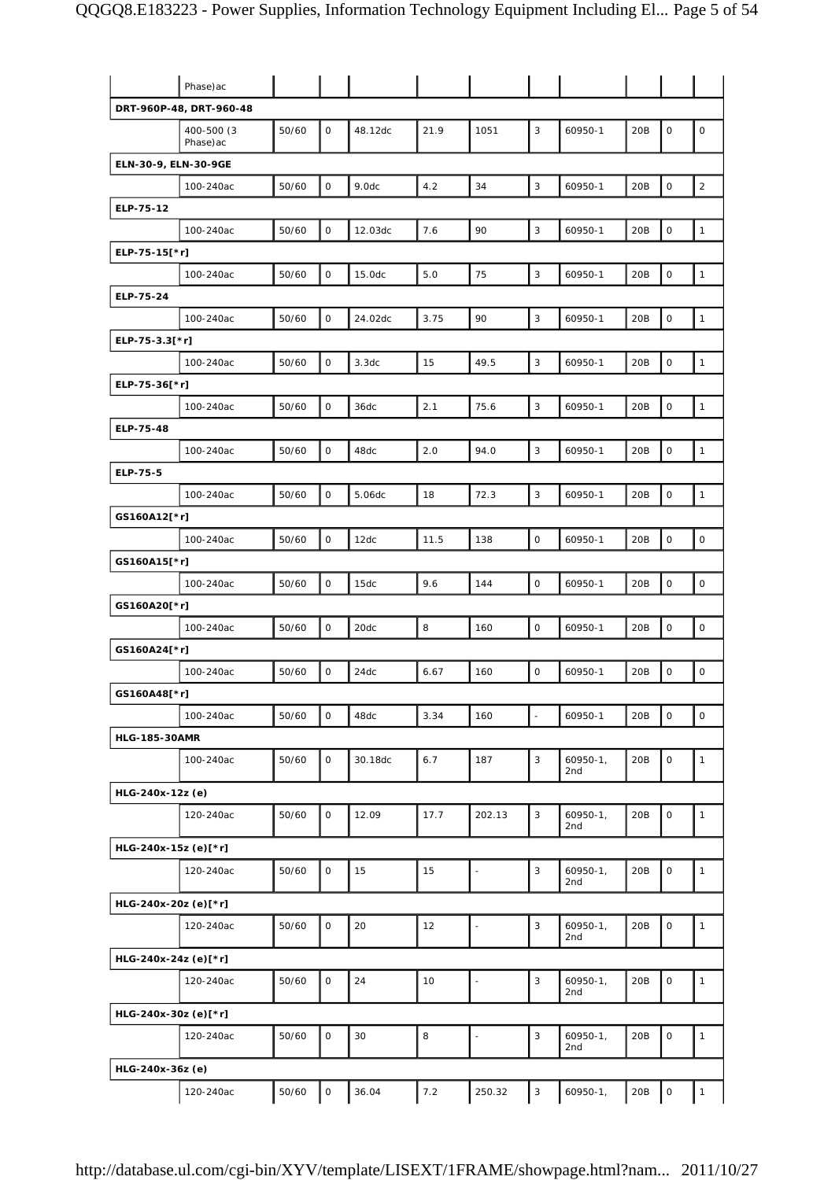| | | | | | | | | | | | |
|---|---|---|---|---|---|---|---|---|---|---|---|
| | Phase)ac | | | | | | | | | | |
| **DRT-960P-48, DRT-960-48** | | | | | | | | | | | |
| | 400-500 (3 Phase)ac | 50/60 | 0 | 48.12dc | 21.9 | 1051 | 3 | 60950-1 | 20B | 0 | 0 |
| **ELN-30-9, ELN-30-9GE** | | | | | | | | | | | |
| | 100-240ac | 50/60 | 0 | 9.0dc | 4.2 | 34 | 3 | 60950-1 | 20B | 0 | 2 |
| **ELP-75-12** | | | | | | | | | | | |
| | 100-240ac | 50/60 | 0 | 12.03dc | 7.6 | 90 | 3 | 60950-1 | 20B | 0 | 1 |
| **ELP-75-15[*r]** | | | | | | | | | | | |
| | 100-240ac | 50/60 | 0 | 15.0dc | 5.0 | 75 | 3 | 60950-1 | 20B | 0 | 1 |
| **ELP-75-24** | | | | | | | | | | | |
| | 100-240ac | 50/60 | 0 | 24.02dc | 3.75 | 90 | 3 | 60950-1 | 20B | 0 | 1 |
| **ELP-75-3.3[*r]** | | | | | | | | | | | |
| | 100-240ac | 50/60 | 0 | 3.3dc | 15 | 49.5 | 3 | 60950-1 | 20B | 0 | 1 |
| **ELP-75-36[*r]** | | | | | | | | | | | |
| | 100-240ac | 50/60 | 0 | 36dc | 2.1 | 75.6 | 3 | 60950-1 | 20B | 0 | 1 |
| **ELP-75-48** | | | | | | | | | | | |
| | 100-240ac | 50/60 | 0 | 48dc | 2.0 | 94.0 | 3 | 60950-1 | 20B | 0 | 1 |
| **ELP-75-5** | | | | | | | | | | | |
| | 100-240ac | 50/60 | 0 | 5.06dc | 18 | 72.3 | 3 | 60950-1 | 20B | 0 | 1 |
| **GS160A12[*r]** | | | | | | | | | | | |
| | 100-240ac | 50/60 | 0 | 12dc | 11.5 | 138 | 0 | 60950-1 | 20B | 0 | 0 |
| **GS160A15[*r]** | | | | | | | | | | | |
| | 100-240ac | 50/60 | 0 | 15dc | 9.6 | 144 | 0 | 60950-1 | 20B | 0 | 0 |
| **GS160A20[*r]** | | | | | | | | | | | |
| | 100-240ac | 50/60 | 0 | 20dc | 8 | 160 | 0 | 60950-1 | 20B | 0 | 0 |
| **GS160A24[*r]** | | | | | | | | | | | |
| | 100-240ac | 50/60 | 0 | 24dc | 6.67 | 160 | 0 | 60950-1 | 20B | 0 | 0 |
| **GS160A48[*r]** | | | | | | | | | | | |
| | 100-240ac | 50/60 | 0 | 48dc | 3.34 | 160 | - | 60950-1 | 20B | 0 | 0 |
| **HLG-185-30AMR** | | | | | | | | | | | |
| | 100-240ac | 50/60 | 0 | 30.18dc | 6.7 | 187 | 3 | 60950-1, 2nd | 20B | 0 | 1 |
| **HLG-240x-12z (e)** | | | | | | | | | | | |
| | 120-240ac | 50/60 | 0 | 12.09 | 17.7 | 202.13 | 3 | 60950-1, 2nd | 20B | 0 | 1 |
| **HLG-240x-15z (e)[*r]** | | | | | | | | | | | |
| | 120-240ac | 50/60 | 0 | 15 | 15 | - | 3 | 60950-1, 2nd | 20B | 0 | 1 |
| **HLG-240x-20z (e)[*r]** | | | | | | | | | | | |
| | 120-240ac | 50/60 | 0 | 20 | 12 | - | 3 | 60950-1, 2nd | 20B | 0 | 1 |
| **HLG-240x-24z (e)[*r]** | | | | | | | | | | | |
| | 120-240ac | 50/60 | 0 | 24 | 10 | - | 3 | 60950-1, 2nd | 20B | 0 | 1 |
| **HLG-240x-30z (e)[*r]** | | | | | | | | | | | |
| | 120-240ac | 50/60 | 0 | 30 | 8 | - | 3 | 60950-1, 2nd | 20B | 0 | 1 |
| **HLG-240x-36z (e)** | | | | | | | | | | | |
| | 120-240ac | 50/60 | 0 | 36.04 | 7.2 | 250.32 | 3 | 60950-1, | 20B | 0 | 1 |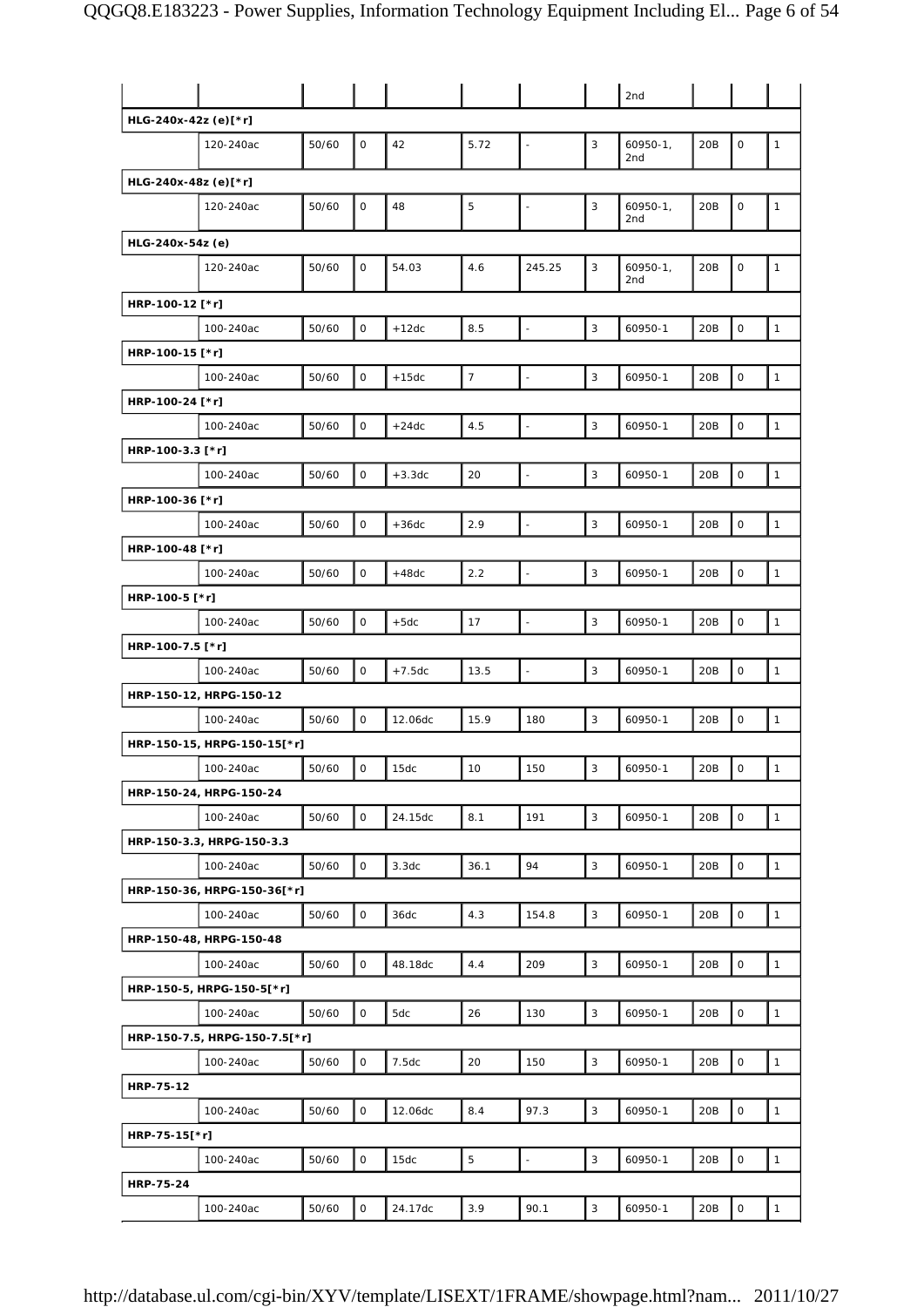| | | | | | | | | | | | |
|---|---|---|---|---|---|---|---|---|---|---|---|
| | | | | | | | | 2nd | | | |
| HLG-240x-42z (e)[*r] | | | | | | | | | | | |
| | 120-240ac | 50/60 | 0 | 42 | 5.72 | - | 3 | 60950-1, 2nd | 20B | 0 | 1 |
| HLG-240x-48z (e)[*r] | | | | | | | | | | | |
| | 120-240ac | 50/60 | 0 | 48 | 5 | - | 3 | 60950-1, 2nd | 20B | 0 | 1 |
| HLG-240x-54z (e) | | | | | | | | | | | |
| | 120-240ac | 50/60 | 0 | 54.03 | 4.6 | 245.25 | 3 | 60950-1, 2nd | 20B | 0 | 1 |
| HRP-100-12 [*r] | | | | | | | | | | | |
| | 100-240ac | 50/60 | 0 | +12dc | 8.5 | - | 3 | 60950-1 | 20B | 0 | 1 |
| HRP-100-15 [*r] | | | | | | | | | | | |
| | 100-240ac | 50/60 | 0 | +15dc | 7 | - | 3 | 60950-1 | 20B | 0 | 1 |
| HRP-100-24 [*r] | | | | | | | | | | | |
| | 100-240ac | 50/60 | 0 | +24dc | 4.5 | - | 3 | 60950-1 | 20B | 0 | 1 |
| HRP-100-3.3 [*r] | | | | | | | | | | | |
| | 100-240ac | 50/60 | 0 | +3.3dc | 20 | - | 3 | 60950-1 | 20B | 0 | 1 |
| HRP-100-36 [*r] | | | | | | | | | | | |
| | 100-240ac | 50/60 | 0 | +36dc | 2.9 | - | 3 | 60950-1 | 20B | 0 | 1 |
| HRP-100-48 [*r] | | | | | | | | | | | |
| | 100-240ac | 50/60 | 0 | +48dc | 2.2 | - | 3 | 60950-1 | 20B | 0 | 1 |
| HRP-100-5 [*r] | | | | | | | | | | | |
| | 100-240ac | 50/60 | 0 | +5dc | 17 | - | 3 | 60950-1 | 20B | 0 | 1 |
| HRP-100-7.5 [*r] | | | | | | | | | | | |
| | 100-240ac | 50/60 | 0 | +7.5dc | 13.5 | - | 3 | 60950-1 | 20B | 0 | 1 |
| HRP-150-12, HRPG-150-12 | | | | | | | | | | | |
| | 100-240ac | 50/60 | 0 | 12.06dc | 15.9 | 180 | 3 | 60950-1 | 20B | 0 | 1 |
| HRP-150-15, HRPG-150-15[*r] | | | | | | | | | | | |
| | 100-240ac | 50/60 | 0 | 15dc | 10 | 150 | 3 | 60950-1 | 20B | 0 | 1 |
| HRP-150-24, HRPG-150-24 | | | | | | | | | | | |
| | 100-240ac | 50/60 | 0 | 24.15dc | 8.1 | 191 | 3 | 60950-1 | 20B | 0 | 1 |
| HRP-150-3.3, HRPG-150-3.3 | | | | | | | | | | | |
| | 100-240ac | 50/60 | 0 | 3.3dc | 36.1 | 94 | 3 | 60950-1 | 20B | 0 | 1 |
| HRP-150-36, HRPG-150-36[*r] | | | | | | | | | | | |
| | 100-240ac | 50/60 | 0 | 36dc | 4.3 | 154.8 | 3 | 60950-1 | 20B | 0 | 1 |
| HRP-150-48, HRPG-150-48 | | | | | | | | | | | |
| | 100-240ac | 50/60 | 0 | 48.18dc | 4.4 | 209 | 3 | 60950-1 | 20B | 0 | 1 |
| HRP-150-5, HRPG-150-5[*r] | | | | | | | | | | | |
| | 100-240ac | 50/60 | 0 | 5dc | 26 | 130 | 3 | 60950-1 | 20B | 0 | 1 |
| HRP-150-7.5, HRPG-150-7.5[*r] | | | | | | | | | | | |
| | 100-240ac | 50/60 | 0 | 7.5dc | 20 | 150 | 3 | 60950-1 | 20B | 0 | 1 |
| HRP-75-12 | | | | | | | | | | | |
| | 100-240ac | 50/60 | 0 | 12.06dc | 8.4 | 97.3 | 3 | 60950-1 | 20B | 0 | 1 |
| HRP-75-15[*r] | | | | | | | | | | | |
| | 100-240ac | 50/60 | 0 | 15dc | 5 | - | 3 | 60950-1 | 20B | 0 | 1 |
| HRP-75-24 | | | | | | | | | | | |
| | 100-240ac | 50/60 | 0 | 24.17dc | 3.9 | 90.1 | 3 | 60950-1 | 20B | 0 | 1 |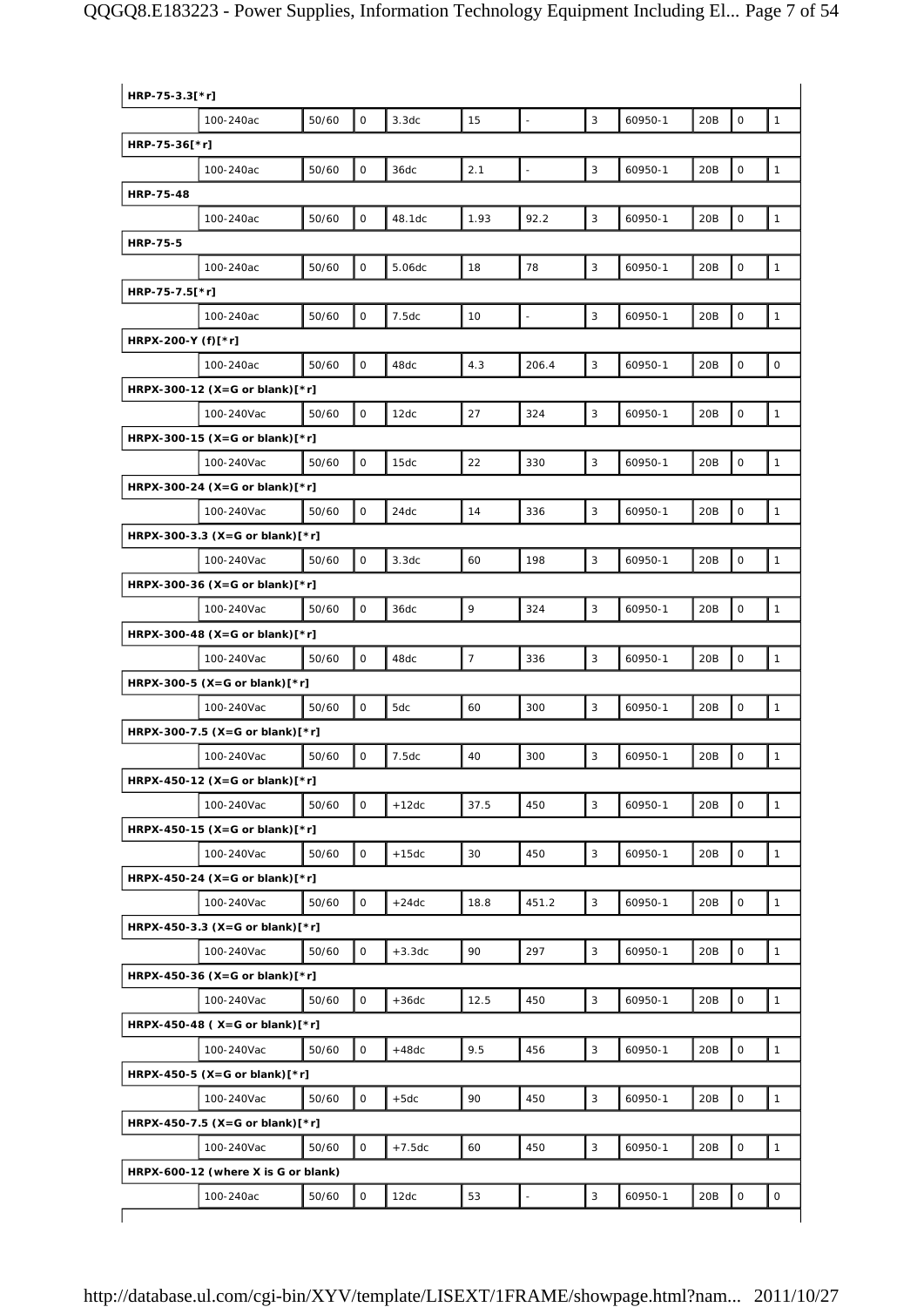| | | | | | | | | | | | |
|---|---|---|---|---|---|---|---|---|---|---|---|
| **HRP-75-3.3[*r]** | | | | | | | | | | | |
| | 100-240ac | 50/60 | 0 | 3.3dc | 15 | - | 3 | 60950-1 | 20B | 0 | 1 |
| **HRP-75-36[*r]** | | | | | | | | | | | |
| | 100-240ac | 50/60 | 0 | 36dc | 2.1 | - | 3 | 60950-1 | 20B | 0 | 1 |
| **HRP-75-48** | | | | | | | | | | | |
| | 100-240ac | 50/60 | 0 | 48.1dc | 1.93 | 92.2 | 3 | 60950-1 | 20B | 0 | 1 |
| **HRP-75-5** | | | | | | | | | | | |
| | 100-240ac | 50/60 | 0 | 5.06dc | 18 | 78 | 3 | 60950-1 | 20B | 0 | 1 |
| **HRP-75-7.5[*r]** | | | | | | | | | | | |
| | 100-240ac | 50/60 | 0 | 7.5dc | 10 | - | 3 | 60950-1 | 20B | 0 | 1 |
| **HRPX-200-Y (f)[*r]** | | | | | | | | | | | |
| | 100-240ac | 50/60 | 0 | 48dc | 4.3 | 206.4 | 3 | 60950-1 | 20B | 0 | 0 |
| **HRPX-300-12 (X=G or blank)[*r]** | | | | | | | | | | | |
| | 100-240Vac | 50/60 | 0 | 12dc | 27 | 324 | 3 | 60950-1 | 20B | 0 | 1 |
| **HRPX-300-15 (X=G or blank)[*r]** | | | | | | | | | | | |
| | 100-240Vac | 50/60 | 0 | 15dc | 22 | 330 | 3 | 60950-1 | 20B | 0 | 1 |
| **HRPX-300-24 (X=G or blank)[*r]** | | | | | | | | | | | |
| | 100-240Vac | 50/60 | 0 | 24dc | 14 | 336 | 3 | 60950-1 | 20B | 0 | 1 |
| **HRPX-300-3.3 (X=G or blank)[*r]** | | | | | | | | | | | |
| | 100-240Vac | 50/60 | 0 | 3.3dc | 60 | 198 | 3 | 60950-1 | 20B | 0 | 1 |
| **HRPX-300-36 (X=G or blank)[*r]** | | | | | | | | | | | |
| | 100-240Vac | 50/60 | 0 | 36dc | 9 | 324 | 3 | 60950-1 | 20B | 0 | 1 |
| **HRPX-300-48 (X=G or blank)[*r]** | | | | | | | | | | | |
| | 100-240Vac | 50/60 | 0 | 48dc | 7 | 336 | 3 | 60950-1 | 20B | 0 | 1 |
| **HRPX-300-5 (X=G or blank)[*r]** | | | | | | | | | | | |
| | 100-240Vac | 50/60 | 0 | 5dc | 60 | 300 | 3 | 60950-1 | 20B | 0 | 1 |
| **HRPX-300-7.5 (X=G or blank)[*r]** | | | | | | | | | | | |
| | 100-240Vac | 50/60 | 0 | 7.5dc | 40 | 300 | 3 | 60950-1 | 20B | 0 | 1 |
| **HRPX-450-12 (X=G or blank)[*r]** | | | | | | | | | | | |
| | 100-240Vac | 50/60 | 0 | +12dc | 37.5 | 450 | 3 | 60950-1 | 20B | 0 | 1 |
| **HRPX-450-15 (X=G or blank)[*r]** | | | | | | | | | | | |
| | 100-240Vac | 50/60 | 0 | +15dc | 30 | 450 | 3 | 60950-1 | 20B | 0 | 1 |
| **HRPX-450-24 (X=G or blank)[*r]** | | | | | | | | | | | |
| | 100-240Vac | 50/60 | 0 | +24dc | 18.8 | 451.2 | 3 | 60950-1 | 20B | 0 | 1 |
| **HRPX-450-3.3 (X=G or blank)[*r]** | | | | | | | | | | | |
| | 100-240Vac | 50/60 | 0 | +3.3dc | 90 | 297 | 3 | 60950-1 | 20B | 0 | 1 |
| **HRPX-450-36 (X=G or blank)[*r]** | | | | | | | | | | | |
| | 100-240Vac | 50/60 | 0 | +36dc | 12.5 | 450 | 3 | 60950-1 | 20B | 0 | 1 |
| **HRPX-450-48 ( X=G or blank)[*r]** | | | | | | | | | | | |
| | 100-240Vac | 50/60 | 0 | +48dc | 9.5 | 456 | 3 | 60950-1 | 20B | 0 | 1 |
| **HRPX-450-5 (X=G or blank)[*r]** | | | | | | | | | | | |
| | 100-240Vac | 50/60 | 0 | +5dc | 90 | 450 | 3 | 60950-1 | 20B | 0 | 1 |
| **HRPX-450-7.5 (X=G or blank)[*r]** | | | | | | | | | | | |
| | 100-240Vac | 50/60 | 0 | +7.5dc | 60 | 450 | 3 | 60950-1 | 20B | 0 | 1 |
| **HRPX-600-12 (where X is G or blank)** | | | | | | | | | | | |
| | 100-240ac | 50/60 | 0 | 12dc | 53 | - | 3 | 60950-1 | 20B | 0 | 0 |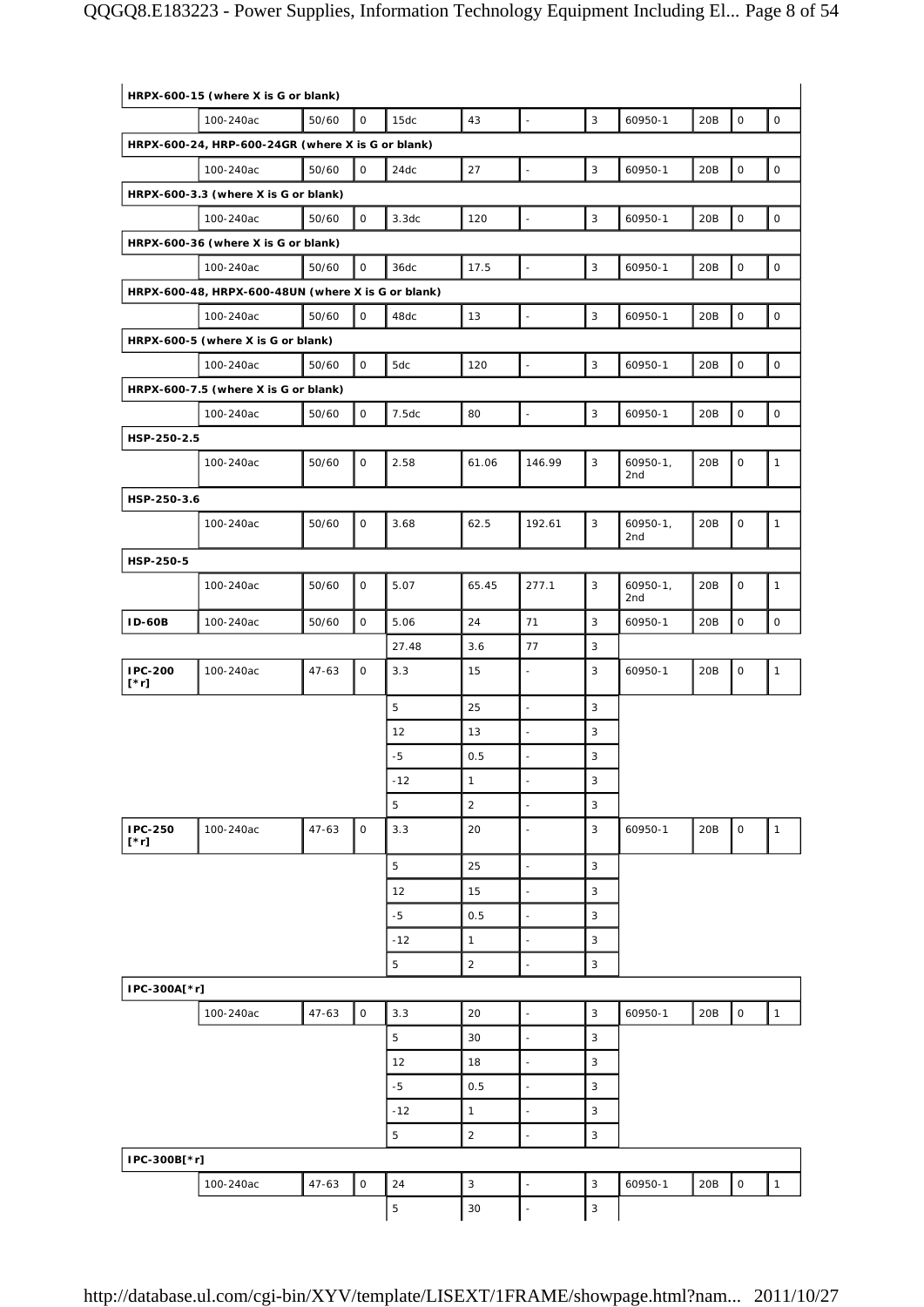| | | | | | | | | | | | |
|---|---|---|---|---|---|---|---|---|---|---|---|
| **HRPX-600-15 (where X is G or blank)** | | | | | | | | | | | |
| | 100-240ac | 50/60 | 0 | 15dc | 43 | - | 3 | 60950-1 | 20B | 0 | 0 |
| **HRPX-600-24, HRP-600-24GR (where X is G or blank)** | | | | | | | | | | | |
| | 100-240ac | 50/60 | 0 | 24dc | 27 | - | 3 | 60950-1 | 20B | 0 | 0 |
| **HRPX-600-3.3 (where X is G or blank)** | | | | | | | | | | | |
| | 100-240ac | 50/60 | 0 | 3.3dc | 120 | - | 3 | 60950-1 | 20B | 0 | 0 |
| **HRPX-600-36 (where X is G or blank)** | | | | | | | | | | | |
| | 100-240ac | 50/60 | 0 | 36dc | 17.5 | - | 3 | 60950-1 | 20B | 0 | 0 |
| **HRPX-600-48, HRPX-600-48UN (where X is G or blank)** | | | | | | | | | | | |
| | 100-240ac | 50/60 | 0 | 48dc | 13 | - | 3 | 60950-1 | 20B | 0 | 0 |
| **HRPX-600-5 (where X is G or blank)** | | | | | | | | | | | |
| | 100-240ac | 50/60 | 0 | 5dc | 120 | - | 3 | 60950-1 | 20B | 0 | 0 |
| **HRPX-600-7.5 (where X is G or blank)** | | | | | | | | | | | |
| | 100-240ac | 50/60 | 0 | 7.5dc | 80 | - | 3 | 60950-1 | 20B | 0 | 0 |
| **HSP-250-2.5** | | | | | | | | | | | |
| | 100-240ac | 50/60 | 0 | 2.58 | 61.06 | 146.99 | 3 | 60950-1, 2nd | 20B | 0 | 1 |
| **HSP-250-3.6** | | | | | | | | | | | |
| | 100-240ac | 50/60 | 0 | 3.68 | 62.5 | 192.61 | 3 | 60950-1, 2nd | 20B | 0 | 1 |
| **HSP-250-5** | | | | | | | | | | | |
| | 100-240ac | 50/60 | 0 | 5.07 | 65.45 | 277.1 | 3 | 60950-1, 2nd | 20B | 0 | 1 |
| **ID-60B** | 100-240ac | 50/60 | 0 | 5.06 | 24 | 71 | 3 | 60950-1 | 20B | 0 | 0 |
| | | | | 27.48 | 3.6 | 77 | 3 | | | | |
| **IPC-200 [*r]** | 100-240ac | 47-63 | 0 | 3.3 | 15 | - | 3 | 60950-1 | 20B | 0 | 1 |
| | | | | 5 | 25 | - | 3 | | | | |
| | | | | 12 | 13 | - | 3 | | | | |
| | | | | -5 | 0.5 | - | 3 | | | | |
| | | | | -12 | 1 | - | 3 | | | | |
| | | | | 5 | 2 | - | 3 | | | | |
| **IPC-250 [*r]** | 100-240ac | 47-63 | 0 | 3.3 | 20 | - | 3 | 60950-1 | 20B | 0 | 1 |
| | | | | 5 | 25 | - | 3 | | | | |
| | | | | 12 | 15 | - | 3 | | | | |
| | | | | -5 | 0.5 | - | 3 | | | | |
| | | | | -12 | 1 | - | 3 | | | | |
| | | | | 5 | 2 | - | 3 | | | | |
| **IPC-300A[*r]** | | | | | | | | | | | |
| | 100-240ac | 47-63 | 0 | 3.3 | 20 | - | 3 | 60950-1 | 20B | 0 | 1 |
| | | | | 5 | 30 | - | 3 | | | | |
| | | | | 12 | 18 | - | 3 | | | | |
| | | | | -5 | 0.5 | - | 3 | | | | |
| | | | | -12 | 1 | - | 3 | | | | |
| | | | | 5 | 2 | - | 3 | | | | |
| **IPC-300B[*r]** | | | | | | | | | | | |
| | 100-240ac | 47-63 | 0 | 24 | 3 | - | 3 | 60950-1 | 20B | 0 | 1 |
| | | | | 5 | 30 | - | 3 | | | | |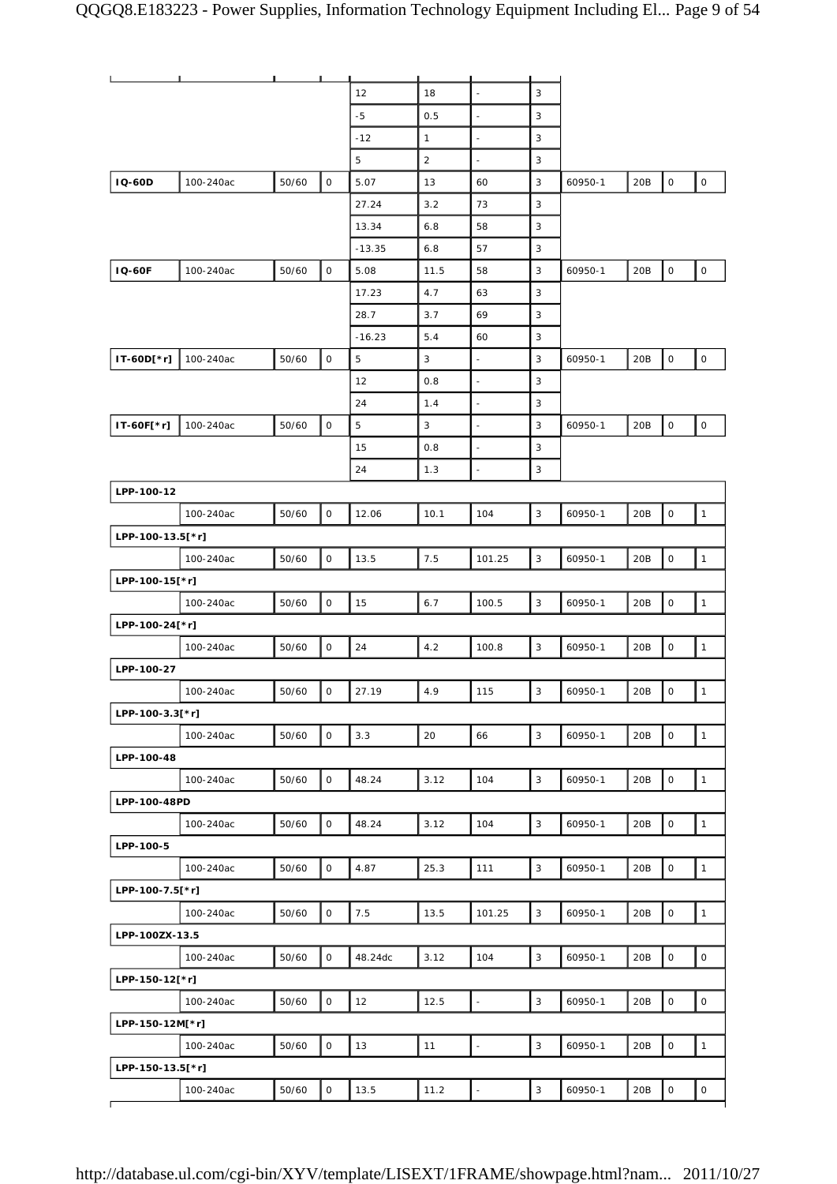| | | | | | | | | | | | |
|---|---|---|---|---|---|---|---|---|---|---|---|
| | | | | 12 | 18 | - | 3 | | | | |
| | | | | -5 | 0.5 | - | 3 | | | | |
| | | | | -12 | 1 | - | 3 | | | | |
| | | | | 5 | 2 | - | 3 | | | | |
| **IQ-60D** | 100-240ac | 50/60 | 0 | 5.07 | 13 | 60 | 3 | 60950-1 | 20B | 0 | 0 |
| | | | | 27.24 | 3.2 | 73 | 3 | | | | |
| | | | | 13.34 | 6.8 | 58 | 3 | | | | |
| | | | | -13.35 | 6.8 | 57 | 3 | | | | |
| **IQ-60F** | 100-240ac | 50/60 | 0 | 5.08 | 11.5 | 58 | 3 | 60950-1 | 20B | 0 | 0 |
| | | | | 17.23 | 4.7 | 63 | 3 | | | | |
| | | | | 28.7 | 3.7 | 69 | 3 | | | | |
| | | | | -16.23 | 5.4 | 60 | 3 | | | | |
| **IT-60D[*r]** | 100-240ac | 50/60 | 0 | 5 | 3 | - | 3 | 60950-1 | 20B | 0 | 0 |
| | | | | 12 | 0.8 | - | 3 | | | | |
| | | | | 24 | 1.4 | - | 3 | | | | |
| **IT-60F[*r]** | 100-240ac | 50/60 | 0 | 5 | 3 | - | 3 | 60950-1 | 20B | 0 | 0 |
| | | | | 15 | 0.8 | - | 3 | | | | |
| | | | | 24 | 1.3 | - | 3 | | | | |
| **LPP-100-12** | | | | | | | | | | | |
| | 100-240ac | 50/60 | 0 | 12.06 | 10.1 | 104 | 3 | 60950-1 | 20B | 0 | 1 |
| **LPP-100-13.5[*r]** | | | | | | | | | | | |
| | 100-240ac | 50/60 | 0 | 13.5 | 7.5 | 101.25 | 3 | 60950-1 | 20B | 0 | 1 |
| **LPP-100-15[*r]** | | | | | | | | | | | |
| | 100-240ac | 50/60 | 0 | 15 | 6.7 | 100.5 | 3 | 60950-1 | 20B | 0 | 1 |
| **LPP-100-24[*r]** | | | | | | | | | | | |
| | 100-240ac | 50/60 | 0 | 24 | 4.2 | 100.8 | 3 | 60950-1 | 20B | 0 | 1 |
| **LPP-100-27** | | | | | | | | | | | |
| | 100-240ac | 50/60 | 0 | 27.19 | 4.9 | 115 | 3 | 60950-1 | 20B | 0 | 1 |
| **LPP-100-3.3[*r]** | | | | | | | | | | | |
| | 100-240ac | 50/60 | 0 | 3.3 | 20 | 66 | 3 | 60950-1 | 20B | 0 | 1 |
| **LPP-100-48** | | | | | | | | | | | |
| | 100-240ac | 50/60 | 0 | 48.24 | 3.12 | 104 | 3 | 60950-1 | 20B | 0 | 1 |
| **LPP-100-48PD** | | | | | | | | | | | |
| | 100-240ac | 50/60 | 0 | 48.24 | 3.12 | 104 | 3 | 60950-1 | 20B | 0 | 1 |
| **LPP-100-5** | | | | | | | | | | | |
| | 100-240ac | 50/60 | 0 | 4.87 | 25.3 | 111 | 3 | 60950-1 | 20B | 0 | 1 |
| **LPP-100-7.5[*r]** | | | | | | | | | | | |
| | 100-240ac | 50/60 | 0 | 7.5 | 13.5 | 101.25 | 3 | 60950-1 | 20B | 0 | 1 |
| **LPP-100ZX-13.5** | | | | | | | | | | | |
| | 100-240ac | 50/60 | 0 | 48.24dc | 3.12 | 104 | 3 | 60950-1 | 20B | 0 | 0 |
| **LPP-150-12[*r]** | | | | | | | | | | | |
| | 100-240ac | 50/60 | 0 | 12 | 12.5 | - | 3 | 60950-1 | 20B | 0 | 0 |
| **LPP-150-12M[*r]** | | | | | | | | | | | |
| | 100-240ac | 50/60 | 0 | 13 | 11 | - | 3 | 60950-1 | 20B | 0 | 1 |
| **LPP-150-13.5[*r]** | | | | | | | | | | | |
| | 100-240ac | 50/60 | 0 | 13.5 | 11.2 | - | 3 | 60950-1 | 20B | 0 | 0 |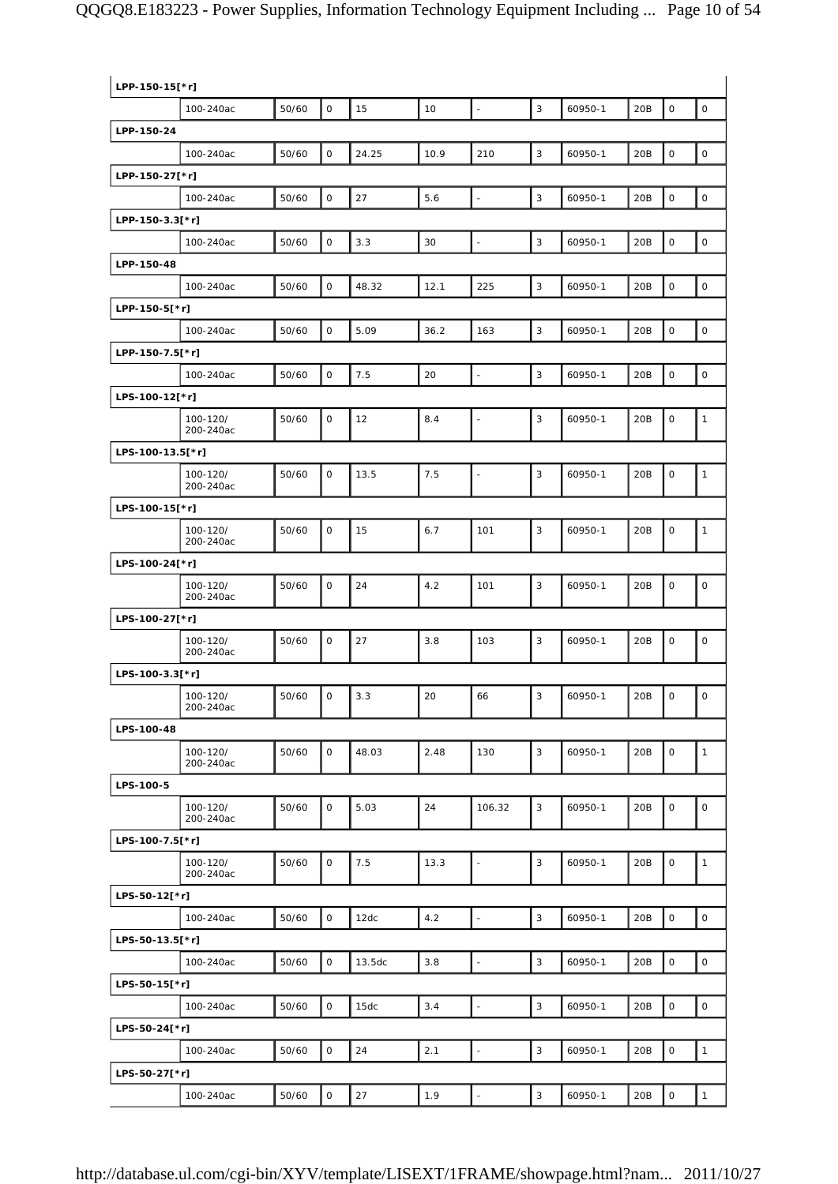| LPP-150-15[*r] | | | | | | | | | | | |
|---|---|---|---|---|---|---|---|---|---|---|---|
| | 100-240ac | 50/60 | 0 | 15 | 10 | - | 3 | 60950-1 | 20B | 0 | 0 |
| **LPP-150-24** | | | | | | | | | | | |
| | 100-240ac | 50/60 | 0 | 24.25 | 10.9 | 210 | 3 | 60950-1 | 20B | 0 | 0 |
| **LPP-150-27[*r]** | | | | | | | | | | | |
| | 100-240ac | 50/60 | 0 | 27 | 5.6 | - | 3 | 60950-1 | 20B | 0 | 0 |
| **LPP-150-3.3[*r]** | | | | | | | | | | | |
| | 100-240ac | 50/60 | 0 | 3.3 | 30 | - | 3 | 60950-1 | 20B | 0 | 0 |
| **LPP-150-48** | | | | | | | | | | | |
| | 100-240ac | 50/60 | 0 | 48.32 | 12.1 | 225 | 3 | 60950-1 | 20B | 0 | 0 |
| **LPP-150-5[*r]** | | | | | | | | | | | |
| | 100-240ac | 50/60 | 0 | 5.09 | 36.2 | 163 | 3 | 60950-1 | 20B | 0 | 0 |
| **LPP-150-7.5[*r]** | | | | | | | | | | | |
| | 100-240ac | 50/60 | 0 | 7.5 | 20 | - | 3 | 60950-1 | 20B | 0 | 0 |
| **LPS-100-12[*r]** | | | | | | | | | | | |
| | 100-120/ 200-240ac | 50/60 | 0 | 12 | 8.4 | - | 3 | 60950-1 | 20B | 0 | 1 |
| **LPS-100-13.5[*r]** | | | | | | | | | | | |
| | 100-120/ 200-240ac | 50/60 | 0 | 13.5 | 7.5 | - | 3 | 60950-1 | 20B | 0 | 1 |
| **LPS-100-15[*r]** | | | | | | | | | | | |
| | 100-120/ 200-240ac | 50/60 | 0 | 15 | 6.7 | 101 | 3 | 60950-1 | 20B | 0 | 1 |
| **LPS-100-24[*r]** | | | | | | | | | | | |
| | 100-120/ 200-240ac | 50/60 | 0 | 24 | 4.2 | 101 | 3 | 60950-1 | 20B | 0 | 0 |
| **LPS-100-27[*r]** | | | | | | | | | | | |
| | 100-120/ 200-240ac | 50/60 | 0 | 27 | 3.8 | 103 | 3 | 60950-1 | 20B | 0 | 0 |
| **LPS-100-3.3[*r]** | | | | | | | | | | | |
| | 100-120/ 200-240ac | 50/60 | 0 | 3.3 | 20 | 66 | 3 | 60950-1 | 20B | 0 | 0 |
| **LPS-100-48** | | | | | | | | | | | |
| | 100-120/ 200-240ac | 50/60 | 0 | 48.03 | 2.48 | 130 | 3 | 60950-1 | 20B | 0 | 1 |
| **LPS-100-5** | | | | | | | | | | | |
| | 100-120/ 200-240ac | 50/60 | 0 | 5.03 | 24 | 106.32 | 3 | 60950-1 | 20B | 0 | 0 |
| **LPS-100-7.5[*r]** | | | | | | | | | | | |
| | 100-120/ 200-240ac | 50/60 | 0 | 7.5 | 13.3 | - | 3 | 60950-1 | 20B | 0 | 1 |
| **LPS-50-12[*r]** | | | | | | | | | | | |
| | 100-240ac | 50/60 | 0 | 12dc | 4.2 | - | 3 | 60950-1 | 20B | 0 | 0 |
| **LPS-50-13.5[*r]** | | | | | | | | | | | |
| | 100-240ac | 50/60 | 0 | 13.5dc | 3.8 | - | 3 | 60950-1 | 20B | 0 | 0 |
| **LPS-50-15[*r]** | | | | | | | | | | | |
| | 100-240ac | 50/60 | 0 | 15dc | 3.4 | - | 3 | 60950-1 | 20B | 0 | 0 |
| **LPS-50-24[*r]** | | | | | | | | | | | |
| | 100-240ac | 50/60 | 0 | 24 | 2.1 | - | 3 | 60950-1 | 20B | 0 | 1 |
| **LPS-50-27[*r]** | | | | | | | | | | | |
| | 100-240ac | 50/60 | 0 | 27 | 1.9 | - | 3 | 60950-1 | 20B | 0 | 1 |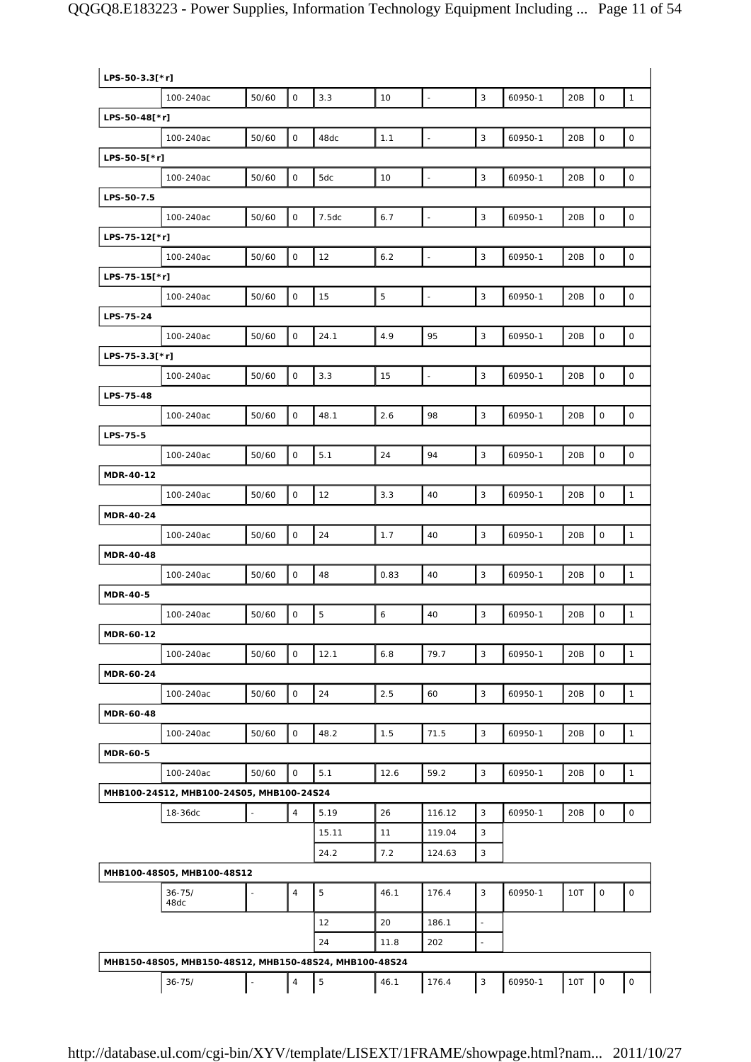| | | | | | | | | | | | |
|---|---|---|---|---|---|---|---|---|---|---|---|
| **LPS-50-3.3[*r]** | | | | | | | | | | | |
| | 100-240ac | 50/60 | 0 | 3.3 | 10 | - | 3 | 60950-1 | 20B | 0 | 1 |
| **LPS-50-48[*r]** | | | | | | | | | | | |
| | 100-240ac | 50/60 | 0 | 48dc | 1.1 | - | 3 | 60950-1 | 20B | 0 | 0 |
| **LPS-50-5[*r]** | | | | | | | | | | | |
| | 100-240ac | 50/60 | 0 | 5dc | 10 | - | 3 | 60950-1 | 20B | 0 | 0 |
| **LPS-50-7.5** | | | | | | | | | | | |
| | 100-240ac | 50/60 | 0 | 7.5dc | 6.7 | - | 3 | 60950-1 | 20B | 0 | 0 |
| **LPS-75-12[*r]** | | | | | | | | | | | |
| | 100-240ac | 50/60 | 0 | 12 | 6.2 | - | 3 | 60950-1 | 20B | 0 | 0 |
| **LPS-75-15[*r]** | | | | | | | | | | | |
| | 100-240ac | 50/60 | 0 | 15 | 5 | - | 3 | 60950-1 | 20B | 0 | 0 |
| **LPS-75-24** | | | | | | | | | | | |
| | 100-240ac | 50/60 | 0 | 24.1 | 4.9 | 95 | 3 | 60950-1 | 20B | 0 | 0 |
| **LPS-75-3.3[*r]** | | | | | | | | | | | |
| | 100-240ac | 50/60 | 0 | 3.3 | 15 | - | 3 | 60950-1 | 20B | 0 | 0 |
| **LPS-75-48** | | | | | | | | | | | |
| | 100-240ac | 50/60 | 0 | 48.1 | 2.6 | 98 | 3 | 60950-1 | 20B | 0 | 0 |
| **LPS-75-5** | | | | | | | | | | | |
| | 100-240ac | 50/60 | 0 | 5.1 | 24 | 94 | 3 | 60950-1 | 20B | 0 | 0 |
| **MDR-40-12** | | | | | | | | | | | |
| | 100-240ac | 50/60 | 0 | 12 | 3.3 | 40 | 3 | 60950-1 | 20B | 0 | 1 |
| **MDR-40-24** | | | | | | | | | | | |
| | 100-240ac | 50/60 | 0 | 24 | 1.7 | 40 | 3 | 60950-1 | 20B | 0 | 1 |
| **MDR-40-48** | | | | | | | | | | | |
| | 100-240ac | 50/60 | 0 | 48 | 0.83 | 40 | 3 | 60950-1 | 20B | 0 | 1 |
| **MDR-40-5** | | | | | | | | | | | |
| | 100-240ac | 50/60 | 0 | 5 | 6 | 40 | 3 | 60950-1 | 20B | 0 | 1 |
| **MDR-60-12** | | | | | | | | | | | |
| | 100-240ac | 50/60 | 0 | 12.1 | 6.8 | 79.7 | 3 | 60950-1 | 20B | 0 | 1 |
| **MDR-60-24** | | | | | | | | | | | |
| | 100-240ac | 50/60 | 0 | 24 | 2.5 | 60 | 3 | 60950-1 | 20B | 0 | 1 |
| **MDR-60-48** | | | | | | | | | | | |
| | 100-240ac | 50/60 | 0 | 48.2 | 1.5 | 71.5 | 3 | 60950-1 | 20B | 0 | 1 |
| **MDR-60-5** | | | | | | | | | | | |
| | 100-240ac | 50/60 | 0 | 5.1 | 12.6 | 59.2 | 3 | 60950-1 | 20B | 0 | 1 |
| **MHB100-24S12, MHB100-24S05, MHB100-24S24** | | | | | | | | | | | |
| | 18-36dc | - | 4 | 5.19 | 26 | 116.12 | 3 | 60950-1 | 20B | 0 | 0 |
| | | | | 15.11 | 11 | 119.04 | 3 | | | | |
| | | | | 24.2 | 7.2 | 124.63 | 3 | | | | |
| **MHB100-48S05, MHB100-48S12** | | | | | | | | | | | |
| | 36-75/ 48dc | - | 4 | 5 | 46.1 | 176.4 | 3 | 60950-1 | 10T | 0 | 0 |
| | | | | 12 | 20 | 186.1 | - | | | | |
| | | | | 24 | 11.8 | 202 | - | | | | |
| **MHB150-48S05, MHB150-48S12, MHB150-48S24, MHB100-48S24** | | | | | | | | | | | |
| | 36-75/ | - | 4 | 5 | 46.1 | 176.4 | 3 | 60950-1 | 10T | 0 | 0 |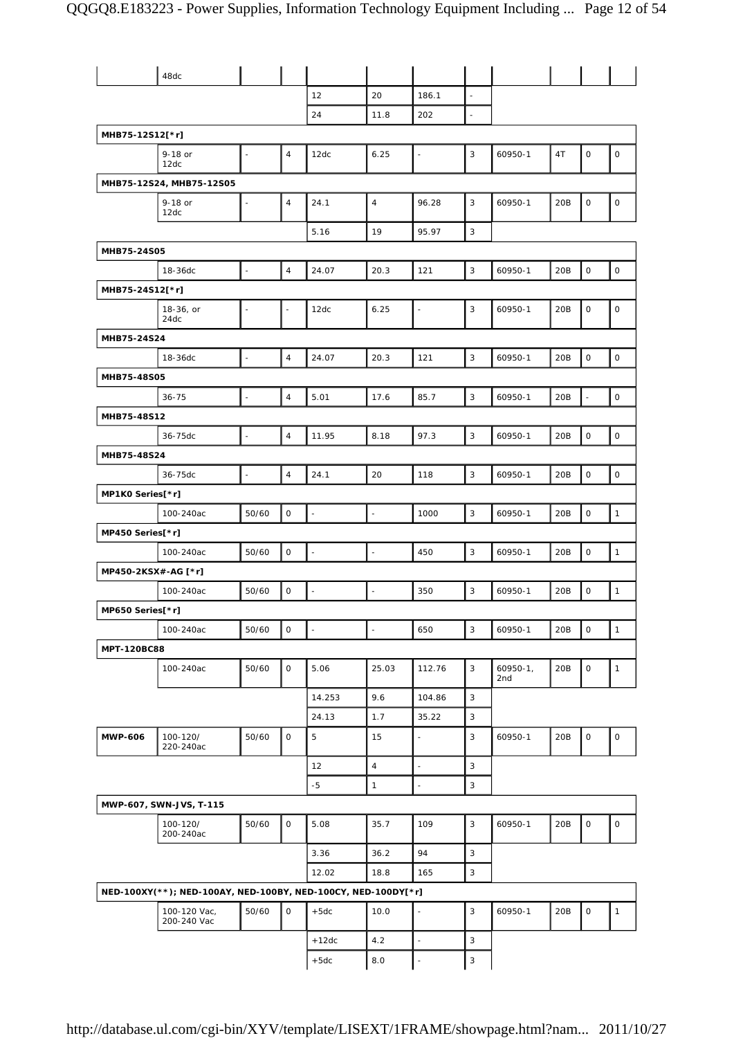| | | | | | | | | | | | |
|---|---|---|---|---|---|---|---|---|---|---|---|
| | 48dc | | | | | | | | | | |
| | | | | 12 | 20 | 186.1 | - | | | | |
| | | | | 24 | 11.8 | 202 | - | | | | |
| **MHB75-12S12[*r]** | | | | | | | | | | | |
| | 9-18 or 12dc | - | 4 | 12dc | 6.25 | - | 3 | 60950-1 | 4T | 0 | 0 |
| **MHB75-12S24, MHB75-12S05** | | | | | | | | | | | |
| | 9-18 or 12dc | - | 4 | 24.1 | 4 | 96.28 | 3 | 60950-1 | 20B | 0 | 0 |
| | | | | 5.16 | 19 | 95.97 | 3 | | | | |
| **MHB75-24S05** | | | | | | | | | | | |
| | 18-36dc | - | 4 | 24.07 | 20.3 | 121 | 3 | 60950-1 | 20B | 0 | 0 |
| **MHB75-24S12[*r]** | | | | | | | | | | | |
| | 18-36, or 24dc | - | - | 12dc | 6.25 | - | 3 | 60950-1 | 20B | 0 | 0 |
| **MHB75-24S24** | | | | | | | | | | | |
| | 18-36dc | - | 4 | 24.07 | 20.3 | 121 | 3 | 60950-1 | 20B | 0 | 0 |
| **MHB75-48S05** | | | | | | | | | | | |
| | 36-75 | - | 4 | 5.01 | 17.6 | 85.7 | 3 | 60950-1 | 20B | - | 0 |
| **MHB75-48S12** | | | | | | | | | | | |
| | 36-75dc | - | 4 | 11.95 | 8.18 | 97.3 | 3 | 60950-1 | 20B | 0 | 0 |
| **MHB75-48S24** | | | | | | | | | | | |
| | 36-75dc | - | 4 | 24.1 | 20 | 118 | 3 | 60950-1 | 20B | 0 | 0 |
| **MP1K0 Series[*r]** | | | | | | | | | | | |
| | 100-240ac | 50/60 | 0 | - | - | 1000 | 3 | 60950-1 | 20B | 0 | 1 |
| **MP450 Series[*r]** | | | | | | | | | | | |
| | 100-240ac | 50/60 | 0 | - | - | 450 | 3 | 60950-1 | 20B | 0 | 1 |
| **MP450-2KSX#-AG [*r]** | | | | | | | | | | | |
| | 100-240ac | 50/60 | 0 | - | - | 350 | 3 | 60950-1 | 20B | 0 | 1 |
| **MP650 Series[*r]** | | | | | | | | | | | |
| | 100-240ac | 50/60 | 0 | - | - | 650 | 3 | 60950-1 | 20B | 0 | 1 |
| **MPT-120BC88** | | | | | | | | | | | |
| | 100-240ac | 50/60 | 0 | 5.06 | 25.03 | 112.76 | 3 | 60950-1, 2nd | 20B | 0 | 1 |
| | | | | 14.253 | 9.6 | 104.86 | 3 | | | | |
| | | | | 24.13 | 1.7 | 35.22 | 3 | | | | |
| **MWP-606** | 100-120/ 220-240ac | 50/60 | 0 | 5 | 15 | - | 3 | 60950-1 | 20B | 0 | 0 |
| | | | | 12 | 4 | - | 3 | | | | |
| | | | | -5 | 1 | - | 3 | | | | |
| **MWP-607, SWN-JVS, T-115** | | | | | | | | | | | |
| | 100-120/ 200-240ac | 50/60 | 0 | 5.08 | 35.7 | 109 | 3 | 60950-1 | 20B | 0 | 0 |
| | | | | 3.36 | 36.2 | 94 | 3 | | | | |
| | | | | 12.02 | 18.8 | 165 | 3 | | | | |
| **NED-100XY(**); NED-100AY, NED-100BY, NED-100CY, NED-100DY[*r]** | | | | | | | | | | | |
| | 100-120 Vac, 200-240 Vac | 50/60 | 0 | +5dc | 10.0 | - | 3 | 60950-1 | 20B | 0 | 1 |
| | | | | +12dc | 4.2 | - | 3 | | | | |
| | | | | +5dc | 8.0 | - | 3 | | | | |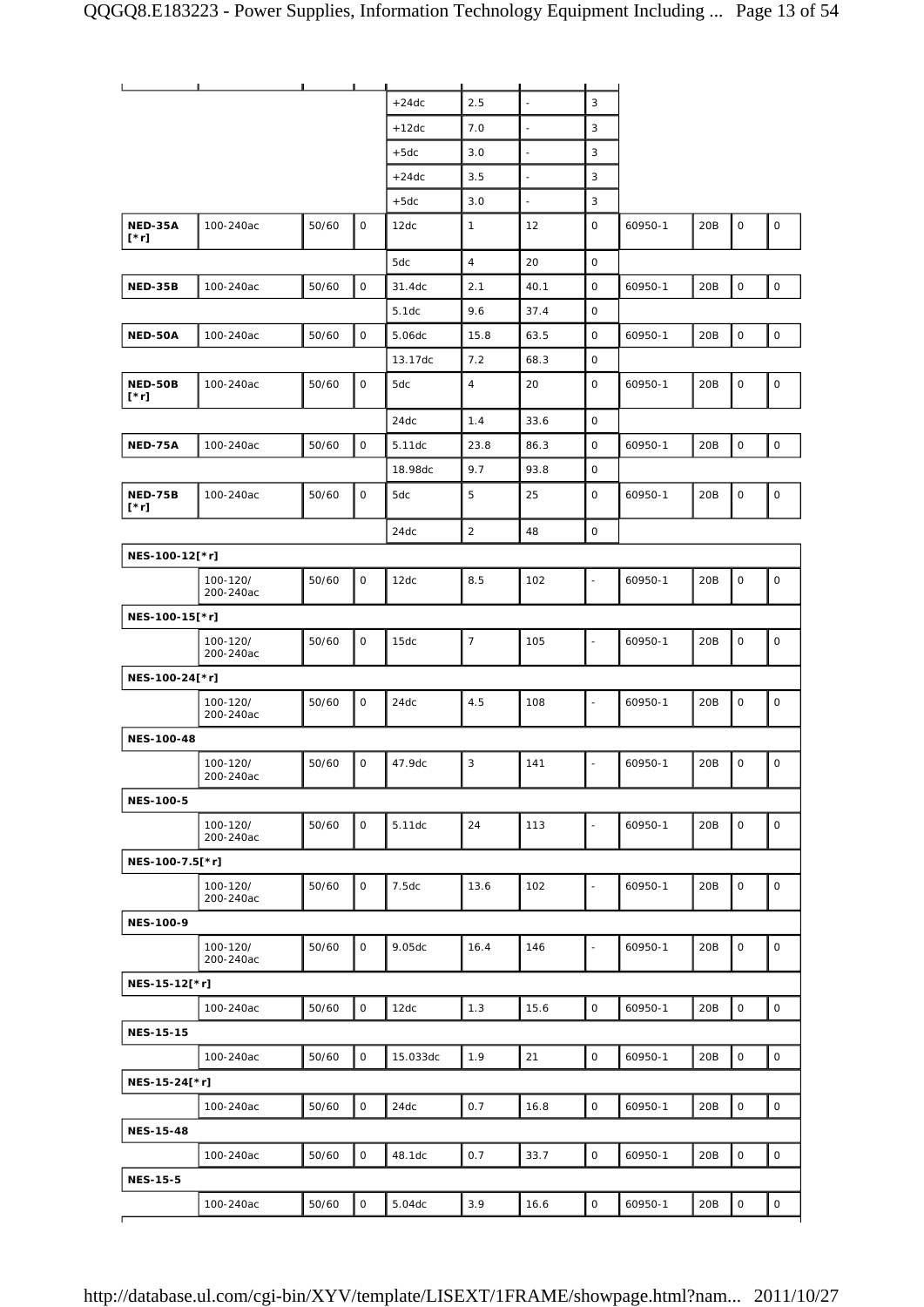| | | | | | | | | | | | |
|---|---|---|---|---|---|---|---|---|---|---|---|
| | | | | +24dc | 2.5 | - | 3 | | | | |
| | | | | +12dc | 7.0 | - | 3 | | | | |
| | | | | +5dc | 3.0 | - | 3 | | | | |
| | | | | +24dc | 3.5 | - | 3 | | | | |
| | | | | +5dc | 3.0 | - | 3 | | | | |
| **NED-35A [*r]** | 100-240ac | 50/60 | 0 | 12dc | 1 | 12 | 0 | 60950-1 | 20B | 0 | 0 |
| | | | | 5dc | 4 | 20 | 0 | | | | |
| **NED-35B** | 100-240ac | 50/60 | 0 | 31.4dc | 2.1 | 40.1 | 0 | 60950-1 | 20B | 0 | 0 |
| | | | | 5.1dc | 9.6 | 37.4 | 0 | | | | |
| **NED-50A** | 100-240ac | 50/60 | 0 | 5.06dc | 15.8 | 63.5 | 0 | 60950-1 | 20B | 0 | 0 |
| | | | | 13.17dc | 7.2 | 68.3 | 0 | | | | |
| **NED-50B [*r]** | 100-240ac | 50/60 | 0 | 5dc | 4 | 20 | 0 | 60950-1 | 20B | 0 | 0 |
| | | | | 24dc | 1.4 | 33.6 | 0 | | | | |
| **NED-75A** | 100-240ac | 50/60 | 0 | 5.11dc | 23.8 | 86.3 | 0 | 60950-1 | 20B | 0 | 0 |
| | | | | 18.98dc | 9.7 | 93.8 | 0 | | | | |
| **NED-75B [*r]** | 100-240ac | 50/60 | 0 | 5dc | 5 | 25 | 0 | 60950-1 | 20B | 0 | 0 |
| | | | | 24dc | 2 | 48 | 0 | | | | |
| **NES-100-12[*r]** | | | | | | | | | | | |
| | 100-120/ 200-240ac | 50/60 | 0 | 12dc | 8.5 | 102 | - | 60950-1 | 20B | 0 | 0 |
| **NES-100-15[*r]** | | | | | | | | | | | |
| | 100-120/ 200-240ac | 50/60 | 0 | 15dc | 7 | 105 | - | 60950-1 | 20B | 0 | 0 |
| **NES-100-24[*r]** | | | | | | | | | | | |
| | 100-120/ 200-240ac | 50/60 | 0 | 24dc | 4.5 | 108 | - | 60950-1 | 20B | 0 | 0 |
| **NES-100-48** | | | | | | | | | | | |
| | 100-120/ 200-240ac | 50/60 | 0 | 47.9dc | 3 | 141 | - | 60950-1 | 20B | 0 | 0 |
| **NES-100-5** | | | | | | | | | | | |
| | 100-120/ 200-240ac | 50/60 | 0 | 5.11dc | 24 | 113 | - | 60950-1 | 20B | 0 | 0 |
| **NES-100-7.5[*r]** | | | | | | | | | | | |
| | 100-120/ 200-240ac | 50/60 | 0 | 7.5dc | 13.6 | 102 | - | 60950-1 | 20B | 0 | 0 |
| **NES-100-9** | | | | | | | | | | | |
| | 100-120/ 200-240ac | 50/60 | 0 | 9.05dc | 16.4 | 146 | - | 60950-1 | 20B | 0 | 0 |
| **NES-15-12[*r]** | | | | | | | | | | | |
| | 100-240ac | 50/60 | 0 | 12dc | 1.3 | 15.6 | 0 | 60950-1 | 20B | 0 | 0 |
| **NES-15-15** | | | | | | | | | | | |
| | 100-240ac | 50/60 | 0 | 15.033dc | 1.9 | 21 | 0 | 60950-1 | 20B | 0 | 0 |
| **NES-15-24[*r]** | | | | | | | | | | | |
| | 100-240ac | 50/60 | 0 | 24dc | 0.7 | 16.8 | 0 | 60950-1 | 20B | 0 | 0 |
| **NES-15-48** | | | | | | | | | | | |
| | 100-240ac | 50/60 | 0 | 48.1dc | 0.7 | 33.7 | 0 | 60950-1 | 20B | 0 | 0 |
| **NES-15-5** | | | | | | | | | | | |
| | 100-240ac | 50/60 | 0 | 5.04dc | 3.9 | 16.6 | 0 | 60950-1 | 20B | 0 | 0 |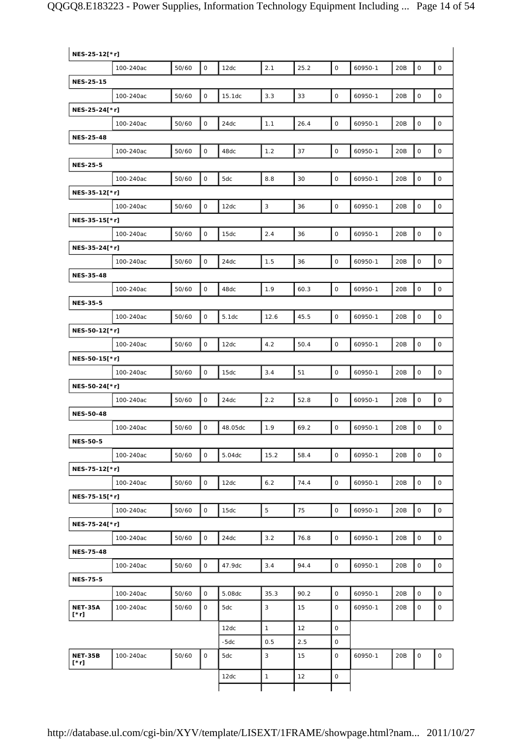| | | | | | | | | | | | |
|---|---|---|---|---|---|---|---|---|---|---|---|
| **NES-25-12[*r]** | | | | | | | | | | | |
| | 100-240ac | 50/60 | 0 | 12dc | 2.1 | 25.2 | 0 | 60950-1 | 20B | 0 | 0 |
| **NES-25-15** | | | | | | | | | | | |
| | 100-240ac | 50/60 | 0 | 15.1dc | 3.3 | 33 | 0 | 60950-1 | 20B | 0 | 0 |
| **NES-25-24[*r]** | | | | | | | | | | | |
| | 100-240ac | 50/60 | 0 | 24dc | 1.1 | 26.4 | 0 | 60950-1 | 20B | 0 | 0 |
| **NES-25-48** | | | | | | | | | | | |
| | 100-240ac | 50/60 | 0 | 48dc | 1.2 | 37 | 0 | 60950-1 | 20B | 0 | 0 |
| **NES-25-5** | | | | | | | | | | | |
| | 100-240ac | 50/60 | 0 | 5dc | 8.8 | 30 | 0 | 60950-1 | 20B | 0 | 0 |
| **NES-35-12[*r]** | | | | | | | | | | | |
| | 100-240ac | 50/60 | 0 | 12dc | 3 | 36 | 0 | 60950-1 | 20B | 0 | 0 |
| **NES-35-15[*r]** | | | | | | | | | | | |
| | 100-240ac | 50/60 | 0 | 15dc | 2.4 | 36 | 0 | 60950-1 | 20B | 0 | 0 |
| **NES-35-24[*r]** | | | | | | | | | | | |
| | 100-240ac | 50/60 | 0 | 24dc | 1.5 | 36 | 0 | 60950-1 | 20B | 0 | 0 |
| **NES-35-48** | | | | | | | | | | | |
| | 100-240ac | 50/60 | 0 | 48dc | 1.9 | 60.3 | 0 | 60950-1 | 20B | 0 | 0 |
| **NES-35-5** | | | | | | | | | | | |
| | 100-240ac | 50/60 | 0 | 5.1dc | 12.6 | 45.5 | 0 | 60950-1 | 20B | 0 | 0 |
| **NES-50-12[*r]** | | | | | | | | | | | |
| | 100-240ac | 50/60 | 0 | 12dc | 4.2 | 50.4 | 0 | 60950-1 | 20B | 0 | 0 |
| **NES-50-15[*r]** | | | | | | | | | | | |
| | 100-240ac | 50/60 | 0 | 15dc | 3.4 | 51 | 0 | 60950-1 | 20B | 0 | 0 |
| **NES-50-24[*r]** | | | | | | | | | | | |
| | 100-240ac | 50/60 | 0 | 24dc | 2.2 | 52.8 | 0 | 60950-1 | 20B | 0 | 0 |
| **NES-50-48** | | | | | | | | | | | |
| | 100-240ac | 50/60 | 0 | 48.05dc | 1.9 | 69.2 | 0 | 60950-1 | 20B | 0 | 0 |
| **NES-50-5** | | | | | | | | | | | |
| | 100-240ac | 50/60 | 0 | 5.04dc | 15.2 | 58.4 | 0 | 60950-1 | 20B | 0 | 0 |
| **NES-75-12[*r]** | | | | | | | | | | | |
| | 100-240ac | 50/60 | 0 | 12dc | 6.2 | 74.4 | 0 | 60950-1 | 20B | 0 | 0 |
| **NES-75-15[*r]** | | | | | | | | | | | |
| | 100-240ac | 50/60 | 0 | 15dc | 5 | 75 | 0 | 60950-1 | 20B | 0 | 0 |
| **NES-75-24[*r]** | | | | | | | | | | | |
| | 100-240ac | 50/60 | 0 | 24dc | 3.2 | 76.8 | 0 | 60950-1 | 20B | 0 | 0 |
| **NES-75-48** | | | | | | | | | | | |
| | 100-240ac | 50/60 | 0 | 47.9dc | 3.4 | 94.4 | 0 | 60950-1 | 20B | 0 | 0 |
| **NES-75-5** | | | | | | | | | | | |
| | 100-240ac | 50/60 | 0 | 5.08dc | 35.3 | 90.2 | 0 | 60950-1 | 20B | 0 | 0 |
| **NET-35A [*r]** | 100-240ac | 50/60 | 0 | 5dc | 3 | 15 | 0 | 60950-1 | 20B | 0 | 0 |
| | | | | 12dc | 1 | 12 | 0 | | | | |
| | | | | -5dc | 0.5 | 2.5 | 0 | | | | |
| **NET-35B [*r]** | 100-240ac | 50/60 | 0 | 5dc | 3 | 15 | 0 | 60950-1 | 20B | 0 | 0 |
| | | | | 12dc | 1 | 12 | 0 | | | | |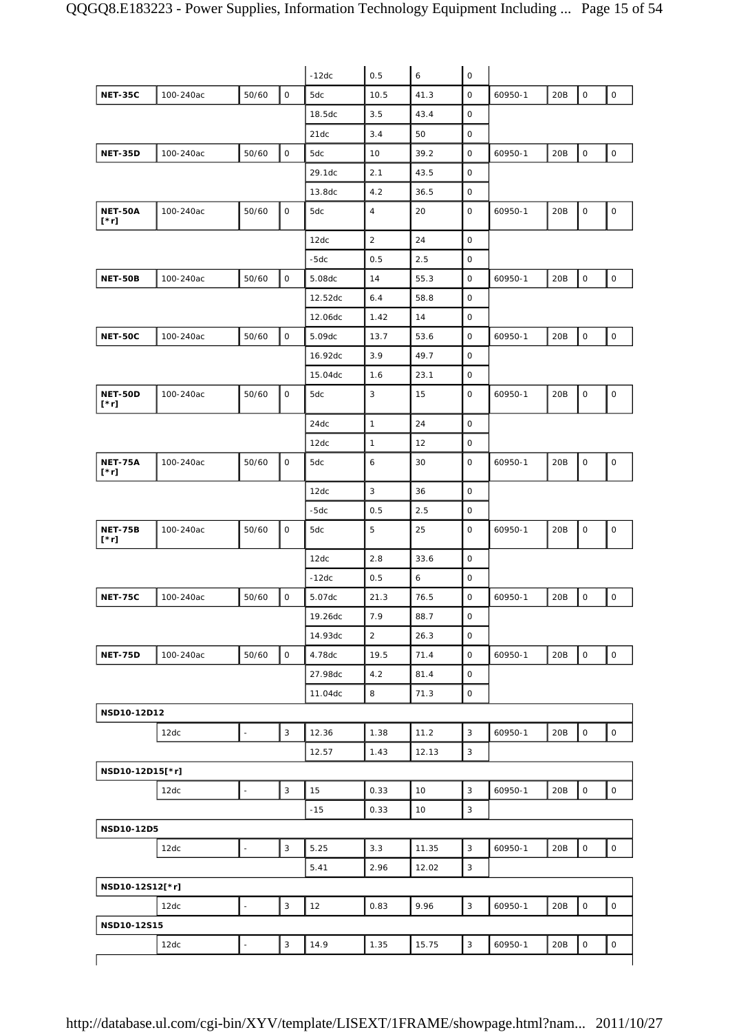| | | | | -12dc | 0.5 | 6 | 0 | | | | |
|---|---|---|---|---|---|---|---|---|---|---|---|
| **NET-35C** | 100-240ac | 50/60 | 0 | 5dc | 10.5 | 41.3 | 0 | 60950-1 | 20B | 0 | 0 |
| | | | | 18.5dc | 3.5 | 43.4 | 0 | | | | |
| | | | | 21dc | 3.4 | 50 | 0 | | | | |
| **NET-35D** | 100-240ac | 50/60 | 0 | 5dc | 10 | 39.2 | 0 | 60950-1 | 20B | 0 | 0 |
| | | | | 29.1dc | 2.1 | 43.5 | 0 | | | | |
| | | | | 13.8dc | 4.2 | 36.5 | 0 | | | | |
| **NET-50A [*r]** | 100-240ac | 50/60 | 0 | 5dc | 4 | 20 | 0 | 60950-1 | 20B | 0 | 0 |
| | | | | 12dc | 2 | 24 | 0 | | | | |
| | | | | -5dc | 0.5 | 2.5 | 0 | | | | |
| **NET-50B** | 100-240ac | 50/60 | 0 | 5.08dc | 14 | 55.3 | 0 | 60950-1 | 20B | 0 | 0 |
| | | | | 12.52dc | 6.4 | 58.8 | 0 | | | | |
| | | | | 12.06dc | 1.42 | 14 | 0 | | | | |
| **NET-50C** | 100-240ac | 50/60 | 0 | 5.09dc | 13.7 | 53.6 | 0 | 60950-1 | 20B | 0 | 0 |
| | | | | 16.92dc | 3.9 | 49.7 | 0 | | | | |
| | | | | 15.04dc | 1.6 | 23.1 | 0 | | | | |
| **NET-50D [*r]** | 100-240ac | 50/60 | 0 | 5dc | 3 | 15 | 0 | 60950-1 | 20B | 0 | 0 |
| | | | | 24dc | 1 | 24 | 0 | | | | |
| | | | | 12dc | 1 | 12 | 0 | | | | |
| **NET-75A [*r]** | 100-240ac | 50/60 | 0 | 5dc | 6 | 30 | 0 | 60950-1 | 20B | 0 | 0 |
| | | | | 12dc | 3 | 36 | 0 | | | | |
| | | | | -5dc | 0.5 | 2.5 | 0 | | | | |
| **NET-75B [*r]** | 100-240ac | 50/60 | 0 | 5dc | 5 | 25 | 0 | 60950-1 | 20B | 0 | 0 |
| | | | | 12dc | 2.8 | 33.6 | 0 | | | | |
| | | | | -12dc | 0.5 | 6 | 0 | | | | |
| **NET-75C** | 100-240ac | 50/60 | 0 | 5.07dc | 21.3 | 76.5 | 0 | 60950-1 | 20B | 0 | 0 |
| | | | | 19.26dc | 7.9 | 88.7 | 0 | | | | |
| | | | | 14.93dc | 2 | 26.3 | 0 | | | | |
| **NET-75D** | 100-240ac | 50/60 | 0 | 4.78dc | 19.5 | 71.4 | 0 | 60950-1 | 20B | 0 | 0 |
| | | | | 27.98dc | 4.2 | 81.4 | 0 | | | | |
| | | | | 11.04dc | 8 | 71.3 | 0 | | | | |
| **NSD10-12D12** | | | | | | | | | | | |
| | 12dc | - | 3 | 12.36 | 1.38 | 11.2 | 3 | 60950-1 | 20B | 0 | 0 |
| | | | | 12.57 | 1.43 | 12.13 | 3 | | | | |
| **NSD10-12D15[*r]** | | | | | | | | | | | |
| | 12dc | - | 3 | 15 | 0.33 | 10 | 3 | 60950-1 | 20B | 0 | 0 |
| | | | | -15 | 0.33 | 10 | 3 | | | | |
| **NSD10-12D5** | | | | | | | | | | | |
| | 12dc | - | 3 | 5.25 | 3.3 | 11.35 | 3 | 60950-1 | 20B | 0 | 0 |
| | | | | 5.41 | 2.96 | 12.02 | 3 | | | | |
| **NSD10-12S12[*r]** | | | | | | | | | | | |
| | 12dc | - | 3 | 12 | 0.83 | 9.96 | 3 | 60950-1 | 20B | 0 | 0 |
| **NSD10-12S15** | | | | | | | | | | | |
| | 12dc | - | 3 | 14.9 | 1.35 | 15.75 | 3 | 60950-1 | 20B | 0 | 0 |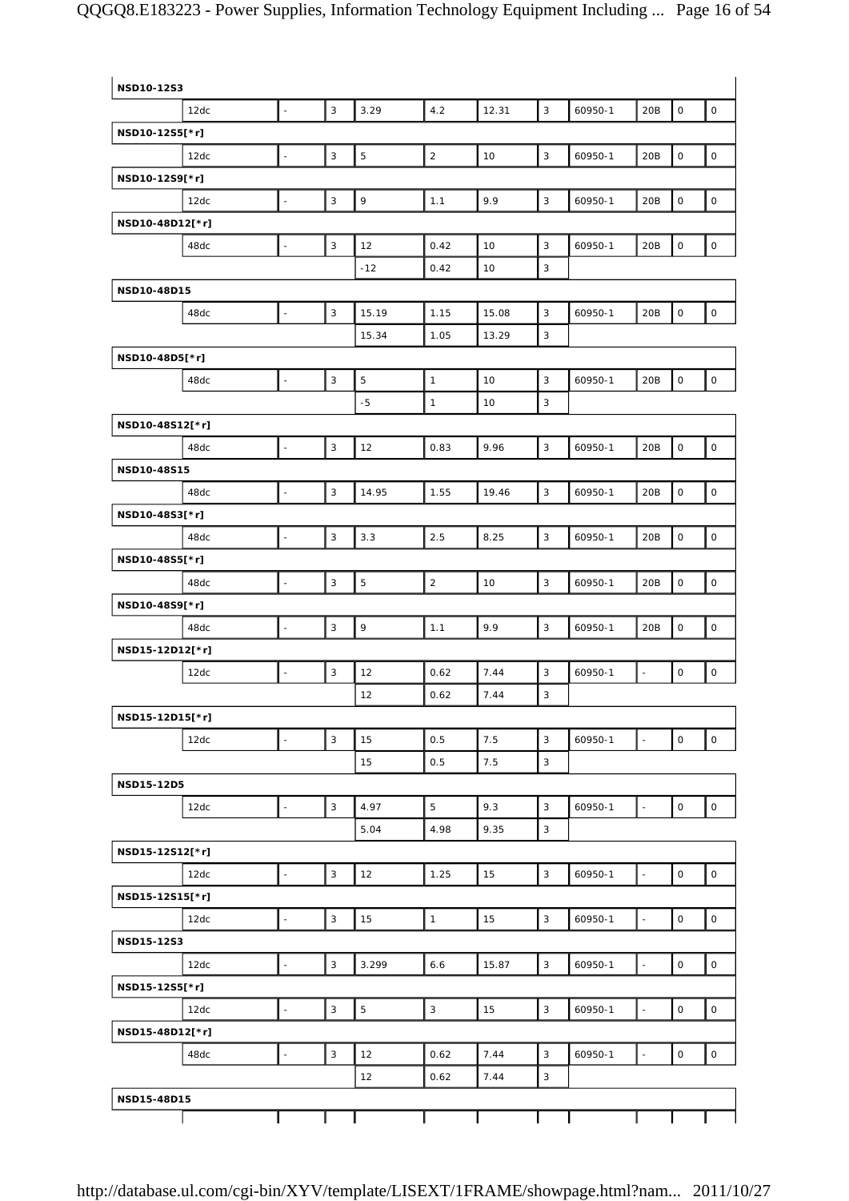| | | | | | | | | | | | |
|---|---|---|---|---|---|---|---|---|---|---|---|
| **NSD10-12S3** | | | | | | | | | | | |
| | 12dc | - | 3 | 3.29 | 4.2 | 12.31 | 3 | 60950-1 | 20B | 0 | 0 |
| **NSD10-12S5[*r]** | | | | | | | | | | | |
| | 12dc | - | 3 | 5 | 2 | 10 | 3 | 60950-1 | 20B | 0 | 0 |
| **NSD10-12S9[*r]** | | | | | | | | | | | |
| | 12dc | - | 3 | 9 | 1.1 | 9.9 | 3 | 60950-1 | 20B | 0 | 0 |
| **NSD10-48D12[*r]** | | | | | | | | | | | |
| | 48dc | - | 3 | 12 | 0.42 | 10 | 3 | 60950-1 | 20B | 0 | 0 |
| | | | | -12 | 0.42 | 10 | 3 | | | | |
| **NSD10-48D15** | | | | | | | | | | | |
| | 48dc | - | 3 | 15.19 | 1.15 | 15.08 | 3 | 60950-1 | 20B | 0 | 0 |
| | | | | 15.34 | 1.05 | 13.29 | 3 | | | | |
| **NSD10-48D5[*r]** | | | | | | | | | | | |
| | 48dc | - | 3 | 5 | 1 | 10 | 3 | 60950-1 | 20B | 0 | 0 |
| | | | | -5 | 1 | 10 | 3 | | | | |
| **NSD10-48S12[*r]** | | | | | | | | | | | |
| | 48dc | - | 3 | 12 | 0.83 | 9.96 | 3 | 60950-1 | 20B | 0 | 0 |
| **NSD10-48S15** | | | | | | | | | | | |
| | 48dc | - | 3 | 14.95 | 1.55 | 19.46 | 3 | 60950-1 | 20B | 0 | 0 |
| **NSD10-48S3[*r]** | | | | | | | | | | | |
| | 48dc | - | 3 | 3.3 | 2.5 | 8.25 | 3 | 60950-1 | 20B | 0 | 0 |
| **NSD10-48S5[*r]** | | | | | | | | | | | |
| | 48dc | - | 3 | 5 | 2 | 10 | 3 | 60950-1 | 20B | 0 | 0 |
| **NSD10-48S9[*r]** | | | | | | | | | | | |
| | 48dc | - | 3 | 9 | 1.1 | 9.9 | 3 | 60950-1 | 20B | 0 | 0 |
| **NSD15-12D12[*r]** | | | | | | | | | | | |
| | 12dc | - | 3 | 12 | 0.62 | 7.44 | 3 | 60950-1 | - | 0 | 0 |
| | | | | 12 | 0.62 | 7.44 | 3 | | | | |
| **NSD15-12D15[*r]** | | | | | | | | | | | |
| | 12dc | - | 3 | 15 | 0.5 | 7.5 | 3 | 60950-1 | - | 0 | 0 |
| | | | | 15 | 0.5 | 7.5 | 3 | | | | |
| **NSD15-12D5** | | | | | | | | | | | |
| | 12dc | - | 3 | 4.97 | 5 | 9.3 | 3 | 60950-1 | - | 0 | 0 |
| | | | | 5.04 | 4.98 | 9.35 | 3 | | | | |
| **NSD15-12S12[*r]** | | | | | | | | | | | |
| | 12dc | - | 3 | 12 | 1.25 | 15 | 3 | 60950-1 | - | 0 | 0 |
| **NSD15-12S15[*r]** | | | | | | | | | | | |
| | 12dc | - | 3 | 15 | 1 | 15 | 3 | 60950-1 | - | 0 | 0 |
| **NSD15-12S3** | | | | | | | | | | | |
| | 12dc | - | 3 | 3.299 | 6.6 | 15.87 | 3 | 60950-1 | - | 0 | 0 |
| **NSD15-12S5[*r]** | | | | | | | | | | | |
| | 12dc | - | 3 | 5 | 3 | 15 | 3 | 60950-1 | - | 0 | 0 |
| **NSD15-48D12[*r]** | | | | | | | | | | | |
| | 48dc | - | 3 | 12 | 0.62 | 7.44 | 3 | 60950-1 | - | 0 | 0 |
| | | | | 12 | 0.62 | 7.44 | 3 | | | | |
| **NSD15-48D15** | | | | | | | | | | | |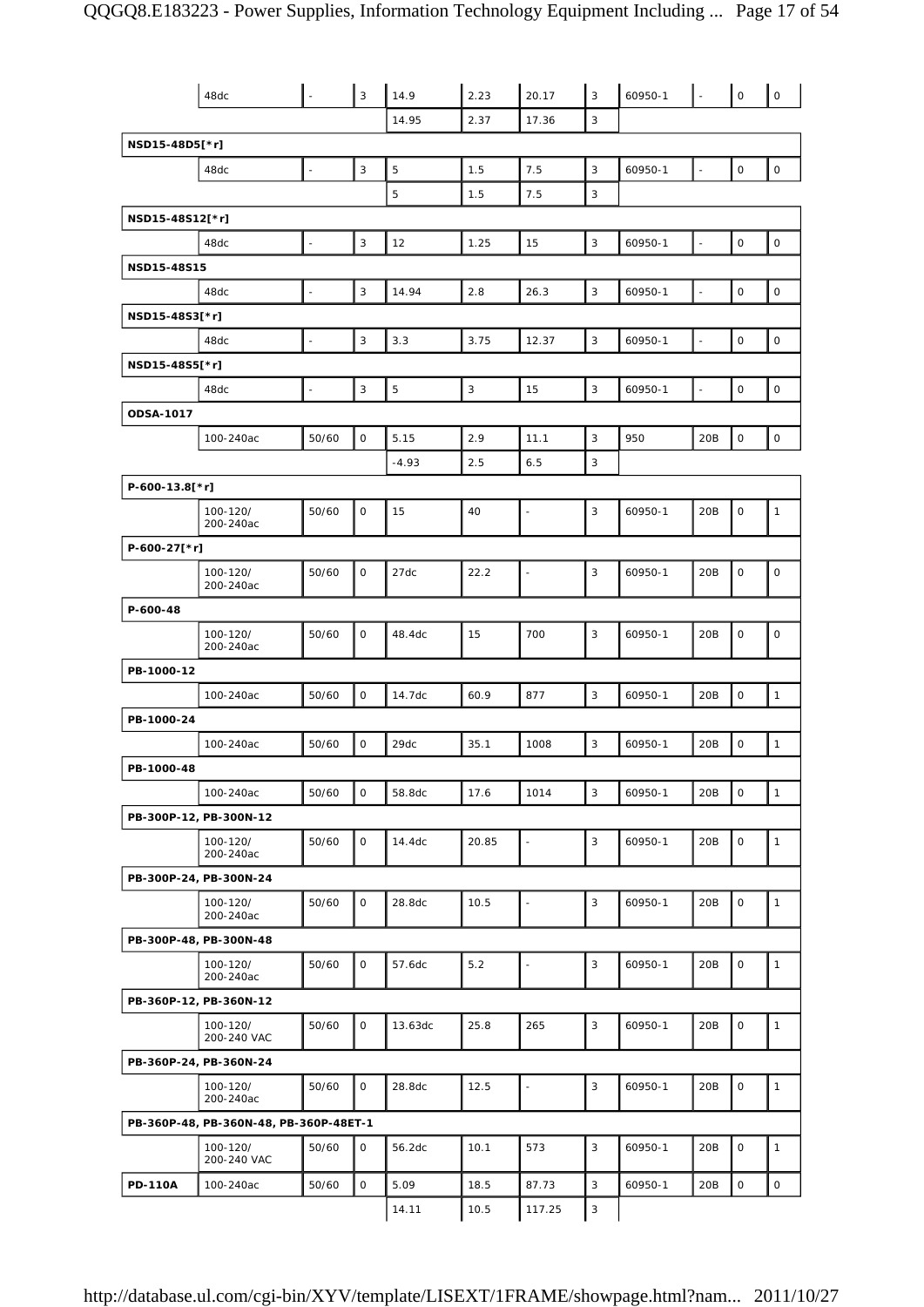| | | | | | | | | | | | |
|---|---|---|---|---|---|---|---|---|---|---|---|
| | 48dc | - | 3 | 14.9 | 2.23 | 20.17 | 3 | 60950-1 | - | 0 | 0 |
| | | | | 14.95 | 2.37 | 17.36 | 3 | | | | |
| **NSD15-48D5[*r]** | | | | | | | | | | | |
| | 48dc | - | 3 | 5 | 1.5 | 7.5 | 3 | 60950-1 | - | 0 | 0 |
| | | | | 5 | 1.5 | 7.5 | 3 | | | | |
| **NSD15-48S12[*r]** | | | | | | | | | | | |
| | 48dc | - | 3 | 12 | 1.25 | 15 | 3 | 60950-1 | - | 0 | 0 |
| **NSD15-48S15** | | | | | | | | | | | |
| | 48dc | - | 3 | 14.94 | 2.8 | 26.3 | 3 | 60950-1 | - | 0 | 0 |
| **NSD15-48S3[*r]** | | | | | | | | | | | |
| | 48dc | - | 3 | 3.3 | 3.75 | 12.37 | 3 | 60950-1 | - | 0 | 0 |
| **NSD15-48S5[*r]** | | | | | | | | | | | |
| | 48dc | - | 3 | 5 | 3 | 15 | 3 | 60950-1 | - | 0 | 0 |
| **ODSA-1017** | | | | | | | | | | | |
| | 100-240ac | 50/60 | 0 | 5.15 | 2.9 | 11.1 | 3 | 950 | 20B | 0 | 0 |
| | | | | -4.93 | 2.5 | 6.5 | 3 | | | | |
| **P-600-13.8[*r]** | | | | | | | | | | | |
| | 100-120/ 200-240ac | 50/60 | 0 | 15 | 40 | - | 3 | 60950-1 | 20B | 0 | 1 |
| **P-600-27[*r]** | | | | | | | | | | | |
| | 100-120/ 200-240ac | 50/60 | 0 | 27dc | 22.2 | - | 3 | 60950-1 | 20B | 0 | 0 |
| **P-600-48** | | | | | | | | | | | |
| | 100-120/ 200-240ac | 50/60 | 0 | 48.4dc | 15 | 700 | 3 | 60950-1 | 20B | 0 | 0 |
| **PB-1000-12** | | | | | | | | | | | |
| | 100-240ac | 50/60 | 0 | 14.7dc | 60.9 | 877 | 3 | 60950-1 | 20B | 0 | 1 |
| **PB-1000-24** | | | | | | | | | | | |
| | 100-240ac | 50/60 | 0 | 29dc | 35.1 | 1008 | 3 | 60950-1 | 20B | 0 | 1 |
| **PB-1000-48** | | | | | | | | | | | |
| | 100-240ac | 50/60 | 0 | 58.8dc | 17.6 | 1014 | 3 | 60950-1 | 20B | 0 | 1 |
| **PB-300P-12, PB-300N-12** | | | | | | | | | | | |
| | 100-120/ 200-240ac | 50/60 | 0 | 14.4dc | 20.85 | - | 3 | 60950-1 | 20B | 0 | 1 |
| **PB-300P-24, PB-300N-24** | | | | | | | | | | | |
| | 100-120/ 200-240ac | 50/60 | 0 | 28.8dc | 10.5 | - | 3 | 60950-1 | 20B | 0 | 1 |
| **PB-300P-48, PB-300N-48** | | | | | | | | | | | |
| | 100-120/ 200-240ac | 50/60 | 0 | 57.6dc | 5.2 | - | 3 | 60950-1 | 20B | 0 | 1 |
| **PB-360P-12, PB-360N-12** | | | | | | | | | | | |
| | 100-120/ 200-240 VAC | 50/60 | 0 | 13.63dc | 25.8 | 265 | 3 | 60950-1 | 20B | 0 | 1 |
| **PB-360P-24, PB-360N-24** | | | | | | | | | | | |
| | 100-120/ 200-240ac | 50/60 | 0 | 28.8dc | 12.5 | - | 3 | 60950-1 | 20B | 0 | 1 |
| **PB-360P-48, PB-360N-48, PB-360P-48ET-1** | | | | | | | | | | | |
| | 100-120/ 200-240 VAC | 50/60 | 0 | 56.2dc | 10.1 | 573 | 3 | 60950-1 | 20B | 0 | 1 |
| **PD-110A** | 100-240ac | 50/60 | 0 | 5.09 | 18.5 | 87.73 | 3 | 60950-1 | 20B | 0 | 0 |
| | | | | 14.11 | 10.5 | 117.25 | 3 | | | | |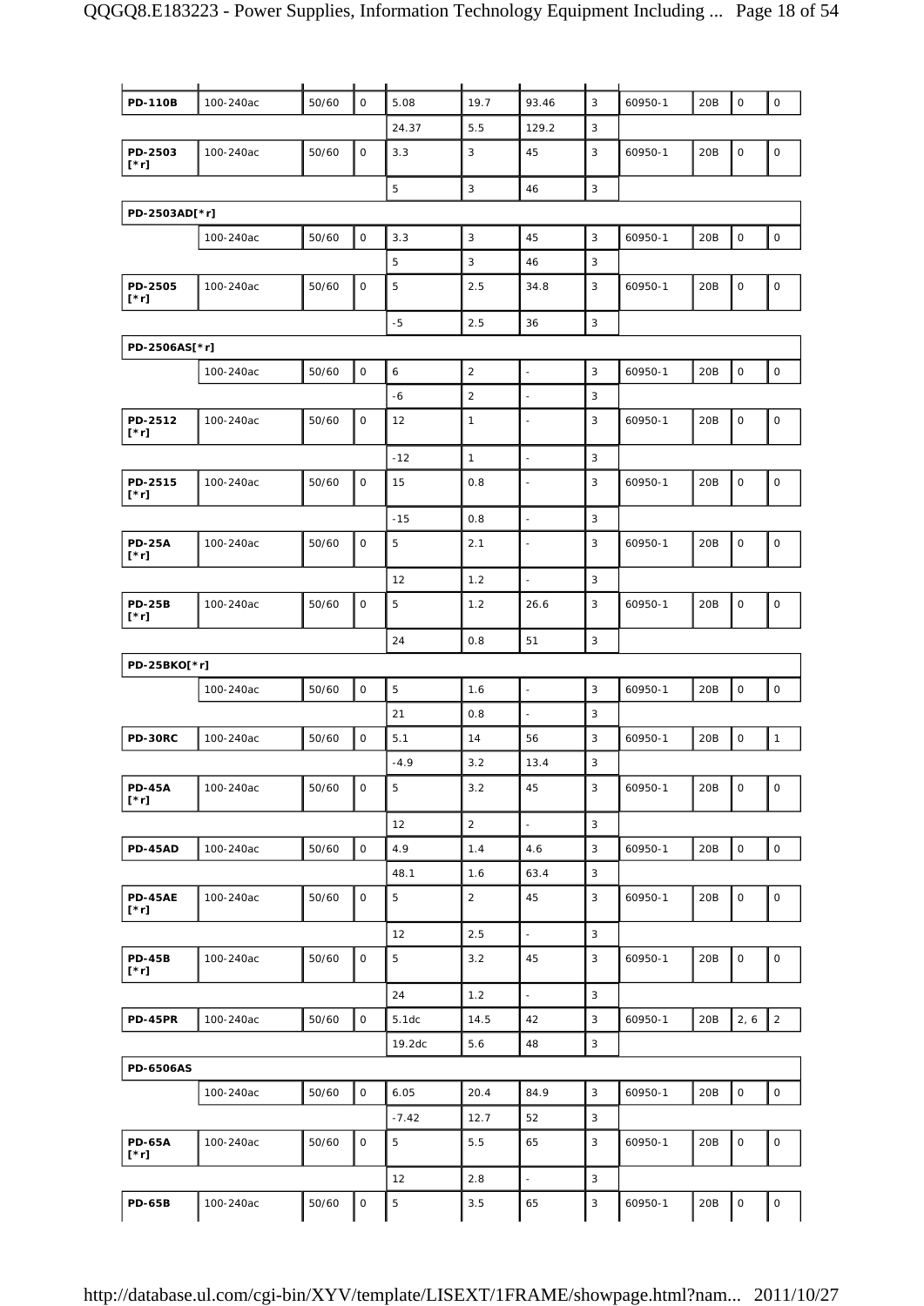| | | | | | | | | | | | |
|---|---|---|---|---|---|---|---|---|---|---|---|
| **PD-110B** | 100-240ac | 50/60 | 0 | 5.08 | 19.7 | 93.46 | 3 | 60950-1 | 20B | 0 | 0 |
| | | | | 24.37 | 5.5 | 129.2 | 3 | | | | |
| **PD-2503 [*r]** | 100-240ac | 50/60 | 0 | 3.3 | 3 | 45 | 3 | 60950-1 | 20B | 0 | 0 |
| | | | | 5 | 3 | 46 | 3 | | | | |
| **PD-2503AD[*r]** | | | | | | | | | | | |
| | 100-240ac | 50/60 | 0 | 3.3 | 3 | 45 | 3 | 60950-1 | 20B | 0 | 0 |
| | | | | 5 | 3 | 46 | 3 | | | | |
| **PD-2505 [*r]** | 100-240ac | 50/60 | 0 | 5 | 2.5 | 34.8 | 3 | 60950-1 | 20B | 0 | 0 |
| | | | | -5 | 2.5 | 36 | 3 | | | | |
| **PD-2506AS[*r]** | | | | | | | | | | | |
| | 100-240ac | 50/60 | 0 | 6 | 2 | - | 3 | 60950-1 | 20B | 0 | 0 |
| | | | | -6 | 2 | - | 3 | | | | |
| **PD-2512 [*r]** | 100-240ac | 50/60 | 0 | 12 | 1 | - | 3 | 60950-1 | 20B | 0 | 0 |
| | | | | -12 | 1 | - | 3 | | | | |
| **PD-2515 [*r]** | 100-240ac | 50/60 | 0 | 15 | 0.8 | - | 3 | 60950-1 | 20B | 0 | 0 |
| | | | | -15 | 0.8 | - | 3 | | | | |
| **PD-25A [*r]** | 100-240ac | 50/60 | 0 | 5 | 2.1 | - | 3 | 60950-1 | 20B | 0 | 0 |
| | | | | 12 | 1.2 | - | 3 | | | | |
| **PD-25B [*r]** | 100-240ac | 50/60 | 0 | 5 | 1.2 | 26.6 | 3 | 60950-1 | 20B | 0 | 0 |
| | | | | 24 | 0.8 | 51 | 3 | | | | |
| **PD-25BKO[*r]** | | | | | | | | | | | |
| | 100-240ac | 50/60 | 0 | 5 | 1.6 | - | 3 | 60950-1 | 20B | 0 | 0 |
| | | | | 21 | 0.8 | - | 3 | | | | |
| **PD-30RC** | 100-240ac | 50/60 | 0 | 5.1 | 14 | 56 | 3 | 60950-1 | 20B | 0 | 1 |
| | | | | -4.9 | 3.2 | 13.4 | 3 | | | | |
| **PD-45A [*r]** | 100-240ac | 50/60 | 0 | 5 | 3.2 | 45 | 3 | 60950-1 | 20B | 0 | 0 |
| | | | | 12 | 2 | - | 3 | | | | |
| **PD-45AD** | 100-240ac | 50/60 | 0 | 4.9 | 1.4 | 4.6 | 3 | 60950-1 | 20B | 0 | 0 |
| | | | | 48.1 | 1.6 | 63.4 | 3 | | | | |
| **PD-45AE [*r]** | 100-240ac | 50/60 | 0 | 5 | 2 | 45 | 3 | 60950-1 | 20B | 0 | 0 |
| | | | | 12 | 2.5 | - | 3 | | | | |
| **PD-45B [*r]** | 100-240ac | 50/60 | 0 | 5 | 3.2 | 45 | 3 | 60950-1 | 20B | 0 | 0 |
| | | | | 24 | 1.2 | - | 3 | | | | |
| **PD-45PR** | 100-240ac | 50/60 | 0 | 5.1dc | 14.5 | 42 | 3 | 60950-1 | 20B | 2, 6 | 2 |
| | | | | 19.2dc | 5.6 | 48 | 3 | | | | |
| **PD-6506AS** | | | | | | | | | | | |
| | 100-240ac | 50/60 | 0 | 6.05 | 20.4 | 84.9 | 3 | 60950-1 | 20B | 0 | 0 |
| | | | | -7.42 | 12.7 | 52 | 3 | | | | |
| **PD-65A [*r]** | 100-240ac | 50/60 | 0 | 5 | 5.5 | 65 | 3 | 60950-1 | 20B | 0 | 0 |
| | | | | 12 | 2.8 | - | 3 | | | | |
| **PD-65B** | 100-240ac | 50/60 | 0 | 5 | 3.5 | 65 | 3 | 60950-1 | 20B | 0 | 0 |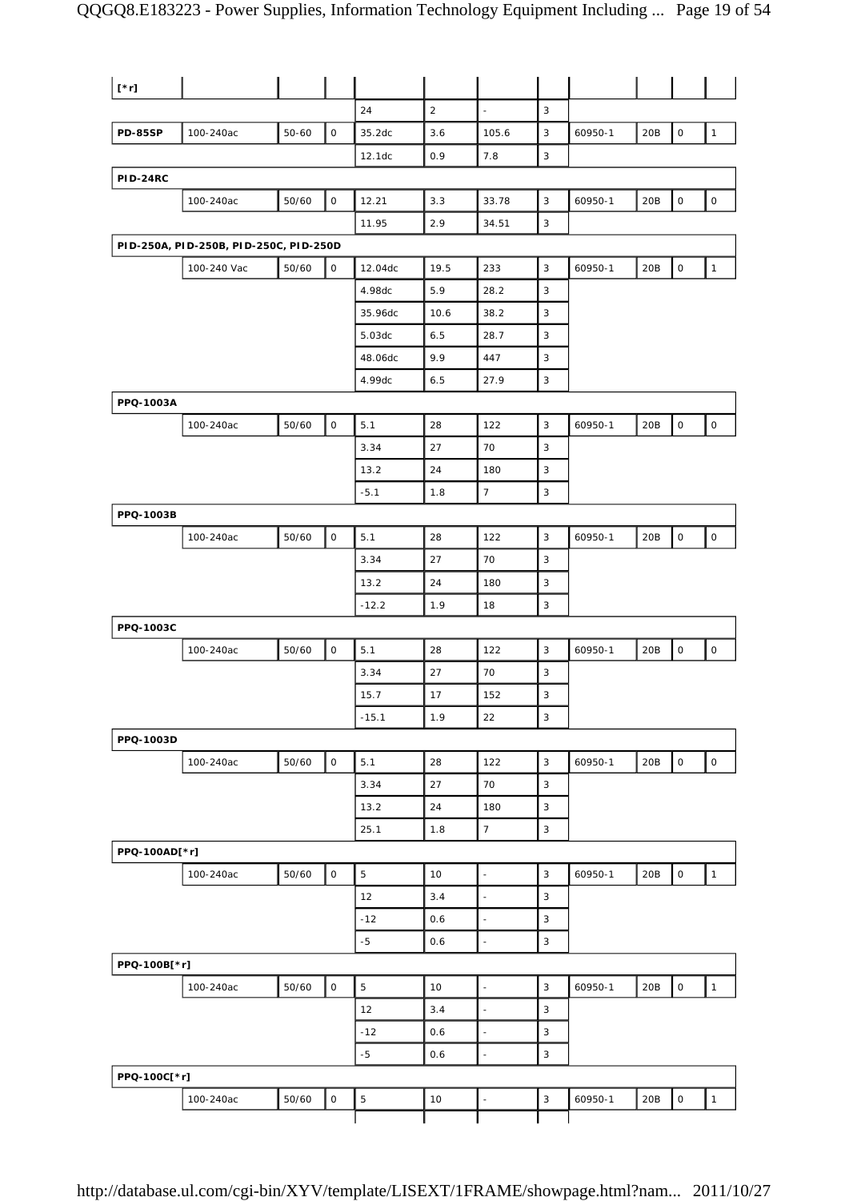| | | | | | | | | | | | |
|---|---|---|---|---|---|---|---|---|---|---|---|
| [*r] | | | | | | | | | | | |
| | | | | 24 | 2 | - | 3 | | | | |
| **PD-85SP** | 100-240ac | 50-60 | 0 | 35.2dc | 3.6 | 105.6 | 3 | 60950-1 | 20B | 0 | 1 |
| | | | | 12.1dc | 0.9 | 7.8 | 3 | | | | |
| **PID-24RC** | | | | | | | | | | | |
| | 100-240ac | 50/60 | 0 | 12.21 | 3.3 | 33.78 | 3 | 60950-1 | 20B | 0 | 0 |
| | | | | 11.95 | 2.9 | 34.51 | 3 | | | | |
| **PID-250A, PID-250B, PID-250C, PID-250D** | | | | | | | | | | | |
| | 100-240 Vac | 50/60 | 0 | 12.04dc | 19.5 | 233 | 3 | 60950-1 | 20B | 0 | 1 |
| | | | | 4.98dc | 5.9 | 28.2 | 3 | | | | |
| | | | | 35.96dc | 10.6 | 38.2 | 3 | | | | |
| | | | | 5.03dc | 6.5 | 28.7 | 3 | | | | |
| | | | | 48.06dc | 9.9 | 447 | 3 | | | | |
| | | | | 4.99dc | 6.5 | 27.9 | 3 | | | | |
| **PPQ-1003A** | | | | | | | | | | | |
| | 100-240ac | 50/60 | 0 | 5.1 | 28 | 122 | 3 | 60950-1 | 20B | 0 | 0 |
| | | | | 3.34 | 27 | 70 | 3 | | | | |
| | | | | 13.2 | 24 | 180 | 3 | | | | |
| | | | | -5.1 | 1.8 | 7 | 3 | | | | |
| **PPQ-1003B** | | | | | | | | | | | |
| | 100-240ac | 50/60 | 0 | 5.1 | 28 | 122 | 3 | 60950-1 | 20B | 0 | 0 |
| | | | | 3.34 | 27 | 70 | 3 | | | | |
| | | | | 13.2 | 24 | 180 | 3 | | | | |
| | | | | -12.2 | 1.9 | 18 | 3 | | | | |
| **PPQ-1003C** | | | | | | | | | | | |
| | 100-240ac | 50/60 | 0 | 5.1 | 28 | 122 | 3 | 60950-1 | 20B | 0 | 0 |
| | | | | 3.34 | 27 | 70 | 3 | | | | |
| | | | | 15.7 | 17 | 152 | 3 | | | | |
| | | | | -15.1 | 1.9 | 22 | 3 | | | | |
| **PPQ-1003D** | | | | | | | | | | | |
| | 100-240ac | 50/60 | 0 | 5.1 | 28 | 122 | 3 | 60950-1 | 20B | 0 | 0 |
| | | | | 3.34 | 27 | 70 | 3 | | | | |
| | | | | 13.2 | 24 | 180 | 3 | | | | |
| | | | | 25.1 | 1.8 | 7 | 3 | | | | |
| **PPQ-100AD[*r]** | | | | | | | | | | | |
| | 100-240ac | 50/60 | 0 | 5 | 10 | - | 3 | 60950-1 | 20B | 0 | 1 |
| | | | | 12 | 3.4 | - | 3 | | | | |
| | | | | -12 | 0.6 | - | 3 | | | | |
| | | | | -5 | 0.6 | - | 3 | | | | |
| **PPQ-100B[*r]** | | | | | | | | | | | |
| | 100-240ac | 50/60 | 0 | 5 | 10 | - | 3 | 60950-1 | 20B | 0 | 1 |
| | | | | 12 | 3.4 | - | 3 | | | | |
| | | | | -12 | 0.6 | - | 3 | | | | |
| | | | | -5 | 0.6 | - | 3 | | | | |
| **PPQ-100C[*r]** | | | | | | | | | | | |
| | 100-240ac | 50/60 | 0 | 5 | 10 | - | 3 | 60950-1 | 20B | 0 | 1 |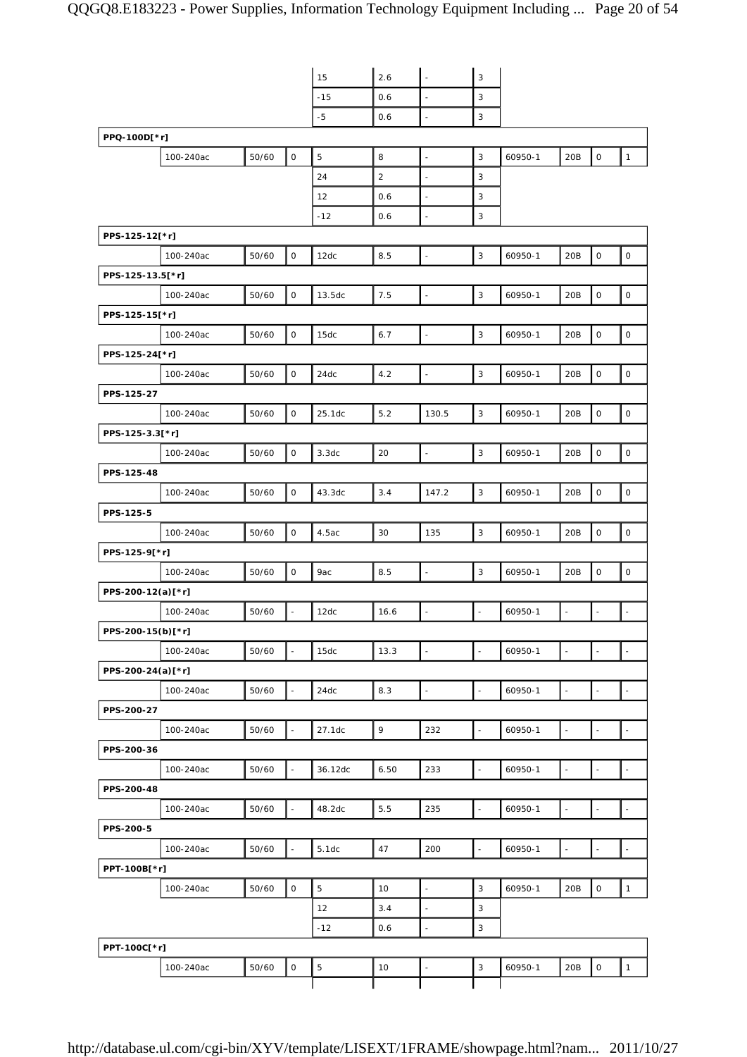| | | | | | | | | | | | |
|---|---|---|---|---|---|---|---|---|---|---|---|
| | | | | 15 | 2.6 | - | 3 | | | | |
| | | | | -15 | 0.6 | - | 3 | | | | |
| | | | | -5 | 0.6 | - | 3 | | | | |
| **PPQ-100D[*r]** | | | | | | | | | | | |
| | 100-240ac | 50/60 | 0 | 5 | 8 | - | 3 | 60950-1 | 20B | 0 | 1 |
| | | | | 24 | 2 | - | 3 | | | | |
| | | | | 12 | 0.6 | - | 3 | | | | |
| | | | | -12 | 0.6 | - | 3 | | | | |
| **PPS-125-12[*r]** | | | | | | | | | | | |
| | 100-240ac | 50/60 | 0 | 12dc | 8.5 | - | 3 | 60950-1 | 20B | 0 | 0 |
| **PPS-125-13.5[*r]** | | | | | | | | | | | |
| | 100-240ac | 50/60 | 0 | 13.5dc | 7.5 | - | 3 | 60950-1 | 20B | 0 | 0 |
| **PPS-125-15[*r]** | | | | | | | | | | | |
| | 100-240ac | 50/60 | 0 | 15dc | 6.7 | - | 3 | 60950-1 | 20B | 0 | 0 |
| **PPS-125-24[*r]** | | | | | | | | | | | |
| | 100-240ac | 50/60 | 0 | 24dc | 4.2 | - | 3 | 60950-1 | 20B | 0 | 0 |
| **PPS-125-27** | | | | | | | | | | | |
| | 100-240ac | 50/60 | 0 | 25.1dc | 5.2 | 130.5 | 3 | 60950-1 | 20B | 0 | 0 |
| **PPS-125-3.3[*r]** | | | | | | | | | | | |
| | 100-240ac | 50/60 | 0 | 3.3dc | 20 | - | 3 | 60950-1 | 20B | 0 | 0 |
| **PPS-125-48** | | | | | | | | | | | |
| | 100-240ac | 50/60 | 0 | 43.3dc | 3.4 | 147.2 | 3 | 60950-1 | 20B | 0 | 0 |
| **PPS-125-5** | | | | | | | | | | | |
| | 100-240ac | 50/60 | 0 | 4.5ac | 30 | 135 | 3 | 60950-1 | 20B | 0 | 0 |
| **PPS-125-9[*r]** | | | | | | | | | | | |
| | 100-240ac | 50/60 | 0 | 9ac | 8.5 | - | 3 | 60950-1 | 20B | 0 | 0 |
| **PPS-200-12(a)[*r]** | | | | | | | | | | | |
| | 100-240ac | 50/60 | - | 12dc | 16.6 | - | - | 60950-1 | - | - | - |
| **PPS-200-15(b)[*r]** | | | | | | | | | | | |
| | 100-240ac | 50/60 | - | 15dc | 13.3 | - | - | 60950-1 | - | - | - |
| **PPS-200-24(a)[*r]** | | | | | | | | | | | |
| | 100-240ac | 50/60 | - | 24dc | 8.3 | - | - | 60950-1 | - | - | - |
| **PPS-200-27** | | | | | | | | | | | |
| | 100-240ac | 50/60 | - | 27.1dc | 9 | 232 | - | 60950-1 | - | - | - |
| **PPS-200-36** | | | | | | | | | | | |
| | 100-240ac | 50/60 | - | 36.12dc | 6.50 | 233 | - | 60950-1 | - | - | - |
| **PPS-200-48** | | | | | | | | | | | |
| | 100-240ac | 50/60 | - | 48.2dc | 5.5 | 235 | - | 60950-1 | - | - | - |
| **PPS-200-5** | | | | | | | | | | | |
| | 100-240ac | 50/60 | - | 5.1dc | 47 | 200 | - | 60950-1 | - | - | - |
| **PPT-100B[*r]** | | | | | | | | | | | |
| | 100-240ac | 50/60 | 0 | 5 | 10 | - | 3 | 60950-1 | 20B | 0 | 1 |
| | | | | 12 | 3.4 | - | 3 | | | | |
| | | | | -12 | 0.6 | - | 3 | | | | |
| **PPT-100C[*r]** | | | | | | | | | | | |
| | 100-240ac | 50/60 | 0 | 5 | 10 | - | 3 | 60950-1 | 20B | 0 | 1 |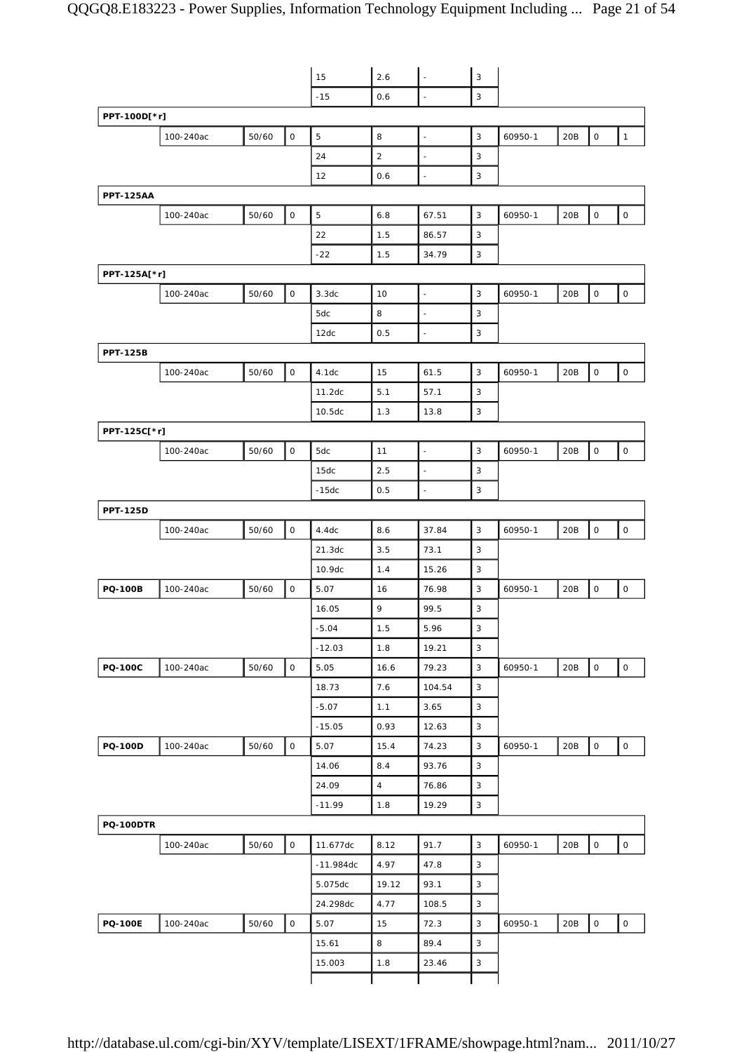| | | | | | | | | | | | |
|---|---|---|---|---|---|---|---|---|---|---|---|
| | | | | 15 | 2.6 | - | 3 | | | | |
| | | | | -15 | 0.6 | - | 3 | | | | |
| **PPT-100D[*r]** | | | | | | | | | | | |
| | 100-240ac | 50/60 | 0 | 5 | 8 | - | 3 | 60950-1 | 20B | 0 | 1 |
| | | | | 24 | 2 | - | 3 | | | | |
| | | | | 12 | 0.6 | - | 3 | | | | |
| **PPT-125AA** | | | | | | | | | | | |
| | 100-240ac | 50/60 | 0 | 5 | 6.8 | 67.51 | 3 | 60950-1 | 20B | 0 | 0 |
| | | | | 22 | 1.5 | 86.57 | 3 | | | | |
| | | | | -22 | 1.5 | 34.79 | 3 | | | | |
| **PPT-125A[*r]** | | | | | | | | | | | |
| | 100-240ac | 50/60 | 0 | 3.3dc | 10 | - | 3 | 60950-1 | 20B | 0 | 0 |
| | | | | 5dc | 8 | - | 3 | | | | |
| | | | | 12dc | 0.5 | - | 3 | | | | |
| **PPT-125B** | | | | | | | | | | | |
| | 100-240ac | 50/60 | 0 | 4.1dc | 15 | 61.5 | 3 | 60950-1 | 20B | 0 | 0 |
| | | | | 11.2dc | 5.1 | 57.1 | 3 | | | | |
| | | | | 10.5dc | 1.3 | 13.8 | 3 | | | | |
| **PPT-125C[*r]** | | | | | | | | | | | |
| | 100-240ac | 50/60 | 0 | 5dc | 11 | - | 3 | 60950-1 | 20B | 0 | 0 |
| | | | | 15dc | 2.5 | - | 3 | | | | |
| | | | | -15dc | 0.5 | - | 3 | | | | |
| **PPT-125D** | | | | | | | | | | | |
| | 100-240ac | 50/60 | 0 | 4.4dc | 8.6 | 37.84 | 3 | 60950-1 | 20B | 0 | 0 |
| | | | | 21.3dc | 3.5 | 73.1 | 3 | | | | |
| | | | | 10.9dc | 1.4 | 15.26 | 3 | | | | |
| **PQ-100B** | 100-240ac | 50/60 | 0 | 5.07 | 16 | 76.98 | 3 | 60950-1 | 20B | 0 | 0 |
| | | | | 16.05 | 9 | 99.5 | 3 | | | | |
| | | | | -5.04 | 1.5 | 5.96 | 3 | | | | |
| | | | | -12.03 | 1.8 | 19.21 | 3 | | | | |
| **PQ-100C** | 100-240ac | 50/60 | 0 | 5.05 | 16.6 | 79.23 | 3 | 60950-1 | 20B | 0 | 0 |
| | | | | 18.73 | 7.6 | 104.54 | 3 | | | | |
| | | | | -5.07 | 1.1 | 3.65 | 3 | | | | |
| | | | | -15.05 | 0.93 | 12.63 | 3 | | | | |
| **PQ-100D** | 100-240ac | 50/60 | 0 | 5.07 | 15.4 | 74.23 | 3 | 60950-1 | 20B | 0 | 0 |
| | | | | 14.06 | 8.4 | 93.76 | 3 | | | | |
| | | | | 24.09 | 4 | 76.86 | 3 | | | | |
| | | | | -11.99 | 1.8 | 19.29 | 3 | | | | |
| **PQ-100DTR** | | | | | | | | | | | |
| | 100-240ac | 50/60 | 0 | 11.677dc | 8.12 | 91.7 | 3 | 60950-1 | 20B | 0 | 0 |
| | | | | -11.984dc | 4.97 | 47.8 | 3 | | | | |
| | | | | 5.075dc | 19.12 | 93.1 | 3 | | | | |
| | | | | 24.298dc | 4.77 | 108.5 | 3 | | | | |
| **PQ-100E** | 100-240ac | 50/60 | 0 | 5.07 | 15 | 72.3 | 3 | 60950-1 | 20B | 0 | 0 |
| | | | | 15.61 | 8 | 89.4 | 3 | | | | |
| | | | | 15.003 | 1.8 | 23.46 | 3 | | | | |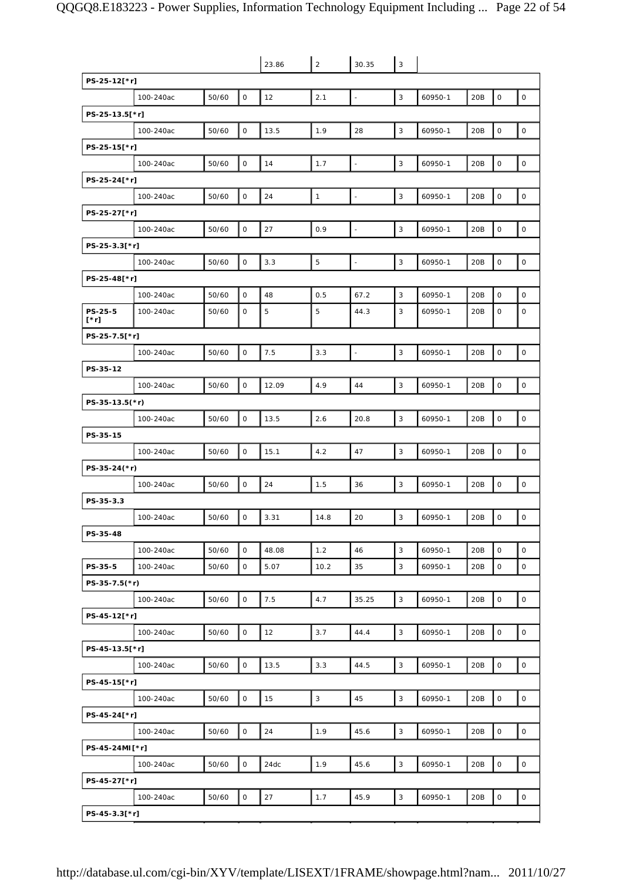| | | | | 23.86 | 2 | 30.35 | 3 | | | | |
|---|---|---|---|---|---|---|---|---|---|---|---|
| **PS-25-12[*r]** | | | | | | | | | | | |
| | 100-240ac | 50/60 | 0 | 12 | 2.1 | - | 3 | 60950-1 | 20B | 0 | 0 |
| **PS-25-13.5[*r]** | | | | | | | | | | | |
| | 100-240ac | 50/60 | 0 | 13.5 | 1.9 | 28 | 3 | 60950-1 | 20B | 0 | 0 |
| **PS-25-15[*r]** | | | | | | | | | | | |
| | 100-240ac | 50/60 | 0 | 14 | 1.7 | - | 3 | 60950-1 | 20B | 0 | 0 |
| **PS-25-24[*r]** | | | | | | | | | | | |
| | 100-240ac | 50/60 | 0 | 24 | 1 | - | 3 | 60950-1 | 20B | 0 | 0 |
| **PS-25-27[*r]** | | | | | | | | | | | |
| | 100-240ac | 50/60 | 0 | 27 | 0.9 | - | 3 | 60950-1 | 20B | 0 | 0 |
| **PS-25-3.3[*r]** | | | | | | | | | | | |
| | 100-240ac | 50/60 | 0 | 3.3 | 5 | - | 3 | 60950-1 | 20B | 0 | 0 |
| **PS-25-48[*r]** | | | | | | | | | | | |
| | 100-240ac | 50/60 | 0 | 48 | 0.5 | 67.2 | 3 | 60950-1 | 20B | 0 | 0 |
| **PS-25-5 [*r]** | 100-240ac | 50/60 | 0 | 5 | 5 | 44.3 | 3 | 60950-1 | 20B | 0 | 0 |
| **PS-25-7.5[*r]** | | | | | | | | | | | |
| | 100-240ac | 50/60 | 0 | 7.5 | 3.3 | - | 3 | 60950-1 | 20B | 0 | 0 |
| **PS-35-12** | | | | | | | | | | | |
| | 100-240ac | 50/60 | 0 | 12.09 | 4.9 | 44 | 3 | 60950-1 | 20B | 0 | 0 |
| **PS-35-13.5(*r)** | | | | | | | | | | | |
| | 100-240ac | 50/60 | 0 | 13.5 | 2.6 | 20.8 | 3 | 60950-1 | 20B | 0 | 0 |
| **PS-35-15** | | | | | | | | | | | |
| | 100-240ac | 50/60 | 0 | 15.1 | 4.2 | 47 | 3 | 60950-1 | 20B | 0 | 0 |
| **PS-35-24(*r)** | | | | | | | | | | | |
| | 100-240ac | 50/60 | 0 | 24 | 1.5 | 36 | 3 | 60950-1 | 20B | 0 | 0 |
| **PS-35-3.3** | | | | | | | | | | | |
| | 100-240ac | 50/60 | 0 | 3.31 | 14.8 | 20 | 3 | 60950-1 | 20B | 0 | 0 |
| **PS-35-48** | | | | | | | | | | | |
| | 100-240ac | 50/60 | 0 | 48.08 | 1.2 | 46 | 3 | 60950-1 | 20B | 0 | 0 |
| **PS-35-5** | 100-240ac | 50/60 | 0 | 5.07 | 10.2 | 35 | 3 | 60950-1 | 20B | 0 | 0 |
| **PS-35-7.5(*r)** | | | | | | | | | | | |
| | 100-240ac | 50/60 | 0 | 7.5 | 4.7 | 35.25 | 3 | 60950-1 | 20B | 0 | 0 |
| **PS-45-12[*r]** | | | | | | | | | | | |
| | 100-240ac | 50/60 | 0 | 12 | 3.7 | 44.4 | 3 | 60950-1 | 20B | 0 | 0 |
| **PS-45-13.5[*r]** | | | | | | | | | | | |
| | 100-240ac | 50/60 | 0 | 13.5 | 3.3 | 44.5 | 3 | 60950-1 | 20B | 0 | 0 |
| **PS-45-15[*r]** | | | | | | | | | | | |
| | 100-240ac | 50/60 | 0 | 15 | 3 | 45 | 3 | 60950-1 | 20B | 0 | 0 |
| **PS-45-24[*r]** | | | | | | | | | | | |
| | 100-240ac | 50/60 | 0 | 24 | 1.9 | 45.6 | 3 | 60950-1 | 20B | 0 | 0 |
| **PS-45-24MI[*r]** | | | | | | | | | | | |
| | 100-240ac | 50/60 | 0 | 24dc | 1.9 | 45.6 | 3 | 60950-1 | 20B | 0 | 0 |
| **PS-45-27[*r]** | | | | | | | | | | | |
| | 100-240ac | 50/60 | 0 | 27 | 1.7 | 45.9 | 3 | 60950-1 | 20B | 0 | 0 |
| **PS-45-3.3[*r]** | | | | | | | | | | | |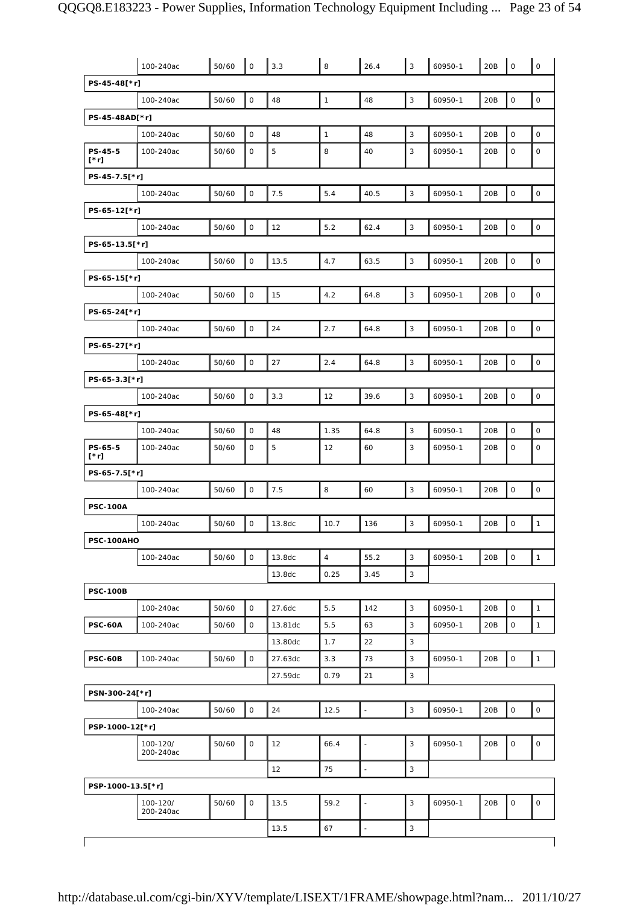| | | | | | | | | | | | |
|---|---|---|---|---|---|---|---|---|---|---|---|
| | 100-240ac | 50/60 | 0 | 3.3 | 8 | 26.4 | 3 | 60950-1 | 20B | 0 | 0 |
| **PS-45-48[*r]** | | | | | | | | | | | |
| | 100-240ac | 50/60 | 0 | 48 | 1 | 48 | 3 | 60950-1 | 20B | 0 | 0 |
| **PS-45-48AD[*r]** | | | | | | | | | | | |
| | 100-240ac | 50/60 | 0 | 48 | 1 | 48 | 3 | 60950-1 | 20B | 0 | 0 |
| **PS-45-5 [*r]** | 100-240ac | 50/60 | 0 | 5 | 8 | 40 | 3 | 60950-1 | 20B | 0 | 0 |
| **PS-45-7.5[*r]** | | | | | | | | | | | |
| | 100-240ac | 50/60 | 0 | 7.5 | 5.4 | 40.5 | 3 | 60950-1 | 20B | 0 | 0 |
| **PS-65-12[*r]** | | | | | | | | | | | |
| | 100-240ac | 50/60 | 0 | 12 | 5.2 | 62.4 | 3 | 60950-1 | 20B | 0 | 0 |
| **PS-65-13.5[*r]** | | | | | | | | | | | |
| | 100-240ac | 50/60 | 0 | 13.5 | 4.7 | 63.5 | 3 | 60950-1 | 20B | 0 | 0 |
| **PS-65-15[*r]** | | | | | | | | | | | |
| | 100-240ac | 50/60 | 0 | 15 | 4.2 | 64.8 | 3 | 60950-1 | 20B | 0 | 0 |
| **PS-65-24[*r]** | | | | | | | | | | | |
| | 100-240ac | 50/60 | 0 | 24 | 2.7 | 64.8 | 3 | 60950-1 | 20B | 0 | 0 |
| **PS-65-27[*r]** | | | | | | | | | | | |
| | 100-240ac | 50/60 | 0 | 27 | 2.4 | 64.8 | 3 | 60950-1 | 20B | 0 | 0 |
| **PS-65-3.3[*r]** | | | | | | | | | | | |
| | 100-240ac | 50/60 | 0 | 3.3 | 12 | 39.6 | 3 | 60950-1 | 20B | 0 | 0 |
| **PS-65-48[*r]** | | | | | | | | | | | |
| | 100-240ac | 50/60 | 0 | 48 | 1.35 | 64.8 | 3 | 60950-1 | 20B | 0 | 0 |
| **PS-65-5 [*r]** | 100-240ac | 50/60 | 0 | 5 | 12 | 60 | 3 | 60950-1 | 20B | 0 | 0 |
| **PS-65-7.5[*r]** | | | | | | | | | | | |
| | 100-240ac | 50/60 | 0 | 7.5 | 8 | 60 | 3 | 60950-1 | 20B | 0 | 0 |
| **PSC-100A** | | | | | | | | | | | |
| | 100-240ac | 50/60 | 0 | 13.8dc | 10.7 | 136 | 3 | 60950-1 | 20B | 0 | 1 |
| **PSC-100AHO** | | | | | | | | | | | |
| | 100-240ac | 50/60 | 0 | 13.8dc | 4 | 55.2 | 3 | 60950-1 | 20B | 0 | 1 |
| | | | | 13.8dc | 0.25 | 3.45 | 3 | | | | |
| **PSC-100B** | | | | | | | | | | | |
| | 100-240ac | 50/60 | 0 | 27.6dc | 5.5 | 142 | 3 | 60950-1 | 20B | 0 | 1 |
| **PSC-60A** | 100-240ac | 50/60 | 0 | 13.81dc | 5.5 | 63 | 3 | 60950-1 | 20B | 0 | 1 |
| | | | | 13.80dc | 1.7 | 22 | 3 | | | | |
| **PSC-60B** | 100-240ac | 50/60 | 0 | 27.63dc | 3.3 | 73 | 3 | 60950-1 | 20B | 0 | 1 |
| | | | | 27.59dc | 0.79 | 21 | 3 | | | | |
| **PSN-300-24[*r]** | | | | | | | | | | | |
| | 100-240ac | 50/60 | 0 | 24 | 12.5 | - | 3 | 60950-1 | 20B | 0 | 0 |
| **PSP-1000-12[*r]** | | | | | | | | | | | |
| | 100-120/ 200-240ac | 50/60 | 0 | 12 | 66.4 | - | 3 | 60950-1 | 20B | 0 | 0 |
| | | | | 12 | 75 | - | 3 | | | | |
| **PSP-1000-13.5[*r]** | | | | | | | | | | | |
| | 100-120/ 200-240ac | 50/60 | 0 | 13.5 | 59.2 | - | 3 | 60950-1 | 20B | 0 | 0 |
| | | | | 13.5 | 67 | - | 3 | | | | |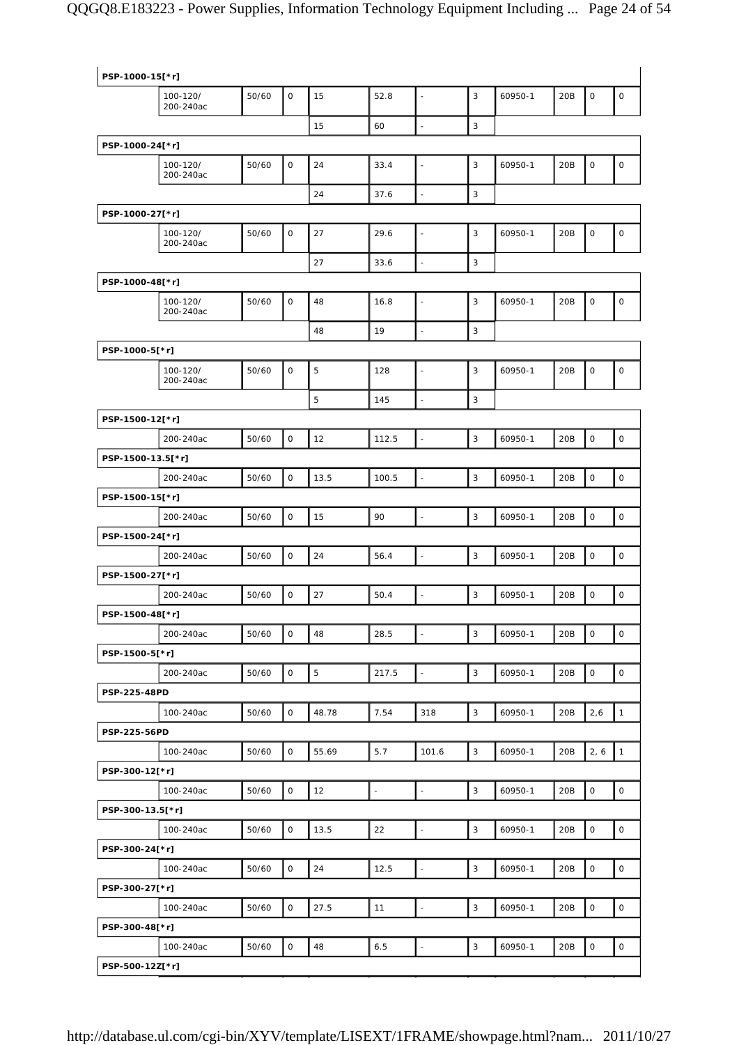| | | | | | | | | | | | |
|---|---|---|---|---|---|---|---|---|---|---|---|
| **PSP-1000-15[*r]** | | | | | | | | | | | |
| | 100-120/ 200-240ac | 50/60 | 0 | 15 | 52.8 | - | 3 | 60950-1 | 20B | 0 | 0 |
| | | | | 15 | 60 | - | 3 | | | | |
| **PSP-1000-24[*r]** | | | | | | | | | | | |
| | 100-120/ 200-240ac | 50/60 | 0 | 24 | 33.4 | - | 3 | 60950-1 | 20B | 0 | 0 |
| | | | | 24 | 37.6 | - | 3 | | | | |
| **PSP-1000-27[*r]** | | | | | | | | | | | |
| | 100-120/ 200-240ac | 50/60 | 0 | 27 | 29.6 | - | 3 | 60950-1 | 20B | 0 | 0 |
| | | | | 27 | 33.6 | - | 3 | | | | |
| **PSP-1000-48[*r]** | | | | | | | | | | | |
| | 100-120/ 200-240ac | 50/60 | 0 | 48 | 16.8 | - | 3 | 60950-1 | 20B | 0 | 0 |
| | | | | 48 | 19 | - | 3 | | | | |
| **PSP-1000-5[*r]** | | | | | | | | | | | |
| | 100-120/ 200-240ac | 50/60 | 0 | 5 | 128 | - | 3 | 60950-1 | 20B | 0 | 0 |
| | | | | 5 | 145 | - | 3 | | | | |
| **PSP-1500-12[*r]** | | | | | | | | | | | |
| | 200-240ac | 50/60 | 0 | 12 | 112.5 | - | 3 | 60950-1 | 20B | 0 | 0 |
| **PSP-1500-13.5[*r]** | | | | | | | | | | | |
| | 200-240ac | 50/60 | 0 | 13.5 | 100.5 | - | 3 | 60950-1 | 20B | 0 | 0 |
| **PSP-1500-15[*r]** | | | | | | | | | | | |
| | 200-240ac | 50/60 | 0 | 15 | 90 | - | 3 | 60950-1 | 20B | 0 | 0 |
| **PSP-1500-24[*r]** | | | | | | | | | | | |
| | 200-240ac | 50/60 | 0 | 24 | 56.4 | - | 3 | 60950-1 | 20B | 0 | 0 |
| **PSP-1500-27[*r]** | | | | | | | | | | | |
| | 200-240ac | 50/60 | 0 | 27 | 50.4 | - | 3 | 60950-1 | 20B | 0 | 0 |
| **PSP-1500-48[*r]** | | | | | | | | | | | |
| | 200-240ac | 50/60 | 0 | 48 | 28.5 | - | 3 | 60950-1 | 20B | 0 | 0 |
| **PSP-1500-5[*r]** | | | | | | | | | | | |
| | 200-240ac | 50/60 | 0 | 5 | 217.5 | - | 3 | 60950-1 | 20B | 0 | 0 |
| **PSP-225-48PD** | | | | | | | | | | | |
| | 100-240ac | 50/60 | 0 | 48.78 | 7.54 | 318 | 3 | 60950-1 | 20B | 2,6 | 1 |
| **PSP-225-56PD** | | | | | | | | | | | |
| | 100-240ac | 50/60 | 0 | 55.69 | 5.7 | 101.6 | 3 | 60950-1 | 20B | 2, 6 | 1 |
| **PSP-300-12[*r]** | | | | | | | | | | | |
| | 100-240ac | 50/60 | 0 | 12 | - | - | 3 | 60950-1 | 20B | 0 | 0 |
| **PSP-300-13.5[*r]** | | | | | | | | | | | |
| | 100-240ac | 50/60 | 0 | 13.5 | 22 | - | 3 | 60950-1 | 20B | 0 | 0 |
| **PSP-300-24[*r]** | | | | | | | | | | | |
| | 100-240ac | 50/60 | 0 | 24 | 12.5 | - | 3 | 60950-1 | 20B | 0 | 0 |
| **PSP-300-27[*r]** | | | | | | | | | | | |
| | 100-240ac | 50/60 | 0 | 27.5 | 11 | - | 3 | 60950-1 | 20B | 0 | 0 |
| **PSP-300-48[*r]** | | | | | | | | | | | |
| | 100-240ac | 50/60 | 0 | 48 | 6.5 | - | 3 | 60950-1 | 20B | 0 | 0 |
| **PSP-500-12Z[*r]** | | | | | | | | | | | |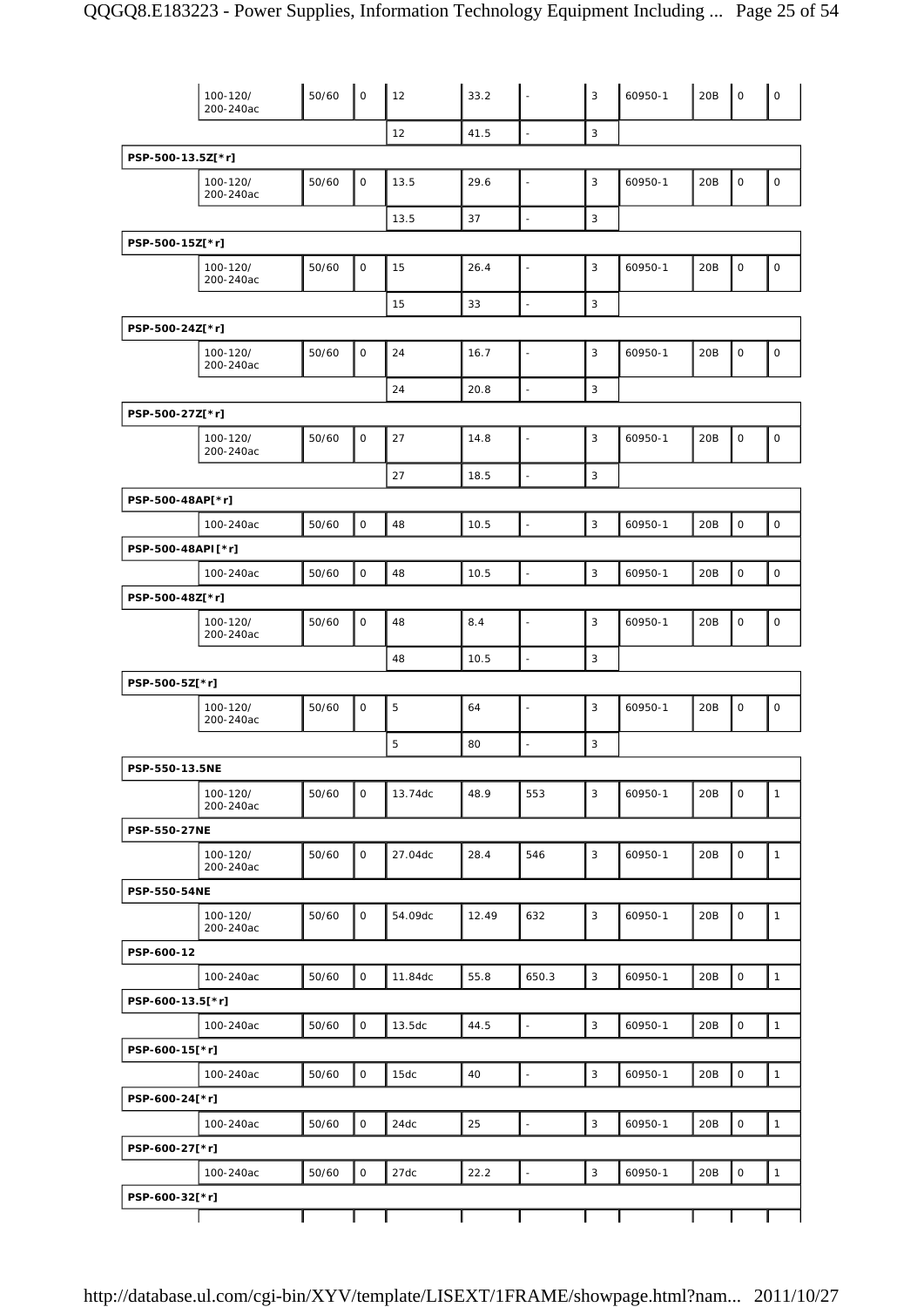| | | | | | | | | | | | |
|---|---|---|---|---|---|---|---|---|---|---|---|
| | 100-120/ 200-240ac | 50/60 | 0 | 12 | 33.2 | - | 3 | 60950-1 | 20B | 0 | 0 |
| | | | | 12 | 41.5 | - | 3 | | | | |
| **PSP-500-13.5Z[*r]** | | | | | | | | | | | |
| | 100-120/ 200-240ac | 50/60 | 0 | 13.5 | 29.6 | - | 3 | 60950-1 | 20B | 0 | 0 |
| | | | | 13.5 | 37 | - | 3 | | | | |
| **PSP-500-15Z[*r]** | | | | | | | | | | | |
| | 100-120/ 200-240ac | 50/60 | 0 | 15 | 26.4 | - | 3 | 60950-1 | 20B | 0 | 0 |
| | | | | 15 | 33 | - | 3 | | | | |
| **PSP-500-24Z[*r]** | | | | | | | | | | | |
| | 100-120/ 200-240ac | 50/60 | 0 | 24 | 16.7 | - | 3 | 60950-1 | 20B | 0 | 0 |
| | | | | 24 | 20.8 | - | 3 | | | | |
| **PSP-500-27Z[*r]** | | | | | | | | | | | |
| | 100-120/ 200-240ac | 50/60 | 0 | 27 | 14.8 | - | 3 | 60950-1 | 20B | 0 | 0 |
| | | | | 27 | 18.5 | - | 3 | | | | |
| **PSP-500-48AP[*r]** | | | | | | | | | | | |
| | 100-240ac | 50/60 | 0 | 48 | 10.5 | - | 3 | 60950-1 | 20B | 0 | 0 |
| **PSP-500-48API[*r]** | | | | | | | | | | | |
| | 100-240ac | 50/60 | 0 | 48 | 10.5 | - | 3 | 60950-1 | 20B | 0 | 0 |
| **PSP-500-48Z[*r]** | | | | | | | | | | | |
| | 100-120/ 200-240ac | 50/60 | 0 | 48 | 8.4 | - | 3 | 60950-1 | 20B | 0 | 0 |
| | | | | 48 | 10.5 | - | 3 | | | | |
| **PSP-500-5Z[*r]** | | | | | | | | | | | |
| | 100-120/ 200-240ac | 50/60 | 0 | 5 | 64 | - | 3 | 60950-1 | 20B | 0 | 0 |
| | | | | 5 | 80 | - | 3 | | | | |
| **PSP-550-13.5NE** | | | | | | | | | | | |
| | 100-120/ 200-240ac | 50/60 | 0 | 13.74dc | 48.9 | 553 | 3 | 60950-1 | 20B | 0 | 1 |
| **PSP-550-27NE** | | | | | | | | | | | |
| | 100-120/ 200-240ac | 50/60 | 0 | 27.04dc | 28.4 | 546 | 3 | 60950-1 | 20B | 0 | 1 |
| **PSP-550-54NE** | | | | | | | | | | | |
| | 100-120/ 200-240ac | 50/60 | 0 | 54.09dc | 12.49 | 632 | 3 | 60950-1 | 20B | 0 | 1 |
| **PSP-600-12** | | | | | | | | | | | |
| | 100-240ac | 50/60 | 0 | 11.84dc | 55.8 | 650.3 | 3 | 60950-1 | 20B | 0 | 1 |
| **PSP-600-13.5[*r]** | | | | | | | | | | | |
| | 100-240ac | 50/60 | 0 | 13.5dc | 44.5 | - | 3 | 60950-1 | 20B | 0 | 1 |
| **PSP-600-15[*r]** | | | | | | | | | | | |
| | 100-240ac | 50/60 | 0 | 15dc | 40 | - | 3 | 60950-1 | 20B | 0 | 1 |
| **PSP-600-24[*r]** | | | | | | | | | | | |
| | 100-240ac | 50/60 | 0 | 24dc | 25 | - | 3 | 60950-1 | 20B | 0 | 1 |
| **PSP-600-27[*r]** | | | | | | | | | | | |
| | 100-240ac | 50/60 | 0 | 27dc | 22.2 | - | 3 | 60950-1 | 20B | 0 | 1 |
| **PSP-600-32[*r]** | | | | | | | | | | | |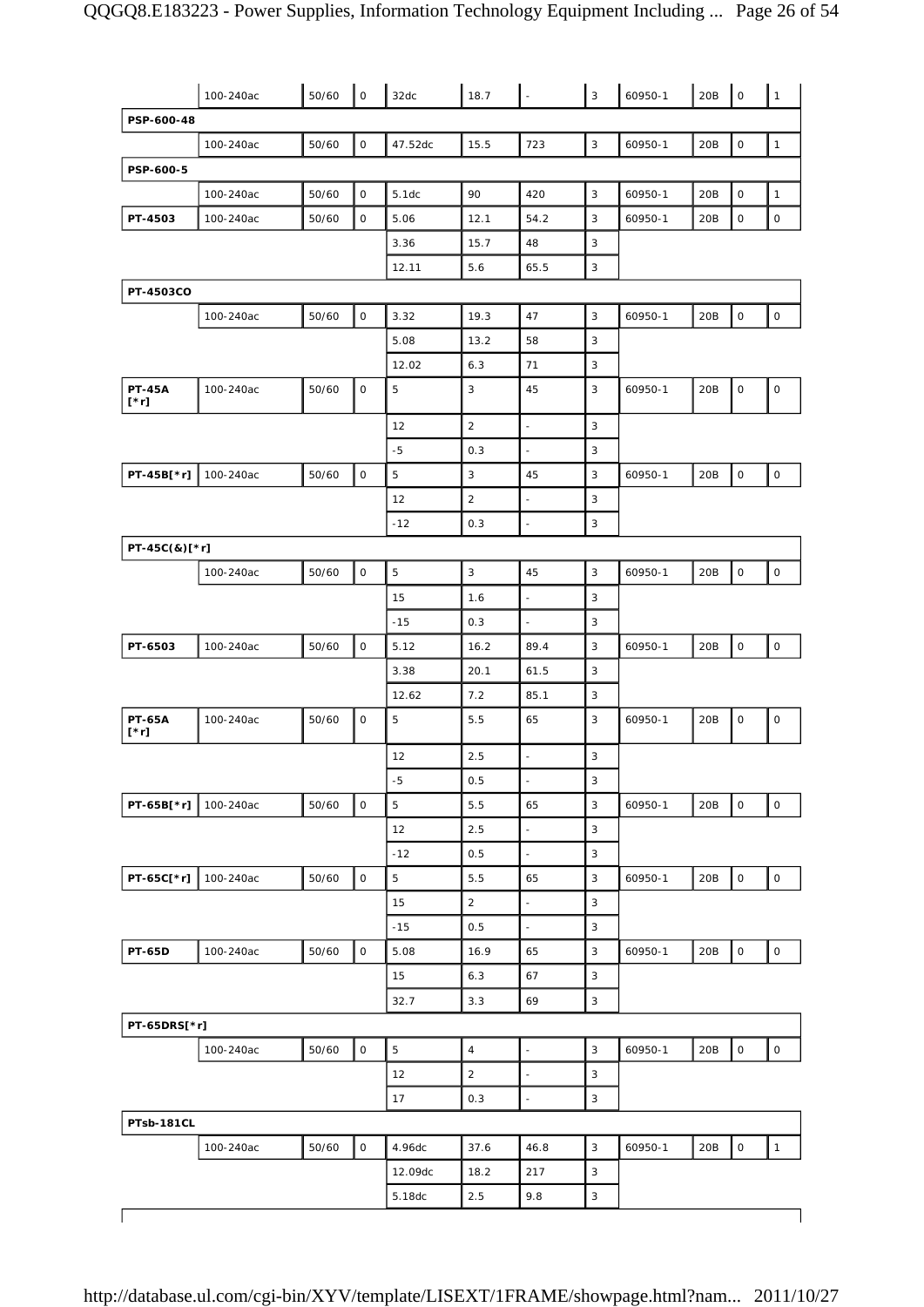| | | | | | | | | | | | |
|---|---|---|---|---|---|---|---|---|---|---|---|
| | 100-240ac | 50/60 | 0 | 32dc | 18.7 | - | 3 | 60950-1 | 20B | 0 | 1 |
| **PSP-600-48** | | | | | | | | | | | |
| | 100-240ac | 50/60 | 0 | 47.52dc | 15.5 | 723 | 3 | 60950-1 | 20B | 0 | 1 |
| **PSP-600-5** | | | | | | | | | | | |
| | 100-240ac | 50/60 | 0 | 5.1dc | 90 | 420 | 3 | 60950-1 | 20B | 0 | 1 |
| **PT-4503** | 100-240ac | 50/60 | 0 | 5.06 | 12.1 | 54.2 | 3 | 60950-1 | 20B | 0 | 0 |
| | | | | 3.36 | 15.7 | 48 | 3 | | | | |
| | | | | 12.11 | 5.6 | 65.5 | 3 | | | | |
| **PT-4503CO** | | | | | | | | | | | |
| | 100-240ac | 50/60 | 0 | 3.32 | 19.3 | 47 | 3 | 60950-1 | 20B | 0 | 0 |
| | | | | 5.08 | 13.2 | 58 | 3 | | | | |
| | | | | 12.02 | 6.3 | 71 | 3 | | | | |
| **PT-45A [*r]** | 100-240ac | 50/60 | 0 | 5 | 3 | 45 | 3 | 60950-1 | 20B | 0 | 0 |
| | | | | 12 | 2 | - | 3 | | | | |
| | | | | -5 | 0.3 | - | 3 | | | | |
| **PT-45B[*r]** | 100-240ac | 50/60 | 0 | 5 | 3 | 45 | 3 | 60950-1 | 20B | 0 | 0 |
| | | | | 12 | 2 | - | 3 | | | | |
| | | | | -12 | 0.3 | - | 3 | | | | |
| **PT-45C(&)[*r]** | | | | | | | | | | | |
| | 100-240ac | 50/60 | 0 | 5 | 3 | 45 | 3 | 60950-1 | 20B | 0 | 0 |
| | | | | 15 | 1.6 | - | 3 | | | | |
| | | | | -15 | 0.3 | - | 3 | | | | |
| **PT-6503** | 100-240ac | 50/60 | 0 | 5.12 | 16.2 | 89.4 | 3 | 60950-1 | 20B | 0 | 0 |
| | | | | 3.38 | 20.1 | 61.5 | 3 | | | | |
| | | | | 12.62 | 7.2 | 85.1 | 3 | | | | |
| **PT-65A [*r]** | 100-240ac | 50/60 | 0 | 5 | 5.5 | 65 | 3 | 60950-1 | 20B | 0 | 0 |
| | | | | 12 | 2.5 | - | 3 | | | | |
| | | | | -5 | 0.5 | - | 3 | | | | |
| **PT-65B[*r]** | 100-240ac | 50/60 | 0 | 5 | 5.5 | 65 | 3 | 60950-1 | 20B | 0 | 0 |
| | | | | 12 | 2.5 | - | 3 | | | | |
| | | | | -12 | 0.5 | - | 3 | | | | |
| **PT-65C[*r]** | 100-240ac | 50/60 | 0 | 5 | 5.5 | 65 | 3 | 60950-1 | 20B | 0 | 0 |
| | | | | 15 | 2 | - | 3 | | | | |
| | | | | -15 | 0.5 | - | 3 | | | | |
| **PT-65D** | 100-240ac | 50/60 | 0 | 5.08 | 16.9 | 65 | 3 | 60950-1 | 20B | 0 | 0 |
| | | | | 15 | 6.3 | 67 | 3 | | | | |
| | | | | 32.7 | 3.3 | 69 | 3 | | | | |
| **PT-65DRS[*r]** | | | | | | | | | | | |
| | 100-240ac | 50/60 | 0 | 5 | 4 | - | 3 | 60950-1 | 20B | 0 | 0 |
| | | | | 12 | 2 | - | 3 | | | | |
| | | | | 17 | 0.3 | - | 3 | | | | |
| **PTsb-181CL** | | | | | | | | | | | |
| | 100-240ac | 50/60 | 0 | 4.96dc | 37.6 | 46.8 | 3 | 60950-1 | 20B | 0 | 1 |
| | | | | 12.09dc | 18.2 | 217 | 3 | | | | |
| | | | | 5.18dc | 2.5 | 9.8 | 3 | | | | |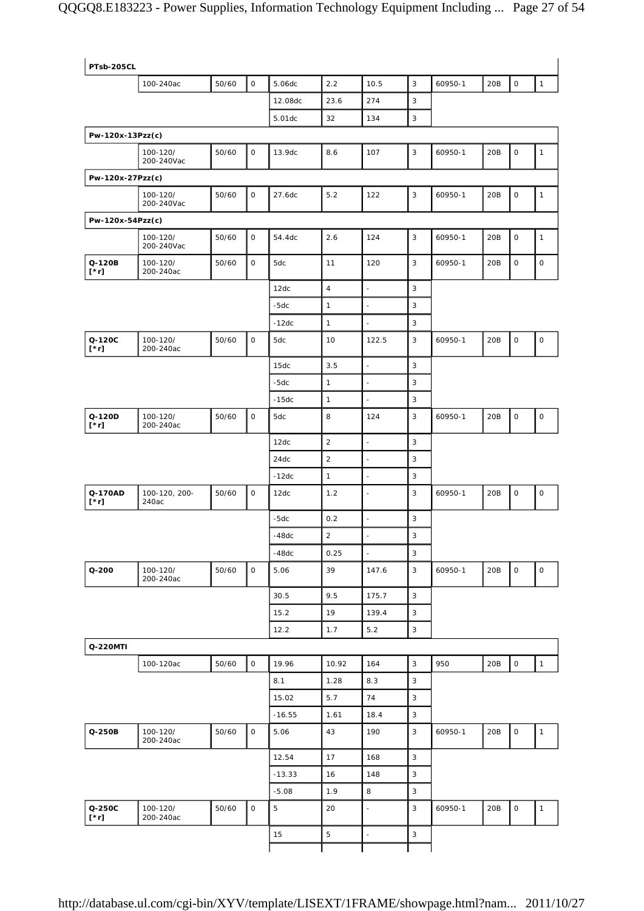| | | | | | | | | | | | |
|---|---|---|---|---|---|---|---|---|---|---|---|
| **PTsb-205CL** | | | | | | | | | | | |
| | 100-240ac | 50/60 | 0 | 5.06dc | 2.2 | 10.5 | 3 | 60950-1 | 20B | 0 | 1 |
| | | | | 12.08dc | 23.6 | 274 | 3 | | | | |
| | | | | 5.01dc | 32 | 134 | 3 | | | | |
| **Pw-120x-13Pzz(c)** | | | | | | | | | | | |
| | 100-120/ 200-240Vac | 50/60 | 0 | 13.9dc | 8.6 | 107 | 3 | 60950-1 | 20B | 0 | 1 |
| **Pw-120x-27Pzz(c)** | | | | | | | | | | | |
| | 100-120/ 200-240Vac | 50/60 | 0 | 27.6dc | 5.2 | 122 | 3 | 60950-1 | 20B | 0 | 1 |
| **Pw-120x-54Pzz(c)** | | | | | | | | | | | |
| | 100-120/ 200-240Vac | 50/60 | 0 | 54.4dc | 2.6 | 124 | 3 | 60950-1 | 20B | 0 | 1 |
| **Q-120B [*r]** | 100-120/ 200-240ac | 50/60 | 0 | 5dc | 11 | 120 | 3 | 60950-1 | 20B | 0 | 0 |
| | | | | 12dc | 4 | - | 3 | | | | |
| | | | | -5dc | 1 | - | 3 | | | | |
| | | | | -12dc | 1 | - | 3 | | | | |
| **Q-120C [*r]** | 100-120/ 200-240ac | 50/60 | 0 | 5dc | 10 | 122.5 | 3 | 60950-1 | 20B | 0 | 0 |
| | | | | 15dc | 3.5 | - | 3 | | | | |
| | | | | -5dc | 1 | - | 3 | | | | |
| | | | | -15dc | 1 | - | 3 | | | | |
| **Q-120D [*r]** | 100-120/ 200-240ac | 50/60 | 0 | 5dc | 8 | 124 | 3 | 60950-1 | 20B | 0 | 0 |
| | | | | 12dc | 2 | - | 3 | | | | |
| | | | | 24dc | 2 | - | 3 | | | | |
| | | | | -12dc | 1 | - | 3 | | | | |
| **Q-170AD [*r]** | 100-120, 200-240ac | 50/60 | 0 | 12dc | 1.2 | - | 3 | 60950-1 | 20B | 0 | 0 |
| | | | | -5dc | 0.2 | - | 3 | | | | |
| | | | | -48dc | 2 | - | 3 | | | | |
| | | | | -48dc | 0.25 | - | 3 | | | | |
| **Q-200** | 100-120/ 200-240ac | 50/60 | 0 | 5.06 | 39 | 147.6 | 3 | 60950-1 | 20B | 0 | 0 |
| | | | | 30.5 | 9.5 | 175.7 | 3 | | | | |
| | | | | 15.2 | 19 | 139.4 | 3 | | | | |
| | | | | 12.2 | 1.7 | 5.2 | 3 | | | | |
| **Q-220MTI** | | | | | | | | | | | |
| | 100-120ac | 50/60 | 0 | 19.96 | 10.92 | 164 | 3 | 950 | 20B | 0 | 1 |
| | | | | 8.1 | 1.28 | 8.3 | 3 | | | | |
| | | | | 15.02 | 5.7 | 74 | 3 | | | | |
| | | | | -16.55 | 1.61 | 18.4 | 3 | | | | |
| **Q-250B** | 100-120/ 200-240ac | 50/60 | 0 | 5.06 | 43 | 190 | 3 | 60950-1 | 20B | 0 | 1 |
| | | | | 12.54 | 17 | 168 | 3 | | | | |
| | | | | -13.33 | 16 | 148 | 3 | | | | |
| | | | | -5.08 | 1.9 | 8 | 3 | | | | |
| **Q-250C [*r]** | 100-120/ 200-240ac | 50/60 | 0 | 5 | 20 | - | 3 | 60950-1 | 20B | 0 | 1 |
| | | | | 15 | 5 | - | 3 | | | | |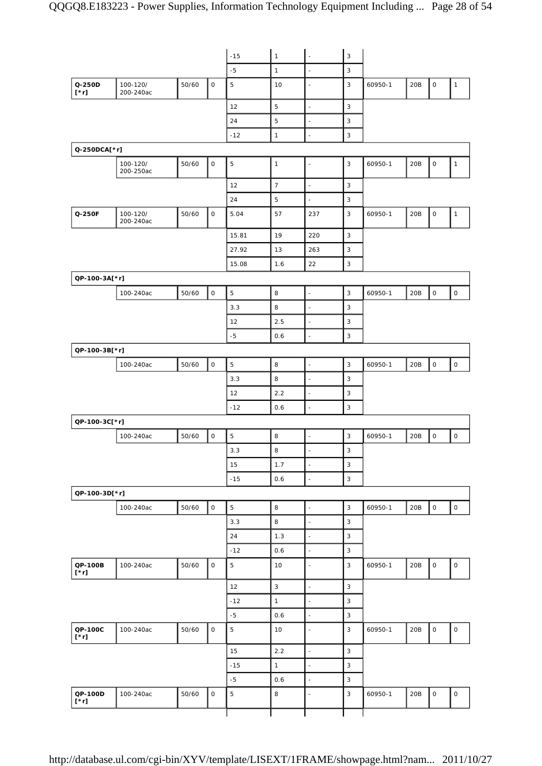| | | | | | | | | | | | |
|---|---|---|---|---|---|---|---|---|---|---|---|
| | | | | -15 | 1 | - | 3 | | | | |
| | | | | -5 | 1 | - | 3 | | | | |
| **Q-250D [*r]** | 100-120/ 200-240ac | 50/60 | 0 | 5 | 10 | - | 3 | 60950-1 | 20B | 0 | 1 |
| | | | | 12 | 5 | - | 3 | | | | |
| | | | | 24 | 5 | - | 3 | | | | |
| | | | | -12 | 1 | - | 3 | | | | |
| **Q-250DCA[*r]** | | | | | | | | | | | |
| | 100-120/ 200-250ac | 50/60 | 0 | 5 | 1 | - | 3 | 60950-1 | 20B | 0 | 1 |
| | | | | 12 | 7 | - | 3 | | | | |
| | | | | 24 | 5 | - | 3 | | | | |
| **Q-250F** | 100-120/ 200-240ac | 50/60 | 0 | 5.04 | 57 | 237 | 3 | 60950-1 | 20B | 0 | 1 |
| | | | | 15.81 | 19 | 220 | 3 | | | | |
| | | | | 27.92 | 13 | 263 | 3 | | | | |
| | | | | 15.08 | 1.6 | 22 | 3 | | | | |
| **QP-100-3A[*r]** | | | | | | | | | | | |
| | 100-240ac | 50/60 | 0 | 5 | 8 | - | 3 | 60950-1 | 20B | 0 | 0 |
| | | | | 3.3 | 8 | - | 3 | | | | |
| | | | | 12 | 2.5 | - | 3 | | | | |
| | | | | -5 | 0.6 | - | 3 | | | | |
| **QP-100-3B[*r]** | | | | | | | | | | | |
| | 100-240ac | 50/60 | 0 | 5 | 8 | - | 3 | 60950-1 | 20B | 0 | 0 |
| | | | | 3.3 | 8 | - | 3 | | | | |
| | | | | 12 | 2.2 | - | 3 | | | | |
| | | | | -12 | 0.6 | - | 3 | | | | |
| **QP-100-3C[*r]** | | | | | | | | | | | |
| | 100-240ac | 50/60 | 0 | 5 | 8 | - | 3 | 60950-1 | 20B | 0 | 0 |
| | | | | 3.3 | 8 | - | 3 | | | | |
| | | | | 15 | 1.7 | - | 3 | | | | |
| | | | | -15 | 0.6 | - | 3 | | | | |
| **QP-100-3D[*r]** | | | | | | | | | | | |
| | 100-240ac | 50/60 | 0 | 5 | 8 | - | 3 | 60950-1 | 20B | 0 | 0 |
| | | | | 3.3 | 8 | - | 3 | | | | |
| | | | | 24 | 1.3 | - | 3 | | | | |
| | | | | -12 | 0.6 | - | 3 | | | | |
| **QP-100B [*r]** | 100-240ac | 50/60 | 0 | 5 | 10 | - | 3 | 60950-1 | 20B | 0 | 0 |
| | | | | 12 | 3 | - | 3 | | | | |
| | | | | -12 | 1 | - | 3 | | | | |
| | | | | -5 | 0.6 | - | 3 | | | | |
| **QP-100C [*r]** | 100-240ac | 50/60 | 0 | 5 | 10 | - | 3 | 60950-1 | 20B | 0 | 0 |
| | | | | 15 | 2.2 | - | 3 | | | | |
| | | | | -15 | 1 | - | 3 | | | | |
| | | | | -5 | 0.6 | - | 3 | | | | |
| **QP-100D [*r]** | 100-240ac | 50/60 | 0 | 5 | 8 | - | 3 | 60950-1 | 20B | 0 | 0 |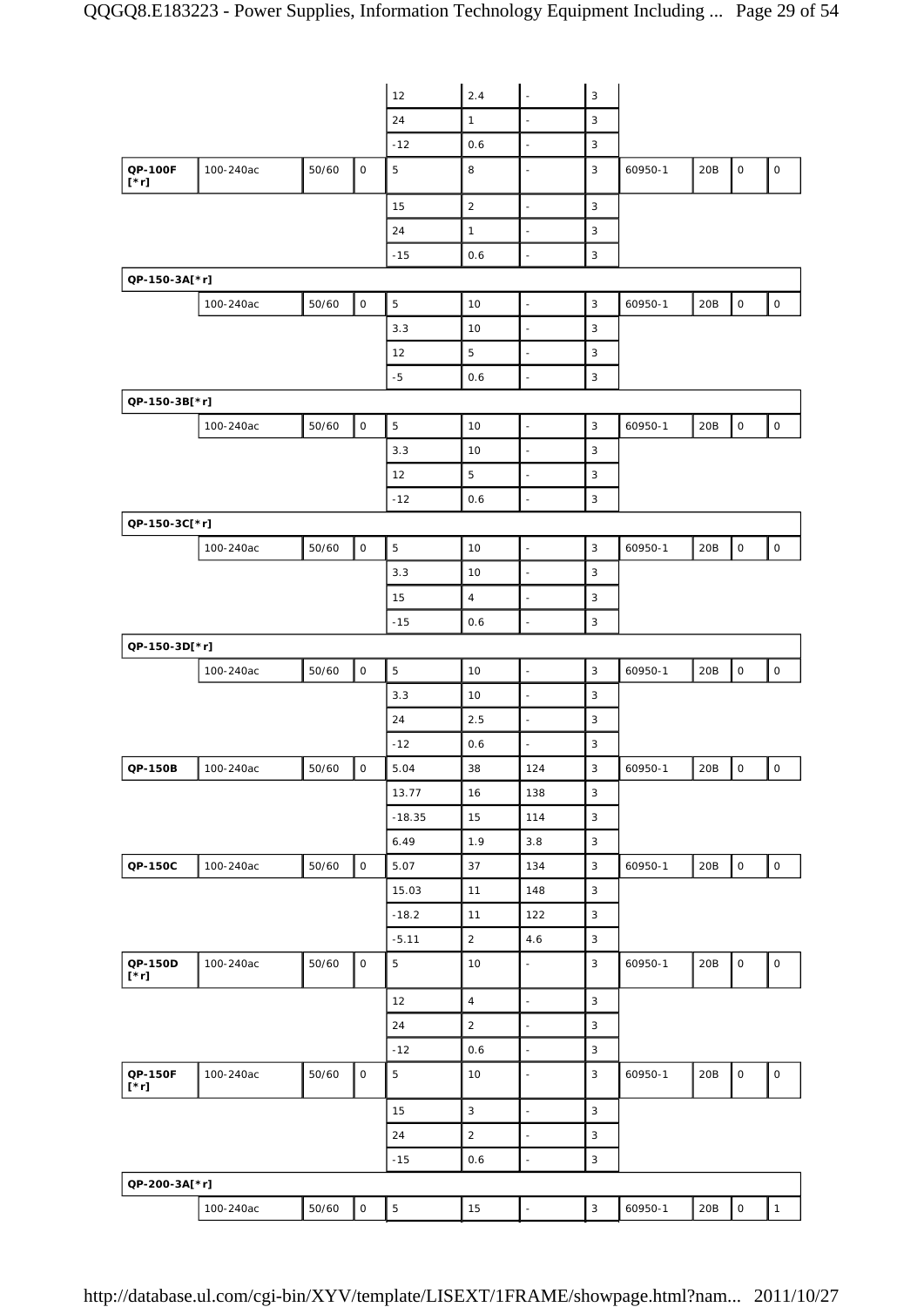| | | | | | | | | | | | |
|---|---|---|---|---|---|---|---|---|---|---|---|
| | | | | 12 | 2.4 | - | 3 | | | | |
| | | | | 24 | 1 | - | 3 | | | | |
| | | | | -12 | 0.6 | - | 3 | | | | |
| **QP-100F [*r]** | 100-240ac | 50/60 | 0 | 5 | 8 | - | 3 | 60950-1 | 20B | 0 | 0 |
| | | | | 15 | 2 | - | 3 | | | | |
| | | | | 24 | 1 | - | 3 | | | | |
| | | | | -15 | 0.6 | - | 3 | | | | |
| **QP-150-3A[*r]** | | | | | | | | | | | |
| | 100-240ac | 50/60 | 0 | 5 | 10 | - | 3 | 60950-1 | 20B | 0 | 0 |
| | | | | 3.3 | 10 | - | 3 | | | | |
| | | | | 12 | 5 | - | 3 | | | | |
| | | | | -5 | 0.6 | - | 3 | | | | |
| **QP-150-3B[*r]** | | | | | | | | | | | |
| | 100-240ac | 50/60 | 0 | 5 | 10 | - | 3 | 60950-1 | 20B | 0 | 0 |
| | | | | 3.3 | 10 | - | 3 | | | | |
| | | | | 12 | 5 | - | 3 | | | | |
| | | | | -12 | 0.6 | - | 3 | | | | |
| **QP-150-3C[*r]** | | | | | | | | | | | |
| | 100-240ac | 50/60 | 0 | 5 | 10 | - | 3 | 60950-1 | 20B | 0 | 0 |
| | | | | 3.3 | 10 | - | 3 | | | | |
| | | | | 15 | 4 | - | 3 | | | | |
| | | | | -15 | 0.6 | - | 3 | | | | |
| **QP-150-3D[*r]** | | | | | | | | | | | |
| | 100-240ac | 50/60 | 0 | 5 | 10 | - | 3 | 60950-1 | 20B | 0 | 0 |
| | | | | 3.3 | 10 | - | 3 | | | | |
| | | | | 24 | 2.5 | - | 3 | | | | |
| | | | | -12 | 0.6 | - | 3 | | | | |
| **QP-150B** | 100-240ac | 50/60 | 0 | 5.04 | 38 | 124 | 3 | 60950-1 | 20B | 0 | 0 |
| | | | | 13.77 | 16 | 138 | 3 | | | | |
| | | | | -18.35 | 15 | 114 | 3 | | | | |
| | | | | 6.49 | 1.9 | 3.8 | 3 | | | | |
| **QP-150C** | 100-240ac | 50/60 | 0 | 5.07 | 37 | 134 | 3 | 60950-1 | 20B | 0 | 0 |
| | | | | 15.03 | 11 | 148 | 3 | | | | |
| | | | | -18.2 | 11 | 122 | 3 | | | | |
| | | | | -5.11 | 2 | 4.6 | 3 | | | | |
| **QP-150D [*r]** | 100-240ac | 50/60 | 0 | 5 | 10 | - | 3 | 60950-1 | 20B | 0 | 0 |
| | | | | 12 | 4 | - | 3 | | | | |
| | | | | 24 | 2 | - | 3 | | | | |
| | | | | -12 | 0.6 | - | 3 | | | | |
| **QP-150F [*r]** | 100-240ac | 50/60 | 0 | 5 | 10 | - | 3 | 60950-1 | 20B | 0 | 0 |
| | | | | 15 | 3 | - | 3 | | | | |
| | | | | 24 | 2 | - | 3 | | | | |
| | | | | -15 | 0.6 | - | 3 | | | | |
| **QP-200-3A[*r]** | | | | | | | | | | | |
| | 100-240ac | 50/60 | 0 | 5 | 15 | - | 3 | 60950-1 | 20B | 0 | 1 |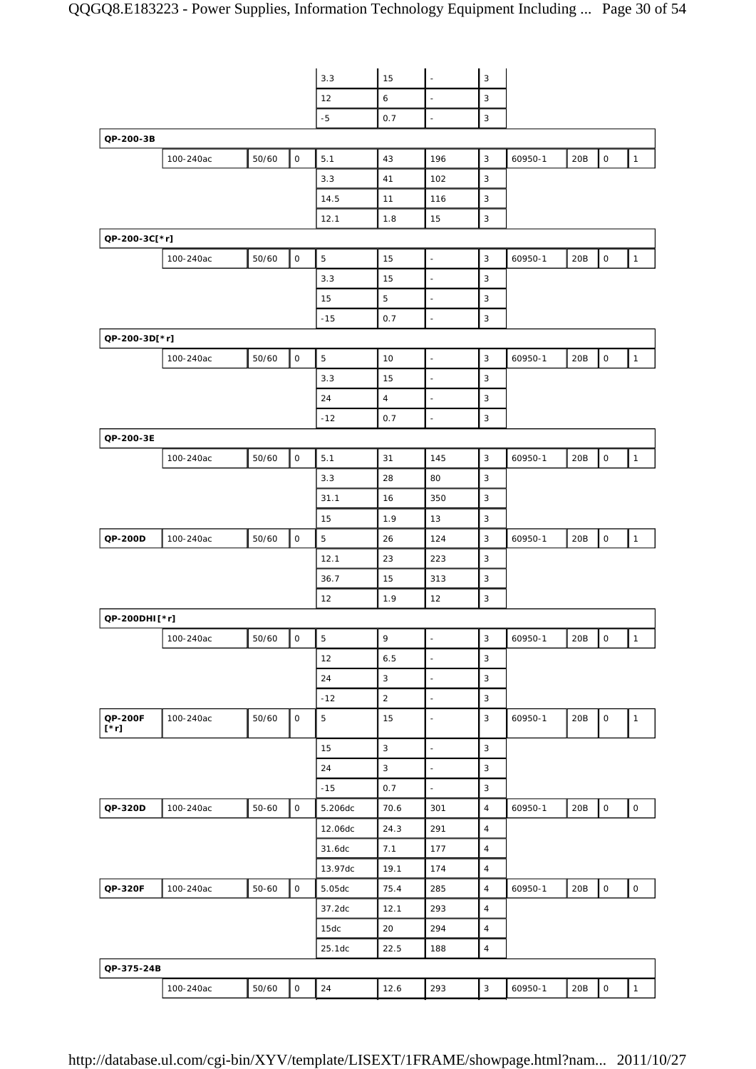| | | | | | | | | | | | |
|---|---|---|---|---|---|---|---|---|---|---|---|
| | | | | 3.3 | 15 | - | 3 | | | | |
| | | | | 12 | 6 | - | 3 | | | | |
| | | | | -5 | 0.7 | - | 3 | | | | |
| **QP-200-3B** | | | | | | | | | | | |
| | 100-240ac | 50/60 | 0 | 5.1 | 43 | 196 | 3 | 60950-1 | 20B | 0 | 1 |
| | | | | 3.3 | 41 | 102 | 3 | | | | |
| | | | | 14.5 | 11 | 116 | 3 | | | | |
| | | | | 12.1 | 1.8 | 15 | 3 | | | | |
| **QP-200-3C[*r]** | | | | | | | | | | | |
| | 100-240ac | 50/60 | 0 | 5 | 15 | - | 3 | 60950-1 | 20B | 0 | 1 |
| | | | | 3.3 | 15 | - | 3 | | | | |
| | | | | 15 | 5 | - | 3 | | | | |
| | | | | -15 | 0.7 | - | 3 | | | | |
| **QP-200-3D[*r]** | | | | | | | | | | | |
| | 100-240ac | 50/60 | 0 | 5 | 10 | - | 3 | 60950-1 | 20B | 0 | 1 |
| | | | | 3.3 | 15 | - | 3 | | | | |
| | | | | 24 | 4 | - | 3 | | | | |
| | | | | -12 | 0.7 | - | 3 | | | | |
| **QP-200-3E** | | | | | | | | | | | |
| | 100-240ac | 50/60 | 0 | 5.1 | 31 | 145 | 3 | 60950-1 | 20B | 0 | 1 |
| | | | | 3.3 | 28 | 80 | 3 | | | | |
| | | | | 31.1 | 16 | 350 | 3 | | | | |
| | | | | 15 | 1.9 | 13 | 3 | | | | |
| **QP-200D** | 100-240ac | 50/60 | 0 | 5 | 26 | 124 | 3 | 60950-1 | 20B | 0 | 1 |
| | | | | 12.1 | 23 | 223 | 3 | | | | |
| | | | | 36.7 | 15 | 313 | 3 | | | | |
| | | | | 12 | 1.9 | 12 | 3 | | | | |
| **QP-200DHI[*r]** | | | | | | | | | | | |
| | 100-240ac | 50/60 | 0 | 5 | 9 | - | 3 | 60950-1 | 20B | 0 | 1 |
| | | | | 12 | 6.5 | - | 3 | | | | |
| | | | | 24 | 3 | - | 3 | | | | |
| | | | | -12 | 2 | - | 3 | | | | |
| **QP-200F [*r]** | 100-240ac | 50/60 | 0 | 5 | 15 | - | 3 | 60950-1 | 20B | 0 | 1 |
| | | | | 15 | 3 | - | 3 | | | | |
| | | | | 24 | 3 | - | 3 | | | | |
| | | | | -15 | 0.7 | - | 3 | | | | |
| **QP-320D** | 100-240ac | 50-60 | 0 | 5.206dc | 70.6 | 301 | 4 | 60950-1 | 20B | 0 | 0 |
| | | | | 12.06dc | 24.3 | 291 | 4 | | | | |
| | | | | 31.6dc | 7.1 | 177 | 4 | | | | |
| | | | | 13.97dc | 19.1 | 174 | 4 | | | | |
| **QP-320F** | 100-240ac | 50-60 | 0 | 5.05dc | 75.4 | 285 | 4 | 60950-1 | 20B | 0 | 0 |
| | | | | 37.2dc | 12.1 | 293 | 4 | | | | |
| | | | | 15dc | 20 | 294 | 4 | | | | |
| | | | | 25.1dc | 22.5 | 188 | 4 | | | | |
| **QP-375-24B** | | | | | | | | | | | |
| | 100-240ac | 50/60 | 0 | 24 | 12.6 | 293 | 3 | 60950-1 | 20B | 0 | 1 |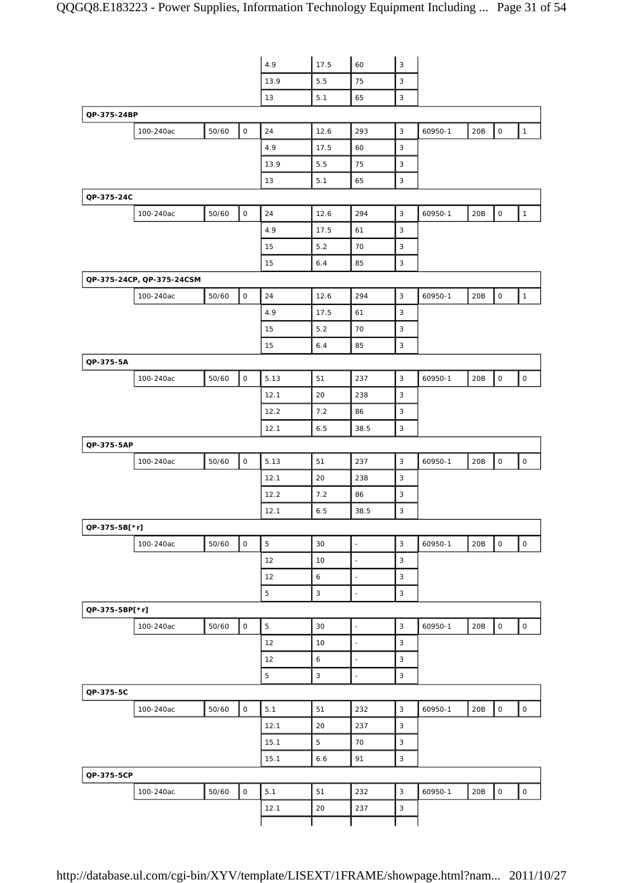| | | | | | | | | | | | |
|---|---|---|---|---|---|---|---|---|---|---|---|
| | | | | 4.9 | 17.5 | 60 | 3 | | | | |
| | | | | 13.9 | 5.5 | 75 | 3 | | | | |
| | | | | 13 | 5.1 | 65 | 3 | | | | |
| QP-375-24BP | | | | | | | | | | | |
| | 100-240ac | 50/60 | 0 | 24 | 12.6 | 293 | 3 | 60950-1 | 20B | 0 | 1 |
| | | | | 4.9 | 17.5 | 60 | 3 | | | | |
| | | | | 13.9 | 5.5 | 75 | 3 | | | | |
| | | | | 13 | 5.1 | 65 | 3 | | | | |
| QP-375-24C | | | | | | | | | | | |
| | 100-240ac | 50/60 | 0 | 24 | 12.6 | 294 | 3 | 60950-1 | 20B | 0 | 1 |
| | | | | 4.9 | 17.5 | 61 | 3 | | | | |
| | | | | 15 | 5.2 | 70 | 3 | | | | |
| | | | | 15 | 6.4 | 85 | 3 | | | | |
| QP-375-24CP, QP-375-24CSM | | | | | | | | | | | |
| | 100-240ac | 50/60 | 0 | 24 | 12.6 | 294 | 3 | 60950-1 | 20B | 0 | 1 |
| | | | | 4.9 | 17.5 | 61 | 3 | | | | |
| | | | | 15 | 5.2 | 70 | 3 | | | | |
| | | | | 15 | 6.4 | 85 | 3 | | | | |
| QP-375-5A | | | | | | | | | | | |
| | 100-240ac | 50/60 | 0 | 5.13 | 51 | 237 | 3 | 60950-1 | 20B | 0 | 0 |
| | | | | 12.1 | 20 | 238 | 3 | | | | |
| | | | | 12.2 | 7.2 | 86 | 3 | | | | |
| | | | | 12.1 | 6.5 | 38.5 | 3 | | | | |
| QP-375-5AP | | | | | | | | | | | |
| | 100-240ac | 50/60 | 0 | 5.13 | 51 | 237 | 3 | 60950-1 | 20B | 0 | 0 |
| | | | | 12.1 | 20 | 238 | 3 | | | | |
| | | | | 12.2 | 7.2 | 86 | 3 | | | | |
| | | | | 12.1 | 6.5 | 38.5 | 3 | | | | |
| QP-375-5B[*r] | | | | | | | | | | | |
| | 100-240ac | 50/60 | 0 | 5 | 30 | - | 3 | 60950-1 | 20B | 0 | 0 |
| | | | | 12 | 10 | - | 3 | | | | |
| | | | | 12 | 6 | - | 3 | | | | |
| | | | | 5 | 3 | - | 3 | | | | |
| QP-375-5BP[*r] | | | | | | | | | | | |
| | 100-240ac | 50/60 | 0 | 5 | 30 | - | 3 | 60950-1 | 20B | 0 | 0 |
| | | | | 12 | 10 | - | 3 | | | | |
| | | | | 12 | 6 | - | 3 | | | | |
| | | | | 5 | 3 | - | 3 | | | | |
| QP-375-5C | | | | | | | | | | | |
| | 100-240ac | 50/60 | 0 | 5.1 | 51 | 232 | 3 | 60950-1 | 20B | 0 | 0 |
| | | | | 12.1 | 20 | 237 | 3 | | | | |
| | | | | 15.1 | 5 | 70 | 3 | | | | |
| | | | | 15.1 | 6.6 | 91 | 3 | | | | |
| QP-375-5CP | | | | | | | | | | | |
| | 100-240ac | 50/60 | 0 | 5.1 | 51 | 232 | 3 | 60950-1 | 20B | 0 | 0 |
| | | | | 12.1 | 20 | 237 | 3 | | | | |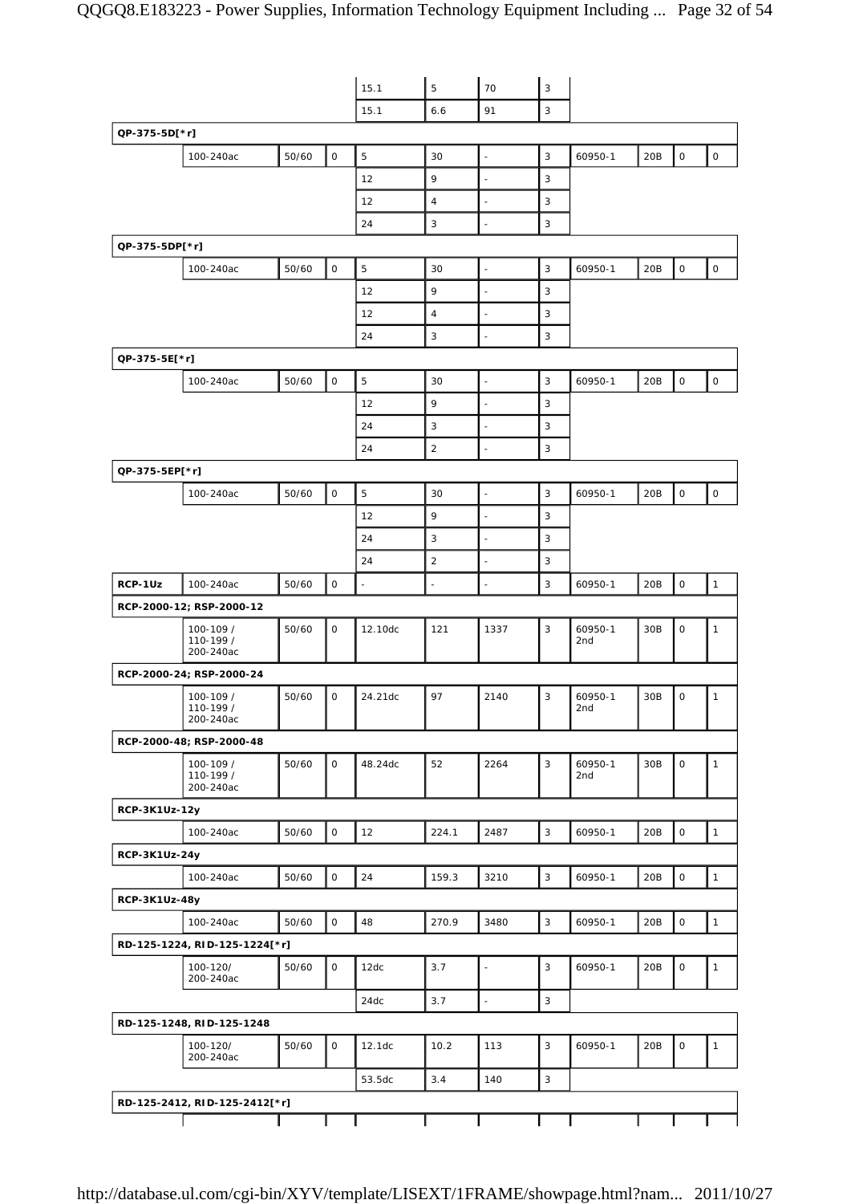| | | | | | | | | | | |
|---|---|---|---|---|---|---|---|---|---|---|
| | | | 15.1 | 5 | 70 | 3 | | | | |
| | | | 15.1 | 6.6 | 91 | 3 | | | | |
| **QP-375-5D[*r]** | | | | | | | | | | |
| | 100-240ac | 50/60 | 0 | 5 | 30 | - | 3 | 60950-1 | 20B | 0 | 0 |
| | | | | 12 | 9 | - | 3 | | | | |
| | | | | 12 | 4 | - | 3 | | | | |
| | | | | 24 | 3 | - | 3 | | | | |
| **QP-375-5DP[*r]** | | | | | | | | | | | |
| | 100-240ac | 50/60 | 0 | 5 | 30 | - | 3 | 60950-1 | 20B | 0 | 0 |
| | | | | 12 | 9 | - | 3 | | | | |
| | | | | 12 | 4 | - | 3 | | | | |
| | | | | 24 | 3 | - | 3 | | | | |
| **QP-375-5E[*r]** | | | | | | | | | | | |
| | 100-240ac | 50/60 | 0 | 5 | 30 | - | 3 | 60950-1 | 20B | 0 | 0 |
| | | | | 12 | 9 | - | 3 | | | | |
| | | | | 24 | 3 | - | 3 | | | | |
| | | | | 24 | 2 | - | 3 | | | | |
| **QP-375-5EP[*r]** | | | | | | | | | | | |
| | 100-240ac | 50/60 | 0 | 5 | 30 | - | 3 | 60950-1 | 20B | 0 | 0 |
| | | | | 12 | 9 | - | 3 | | | | |
| | | | | 24 | 3 | - | 3 | | | | |
| | | | | 24 | 2 | - | 3 | | | | |
| **RCP-1Uz** | 100-240ac | 50/60 | 0 | - | - | - | 3 | 60950-1 | 20B | 0 | 1 |
| **RCP-2000-12; RSP-2000-12** | | | | | | | | | | | |
| | 100-109 / 110-199 / 200-240ac | 50/60 | 0 | 12.10dc | 121 | 1337 | 3 | 60950-1 2nd | 30B | 0 | 1 |
| **RCP-2000-24; RSP-2000-24** | | | | | | | | | | | |
| | 100-109 / 110-199 / 200-240ac | 50/60 | 0 | 24.21dc | 97 | 2140 | 3 | 60950-1 2nd | 30B | 0 | 1 |
| **RCP-2000-48; RSP-2000-48** | | | | | | | | | | | |
| | 100-109 / 110-199 / 200-240ac | 50/60 | 0 | 48.24dc | 52 | 2264 | 3 | 60950-1 2nd | 30B | 0 | 1 |
| **RCP-3K1Uz-12y** | | | | | | | | | | | |
| | 100-240ac | 50/60 | 0 | 12 | 224.1 | 2487 | 3 | 60950-1 | 20B | 0 | 1 |
| **RCP-3K1Uz-24y** | | | | | | | | | | | |
| | 100-240ac | 50/60 | 0 | 24 | 159.3 | 3210 | 3 | 60950-1 | 20B | 0 | 1 |
| **RCP-3K1Uz-48y** | | | | | | | | | | | |
| | 100-240ac | 50/60 | 0 | 48 | 270.9 | 3480 | 3 | 60950-1 | 20B | 0 | 1 |
| **RD-125-1224, RID-125-1224[*r]** | | | | | | | | | | | |
| | 100-120/ 200-240ac | 50/60 | 0 | 12dc | 3.7 | - | 3 | 60950-1 | 20B | 0 | 1 |
| | | | | 24dc | 3.7 | - | 3 | | | | |
| **RD-125-1248, RID-125-1248** | | | | | | | | | | | |
| | 100-120/ 200-240ac | 50/60 | 0 | 12.1dc | 10.2 | 113 | 3 | 60950-1 | 20B | 0 | 1 |
| | | | | 53.5dc | 3.4 | 140 | 3 | | | | |
| **RD-125-2412, RID-125-2412[*r]** | | | | | | | | | | | |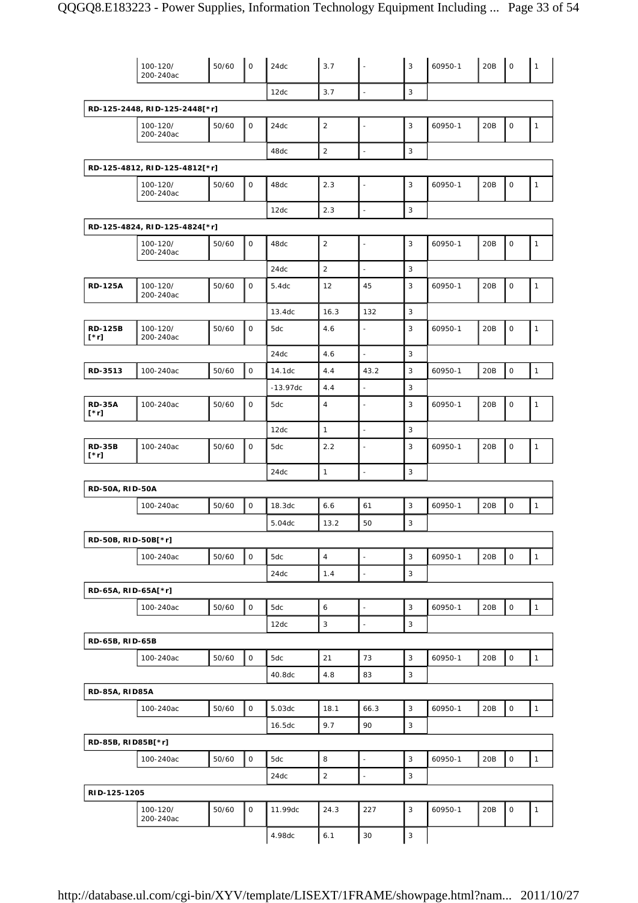| | 100-120/ 200-240ac | 50/60 | 0 | 24dc | 3.7 | - | 3 | 60950-1 | 20B | 0 | 1 |
|---|---|---|---|---|---|---|---|---|---|---|---|
| | | | | 12dc | 3.7 | - | 3 | | | | |
| **RD-125-2448, RID-125-2448[*r]** | | | | | | | | | | | |
| | 100-120/ 200-240ac | 50/60 | 0 | 24dc | 2 | - | 3 | 60950-1 | 20B | 0 | 1 |
| | | | | 48dc | 2 | - | 3 | | | | |
| **RD-125-4812, RID-125-4812[*r]** | | | | | | | | | | | |
| | 100-120/ 200-240ac | 50/60 | 0 | 48dc | 2.3 | - | 3 | 60950-1 | 20B | 0 | 1 |
| | | | | 12dc | 2.3 | - | 3 | | | | |
| **RD-125-4824, RID-125-4824[*r]** | | | | | | | | | | | |
| | 100-120/ 200-240ac | 50/60 | 0 | 48dc | 2 | - | 3 | 60950-1 | 20B | 0 | 1 |
| | | | | 24dc | 2 | - | 3 | | | | |
| **RD-125A** | 100-120/ 200-240ac | 50/60 | 0 | 5.4dc | 12 | 45 | 3 | 60950-1 | 20B | 0 | 1 |
| | | | | 13.4dc | 16.3 | 132 | 3 | | | | |
| **RD-125B [*r]** | 100-120/ 200-240ac | 50/60 | 0 | 5dc | 4.6 | - | 3 | 60950-1 | 20B | 0 | 1 |
| | | | | 24dc | 4.6 | - | 3 | | | | |
| **RD-3513** | 100-240ac | 50/60 | 0 | 14.1dc | 4.4 | 43.2 | 3 | 60950-1 | 20B | 0 | 1 |
| | | | | -13.97dc | 4.4 | - | 3 | | | | |
| **RD-35A [*r]** | 100-240ac | 50/60 | 0 | 5dc | 4 | - | 3 | 60950-1 | 20B | 0 | 1 |
| | | | | 12dc | 1 | - | 3 | | | | |
| **RD-35B [*r]** | 100-240ac | 50/60 | 0 | 5dc | 2.2 | - | 3 | 60950-1 | 20B | 0 | 1 |
| | | | | 24dc | 1 | - | 3 | | | | |
| **RD-50A, RID-50A** | | | | | | | | | | | |
| | 100-240ac | 50/60 | 0 | 18.3dc | 6.6 | 61 | 3 | 60950-1 | 20B | 0 | 1 |
| | | | | 5.04dc | 13.2 | 50 | 3 | | | | |
| **RD-50B, RID-50B[*r]** | | | | | | | | | | | |
| | 100-240ac | 50/60 | 0 | 5dc | 4 | - | 3 | 60950-1 | 20B | 0 | 1 |
| | | | | 24dc | 1.4 | - | 3 | | | | |
| **RD-65A, RID-65A[*r]** | | | | | | | | | | | |
| | 100-240ac | 50/60 | 0 | 5dc | 6 | - | 3 | 60950-1 | 20B | 0 | 1 |
| | | | | 12dc | 3 | - | 3 | | | | |
| **RD-65B, RID-65B** | | | | | | | | | | | |
| | 100-240ac | 50/60 | 0 | 5dc | 21 | 73 | 3 | 60950-1 | 20B | 0 | 1 |
| | | | | 40.8dc | 4.8 | 83 | 3 | | | | |
| **RD-85A, RID85A** | | | | | | | | | | | |
| | 100-240ac | 50/60 | 0 | 5.03dc | 18.1 | 66.3 | 3 | 60950-1 | 20B | 0 | 1 |
| | | | | 16.5dc | 9.7 | 90 | 3 | | | | |
| **RD-85B, RID85B[*r]** | | | | | | | | | | | |
| | 100-240ac | 50/60 | 0 | 5dc | 8 | - | 3 | 60950-1 | 20B | 0 | 1 |
| | | | | 24dc | 2 | - | 3 | | | | |
| **RID-125-1205** | | | | | | | | | | | |
| | 100-120/ 200-240ac | 50/60 | 0 | 11.99dc | 24.3 | 227 | 3 | 60950-1 | 20B | 0 | 1 |
| | | | | 4.98dc | 6.1 | 30 | 3 | | | | |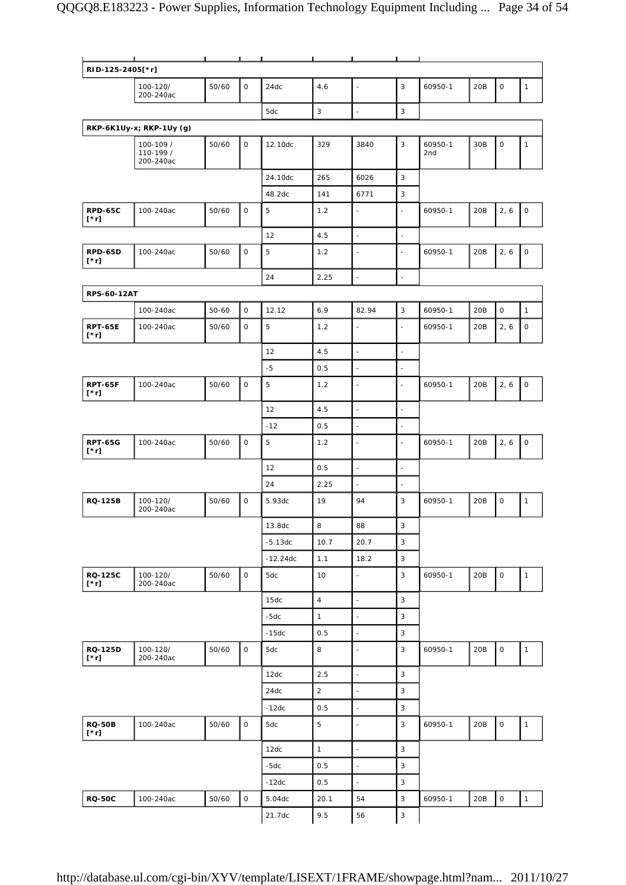| | | | | | | | | | | | |
|---|---|---|---|---|---|---|---|---|---|---|---|
| **RID-125-2405[*r]** | | | | | | | | | | | |
| | 100-120/ 200-240ac | 50/60 | 0 | 24dc | 4.6 | - | 3 | 60950-1 | 20B | 0 | 1 |
| | | | | 5dc | 3 | - | 3 | | | | |
| **RKP-6K1Uy-x; RKP-1Uy (g)** | | | | | | | | | | | |
| | 100-109 / 110-199 / 200-240ac | 50/60 | 0 | 12.10dc | 329 | 3840 | 3 | 60950-1 2nd | 30B | 0 | 1 |
| | | | | 24.10dc | 265 | 6026 | 3 | | | | |
| | | | | 48.2dc | 141 | 6771 | 3 | | | | |
| **RPD-65C [*r]** | 100-240ac | 50/60 | 0 | 5 | 1.2 | - | - | 60950-1 | 20B | 2, 6 | 0 |
| | | | | 12 | 4.5 | - | - | | | | |
| **RPD-65D [*r]** | 100-240ac | 50/60 | 0 | 5 | 1.2 | - | - | 60950-1 | 20B | 2, 6 | 0 |
| | | | | 24 | 2.25 | - | - | | | | |
| **RPS-60-12AT** | | | | | | | | | | | |
| | 100-240ac | 50-60 | 0 | 12.12 | 6.9 | 82.94 | 3 | 60950-1 | 20B | 0 | 1 |
| **RPT-65E [*r]** | 100-240ac | 50/60 | 0 | 5 | 1.2 | - | - | 60950-1 | 20B | 2, 6 | 0 |
| | | | | 12 | 4.5 | - | - | | | | |
| | | | | -5 | 0.5 | - | - | | | | |
| **RPT-65F [*r]** | 100-240ac | 50/60 | 0 | 5 | 1.2 | - | - | 60950-1 | 20B | 2, 6 | 0 |
| | | | | 12 | 4.5 | - | - | | | | |
| | | | | -12 | 0.5 | - | - | | | | |
| **RPT-65G [*r]** | 100-240ac | 50/60 | 0 | 5 | 1.2 | - | - | 60950-1 | 20B | 2, 6 | 0 |
| | | | | 12 | 0.5 | - | - | | | | |
| | | | | 24 | 2.25 | - | - | | | | |
| **RQ-125B** | 100-120/ 200-240ac | 50/60 | 0 | 5.93dc | 19 | 94 | 3 | 60950-1 | 20B | 0 | 1 |
| | | | | 13.8dc | 8 | 88 | 3 | | | | |
| | | | | -5.13dc | 10.7 | 20.7 | 3 | | | | |
| | | | | -12.24dc | 1.1 | 18.2 | 3 | | | | |
| **RQ-125C [*r]** | 100-120/ 200-240ac | 50/60 | 0 | 5dc | 10 | - | 3 | 60950-1 | 20B | 0 | 1 |
| | | | | 15dc | 4 | - | 3 | | | | |
| | | | | -5dc | 1 | - | 3 | | | | |
| | | | | -15dc | 0.5 | - | 3 | | | | |
| **RQ-125D [*r]** | 100-120/ 200-240ac | 50/60 | 0 | 5dc | 8 | - | 3 | 60950-1 | 20B | 0 | 1 |
| | | | | 12dc | 2.5 | - | 3 | | | | |
| | | | | 24dc | 2 | - | 3 | | | | |
| | | | | -12dc | 0.5 | - | 3 | | | | |
| **RQ-50B [*r]** | 100-240ac | 50/60 | 0 | 5dc | 5 | - | 3 | 60950-1 | 20B | 0 | 1 |
| | | | | 12dc | 1 | - | 3 | | | | |
| | | | | -5dc | 0.5 | - | 3 | | | | |
| | | | | -12dc | 0.5 | - | 3 | | | | |
| **RQ-50C** | 100-240ac | 50/60 | 0 | 5.04dc | 20.1 | 54 | 3 | 60950-1 | 20B | 0 | 1 |
| | | | | 21.7dc | 9.5 | 56 | 3 | | | | |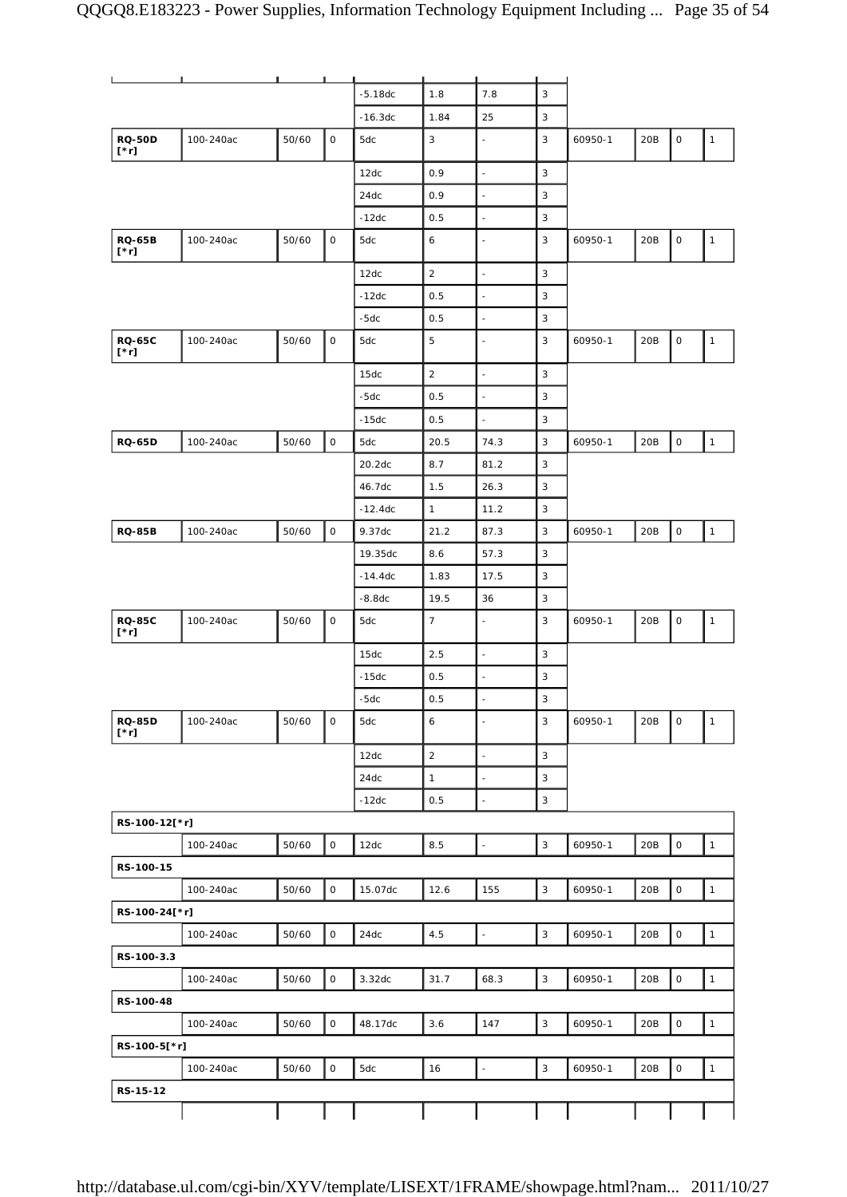| | | | | | | | | | | | |
|---|---|---|---|---|---|---|---|---|---|---|---|
| | | | | -5.18dc | 1.8 | 7.8 | 3 | | | | |
| | | | | -16.3dc | 1.84 | 25 | 3 | | | | |
| **RQ-50D [*r]** | 100-240ac | 50/60 | 0 | 5dc | 3 | - | 3 | 60950-1 | 20B | 0 | 1 |
| | | | | 12dc | 0.9 | - | 3 | | | | |
| | | | | 24dc | 0.9 | - | 3 | | | | |
| | | | | -12dc | 0.5 | - | 3 | | | | |
| **RQ-65B [*r]** | 100-240ac | 50/60 | 0 | 5dc | 6 | - | 3 | 60950-1 | 20B | 0 | 1 |
| | | | | 12dc | 2 | - | 3 | | | | |
| | | | | -12dc | 0.5 | - | 3 | | | | |
| | | | | -5dc | 0.5 | - | 3 | | | | |
| **RQ-65C [*r]** | 100-240ac | 50/60 | 0 | 5dc | 5 | - | 3 | 60950-1 | 20B | 0 | 1 |
| | | | | 15dc | 2 | - | 3 | | | | |
| | | | | -5dc | 0.5 | - | 3 | | | | |
| | | | | -15dc | 0.5 | - | 3 | | | | |
| **RQ-65D** | 100-240ac | 50/60 | 0 | 5dc | 20.5 | 74.3 | 3 | 60950-1 | 20B | 0 | 1 |
| | | | | 20.2dc | 8.7 | 81.2 | 3 | | | | |
| | | | | 46.7dc | 1.5 | 26.3 | 3 | | | | |
| | | | | -12.4dc | 1 | 11.2 | 3 | | | | |
| **RQ-85B** | 100-240ac | 50/60 | 0 | 9.37dc | 21.2 | 87.3 | 3 | 60950-1 | 20B | 0 | 1 |
| | | | | 19.35dc | 8.6 | 57.3 | 3 | | | | |
| | | | | -14.4dc | 1.83 | 17.5 | 3 | | | | |
| | | | | -8.8dc | 19.5 | 36 | 3 | | | | |
| **RQ-85C [*r]** | 100-240ac | 50/60 | 0 | 5dc | 7 | - | 3 | 60950-1 | 20B | 0 | 1 |
| | | | | 15dc | 2.5 | - | 3 | | | | |
| | | | | -15dc | 0.5 | - | 3 | | | | |
| | | | | -5dc | 0.5 | - | 3 | | | | |
| **RQ-85D [*r]** | 100-240ac | 50/60 | 0 | 5dc | 6 | - | 3 | 60950-1 | 20B | 0 | 1 |
| | | | | 12dc | 2 | - | 3 | | | | |
| | | | | 24dc | 1 | - | 3 | | | | |
| | | | | -12dc | 0.5 | - | 3 | | | | |
| **RS-100-12[*r]** | | | | | | | | | | | |
| | 100-240ac | 50/60 | 0 | 12dc | 8.5 | - | 3 | 60950-1 | 20B | 0 | 1 |
| **RS-100-15** | | | | | | | | | | | |
| | 100-240ac | 50/60 | 0 | 15.07dc | 12.6 | 155 | 3 | 60950-1 | 20B | 0 | 1 |
| **RS-100-24[*r]** | | | | | | | | | | | |
| | 100-240ac | 50/60 | 0 | 24dc | 4.5 | - | 3 | 60950-1 | 20B | 0 | 1 |
| **RS-100-3.3** | | | | | | | | | | | |
| | 100-240ac | 50/60 | 0 | 3.32dc | 31.7 | 68.3 | 3 | 60950-1 | 20B | 0 | 1 |
| **RS-100-48** | | | | | | | | | | | |
| | 100-240ac | 50/60 | 0 | 48.17dc | 3.6 | 147 | 3 | 60950-1 | 20B | 0 | 1 |
| **RS-100-5[*r]** | | | | | | | | | | | |
| | 100-240ac | 50/60 | 0 | 5dc | 16 | - | 3 | 60950-1 | 20B | 0 | 1 |
| **RS-15-12** | | | | | | | | | | | |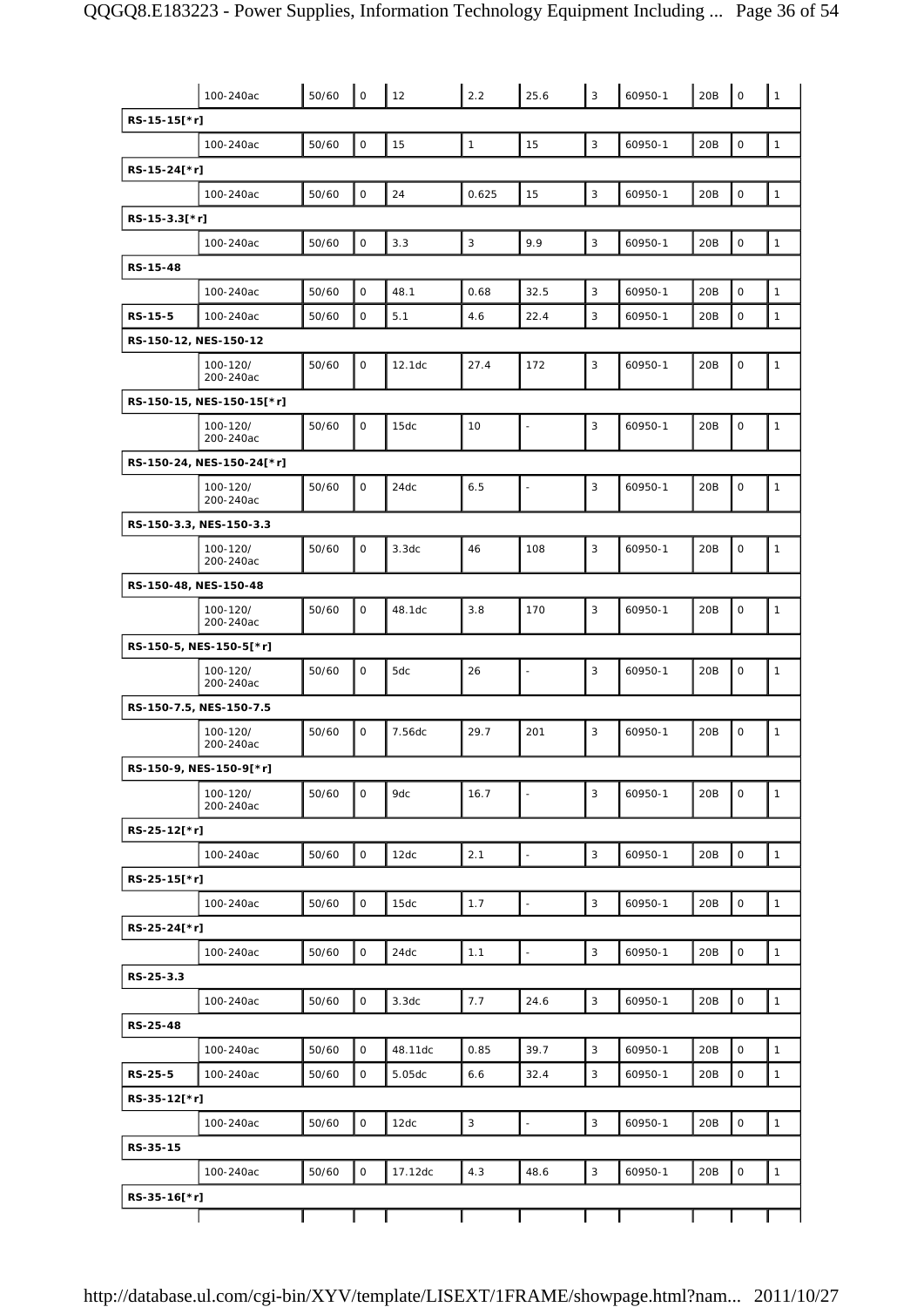| | 100-240ac | 50/60 | 0 | 12 | 2.2 | 25.6 | 3 | 60950-1 | 20B | 0 | 1 |
|---|---|---|---|---|---|---|---|---|---|---|---|
| RS-15-15[*r] | | | | | | | | | | | |
| | 100-240ac | 50/60 | 0 | 15 | 1 | 15 | 3 | 60950-1 | 20B | 0 | 1 |
| RS-15-24[*r] | | | | | | | | | | | |
| | 100-240ac | 50/60 | 0 | 24 | 0.625 | 15 | 3 | 60950-1 | 20B | 0 | 1 |
| RS-15-3.3[*r] | | | | | | | | | | | |
| | 100-240ac | 50/60 | 0 | 3.3 | 3 | 9.9 | 3 | 60950-1 | 20B | 0 | 1 |
| RS-15-48 | | | | | | | | | | | |
| | 100-240ac | 50/60 | 0 | 48.1 | 0.68 | 32.5 | 3 | 60950-1 | 20B | 0 | 1 |
| RS-15-5 | 100-240ac | 50/60 | 0 | 5.1 | 4.6 | 22.4 | 3 | 60950-1 | 20B | 0 | 1 |
| RS-150-12, NES-150-12 | | | | | | | | | | | |
| | 100-120/ 200-240ac | 50/60 | 0 | 12.1dc | 27.4 | 172 | 3 | 60950-1 | 20B | 0 | 1 |
| RS-150-15, NES-150-15[*r] | | | | | | | | | | | |
| | 100-120/ 200-240ac | 50/60 | 0 | 15dc | 10 | - | 3 | 60950-1 | 20B | 0 | 1 |
| RS-150-24, NES-150-24[*r] | | | | | | | | | | | |
| | 100-120/ 200-240ac | 50/60 | 0 | 24dc | 6.5 | - | 3 | 60950-1 | 20B | 0 | 1 |
| RS-150-3.3, NES-150-3.3 | | | | | | | | | | | |
| | 100-120/ 200-240ac | 50/60 | 0 | 3.3dc | 46 | 108 | 3 | 60950-1 | 20B | 0 | 1 |
| RS-150-48, NES-150-48 | | | | | | | | | | | |
| | 100-120/ 200-240ac | 50/60 | 0 | 48.1dc | 3.8 | 170 | 3 | 60950-1 | 20B | 0 | 1 |
| RS-150-5, NES-150-5[*r] | | | | | | | | | | | |
| | 100-120/ 200-240ac | 50/60 | 0 | 5dc | 26 | - | 3 | 60950-1 | 20B | 0 | 1 |
| RS-150-7.5, NES-150-7.5 | | | | | | | | | | | |
| | 100-120/ 200-240ac | 50/60 | 0 | 7.56dc | 29.7 | 201 | 3 | 60950-1 | 20B | 0 | 1 |
| RS-150-9, NES-150-9[*r] | | | | | | | | | | | |
| | 100-120/ 200-240ac | 50/60 | 0 | 9dc | 16.7 | - | 3 | 60950-1 | 20B | 0 | 1 |
| RS-25-12[*r] | | | | | | | | | | | |
| | 100-240ac | 50/60 | 0 | 12dc | 2.1 | - | 3 | 60950-1 | 20B | 0 | 1 |
| RS-25-15[*r] | | | | | | | | | | | |
| | 100-240ac | 50/60 | 0 | 15dc | 1.7 | - | 3 | 60950-1 | 20B | 0 | 1 |
| RS-25-24[*r] | | | | | | | | | | | |
| | 100-240ac | 50/60 | 0 | 24dc | 1.1 | - | 3 | 60950-1 | 20B | 0 | 1 |
| RS-25-3.3 | | | | | | | | | | | |
| | 100-240ac | 50/60 | 0 | 3.3dc | 7.7 | 24.6 | 3 | 60950-1 | 20B | 0 | 1 |
| RS-25-48 | | | | | | | | | | | |
| | 100-240ac | 50/60 | 0 | 48.11dc | 0.85 | 39.7 | 3 | 60950-1 | 20B | 0 | 1 |
| RS-25-5 | 100-240ac | 50/60 | 0 | 5.05dc | 6.6 | 32.4 | 3 | 60950-1 | 20B | 0 | 1 |
| RS-35-12[*r] | | | | | | | | | | | |
| | 100-240ac | 50/60 | 0 | 12dc | 3 | - | 3 | 60950-1 | 20B | 0 | 1 |
| RS-35-15 | | | | | | | | | | | |
| | 100-240ac | 50/60 | 0 | 17.12dc | 4.3 | 48.6 | 3 | 60950-1 | 20B | 0 | 1 |
| RS-35-16[*r] | | | | | | | | | | | |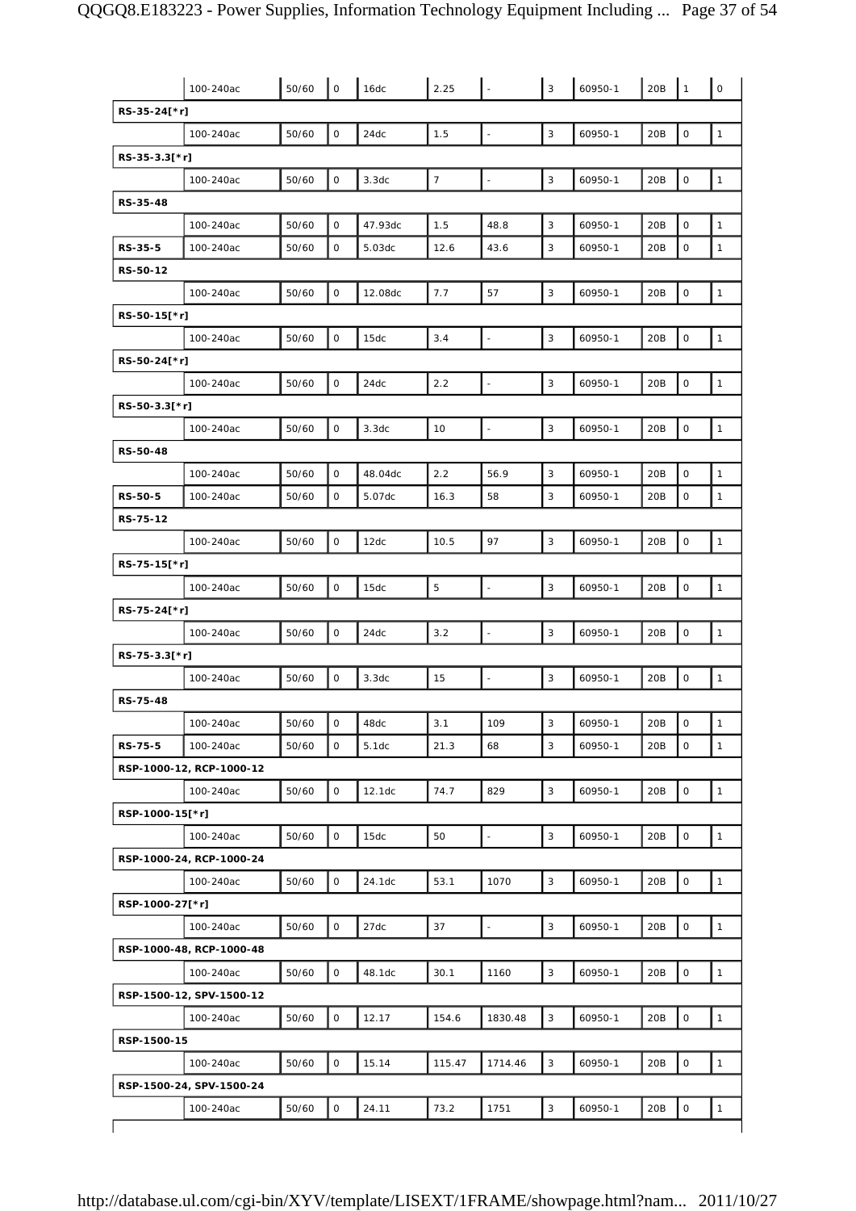| | | | | | | | | | | | |
|---|---|---|---|---|---|---|---|---|---|---|---|
| | 100-240ac | 50/60 | 0 | 16dc | 2.25 | - | 3 | 60950-1 | 20B | 1 | 0 |
| **RS-35-24[*r]** | | | | | | | | | | | |
| | 100-240ac | 50/60 | 0 | 24dc | 1.5 | - | 3 | 60950-1 | 20B | 0 | 1 |
| **RS-35-3.3[*r]** | | | | | | | | | | | |
| | 100-240ac | 50/60 | 0 | 3.3dc | 7 | - | 3 | 60950-1 | 20B | 0 | 1 |
| **RS-35-48** | | | | | | | | | | | |
| | 100-240ac | 50/60 | 0 | 47.93dc | 1.5 | 48.8 | 3 | 60950-1 | 20B | 0 | 1 |
| **RS-35-5** | 100-240ac | 50/60 | 0 | 5.03dc | 12.6 | 43.6 | 3 | 60950-1 | 20B | 0 | 1 |
| **RS-50-12** | | | | | | | | | | | |
| | 100-240ac | 50/60 | 0 | 12.08dc | 7.7 | 57 | 3 | 60950-1 | 20B | 0 | 1 |
| **RS-50-15[*r]** | | | | | | | | | | | |
| | 100-240ac | 50/60 | 0 | 15dc | 3.4 | - | 3 | 60950-1 | 20B | 0 | 1 |
| **RS-50-24[*r]** | | | | | | | | | | | |
| | 100-240ac | 50/60 | 0 | 24dc | 2.2 | - | 3 | 60950-1 | 20B | 0 | 1 |
| **RS-50-3.3[*r]** | | | | | | | | | | | |
| | 100-240ac | 50/60 | 0 | 3.3dc | 10 | - | 3 | 60950-1 | 20B | 0 | 1 |
| **RS-50-48** | | | | | | | | | | | |
| | 100-240ac | 50/60 | 0 | 48.04dc | 2.2 | 56.9 | 3 | 60950-1 | 20B | 0 | 1 |
| **RS-50-5** | 100-240ac | 50/60 | 0 | 5.07dc | 16.3 | 58 | 3 | 60950-1 | 20B | 0 | 1 |
| **RS-75-12** | | | | | | | | | | | |
| | 100-240ac | 50/60 | 0 | 12dc | 10.5 | 97 | 3 | 60950-1 | 20B | 0 | 1 |
| **RS-75-15[*r]** | | | | | | | | | | | |
| | 100-240ac | 50/60 | 0 | 15dc | 5 | - | 3 | 60950-1 | 20B | 0 | 1 |
| **RS-75-24[*r]** | | | | | | | | | | | |
| | 100-240ac | 50/60 | 0 | 24dc | 3.2 | - | 3 | 60950-1 | 20B | 0 | 1 |
| **RS-75-3.3[*r]** | | | | | | | | | | | |
| | 100-240ac | 50/60 | 0 | 3.3dc | 15 | - | 3 | 60950-1 | 20B | 0 | 1 |
| **RS-75-48** | | | | | | | | | | | |
| | 100-240ac | 50/60 | 0 | 48dc | 3.1 | 109 | 3 | 60950-1 | 20B | 0 | 1 |
| **RS-75-5** | 100-240ac | 50/60 | 0 | 5.1dc | 21.3 | 68 | 3 | 60950-1 | 20B | 0 | 1 |
| **RSP-1000-12, RCP-1000-12** | | | | | | | | | | | |
| | 100-240ac | 50/60 | 0 | 12.1dc | 74.7 | 829 | 3 | 60950-1 | 20B | 0 | 1 |
| **RSP-1000-15[*r]** | | | | | | | | | | | |
| | 100-240ac | 50/60 | 0 | 15dc | 50 | - | 3 | 60950-1 | 20B | 0 | 1 |
| **RSP-1000-24, RCP-1000-24** | | | | | | | | | | | |
| | 100-240ac | 50/60 | 0 | 24.1dc | 53.1 | 1070 | 3 | 60950-1 | 20B | 0 | 1 |
| **RSP-1000-27[*r]** | | | | | | | | | | | |
| | 100-240ac | 50/60 | 0 | 27dc | 37 | - | 3 | 60950-1 | 20B | 0 | 1 |
| **RSP-1000-48, RCP-1000-48** | | | | | | | | | | | |
| | 100-240ac | 50/60 | 0 | 48.1dc | 30.1 | 1160 | 3 | 60950-1 | 20B | 0 | 1 |
| **RSP-1500-12, SPV-1500-12** | | | | | | | | | | | |
| | 100-240ac | 50/60 | 0 | 12.17 | 154.6 | 1830.48 | 3 | 60950-1 | 20B | 0 | 1 |
| **RSP-1500-15** | | | | | | | | | | | |
| | 100-240ac | 50/60 | 0 | 15.14 | 115.47 | 1714.46 | 3 | 60950-1 | 20B | 0 | 1 |
| **RSP-1500-24, SPV-1500-24** | | | | | | | | | | | |
| | 100-240ac | 50/60 | 0 | 24.11 | 73.2 | 1751 | 3 | 60950-1 | 20B | 0 | 1 |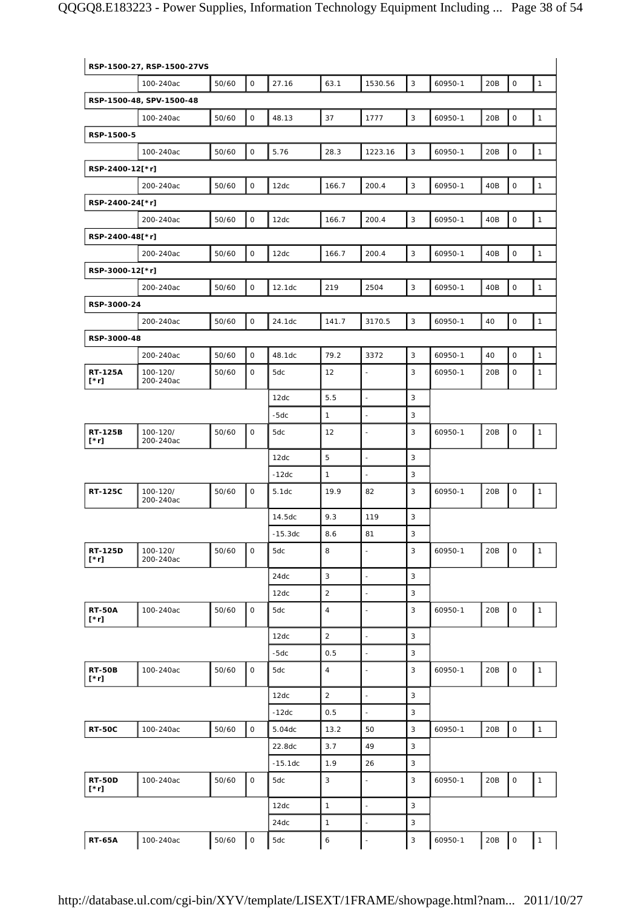| | | | | | | | | | | | |
|---|---|---|---|---|---|---|---|---|---|---|---|
| **RSP-1500-27, RSP-1500-27VS** | | | | | | | | | | | |
| | 100-240ac | 50/60 | 0 | 27.16 | 63.1 | 1530.56 | 3 | 60950-1 | 20B | 0 | 1 |
| **RSP-1500-48, SPV-1500-48** | | | | | | | | | | | |
| | 100-240ac | 50/60 | 0 | 48.13 | 37 | 1777 | 3 | 60950-1 | 20B | 0 | 1 |
| **RSP-1500-5** | | | | | | | | | | | |
| | 100-240ac | 50/60 | 0 | 5.76 | 28.3 | 1223.16 | 3 | 60950-1 | 20B | 0 | 1 |
| **RSP-2400-12[*r]** | | | | | | | | | | | |
| | 200-240ac | 50/60 | 0 | 12dc | 166.7 | 200.4 | 3 | 60950-1 | 40B | 0 | 1 |
| **RSP-2400-24[*r]** | | | | | | | | | | | |
| | 200-240ac | 50/60 | 0 | 12dc | 166.7 | 200.4 | 3 | 60950-1 | 40B | 0 | 1 |
| **RSP-2400-48[*r]** | | | | | | | | | | | |
| | 200-240ac | 50/60 | 0 | 12dc | 166.7 | 200.4 | 3 | 60950-1 | 40B | 0 | 1 |
| **RSP-3000-12[*r]** | | | | | | | | | | | |
| | 200-240ac | 50/60 | 0 | 12.1dc | 219 | 2504 | 3 | 60950-1 | 40B | 0 | 1 |
| **RSP-3000-24** | | | | | | | | | | | |
| | 200-240ac | 50/60 | 0 | 24.1dc | 141.7 | 3170.5 | 3 | 60950-1 | 40 | 0 | 1 |
| **RSP-3000-48** | | | | | | | | | | | |
| | 200-240ac | 50/60 | 0 | 48.1dc | 79.2 | 3372 | 3 | 60950-1 | 40 | 0 | 1 |
| **RT-125A [*r]** | 100-120/ 200-240ac | 50/60 | 0 | 5dc | 12 | - | 3 | 60950-1 | 20B | 0 | 1 |
| | | | | 12dc | 5.5 | - | 3 | | | | |
| | | | | -5dc | 1 | - | 3 | | | | |
| **RT-125B [*r]** | 100-120/ 200-240ac | 50/60 | 0 | 5dc | 12 | - | 3 | 60950-1 | 20B | 0 | 1 |
| | | | | 12dc | 5 | - | 3 | | | | |
| | | | | -12dc | 1 | - | 3 | | | | |
| **RT-125C** | 100-120/ 200-240ac | 50/60 | 0 | 5.1dc | 19.9 | 82 | 3 | 60950-1 | 20B | 0 | 1 |
| | | | | 14.5dc | 9.3 | 119 | 3 | | | | |
| | | | | -15.3dc | 8.6 | 81 | 3 | | | | |
| **RT-125D [*r]** | 100-120/ 200-240ac | 50/60 | 0 | 5dc | 8 | - | 3 | 60950-1 | 20B | 0 | 1 |
| | | | | 24dc | 3 | - | 3 | | | | |
| | | | | 12dc | 2 | - | 3 | | | | |
| **RT-50A [*r]** | 100-240ac | 50/60 | 0 | 5dc | 4 | - | 3 | 60950-1 | 20B | 0 | 1 |
| | | | | 12dc | 2 | - | 3 | | | | |
| | | | | -5dc | 0.5 | - | 3 | | | | |
| **RT-50B [*r]** | 100-240ac | 50/60 | 0 | 5dc | 4 | - | 3 | 60950-1 | 20B | 0 | 1 |
| | | | | 12dc | 2 | - | 3 | | | | |
| | | | | -12dc | 0.5 | - | 3 | | | | |
| **RT-50C** | 100-240ac | 50/60 | 0 | 5.04dc | 13.2 | 50 | 3 | 60950-1 | 20B | 0 | 1 |
| | | | | 22.8dc | 3.7 | 49 | 3 | | | | |
| | | | | -15.1dc | 1.9 | 26 | 3 | | | | |
| **RT-50D [*r]** | 100-240ac | 50/60 | 0 | 5dc | 3 | - | 3 | 60950-1 | 20B | 0 | 1 |
| | | | | 12dc | 1 | - | 3 | | | | |
| | | | | 24dc | 1 | - | 3 | | | | |
| **RT-65A** | 100-240ac | 50/60 | 0 | 5dc | 6 | - | 3 | 60950-1 | 20B | 0 | 1 |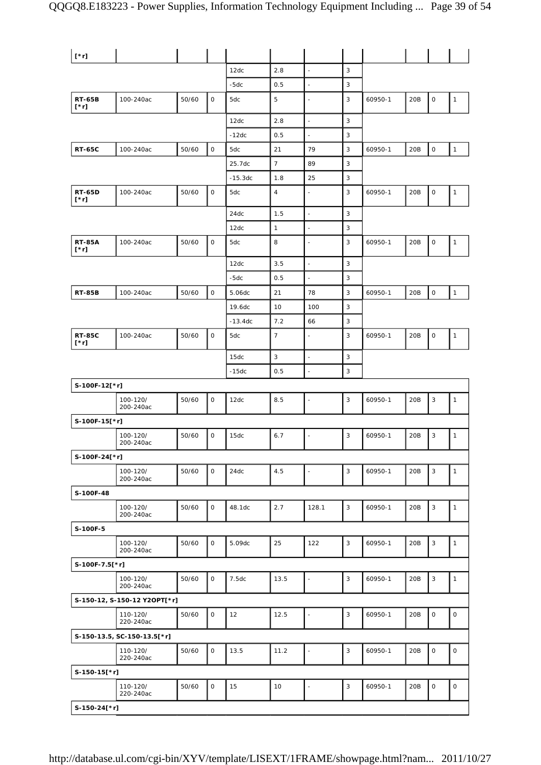| | | | | | | | | | | | |
|---|---|---|---|---|---|---|---|---|---|---|---|
| [*r] | | | | | | | | | | | |
| | | | | 12dc | 2.8 | - | 3 | | | | |
| | | | | -5dc | 0.5 | - | 3 | | | | |
| **RT-65B [*r]** | 100-240ac | 50/60 | 0 | 5dc | 5 | - | 3 | 60950-1 | 20B | 0 | 1 |
| | | | | 12dc | 2.8 | - | 3 | | | | |
| | | | | -12dc | 0.5 | - | 3 | | | | |
| **RT-65C** | 100-240ac | 50/60 | 0 | 5dc | 21 | 79 | 3 | 60950-1 | 20B | 0 | 1 |
| | | | | 25.7dc | 7 | 89 | 3 | | | | |
| | | | | -15.3dc | 1.8 | 25 | 3 | | | | |
| **RT-65D [*r]** | 100-240ac | 50/60 | 0 | 5dc | 4 | - | 3 | 60950-1 | 20B | 0 | 1 |
| | | | | 24dc | 1.5 | - | 3 | | | | |
| | | | | 12dc | 1 | - | 3 | | | | |
| **RT-85A [*r]** | 100-240ac | 50/60 | 0 | 5dc | 8 | - | 3 | 60950-1 | 20B | 0 | 1 |
| | | | | 12dc | 3.5 | - | 3 | | | | |
| | | | | -5dc | 0.5 | - | 3 | | | | |
| **RT-85B** | 100-240ac | 50/60 | 0 | 5.06dc | 21 | 78 | 3 | 60950-1 | 20B | 0 | 1 |
| | | | | 19.6dc | 10 | 100 | 3 | | | | |
| | | | | -13.4dc | 7.2 | 66 | 3 | | | | |
| **RT-85C [*r]** | 100-240ac | 50/60 | 0 | 5dc | 7 | - | 3 | 60950-1 | 20B | 0 | 1 |
| | | | | 15dc | 3 | - | 3 | | | | |
| | | | | -15dc | 0.5 | - | 3 | | | | |
| **S-100F-12[*r]** | | | | | | | | | | | |
| | 100-120/ 200-240ac | 50/60 | 0 | 12dc | 8.5 | - | 3 | 60950-1 | 20B | 3 | 1 |
| **S-100F-15[*r]** | | | | | | | | | | | |
| | 100-120/ 200-240ac | 50/60 | 0 | 15dc | 6.7 | - | 3 | 60950-1 | 20B | 3 | 1 |
| **S-100F-24[*r]** | | | | | | | | | | | |
| | 100-120/ 200-240ac | 50/60 | 0 | 24dc | 4.5 | - | 3 | 60950-1 | 20B | 3 | 1 |
| **S-100F-48** | | | | | | | | | | | |
| | 100-120/ 200-240ac | 50/60 | 0 | 48.1dc | 2.7 | 128.1 | 3 | 60950-1 | 20B | 3 | 1 |
| **S-100F-5** | | | | | | | | | | | |
| | 100-120/ 200-240ac | 50/60 | 0 | 5.09dc | 25 | 122 | 3 | 60950-1 | 20B | 3 | 1 |
| **S-100F-7.5[*r]** | | | | | | | | | | | |
| | 100-120/ 200-240ac | 50/60 | 0 | 7.5dc | 13.5 | - | 3 | 60950-1 | 20B | 3 | 1 |
| **S-150-12, S-150-12 Y2OPT[*r]** | | | | | | | | | | | |
| | 110-120/ 220-240ac | 50/60 | 0 | 12 | 12.5 | - | 3 | 60950-1 | 20B | 0 | 0 |
| **S-150-13.5, SC-150-13.5[*r]** | | | | | | | | | | | |
| | 110-120/ 220-240ac | 50/60 | 0 | 13.5 | 11.2 | - | 3 | 60950-1 | 20B | 0 | 0 |
| **S-150-15[*r]** | | | | | | | | | | | |
| | 110-120/ 220-240ac | 50/60 | 0 | 15 | 10 | - | 3 | 60950-1 | 20B | 0 | 0 |
| **S-150-24[*r]** | | | | | | | | | | | |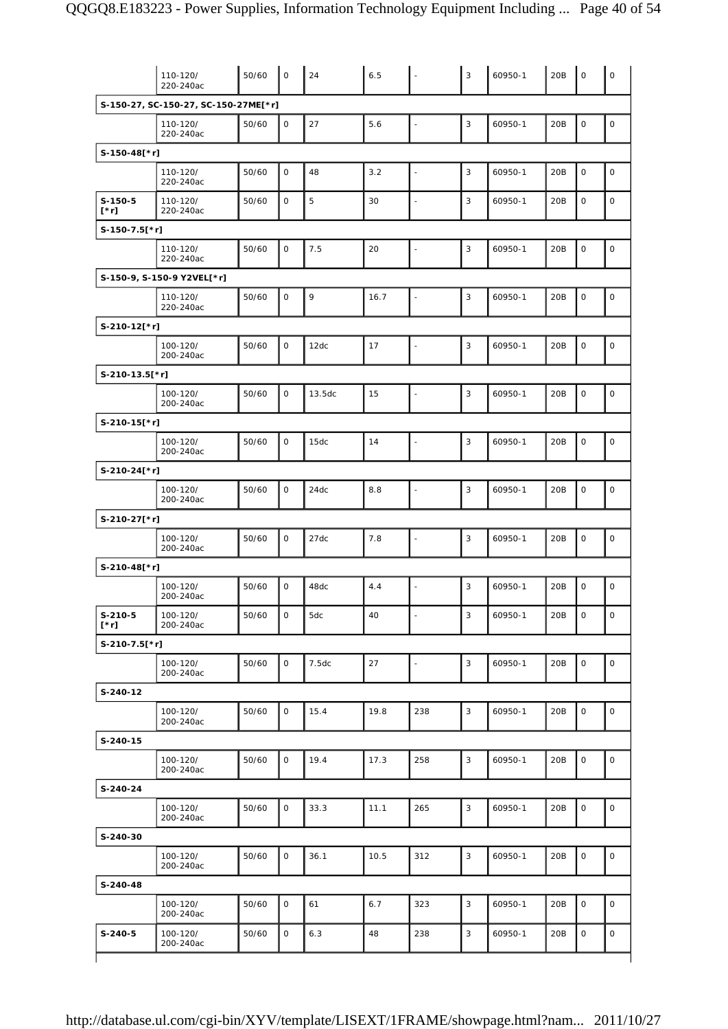| | | | | | | | | | | | |
|---|---|---|---|---|---|---|---|---|---|---|---|
| | 110-120/ 220-240ac | 50/60 | 0 | 24 | 6.5 | - | 3 | 60950-1 | 20B | 0 | 0 |
| **S-150-27, SC-150-27, SC-150-27ME[*r]** | | | | | | | | | | | |
| | 110-120/ 220-240ac | 50/60 | 0 | 27 | 5.6 | - | 3 | 60950-1 | 20B | 0 | 0 |
| **S-150-48[*r]** | | | | | | | | | | | |
| | 110-120/ 220-240ac | 50/60 | 0 | 48 | 3.2 | - | 3 | 60950-1 | 20B | 0 | 0 |
| **S-150-5 [*r]** | 110-120/ 220-240ac | 50/60 | 0 | 5 | 30 | - | 3 | 60950-1 | 20B | 0 | 0 |
| **S-150-7.5[*r]** | | | | | | | | | | | |
| | 110-120/ 220-240ac | 50/60 | 0 | 7.5 | 20 | - | 3 | 60950-1 | 20B | 0 | 0 |
| **S-150-9, S-150-9 Y2VEL[*r]** | | | | | | | | | | | |
| | 110-120/ 220-240ac | 50/60 | 0 | 9 | 16.7 | - | 3 | 60950-1 | 20B | 0 | 0 |
| **S-210-12[*r]** | | | | | | | | | | | |
| | 100-120/ 200-240ac | 50/60 | 0 | 12dc | 17 | - | 3 | 60950-1 | 20B | 0 | 0 |
| **S-210-13.5[*r]** | | | | | | | | | | | |
| | 100-120/ 200-240ac | 50/60 | 0 | 13.5dc | 15 | - | 3 | 60950-1 | 20B | 0 | 0 |
| **S-210-15[*r]** | | | | | | | | | | | |
| | 100-120/ 200-240ac | 50/60 | 0 | 15dc | 14 | - | 3 | 60950-1 | 20B | 0 | 0 |
| **S-210-24[*r]** | | | | | | | | | | | |
| | 100-120/ 200-240ac | 50/60 | 0 | 24dc | 8.8 | - | 3 | 60950-1 | 20B | 0 | 0 |
| **S-210-27[*r]** | | | | | | | | | | | |
| | 100-120/ 200-240ac | 50/60 | 0 | 27dc | 7.8 | - | 3 | 60950-1 | 20B | 0 | 0 |
| **S-210-48[*r]** | | | | | | | | | | | |
| | 100-120/ 200-240ac | 50/60 | 0 | 48dc | 4.4 | - | 3 | 60950-1 | 20B | 0 | 0 |
| **S-210-5 [*r]** | 100-120/ 200-240ac | 50/60 | 0 | 5dc | 40 | - | 3 | 60950-1 | 20B | 0 | 0 |
| **S-210-7.5[*r]** | | | | | | | | | | | |
| | 100-120/ 200-240ac | 50/60 | 0 | 7.5dc | 27 | - | 3 | 60950-1 | 20B | 0 | 0 |
| **S-240-12** | | | | | | | | | | | |
| | 100-120/ 200-240ac | 50/60 | 0 | 15.4 | 19.8 | 238 | 3 | 60950-1 | 20B | 0 | 0 |
| **S-240-15** | | | | | | | | | | | |
| | 100-120/ 200-240ac | 50/60 | 0 | 19.4 | 17.3 | 258 | 3 | 60950-1 | 20B | 0 | 0 |
| **S-240-24** | | | | | | | | | | | |
| | 100-120/ 200-240ac | 50/60 | 0 | 33.3 | 11.1 | 265 | 3 | 60950-1 | 20B | 0 | 0 |
| **S-240-30** | | | | | | | | | | | |
| | 100-120/ 200-240ac | 50/60 | 0 | 36.1 | 10.5 | 312 | 3 | 60950-1 | 20B | 0 | 0 |
| **S-240-48** | | | | | | | | | | | |
| | 100-120/ 200-240ac | 50/60 | 0 | 61 | 6.7 | 323 | 3 | 60950-1 | 20B | 0 | 0 |
| **S-240-5** | 100-120/ 200-240ac | 50/60 | 0 | 6.3 | 48 | 238 | 3 | 60950-1 | 20B | 0 | 0 |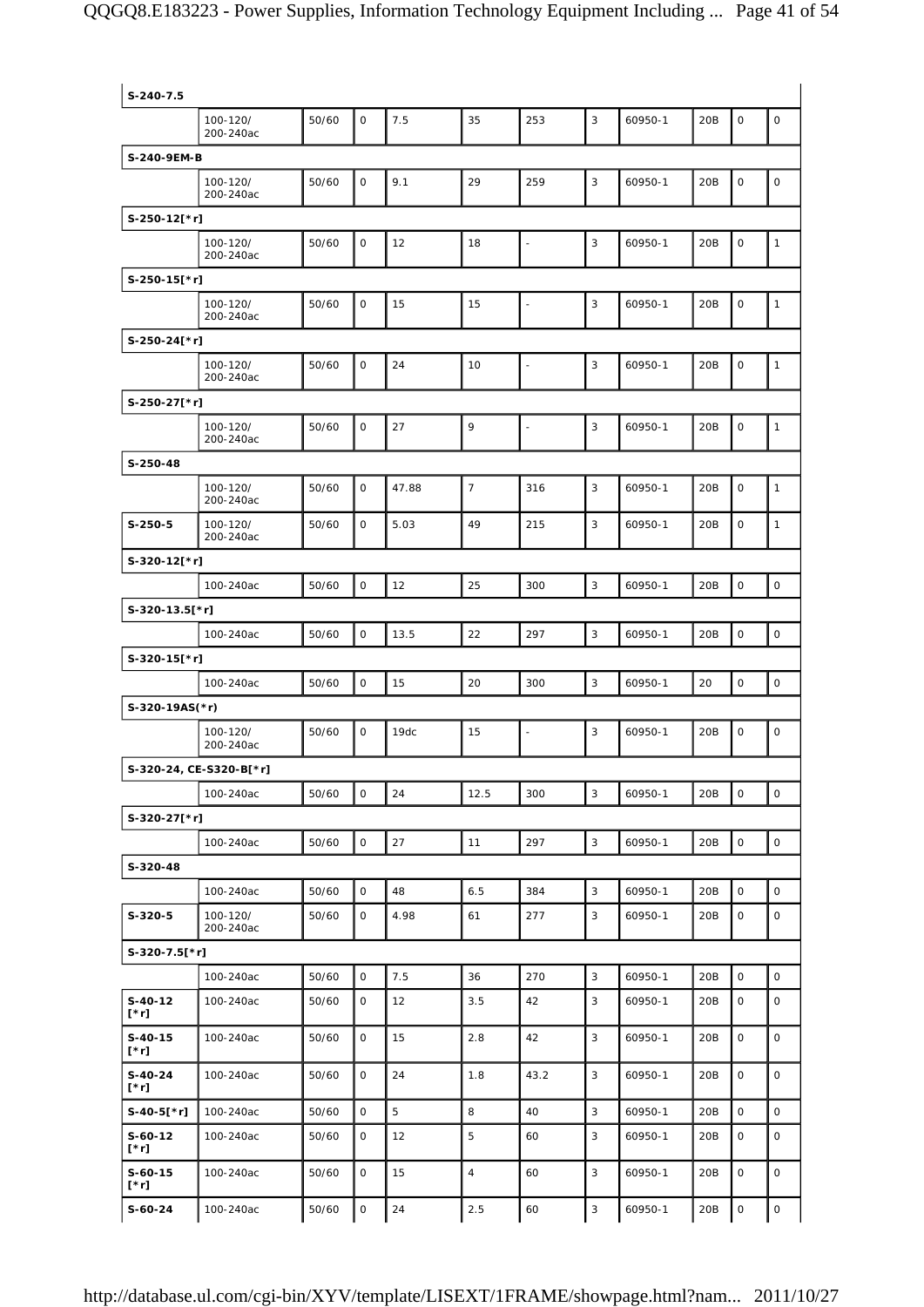| S-240-7.5 | | | | | | | | | | | |
|---|---|---|---|---|---|---|---|---|---|---|---|
| | 100-120/ 200-240ac | 50/60 | 0 | 7.5 | 35 | 253 | 3 | 60950-1 | 20B | 0 | 0 |
| **S-240-9EM-B** | | | | | | | | | | | |
| | 100-120/ 200-240ac | 50/60 | 0 | 9.1 | 29 | 259 | 3 | 60950-1 | 20B | 0 | 0 |
| **S-250-12[*r]** | | | | | | | | | | | |
| | 100-120/ 200-240ac | 50/60 | 0 | 12 | 18 | - | 3 | 60950-1 | 20B | 0 | 1 |
| **S-250-15[*r]** | | | | | | | | | | | |
| | 100-120/ 200-240ac | 50/60 | 0 | 15 | 15 | - | 3 | 60950-1 | 20B | 0 | 1 |
| **S-250-24[*r]** | | | | | | | | | | | |
| | 100-120/ 200-240ac | 50/60 | 0 | 24 | 10 | - | 3 | 60950-1 | 20B | 0 | 1 |
| **S-250-27[*r]** | | | | | | | | | | | |
| | 100-120/ 200-240ac | 50/60 | 0 | 27 | 9 | - | 3 | 60950-1 | 20B | 0 | 1 |
| **S-250-48** | | | | | | | | | | | |
| | 100-120/ 200-240ac | 50/60 | 0 | 47.88 | 7 | 316 | 3 | 60950-1 | 20B | 0 | 1 |
| **S-250-5** | 100-120/ 200-240ac | 50/60 | 0 | 5.03 | 49 | 215 | 3 | 60950-1 | 20B | 0 | 1 |
| **S-320-12[*r]** | | | | | | | | | | | |
| | 100-240ac | 50/60 | 0 | 12 | 25 | 300 | 3 | 60950-1 | 20B | 0 | 0 |
| **S-320-13.5[*r]** | | | | | | | | | | | |
| | 100-240ac | 50/60 | 0 | 13.5 | 22 | 297 | 3 | 60950-1 | 20B | 0 | 0 |
| **S-320-15[*r]** | | | | | | | | | | | |
| | 100-240ac | 50/60 | 0 | 15 | 20 | 300 | 3 | 60950-1 | 20 | 0 | 0 |
| **S-320-19AS(*r)** | | | | | | | | | | | |
| | 100-120/ 200-240ac | 50/60 | 0 | 19dc | 15 | - | 3 | 60950-1 | 20B | 0 | 0 |
| **S-320-24, CE-S320-B[*r]** | | | | | | | | | | | |
| | 100-240ac | 50/60 | 0 | 24 | 12.5 | 300 | 3 | 60950-1 | 20B | 0 | 0 |
| **S-320-27[*r]** | | | | | | | | | | | |
| | 100-240ac | 50/60 | 0 | 27 | 11 | 297 | 3 | 60950-1 | 20B | 0 | 0 |
| **S-320-48** | | | | | | | | | | | |
| | 100-240ac | 50/60 | 0 | 48 | 6.5 | 384 | 3 | 60950-1 | 20B | 0 | 0 |
| **S-320-5** | 100-120/ 200-240ac | 50/60 | 0 | 4.98 | 61 | 277 | 3 | 60950-1 | 20B | 0 | 0 |
| **S-320-7.5[*r]** | | | | | | | | | | | |
| | 100-240ac | 50/60 | 0 | 7.5 | 36 | 270 | 3 | 60950-1 | 20B | 0 | 0 |
| **S-40-12 [*r]** | 100-240ac | 50/60 | 0 | 12 | 3.5 | 42 | 3 | 60950-1 | 20B | 0 | 0 |
| **S-40-15 [*r]** | 100-240ac | 50/60 | 0 | 15 | 2.8 | 42 | 3 | 60950-1 | 20B | 0 | 0 |
| **S-40-24 [*r]** | 100-240ac | 50/60 | 0 | 24 | 1.8 | 43.2 | 3 | 60950-1 | 20B | 0 | 0 |
| **S-40-5[*r]** | 100-240ac | 50/60 | 0 | 5 | 8 | 40 | 3 | 60950-1 | 20B | 0 | 0 |
| **S-60-12 [*r]** | 100-240ac | 50/60 | 0 | 12 | 5 | 60 | 3 | 60950-1 | 20B | 0 | 0 |
| **S-60-15 [*r]** | 100-240ac | 50/60 | 0 | 15 | 4 | 60 | 3 | 60950-1 | 20B | 0 | 0 |
| **S-60-24** | 100-240ac | 50/60 | 0 | 24 | 2.5 | 60 | 3 | 60950-1 | 20B | 0 | 0 |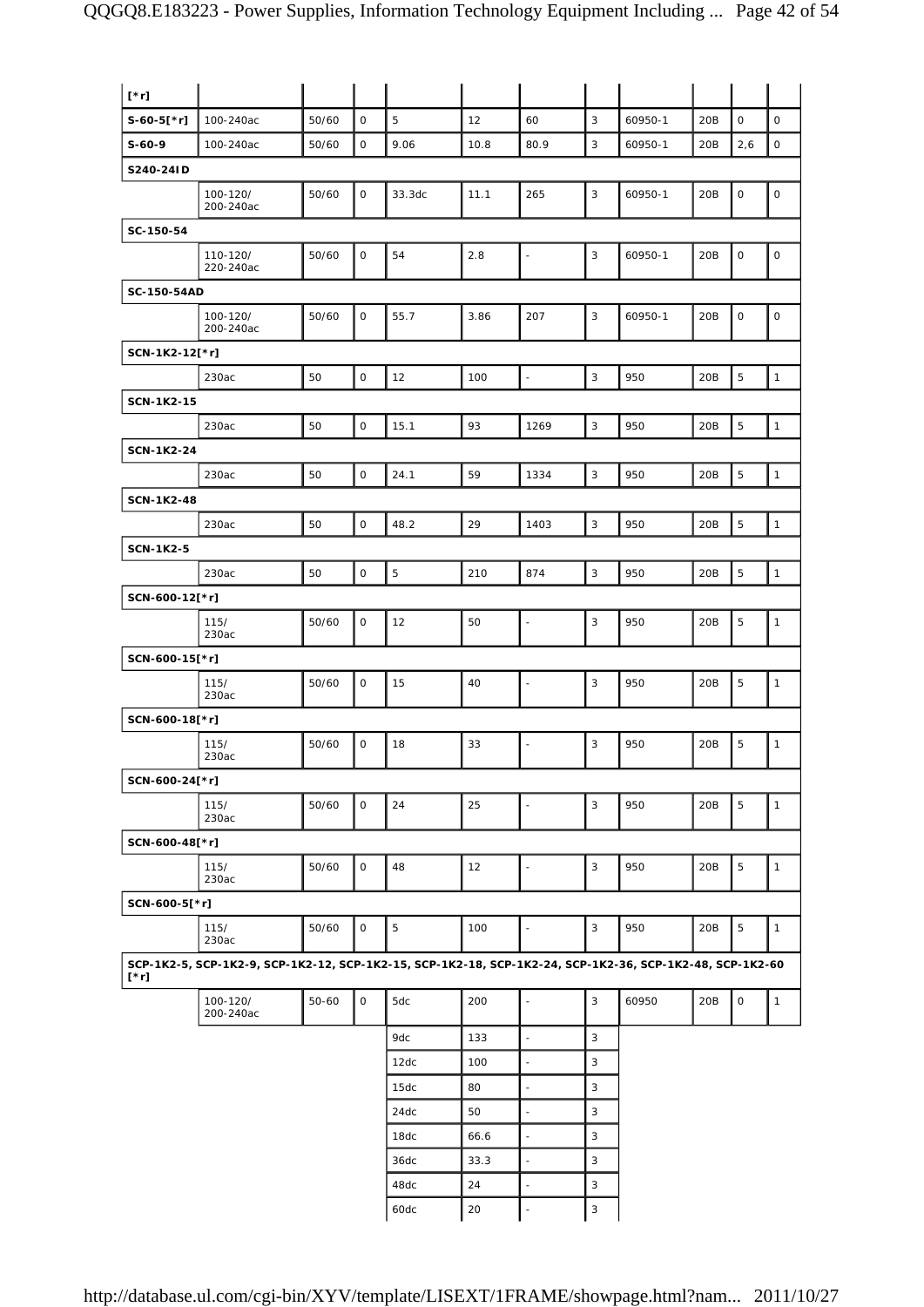| [*r] | | | | | | | | | | | |
|---|---|---|---|---|---|---|---|---|---|---|---|
| S-60-5[*r] | 100-240ac | 50/60 | 0 | 5 | 12 | 60 | 3 | 60950-1 | 20B | 0 | 0 |
| S-60-9 | 100-240ac | 50/60 | 0 | 9.06 | 10.8 | 80.9 | 3 | 60950-1 | 20B | 2,6 | 0 |
| S240-24ID | | | | | | | | | | | |
| | 100-120/ 200-240ac | 50/60 | 0 | 33.3dc | 11.1 | 265 | 3 | 60950-1 | 20B | 0 | 0 |
| SC-150-54 | | | | | | | | | | | |
| | 110-120/ 220-240ac | 50/60 | 0 | 54 | 2.8 | - | 3 | 60950-1 | 20B | 0 | 0 |
| SC-150-54AD | | | | | | | | | | | |
| | 100-120/ 200-240ac | 50/60 | 0 | 55.7 | 3.86 | 207 | 3 | 60950-1 | 20B | 0 | 0 |
| SCN-1K2-12[*r] | | | | | | | | | | | |
| | 230ac | 50 | 0 | 12 | 100 | - | 3 | 950 | 20B | 5 | 1 |
| SCN-1K2-15 | | | | | | | | | | | |
| | 230ac | 50 | 0 | 15.1 | 93 | 1269 | 3 | 950 | 20B | 5 | 1 |
| SCN-1K2-24 | | | | | | | | | | | |
| | 230ac | 50 | 0 | 24.1 | 59 | 1334 | 3 | 950 | 20B | 5 | 1 |
| SCN-1K2-48 | | | | | | | | | | | |
| | 230ac | 50 | 0 | 48.2 | 29 | 1403 | 3 | 950 | 20B | 5 | 1 |
| SCN-1K2-5 | | | | | | | | | | | |
| | 230ac | 50 | 0 | 5 | 210 | 874 | 3 | 950 | 20B | 5 | 1 |
| SCN-600-12[*r] | | | | | | | | | | | |
| | 115/ 230ac | 50/60 | 0 | 12 | 50 | - | 3 | 950 | 20B | 5 | 1 |
| SCN-600-15[*r] | | | | | | | | | | | |
| | 115/ 230ac | 50/60 | 0 | 15 | 40 | - | 3 | 950 | 20B | 5 | 1 |
| SCN-600-18[*r] | | | | | | | | | | | |
| | 115/ 230ac | 50/60 | 0 | 18 | 33 | - | 3 | 950 | 20B | 5 | 1 |
| SCN-600-24[*r] | | | | | | | | | | | |
| | 115/ 230ac | 50/60 | 0 | 24 | 25 | - | 3 | 950 | 20B | 5 | 1 |
| SCN-600-48[*r] | | | | | | | | | | | |
| | 115/ 230ac | 50/60 | 0 | 48 | 12 | - | 3 | 950 | 20B | 5 | 1 |
| SCN-600-5[*r] | | | | | | | | | | | |
| | 115/ 230ac | 50/60 | 0 | 5 | 100 | - | 3 | 950 | 20B | 5 | 1 |
| SCP-1K2-5, SCP-1K2-9, SCP-1K2-12, SCP-1K2-15, SCP-1K2-18, SCP-1K2-24, SCP-1K2-36, SCP-1K2-48, SCP-1K2-60 [*r] | | | | | | | | | | | |
| | 100-120/ 200-240ac | 50-60 | 0 | 5dc | 200 | - | 3 | 60950 | 20B | 0 | 1 |
| | | | | 9dc | 133 | - | 3 | | | | |
| | | | | 12dc | 100 | - | 3 | | | | |
| | | | | 15dc | 80 | - | 3 | | | | |
| | | | | 24dc | 50 | - | 3 | | | | |
| | | | | 18dc | 66.6 | - | 3 | | | | |
| | | | | 36dc | 33.3 | - | 3 | | | | |
| | | | | 48dc | 24 | - | 3 | | | | |
| | | | | 60dc | 20 | - | 3 | | | | |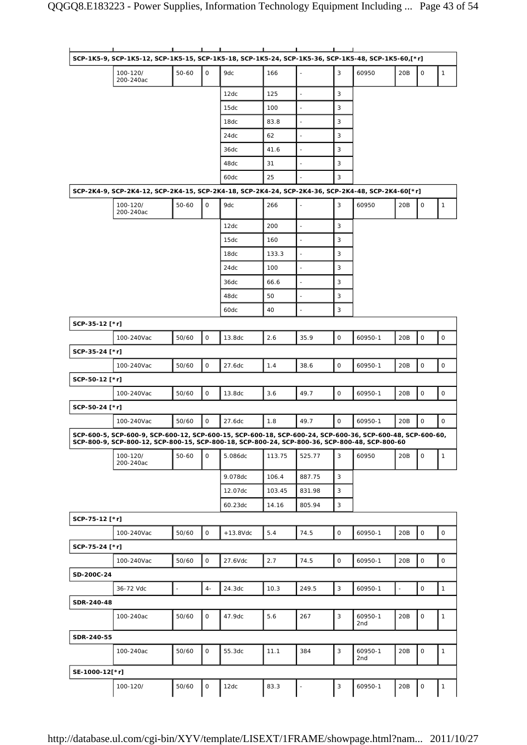| | | | | | | | | | | | |
|---|---|---|---|---|---|---|---|---|---|---|---|
| SCP-1K5-9, SCP-1K5-12, SCP-1K5-15, SCP-1K5-18, SCP-1K5-24, SCP-1K5-36, SCP-1K5-48, SCP-1K5-60,[*r] | | | | | | | | | | | |
| | 100-120/ 200-240ac | 50-60 | 0 | 9dc | 166 | - | 3 | 60950 | 20B | 0 | 1 |
| | | | | 12dc | 125 | - | 3 | | | | |
| | | | | 15dc | 100 | - | 3 | | | | |
| | | | | 18dc | 83.8 | - | 3 | | | | |
| | | | | 24dc | 62 | - | 3 | | | | |
| | | | | 36dc | 41.6 | - | 3 | | | | |
| | | | | 48dc | 31 | - | 3 | | | | |
| | | | | 60dc | 25 | - | 3 | | | | |
| SCP-2K4-9, SCP-2K4-12, SCP-2K4-15, SCP-2K4-18, SCP-2K4-24, SCP-2K4-36, SCP-2K4-48, SCP-2K4-60[*r] | | | | | | | | | | | |
| | 100-120/ 200-240ac | 50-60 | 0 | 9dc | 266 | - | 3 | 60950 | 20B | 0 | 1 |
| | | | | 12dc | 200 | - | 3 | | | | |
| | | | | 15dc | 160 | - | 3 | | | | |
| | | | | 18dc | 133.3 | - | 3 | | | | |
| | | | | 24dc | 100 | - | 3 | | | | |
| | | | | 36dc | 66.6 | - | 3 | | | | |
| | | | | 48dc | 50 | - | 3 | | | | |
| | | | | 60dc | 40 | - | 3 | | | | |
| SCP-35-12 [*r] | | | | | | | | | | | |
| | 100-240Vac | 50/60 | 0 | 13.8dc | 2.6 | 35.9 | 0 | 60950-1 | 20B | 0 | 0 |
| SCP-35-24 [*r] | | | | | | | | | | | |
| | 100-240Vac | 50/60 | 0 | 27.6dc | 1.4 | 38.6 | 0 | 60950-1 | 20B | 0 | 0 |
| SCP-50-12 [*r] | | | | | | | | | | | |
| | 100-240Vac | 50/60 | 0 | 13.8dc | 3.6 | 49.7 | 0 | 60950-1 | 20B | 0 | 0 |
| SCP-50-24 [*r] | | | | | | | | | | | |
| | 100-240Vac | 50/60 | 0 | 27.6dc | 1.8 | 49.7 | 0 | 60950-1 | 20B | 0 | 0 |
| SCP-600-5, SCP-600-9, SCP-600-12, SCP-600-15, SCP-600-18, SCP-600-24, SCP-600-36, SCP-600-48, SCP-600-60, SCP-800-9, SCP-800-12, SCP-800-15, SCP-800-18, SCP-800-24, SCP-800-36, SCP-800-48, SCP-800-60 | | | | | | | | | | | |
| | 100-120/ 200-240ac | 50-60 | 0 | 5.086dc | 113.75 | 525.77 | 3 | 60950 | 20B | 0 | 1 |
| | | | | 9.078dc | 106.4 | 887.75 | 3 | | | | |
| | | | | 12.07dc | 103.45 | 831.98 | 3 | | | | |
| | | | | 60.23dc | 14.16 | 805.94 | 3 | | | | |
| SCP-75-12 [*r] | | | | | | | | | | | |
| | 100-240Vac | 50/60 | 0 | +13.8Vdc | 5.4 | 74.5 | 0 | 60950-1 | 20B | 0 | 0 |
| SCP-75-24 [*r] | | | | | | | | | | | |
| | 100-240Vac | 50/60 | 0 | 27.6Vdc | 2.7 | 74.5 | 0 | 60950-1 | 20B | 0 | 0 |
| SD-200C-24 | | | | | | | | | | | |
| | 36-72 Vdc | - | 4- | 24.3dc | 10.3 | 249.5 | 3 | 60950-1 | - | 0 | 1 |
| SDR-240-48 | | | | | | | | | | | |
| | 100-240ac | 50/60 | 0 | 47.9dc | 5.6 | 267 | 3 | 60950-1 2nd | 20B | 0 | 1 |
| SDR-240-55 | | | | | | | | | | | |
| | 100-240ac | 50/60 | 0 | 55.3dc | 11.1 | 384 | 3 | 60950-1 2nd | 20B | 0 | 1 |
| SE-1000-12[*r] | | | | | | | | | | | |
| | 100-120/ | 50/60 | 0 | 12dc | 83.3 | - | 3 | 60950-1 | 20B | 0 | 1 |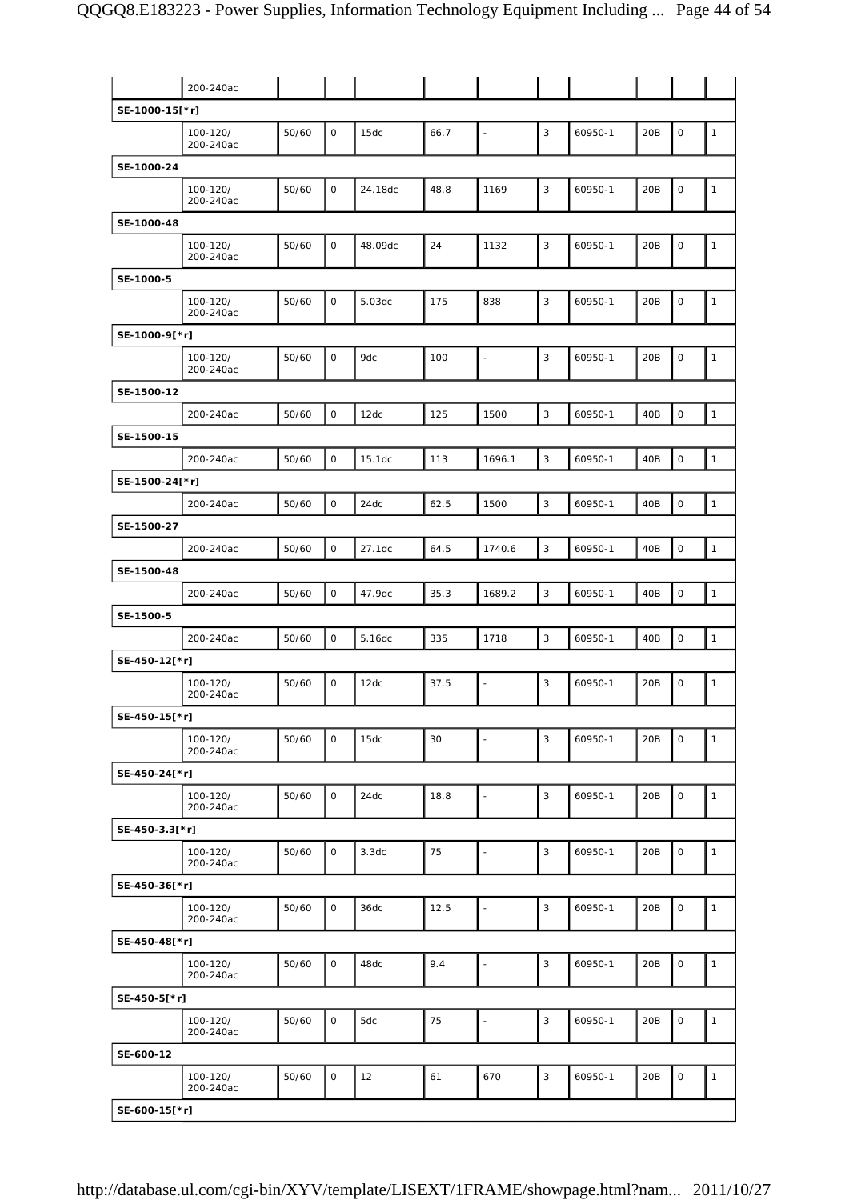| | | | | | | | | | | | |
|---|---|---|---|---|---|---|---|---|---|---|---|
| | 200-240ac | | | | | | | | | | |
| **SE-1000-15[*r]** | | | | | | | | | | | |
| | 100-120/ 200-240ac | 50/60 | 0 | 15dc | 66.7 | - | 3 | 60950-1 | 20B | 0 | 1 |
| **SE-1000-24** | | | | | | | | | | | |
| | 100-120/ 200-240ac | 50/60 | 0 | 24.18dc | 48.8 | 1169 | 3 | 60950-1 | 20B | 0 | 1 |
| **SE-1000-48** | | | | | | | | | | | |
| | 100-120/ 200-240ac | 50/60 | 0 | 48.09dc | 24 | 1132 | 3 | 60950-1 | 20B | 0 | 1 |
| **SE-1000-5** | | | | | | | | | | | |
| | 100-120/ 200-240ac | 50/60 | 0 | 5.03dc | 175 | 838 | 3 | 60950-1 | 20B | 0 | 1 |
| **SE-1000-9[*r]** | | | | | | | | | | | |
| | 100-120/ 200-240ac | 50/60 | 0 | 9dc | 100 | - | 3 | 60950-1 | 20B | 0 | 1 |
| **SE-1500-12** | | | | | | | | | | | |
| | 200-240ac | 50/60 | 0 | 12dc | 125 | 1500 | 3 | 60950-1 | 40B | 0 | 1 |
| **SE-1500-15** | | | | | | | | | | | |
| | 200-240ac | 50/60 | 0 | 15.1dc | 113 | 1696.1 | 3 | 60950-1 | 40B | 0 | 1 |
| **SE-1500-24[*r]** | | | | | | | | | | | |
| | 200-240ac | 50/60 | 0 | 24dc | 62.5 | 1500 | 3 | 60950-1 | 40B | 0 | 1 |
| **SE-1500-27** | | | | | | | | | | | |
| | 200-240ac | 50/60 | 0 | 27.1dc | 64.5 | 1740.6 | 3 | 60950-1 | 40B | 0 | 1 |
| **SE-1500-48** | | | | | | | | | | | |
| | 200-240ac | 50/60 | 0 | 47.9dc | 35.3 | 1689.2 | 3 | 60950-1 | 40B | 0 | 1 |
| **SE-1500-5** | | | | | | | | | | | |
| | 200-240ac | 50/60 | 0 | 5.16dc | 335 | 1718 | 3 | 60950-1 | 40B | 0 | 1 |
| **SE-450-12[*r]** | | | | | | | | | | | |
| | 100-120/ 200-240ac | 50/60 | 0 | 12dc | 37.5 | - | 3 | 60950-1 | 20B | 0 | 1 |
| **SE-450-15[*r]** | | | | | | | | | | | |
| | 100-120/ 200-240ac | 50/60 | 0 | 15dc | 30 | - | 3 | 60950-1 | 20B | 0 | 1 |
| **SE-450-24[*r]** | | | | | | | | | | | |
| | 100-120/ 200-240ac | 50/60 | 0 | 24dc | 18.8 | - | 3 | 60950-1 | 20B | 0 | 1 |
| **SE-450-3.3[*r]** | | | | | | | | | | | |
| | 100-120/ 200-240ac | 50/60 | 0 | 3.3dc | 75 | - | 3 | 60950-1 | 20B | 0 | 1 |
| **SE-450-36[*r]** | | | | | | | | | | | |
| | 100-120/ 200-240ac | 50/60 | 0 | 36dc | 12.5 | - | 3 | 60950-1 | 20B | 0 | 1 |
| **SE-450-48[*r]** | | | | | | | | | | | |
| | 100-120/ 200-240ac | 50/60 | 0 | 48dc | 9.4 | - | 3 | 60950-1 | 20B | 0 | 1 |
| **SE-450-5[*r]** | | | | | | | | | | | |
| | 100-120/ 200-240ac | 50/60 | 0 | 5dc | 75 | - | 3 | 60950-1 | 20B | 0 | 1 |
| **SE-600-12** | | | | | | | | | | | |
| | 100-120/ 200-240ac | 50/60 | 0 | 12 | 61 | 670 | 3 | 60950-1 | 20B | 0 | 1 |
| **SE-600-15[*r]** | | | | | | | | | | | |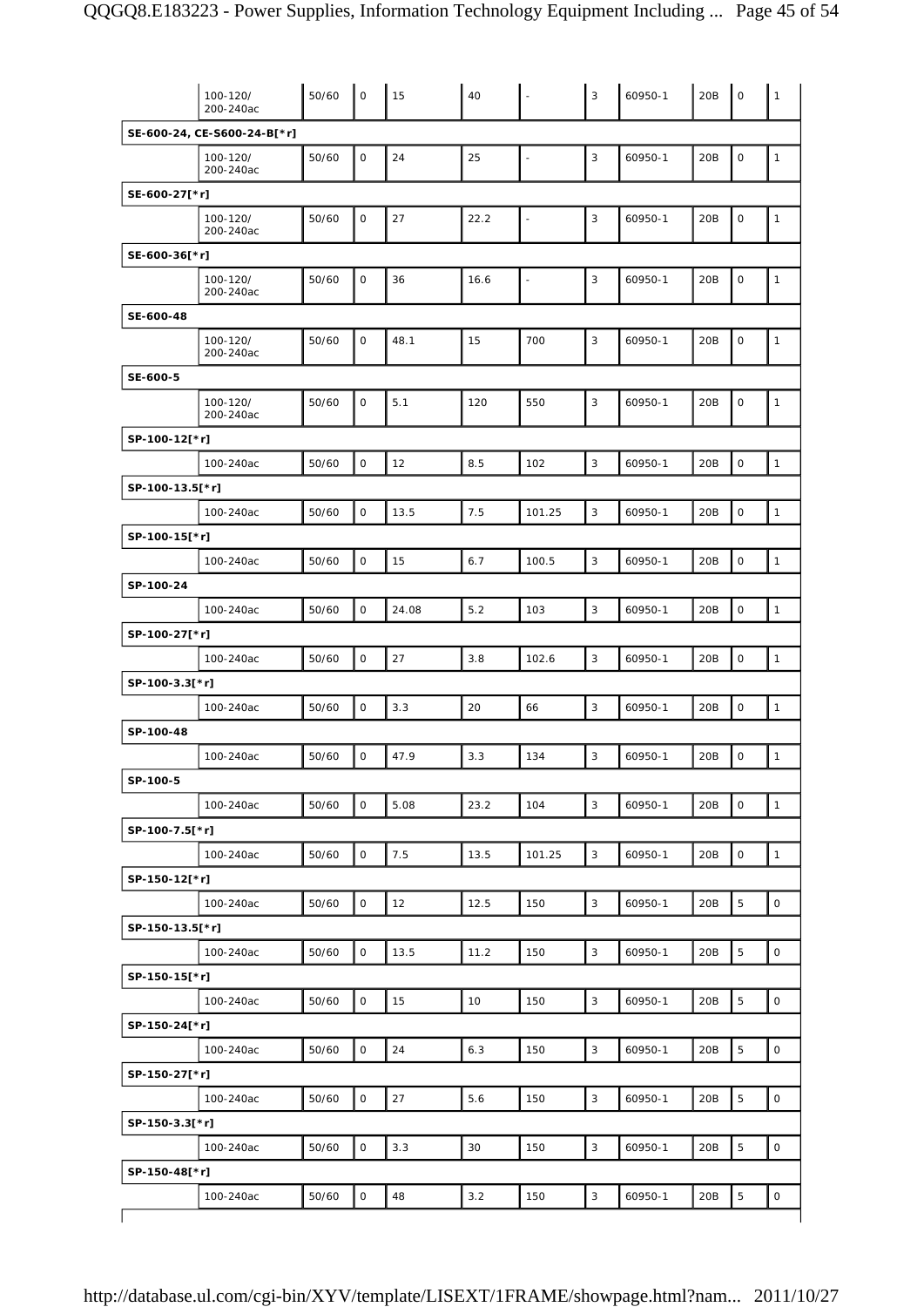| | | | | | | | | | | | |
|---|---|---|---|---|---|---|---|---|---|---|---|
| | 100-120/ 200-240ac | 50/60 | 0 | 15 | 40 | - | 3 | 60950-1 | 20B | 0 | 1 |
| SE-600-24, CE-S600-24-B[*r] | | | | | | | | | | | |
| | 100-120/ 200-240ac | 50/60 | 0 | 24 | 25 | - | 3 | 60950-1 | 20B | 0 | 1 |
| SE-600-27[*r] | | | | | | | | | | | |
| | 100-120/ 200-240ac | 50/60 | 0 | 27 | 22.2 | - | 3 | 60950-1 | 20B | 0 | 1 |
| SE-600-36[*r] | | | | | | | | | | | |
| | 100-120/ 200-240ac | 50/60 | 0 | 36 | 16.6 | - | 3 | 60950-1 | 20B | 0 | 1 |
| SE-600-48 | | | | | | | | | | | |
| | 100-120/ 200-240ac | 50/60 | 0 | 48.1 | 15 | 700 | 3 | 60950-1 | 20B | 0 | 1 |
| SE-600-5 | | | | | | | | | | | |
| | 100-120/ 200-240ac | 50/60 | 0 | 5.1 | 120 | 550 | 3 | 60950-1 | 20B | 0 | 1 |
| SP-100-12[*r] | | | | | | | | | | | |
| | 100-240ac | 50/60 | 0 | 12 | 8.5 | 102 | 3 | 60950-1 | 20B | 0 | 1 |
| SP-100-13.5[*r] | | | | | | | | | | | |
| | 100-240ac | 50/60 | 0 | 13.5 | 7.5 | 101.25 | 3 | 60950-1 | 20B | 0 | 1 |
| SP-100-15[*r] | | | | | | | | | | | |
| | 100-240ac | 50/60 | 0 | 15 | 6.7 | 100.5 | 3 | 60950-1 | 20B | 0 | 1 |
| SP-100-24 | | | | | | | | | | | |
| | 100-240ac | 50/60 | 0 | 24.08 | 5.2 | 103 | 3 | 60950-1 | 20B | 0 | 1 |
| SP-100-27[*r] | | | | | | | | | | | |
| | 100-240ac | 50/60 | 0 | 27 | 3.8 | 102.6 | 3 | 60950-1 | 20B | 0 | 1 |
| SP-100-3.3[*r] | | | | | | | | | | | |
| | 100-240ac | 50/60 | 0 | 3.3 | 20 | 66 | 3 | 60950-1 | 20B | 0 | 1 |
| SP-100-48 | | | | | | | | | | | |
| | 100-240ac | 50/60 | 0 | 47.9 | 3.3 | 134 | 3 | 60950-1 | 20B | 0 | 1 |
| SP-100-5 | | | | | | | | | | | |
| | 100-240ac | 50/60 | 0 | 5.08 | 23.2 | 104 | 3 | 60950-1 | 20B | 0 | 1 |
| SP-100-7.5[*r] | | | | | | | | | | | |
| | 100-240ac | 50/60 | 0 | 7.5 | 13.5 | 101.25 | 3 | 60950-1 | 20B | 0 | 1 |
| SP-150-12[*r] | | | | | | | | | | | |
| | 100-240ac | 50/60 | 0 | 12 | 12.5 | 150 | 3 | 60950-1 | 20B | 5 | 0 |
| SP-150-13.5[*r] | | | | | | | | | | | |
| | 100-240ac | 50/60 | 0 | 13.5 | 11.2 | 150 | 3 | 60950-1 | 20B | 5 | 0 |
| SP-150-15[*r] | | | | | | | | | | | |
| | 100-240ac | 50/60 | 0 | 15 | 10 | 150 | 3 | 60950-1 | 20B | 5 | 0 |
| SP-150-24[*r] | | | | | | | | | | | |
| | 100-240ac | 50/60 | 0 | 24 | 6.3 | 150 | 3 | 60950-1 | 20B | 5 | 0 |
| SP-150-27[*r] | | | | | | | | | | | |
| | 100-240ac | 50/60 | 0 | 27 | 5.6 | 150 | 3 | 60950-1 | 20B | 5 | 0 |
| SP-150-3.3[*r] | | | | | | | | | | | |
| | 100-240ac | 50/60 | 0 | 3.3 | 30 | 150 | 3 | 60950-1 | 20B | 5 | 0 |
| SP-150-48[*r] | | | | | | | | | | | |
| | 100-240ac | 50/60 | 0 | 48 | 3.2 | 150 | 3 | 60950-1 | 20B | 5 | 0 |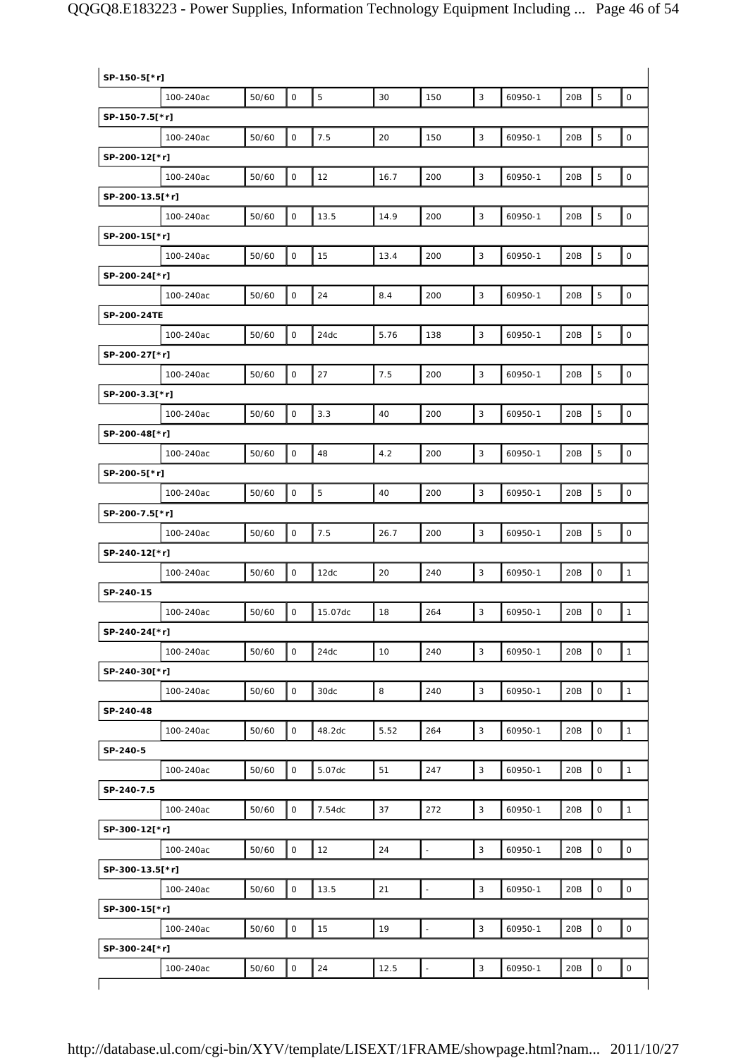| SP-150-5[*r] | | | | | | | | | | | |
|---|---|---|---|---|---|---|---|---|---|---|---|
| | 100-240ac | 50/60 | 0 | 5 | 30 | 150 | 3 | 60950-1 | 20B | 5 | 0 |
| SP-150-7.5[*r] | | | | | | | | | | | |
| | 100-240ac | 50/60 | 0 | 7.5 | 20 | 150 | 3 | 60950-1 | 20B | 5 | 0 |
| SP-200-12[*r] | | | | | | | | | | | |
| | 100-240ac | 50/60 | 0 | 12 | 16.7 | 200 | 3 | 60950-1 | 20B | 5 | 0 |
| SP-200-13.5[*r] | | | | | | | | | | | |
| | 100-240ac | 50/60 | 0 | 13.5 | 14.9 | 200 | 3 | 60950-1 | 20B | 5 | 0 |
| SP-200-15[*r] | | | | | | | | | | | |
| | 100-240ac | 50/60 | 0 | 15 | 13.4 | 200 | 3 | 60950-1 | 20B | 5 | 0 |
| SP-200-24[*r] | | | | | | | | | | | |
| | 100-240ac | 50/60 | 0 | 24 | 8.4 | 200 | 3 | 60950-1 | 20B | 5 | 0 |
| SP-200-24TE | | | | | | | | | | | |
| | 100-240ac | 50/60 | 0 | 24dc | 5.76 | 138 | 3 | 60950-1 | 20B | 5 | 0 |
| SP-200-27[*r] | | | | | | | | | | | |
| | 100-240ac | 50/60 | 0 | 27 | 7.5 | 200 | 3 | 60950-1 | 20B | 5 | 0 |
| SP-200-3.3[*r] | | | | | | | | | | | |
| | 100-240ac | 50/60 | 0 | 3.3 | 40 | 200 | 3 | 60950-1 | 20B | 5 | 0 |
| SP-200-48[*r] | | | | | | | | | | | |
| | 100-240ac | 50/60 | 0 | 48 | 4.2 | 200 | 3 | 60950-1 | 20B | 5 | 0 |
| SP-200-5[*r] | | | | | | | | | | | |
| | 100-240ac | 50/60 | 0 | 5 | 40 | 200 | 3 | 60950-1 | 20B | 5 | 0 |
| SP-200-7.5[*r] | | | | | | | | | | | |
| | 100-240ac | 50/60 | 0 | 7.5 | 26.7 | 200 | 3 | 60950-1 | 20B | 5 | 0 |
| SP-240-12[*r] | | | | | | | | | | | |
| | 100-240ac | 50/60 | 0 | 12dc | 20 | 240 | 3 | 60950-1 | 20B | 0 | 1 |
| SP-240-15 | | | | | | | | | | | |
| | 100-240ac | 50/60 | 0 | 15.07dc | 18 | 264 | 3 | 60950-1 | 20B | 0 | 1 |
| SP-240-24[*r] | | | | | | | | | | | |
| | 100-240ac | 50/60 | 0 | 24dc | 10 | 240 | 3 | 60950-1 | 20B | 0 | 1 |
| SP-240-30[*r] | | | | | | | | | | | |
| | 100-240ac | 50/60 | 0 | 30dc | 8 | 240 | 3 | 60950-1 | 20B | 0 | 1 |
| SP-240-48 | | | | | | | | | | | |
| | 100-240ac | 50/60 | 0 | 48.2dc | 5.52 | 264 | 3 | 60950-1 | 20B | 0 | 1 |
| SP-240-5 | | | | | | | | | | | |
| | 100-240ac | 50/60 | 0 | 5.07dc | 51 | 247 | 3 | 60950-1 | 20B | 0 | 1 |
| SP-240-7.5 | | | | | | | | | | | |
| | 100-240ac | 50/60 | 0 | 7.54dc | 37 | 272 | 3 | 60950-1 | 20B | 0 | 1 |
| SP-300-12[*r] | | | | | | | | | | | |
| | 100-240ac | 50/60 | 0 | 12 | 24 | - | 3 | 60950-1 | 20B | 0 | 0 |
| SP-300-13.5[*r] | | | | | | | | | | | |
| | 100-240ac | 50/60 | 0 | 13.5 | 21 | - | 3 | 60950-1 | 20B | 0 | 0 |
| SP-300-15[*r] | | | | | | | | | | | |
| | 100-240ac | 50/60 | 0 | 15 | 19 | - | 3 | 60950-1 | 20B | 0 | 0 |
| SP-300-24[*r] | | | | | | | | | | | |
| | 100-240ac | 50/60 | 0 | 24 | 12.5 | - | 3 | 60950-1 | 20B | 0 | 0 |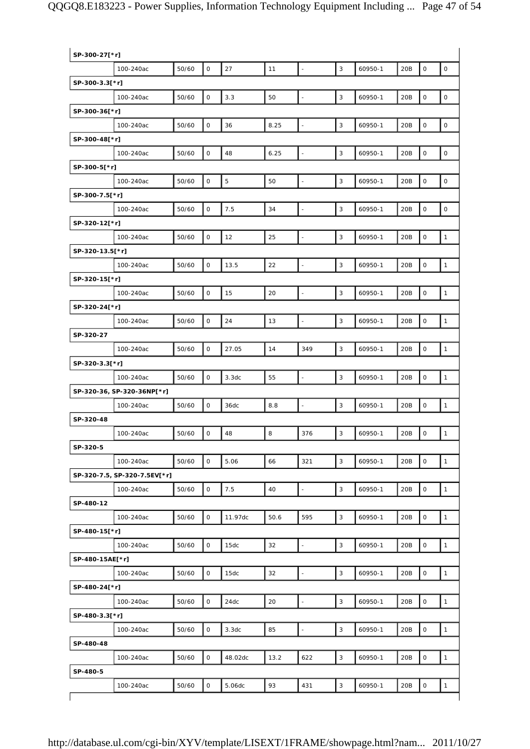| | | | | | | | | | | | |
|---|---|---|---|---|---|---|---|---|---|---|---|
| **SP-300-27[*r]** | | | | | | | | | | | |
| | 100-240ac | 50/60 | 0 | 27 | 11 | - | 3 | 60950-1 | 20B | 0 | 0 |
| **SP-300-3.3[*r]** | | | | | | | | | | | |
| | 100-240ac | 50/60 | 0 | 3.3 | 50 | - | 3 | 60950-1 | 20B | 0 | 0 |
| **SP-300-36[*r]** | | | | | | | | | | | |
| | 100-240ac | 50/60 | 0 | 36 | 8.25 | - | 3 | 60950-1 | 20B | 0 | 0 |
| **SP-300-48[*r]** | | | | | | | | | | | |
| | 100-240ac | 50/60 | 0 | 48 | 6.25 | - | 3 | 60950-1 | 20B | 0 | 0 |
| **SP-300-5[*r]** | | | | | | | | | | | |
| | 100-240ac | 50/60 | 0 | 5 | 50 | - | 3 | 60950-1 | 20B | 0 | 0 |
| **SP-300-7.5[*r]** | | | | | | | | | | | |
| | 100-240ac | 50/60 | 0 | 7.5 | 34 | - | 3 | 60950-1 | 20B | 0 | 0 |
| **SP-320-12[*r]** | | | | | | | | | | | |
| | 100-240ac | 50/60 | 0 | 12 | 25 | - | 3 | 60950-1 | 20B | 0 | 1 |
| **SP-320-13.5[*r]** | | | | | | | | | | | |
| | 100-240ac | 50/60 | 0 | 13.5 | 22 | - | 3 | 60950-1 | 20B | 0 | 1 |
| **SP-320-15[*r]** | | | | | | | | | | | |
| | 100-240ac | 50/60 | 0 | 15 | 20 | - | 3 | 60950-1 | 20B | 0 | 1 |
| **SP-320-24[*r]** | | | | | | | | | | | |
| | 100-240ac | 50/60 | 0 | 24 | 13 | - | 3 | 60950-1 | 20B | 0 | 1 |
| **SP-320-27** | | | | | | | | | | | |
| | 100-240ac | 50/60 | 0 | 27.05 | 14 | 349 | 3 | 60950-1 | 20B | 0 | 1 |
| **SP-320-3.3[*r]** | | | | | | | | | | | |
| | 100-240ac | 50/60 | 0 | 3.3dc | 55 | - | 3 | 60950-1 | 20B | 0 | 1 |
| **SP-320-36, SP-320-36NP[*r]** | | | | | | | | | | | |
| | 100-240ac | 50/60 | 0 | 36dc | 8.8 | - | 3 | 60950-1 | 20B | 0 | 1 |
| **SP-320-48** | | | | | | | | | | | |
| | 100-240ac | 50/60 | 0 | 48 | 8 | 376 | 3 | 60950-1 | 20B | 0 | 1 |
| **SP-320-5** | | | | | | | | | | | |
| | 100-240ac | 50/60 | 0 | 5.06 | 66 | 321 | 3 | 60950-1 | 20B | 0 | 1 |
| **SP-320-7.5, SP-320-7.5EV[*r]** | | | | | | | | | | | |
| | 100-240ac | 50/60 | 0 | 7.5 | 40 | - | 3 | 60950-1 | 20B | 0 | 1 |
| **SP-480-12** | | | | | | | | | | | |
| | 100-240ac | 50/60 | 0 | 11.97dc | 50.6 | 595 | 3 | 60950-1 | 20B | 0 | 1 |
| **SP-480-15[*r]** | | | | | | | | | | | |
| | 100-240ac | 50/60 | 0 | 15dc | 32 | - | 3 | 60950-1 | 20B | 0 | 1 |
| **SP-480-15AE[*r]** | | | | | | | | | | | |
| | 100-240ac | 50/60 | 0 | 15dc | 32 | - | 3 | 60950-1 | 20B | 0 | 1 |
| **SP-480-24[*r]** | | | | | | | | | | | |
| | 100-240ac | 50/60 | 0 | 24dc | 20 | - | 3 | 60950-1 | 20B | 0 | 1 |
| **SP-480-3.3[*r]** | | | | | | | | | | | |
| | 100-240ac | 50/60 | 0 | 3.3dc | 85 | - | 3 | 60950-1 | 20B | 0 | 1 |
| **SP-480-48** | | | | | | | | | | | |
| | 100-240ac | 50/60 | 0 | 48.02dc | 13.2 | 622 | 3 | 60950-1 | 20B | 0 | 1 |
| **SP-480-5** | | | | | | | | | | | |
| | 100-240ac | 50/60 | 0 | 5.06dc | 93 | 431 | 3 | 60950-1 | 20B | 0 | 1 |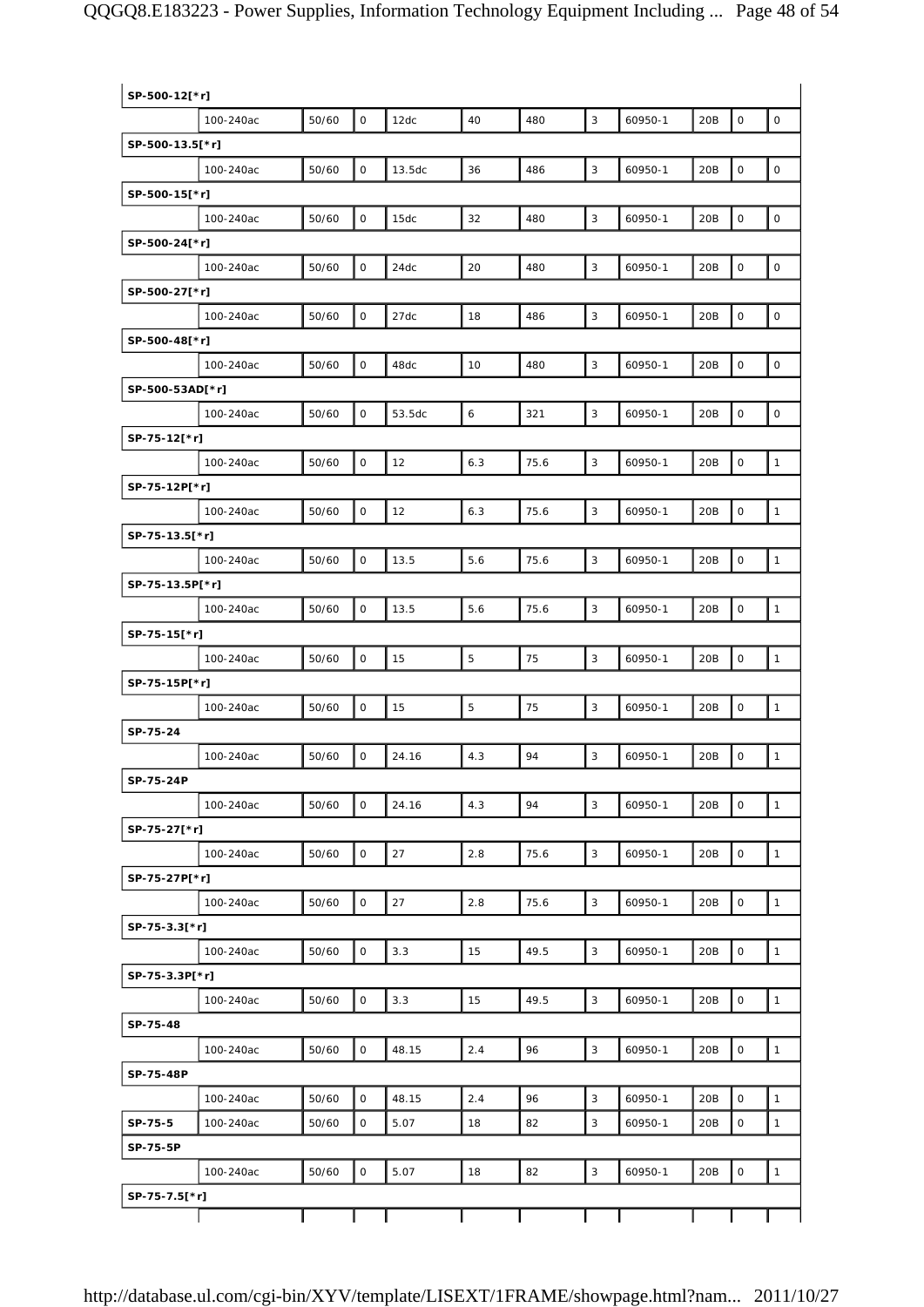| SP-500-12[*r] | | | | | | | | | | | |
|---|---|---|---|---|---|---|---|---|---|---|---|
| | 100-240ac | 50/60 | 0 | 12dc | 40 | 480 | 3 | 60950-1 | 20B | 0 | 0 |
| SP-500-13.5[*r] | | | | | | | | | | | |
| | 100-240ac | 50/60 | 0 | 13.5dc | 36 | 486 | 3 | 60950-1 | 20B | 0 | 0 |
| SP-500-15[*r] | | | | | | | | | | | |
| | 100-240ac | 50/60 | 0 | 15dc | 32 | 480 | 3 | 60950-1 | 20B | 0 | 0 |
| SP-500-24[*r] | | | | | | | | | | | |
| | 100-240ac | 50/60 | 0 | 24dc | 20 | 480 | 3 | 60950-1 | 20B | 0 | 0 |
| SP-500-27[*r] | | | | | | | | | | | |
| | 100-240ac | 50/60 | 0 | 27dc | 18 | 486 | 3 | 60950-1 | 20B | 0 | 0 |
| SP-500-48[*r] | | | | | | | | | | | |
| | 100-240ac | 50/60 | 0 | 48dc | 10 | 480 | 3 | 60950-1 | 20B | 0 | 0 |
| SP-500-53AD[*r] | | | | | | | | | | | |
| | 100-240ac | 50/60 | 0 | 53.5dc | 6 | 321 | 3 | 60950-1 | 20B | 0 | 0 |
| SP-75-12[*r] | | | | | | | | | | | |
| | 100-240ac | 50/60 | 0 | 12 | 6.3 | 75.6 | 3 | 60950-1 | 20B | 0 | 1 |
| SP-75-12P[*r] | | | | | | | | | | | |
| | 100-240ac | 50/60 | 0 | 12 | 6.3 | 75.6 | 3 | 60950-1 | 20B | 0 | 1 |
| SP-75-13.5[*r] | | | | | | | | | | | |
| | 100-240ac | 50/60 | 0 | 13.5 | 5.6 | 75.6 | 3 | 60950-1 | 20B | 0 | 1 |
| SP-75-13.5P[*r] | | | | | | | | | | | |
| | 100-240ac | 50/60 | 0 | 13.5 | 5.6 | 75.6 | 3 | 60950-1 | 20B | 0 | 1 |
| SP-75-15[*r] | | | | | | | | | | | |
| | 100-240ac | 50/60 | 0 | 15 | 5 | 75 | 3 | 60950-1 | 20B | 0 | 1 |
| SP-75-15P[*r] | | | | | | | | | | | |
| | 100-240ac | 50/60 | 0 | 15 | 5 | 75 | 3 | 60950-1 | 20B | 0 | 1 |
| SP-75-24 | | | | | | | | | | | |
| | 100-240ac | 50/60 | 0 | 24.16 | 4.3 | 94 | 3 | 60950-1 | 20B | 0 | 1 |
| SP-75-24P | | | | | | | | | | | |
| | 100-240ac | 50/60 | 0 | 24.16 | 4.3 | 94 | 3 | 60950-1 | 20B | 0 | 1 |
| SP-75-27[*r] | | | | | | | | | | | |
| | 100-240ac | 50/60 | 0 | 27 | 2.8 | 75.6 | 3 | 60950-1 | 20B | 0 | 1 |
| SP-75-27P[*r] | | | | | | | | | | | |
| | 100-240ac | 50/60 | 0 | 27 | 2.8 | 75.6 | 3 | 60950-1 | 20B | 0 | 1 |
| SP-75-3.3[*r] | | | | | | | | | | | |
| | 100-240ac | 50/60 | 0 | 3.3 | 15 | 49.5 | 3 | 60950-1 | 20B | 0 | 1 |
| SP-75-3.3P[*r] | | | | | | | | | | | |
| | 100-240ac | 50/60 | 0 | 3.3 | 15 | 49.5 | 3 | 60950-1 | 20B | 0 | 1 |
| SP-75-48 | | | | | | | | | | | |
| | 100-240ac | 50/60 | 0 | 48.15 | 2.4 | 96 | 3 | 60950-1 | 20B | 0 | 1 |
| SP-75-48P | | | | | | | | | | | |
| | 100-240ac | 50/60 | 0 | 48.15 | 2.4 | 96 | 3 | 60950-1 | 20B | 0 | 1 |
| SP-75-5 | 100-240ac | 50/60 | 0 | 5.07 | 18 | 82 | 3 | 60950-1 | 20B | 0 | 1 |
| SP-75-5P | | | | | | | | | | | |
| | 100-240ac | 50/60 | 0 | 5.07 | 18 | 82 | 3 | 60950-1 | 20B | 0 | 1 |
| SP-75-7.5[*r] | | | | | | | | | | | |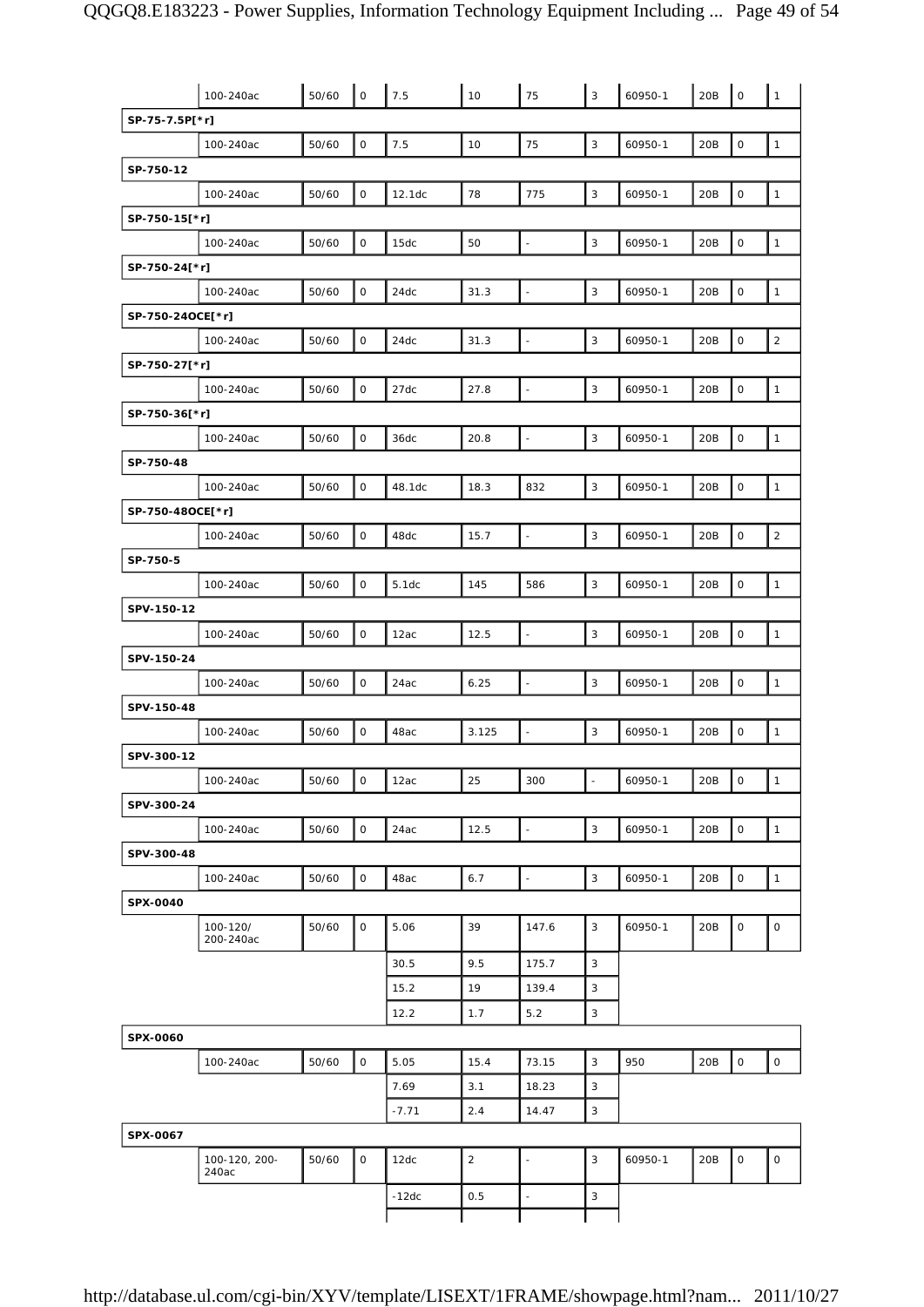| | | | | | | | | | | | |
|---|---|---|---|---|---|---|---|---|---|---|---|
| | 100-240ac | 50/60 | 0 | 7.5 | 10 | 75 | 3 | 60950-1 | 20B | 0 | 1 |
| **SP-75-7.5P[*r]** | | | | | | | | | | | |
| | 100-240ac | 50/60 | 0 | 7.5 | 10 | 75 | 3 | 60950-1 | 20B | 0 | 1 |
| **SP-750-12** | | | | | | | | | | | |
| | 100-240ac | 50/60 | 0 | 12.1dc | 78 | 775 | 3 | 60950-1 | 20B | 0 | 1 |
| **SP-750-15[*r]** | | | | | | | | | | | |
| | 100-240ac | 50/60 | 0 | 15dc | 50 | - | 3 | 60950-1 | 20B | 0 | 1 |
| **SP-750-24[*r]** | | | | | | | | | | | |
| | 100-240ac | 50/60 | 0 | 24dc | 31.3 | - | 3 | 60950-1 | 20B | 0 | 1 |
| **SP-750-24OCE[*r]** | | | | | | | | | | | |
| | 100-240ac | 50/60 | 0 | 24dc | 31.3 | - | 3 | 60950-1 | 20B | 0 | 2 |
| **SP-750-27[*r]** | | | | | | | | | | | |
| | 100-240ac | 50/60 | 0 | 27dc | 27.8 | - | 3 | 60950-1 | 20B | 0 | 1 |
| **SP-750-36[*r]** | | | | | | | | | | | |
| | 100-240ac | 50/60 | 0 | 36dc | 20.8 | - | 3 | 60950-1 | 20B | 0 | 1 |
| **SP-750-48** | | | | | | | | | | | |
| | 100-240ac | 50/60 | 0 | 48.1dc | 18.3 | 832 | 3 | 60950-1 | 20B | 0 | 1 |
| **SP-750-48OCE[*r]** | | | | | | | | | | | |
| | 100-240ac | 50/60 | 0 | 48dc | 15.7 | - | 3 | 60950-1 | 20B | 0 | 2 |
| **SP-750-5** | | | | | | | | | | | |
| | 100-240ac | 50/60 | 0 | 5.1dc | 145 | 586 | 3 | 60950-1 | 20B | 0 | 1 |
| **SPV-150-12** | | | | | | | | | | | |
| | 100-240ac | 50/60 | 0 | 12ac | 12.5 | - | 3 | 60950-1 | 20B | 0 | 1 |
| **SPV-150-24** | | | | | | | | | | | |
| | 100-240ac | 50/60 | 0 | 24ac | 6.25 | - | 3 | 60950-1 | 20B | 0 | 1 |
| **SPV-150-48** | | | | | | | | | | | |
| | 100-240ac | 50/60 | 0 | 48ac | 3.125 | - | 3 | 60950-1 | 20B | 0 | 1 |
| **SPV-300-12** | | | | | | | | | | | |
| | 100-240ac | 50/60 | 0 | 12ac | 25 | 300 | - | 60950-1 | 20B | 0 | 1 |
| **SPV-300-24** | | | | | | | | | | | |
| | 100-240ac | 50/60 | 0 | 24ac | 12.5 | - | 3 | 60950-1 | 20B | 0 | 1 |
| **SPV-300-48** | | | | | | | | | | | |
| | 100-240ac | 50/60 | 0 | 48ac | 6.7 | - | 3 | 60950-1 | 20B | 0 | 1 |
| **SPX-0040** | | | | | | | | | | | |
| | 100-120/ 200-240ac | 50/60 | 0 | 5.06 | 39 | 147.6 | 3 | 60950-1 | 20B | 0 | 0 |
| | | | | 30.5 | 9.5 | 175.7 | 3 | | | | |
| | | | | 15.2 | 19 | 139.4 | 3 | | | | |
| | | | | 12.2 | 1.7 | 5.2 | 3 | | | | |
| **SPX-0060** | | | | | | | | | | | |
| | 100-240ac | 50/60 | 0 | 5.05 | 15.4 | 73.15 | 3 | 950 | 20B | 0 | 0 |
| | | | | 7.69 | 3.1 | 18.23 | 3 | | | | |
| | | | | -7.71 | 2.4 | 14.47 | 3 | | | | |
| **SPX-0067** | | | | | | | | | | | |
| | 100-120, 200-240ac | 50/60 | 0 | 12dc | 2 | - | 3 | 60950-1 | 20B | 0 | 0 |
| | | | | -12dc | 0.5 | - | 3 | | | | |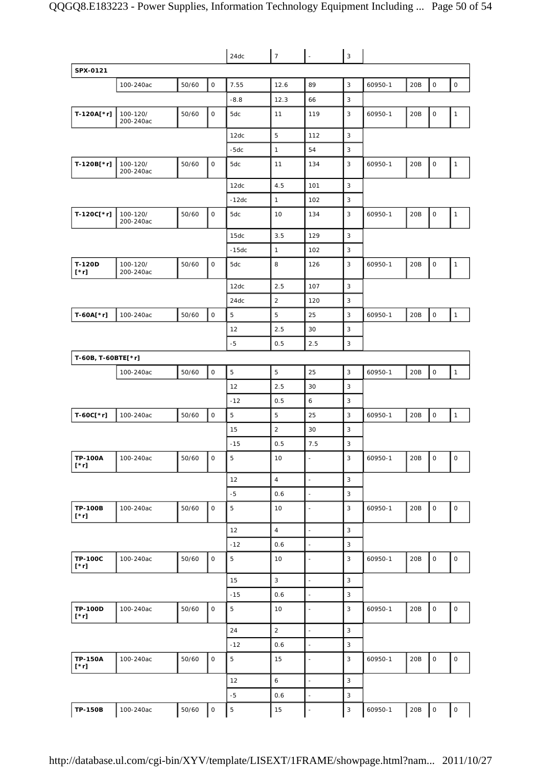| | | | | 24dc | 7 | - | 3 | | | | |
|---|---|---|---|---|---|---|---|---|---|---|---|
| **SPX-0121** | | | | | | | | | | | |
| | 100-240ac | 50/60 | 0 | 7.55 | 12.6 | 89 | 3 | 60950-1 | 20B | 0 | 0 |
| | | | | -8.8 | 12.3 | 66 | 3 | | | | |
| **T-120A[*r]** | 100-120/ 200-240ac | 50/60 | 0 | 5dc | 11 | 119 | 3 | 60950-1 | 20B | 0 | 1 |
| | | | | 12dc | 5 | 112 | 3 | | | | |
| | | | | -5dc | 1 | 54 | 3 | | | | |
| **T-120B[*r]** | 100-120/ 200-240ac | 50/60 | 0 | 5dc | 11 | 134 | 3 | 60950-1 | 20B | 0 | 1 |
| | | | | 12dc | 4.5 | 101 | 3 | | | | |
| | | | | -12dc | 1 | 102 | 3 | | | | |
| **T-120C[*r]** | 100-120/ 200-240ac | 50/60 | 0 | 5dc | 10 | 134 | 3 | 60950-1 | 20B | 0 | 1 |
| | | | | 15dc | 3.5 | 129 | 3 | | | | |
| | | | | -15dc | 1 | 102 | 3 | | | | |
| **T-120D [*r]** | 100-120/ 200-240ac | 50/60 | 0 | 5dc | 8 | 126 | 3 | 60950-1 | 20B | 0 | 1 |
| | | | | 12dc | 2.5 | 107 | 3 | | | | |
| | | | | 24dc | 2 | 120 | 3 | | | | |
| **T-60A[*r]** | 100-240ac | 50/60 | 0 | 5 | 5 | 25 | 3 | 60950-1 | 20B | 0 | 1 |
| | | | | 12 | 2.5 | 30 | 3 | | | | |
| | | | | -5 | 0.5 | 2.5 | 3 | | | | |
| **T-60B, T-60BTE[*r]** | | | | | | | | | | | |
| | 100-240ac | 50/60 | 0 | 5 | 5 | 25 | 3 | 60950-1 | 20B | 0 | 1 |
| | | | | 12 | 2.5 | 30 | 3 | | | | |
| | | | | -12 | 0.5 | 6 | 3 | | | | |
| **T-60C[*r]** | 100-240ac | 50/60 | 0 | 5 | 5 | 25 | 3 | 60950-1 | 20B | 0 | 1 |
| | | | | 15 | 2 | 30 | 3 | | | | |
| | | | | -15 | 0.5 | 7.5 | 3 | | | | |
| **TP-100A [*r]** | 100-240ac | 50/60 | 0 | 5 | 10 | - | 3 | 60950-1 | 20B | 0 | 0 |
| | | | | 12 | 4 | - | 3 | | | | |
| | | | | -5 | 0.6 | - | 3 | | | | |
| **TP-100B [*r]** | 100-240ac | 50/60 | 0 | 5 | 10 | - | 3 | 60950-1 | 20B | 0 | 0 |
| | | | | 12 | 4 | - | 3 | | | | |
| | | | | -12 | 0.6 | - | 3 | | | | |
| **TP-100C [*r]** | 100-240ac | 50/60 | 0 | 5 | 10 | - | 3 | 60950-1 | 20B | 0 | 0 |
| | | | | 15 | 3 | - | 3 | | | | |
| | | | | -15 | 0.6 | - | 3 | | | | |
| **TP-100D [*r]** | 100-240ac | 50/60 | 0 | 5 | 10 | - | 3 | 60950-1 | 20B | 0 | 0 |
| | | | | 24 | 2 | - | 3 | | | | |
| | | | | -12 | 0.6 | - | 3 | | | | |
| **TP-150A [*r]** | 100-240ac | 50/60 | 0 | 5 | 15 | - | 3 | 60950-1 | 20B | 0 | 0 |
| | | | | 12 | 6 | - | 3 | | | | |
| | | | | -5 | 0.6 | - | 3 | | | | |
| **TP-150B** | 100-240ac | 50/60 | 0 | 5 | 15 | - | 3 | 60950-1 | 20B | 0 | 0 |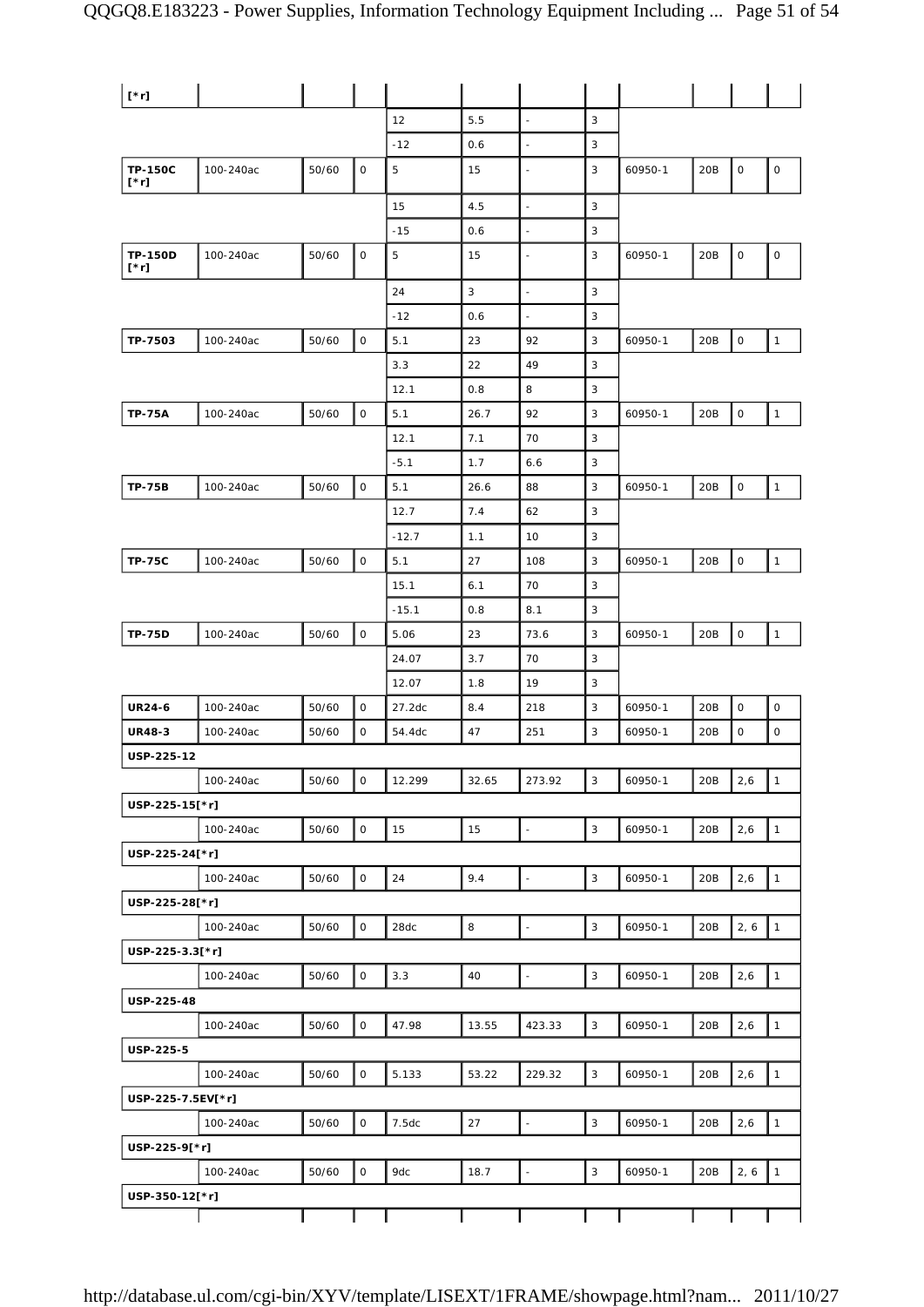| [*r] | | | | | | | | | | | |
|---|---|---|---|---|---|---|---|---|---|---|---|
| | | | | 12 | 5.5 | - | 3 | | | | |
| | | | | -12 | 0.6 | - | 3 | | | | |
| **TP-150C [*r]** | 100-240ac | 50/60 | 0 | 5 | 15 | - | 3 | 60950-1 | 20B | 0 | 0 |
| | | | | 15 | 4.5 | - | 3 | | | | |
| | | | | -15 | 0.6 | - | 3 | | | | |
| **TP-150D [*r]** | 100-240ac | 50/60 | 0 | 5 | 15 | - | 3 | 60950-1 | 20B | 0 | 0 |
| | | | | 24 | 3 | - | 3 | | | | |
| | | | | -12 | 0.6 | - | 3 | | | | |
| **TP-7503** | 100-240ac | 50/60 | 0 | 5.1 | 23 | 92 | 3 | 60950-1 | 20B | 0 | 1 |
| | | | | 3.3 | 22 | 49 | 3 | | | | |
| | | | | 12.1 | 0.8 | 8 | 3 | | | | |
| **TP-75A** | 100-240ac | 50/60 | 0 | 5.1 | 26.7 | 92 | 3 | 60950-1 | 20B | 0 | 1 |
| | | | | 12.1 | 7.1 | 70 | 3 | | | | |
| | | | | -5.1 | 1.7 | 6.6 | 3 | | | | |
| **TP-75B** | 100-240ac | 50/60 | 0 | 5.1 | 26.6 | 88 | 3 | 60950-1 | 20B | 0 | 1 |
| | | | | 12.7 | 7.4 | 62 | 3 | | | | |
| | | | | -12.7 | 1.1 | 10 | 3 | | | | |
| **TP-75C** | 100-240ac | 50/60 | 0 | 5.1 | 27 | 108 | 3 | 60950-1 | 20B | 0 | 1 |
| | | | | 15.1 | 6.1 | 70 | 3 | | | | |
| | | | | -15.1 | 0.8 | 8.1 | 3 | | | | |
| **TP-75D** | 100-240ac | 50/60 | 0 | 5.06 | 23 | 73.6 | 3 | 60950-1 | 20B | 0 | 1 |
| | | | | 24.07 | 3.7 | 70 | 3 | | | | |
| | | | | 12.07 | 1.8 | 19 | 3 | | | | |
| **UR24-6** | 100-240ac | 50/60 | 0 | 27.2dc | 8.4 | 218 | 3 | 60950-1 | 20B | 0 | 0 |
| **UR48-3** | 100-240ac | 50/60 | 0 | 54.4dc | 47 | 251 | 3 | 60950-1 | 20B | 0 | 0 |
| **USP-225-12** | | | | | | | | | | | |
| | 100-240ac | 50/60 | 0 | 12.299 | 32.65 | 273.92 | 3 | 60950-1 | 20B | 2,6 | 1 |
| **USP-225-15[*r]** | | | | | | | | | | | |
| | 100-240ac | 50/60 | 0 | 15 | 15 | - | 3 | 60950-1 | 20B | 2,6 | 1 |
| **USP-225-24[*r]** | | | | | | | | | | | |
| | 100-240ac | 50/60 | 0 | 24 | 9.4 | - | 3 | 60950-1 | 20B | 2,6 | 1 |
| **USP-225-28[*r]** | | | | | | | | | | | |
| | 100-240ac | 50/60 | 0 | 28dc | 8 | - | 3 | 60950-1 | 20B | 2, 6 | 1 |
| **USP-225-3.3[*r]** | | | | | | | | | | | |
| | 100-240ac | 50/60 | 0 | 3.3 | 40 | - | 3 | 60950-1 | 20B | 2,6 | 1 |
| **USP-225-48** | | | | | | | | | | | |
| | 100-240ac | 50/60 | 0 | 47.98 | 13.55 | 423.33 | 3 | 60950-1 | 20B | 2,6 | 1 |
| **USP-225-5** | | | | | | | | | | | |
| | 100-240ac | 50/60 | 0 | 5.133 | 53.22 | 229.32 | 3 | 60950-1 | 20B | 2,6 | 1 |
| **USP-225-7.5EV[*r]** | | | | | | | | | | | |
| | 100-240ac | 50/60 | 0 | 7.5dc | 27 | - | 3 | 60950-1 | 20B | 2,6 | 1 |
| **USP-225-9[*r]** | | | | | | | | | | | |
| | 100-240ac | 50/60 | 0 | 9dc | 18.7 | - | 3 | 60950-1 | 20B | 2, 6 | 1 |
| **USP-350-12[*r]** | | | | | | | | | | | |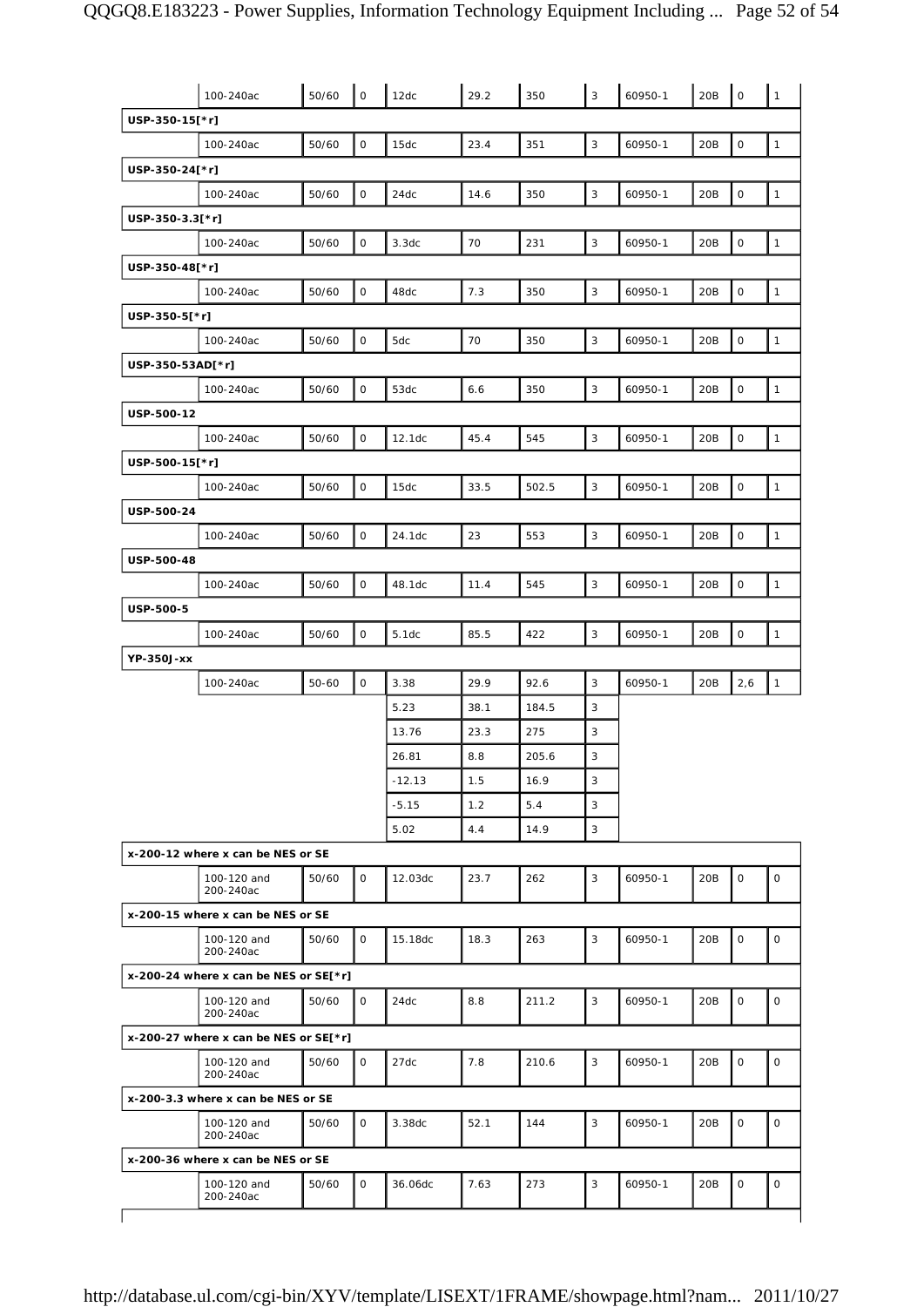| | | | | | | | | | | | |
|---|---|---|---|---|---|---|---|---|---|---|---|
| | 100-240ac | 50/60 | 0 | 12dc | 29.2 | 350 | 3 | 60950-1 | 20B | 0 | 1 |
| USP-350-15[*r] | | | | | | | | | | | |
| | 100-240ac | 50/60 | 0 | 15dc | 23.4 | 351 | 3 | 60950-1 | 20B | 0 | 1 |
| USP-350-24[*r] | | | | | | | | | | | |
| | 100-240ac | 50/60 | 0 | 24dc | 14.6 | 350 | 3 | 60950-1 | 20B | 0 | 1 |
| USP-350-3.3[*r] | | | | | | | | | | | |
| | 100-240ac | 50/60 | 0 | 3.3dc | 70 | 231 | 3 | 60950-1 | 20B | 0 | 1 |
| USP-350-48[*r] | | | | | | | | | | | |
| | 100-240ac | 50/60 | 0 | 48dc | 7.3 | 350 | 3 | 60950-1 | 20B | 0 | 1 |
| USP-350-5[*r] | | | | | | | | | | | |
| | 100-240ac | 50/60 | 0 | 5dc | 70 | 350 | 3 | 60950-1 | 20B | 0 | 1 |
| USP-350-53AD[*r] | | | | | | | | | | | |
| | 100-240ac | 50/60 | 0 | 53dc | 6.6 | 350 | 3 | 60950-1 | 20B | 0 | 1 |
| USP-500-12 | | | | | | | | | | | |
| | 100-240ac | 50/60 | 0 | 12.1dc | 45.4 | 545 | 3 | 60950-1 | 20B | 0 | 1 |
| USP-500-15[*r] | | | | | | | | | | | |
| | 100-240ac | 50/60 | 0 | 15dc | 33.5 | 502.5 | 3 | 60950-1 | 20B | 0 | 1 |
| USP-500-24 | | | | | | | | | | | |
| | 100-240ac | 50/60 | 0 | 24.1dc | 23 | 553 | 3 | 60950-1 | 20B | 0 | 1 |
| USP-500-48 | | | | | | | | | | | |
| | 100-240ac | 50/60 | 0 | 48.1dc | 11.4 | 545 | 3 | 60950-1 | 20B | 0 | 1 |
| USP-500-5 | | | | | | | | | | | |
| | 100-240ac | 50/60 | 0 | 5.1dc | 85.5 | 422 | 3 | 60950-1 | 20B | 0 | 1 |
| YP-350J-xx | | | | | | | | | | | |
| | 100-240ac | 50-60 | 0 | 3.38 | 29.9 | 92.6 | 3 | 60950-1 | 20B | 2,6 | 1 |
| | | | | 5.23 | 38.1 | 184.5 | 3 | | | | |
| | | | | 13.76 | 23.3 | 275 | 3 | | | | |
| | | | | 26.81 | 8.8 | 205.6 | 3 | | | | |
| | | | | -12.13 | 1.5 | 16.9 | 3 | | | | |
| | | | | -5.15 | 1.2 | 5.4 | 3 | | | | |
| | | | | 5.02 | 4.4 | 14.9 | 3 | | | | |
| x-200-12 where x can be NES or SE | | | | | | | | | | | |
| | 100-120 and 200-240ac | 50/60 | 0 | 12.03dc | 23.7 | 262 | 3 | 60950-1 | 20B | 0 | 0 |
| x-200-15 where x can be NES or SE | | | | | | | | | | | |
| | 100-120 and 200-240ac | 50/60 | 0 | 15.18dc | 18.3 | 263 | 3 | 60950-1 | 20B | 0 | 0 |
| x-200-24 where x can be NES or SE[*r] | | | | | | | | | | | |
| | 100-120 and 200-240ac | 50/60 | 0 | 24dc | 8.8 | 211.2 | 3 | 60950-1 | 20B | 0 | 0 |
| x-200-27 where x can be NES or SE[*r] | | | | | | | | | | | |
| | 100-120 and 200-240ac | 50/60 | 0 | 27dc | 7.8 | 210.6 | 3 | 60950-1 | 20B | 0 | 0 |
| x-200-3.3 where x can be NES or SE | | | | | | | | | | | |
| | 100-120 and 200-240ac | 50/60 | 0 | 3.38dc | 52.1 | 144 | 3 | 60950-1 | 20B | 0 | 0 |
| x-200-36 where x can be NES or SE | | | | | | | | | | | |
| | 100-120 and 200-240ac | 50/60 | 0 | 36.06dc | 7.63 | 273 | 3 | 60950-1 | 20B | 0 | 0 |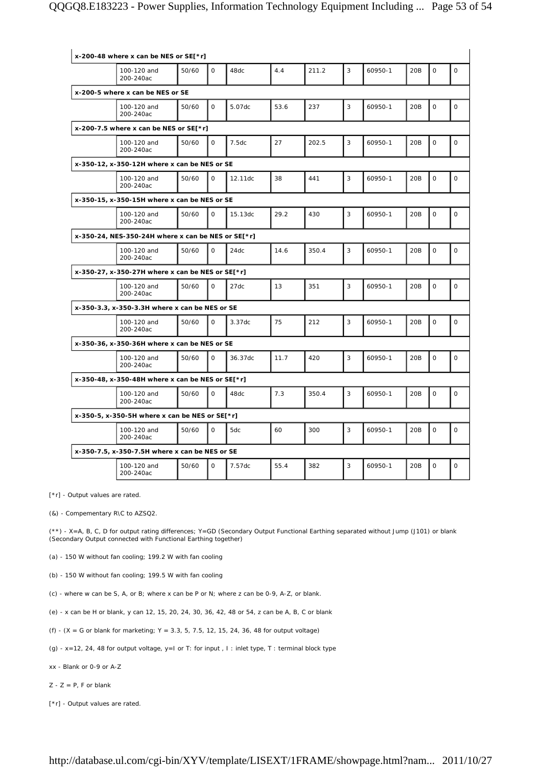| | | | | | | | | | | | |
|---|---|---|---|---|---|---|---|---|---|---|---|
| **x-200-48 where x can be NES or SE[*r]** | | | | | | | | | | | |
| | 100-120 and 200-240ac | 50/60 | 0 | 48dc | 4.4 | 211.2 | 3 | 60950-1 | 20B | 0 | 0 |
| **x-200-5 where x can be NES or SE** | | | | | | | | | | | |
| | 100-120 and 200-240ac | 50/60 | 0 | 5.07dc | 53.6 | 237 | 3 | 60950-1 | 20B | 0 | 0 |
| **x-200-7.5 where x can be NES or SE[*r]** | | | | | | | | | | | |
| | 100-120 and 200-240ac | 50/60 | 0 | 7.5dc | 27 | 202.5 | 3 | 60950-1 | 20B | 0 | 0 |
| **x-350-12, x-350-12H where x can be NES or SE** | | | | | | | | | | | |
| | 100-120 and 200-240ac | 50/60 | 0 | 12.11dc | 38 | 441 | 3 | 60950-1 | 20B | 0 | 0 |
| **x-350-15, x-350-15H where x can be NES or SE** | | | | | | | | | | | |
| | 100-120 and 200-240ac | 50/60 | 0 | 15.13dc | 29.2 | 430 | 3 | 60950-1 | 20B | 0 | 0 |
| **x-350-24, NES-350-24H where x can be NES or SE[*r]** | | | | | | | | | | | |
| | 100-120 and 200-240ac | 50/60 | 0 | 24dc | 14.6 | 350.4 | 3 | 60950-1 | 20B | 0 | 0 |
| **x-350-27, x-350-27H where x can be NES or SE[*r]** | | | | | | | | | | | |
| | 100-120 and 200-240ac | 50/60 | 0 | 27dc | 13 | 351 | 3 | 60950-1 | 20B | 0 | 0 |
| **x-350-3.3, x-350-3.3H where x can be NES or SE** | | | | | | | | | | | |
| | 100-120 and 200-240ac | 50/60 | 0 | 3.37dc | 75 | 212 | 3 | 60950-1 | 20B | 0 | 0 |
| **x-350-36, x-350-36H where x can be NES or SE** | | | | | | | | | | | |
| | 100-120 and 200-240ac | 50/60 | 0 | 36.37dc | 11.7 | 420 | 3 | 60950-1 | 20B | 0 | 0 |
| **x-350-48, x-350-48H where x can be NES or SE[*r]** | | | | | | | | | | | |
| | 100-120 and 200-240ac | 50/60 | 0 | 48dc | 7.3 | 350.4 | 3 | 60950-1 | 20B | 0 | 0 |
| **x-350-5, x-350-5H where x can be NES or SE[*r]** | | | | | | | | | | | |
| | 100-120 and 200-240ac | 50/60 | 0 | 5dc | 60 | 300 | 3 | 60950-1 | 20B | 0 | 0 |
| **x-350-7.5, x-350-7.5H where x can be NES or SE** | | | | | | | | | | | |
| | 100-120 and 200-240ac | 50/60 | 0 | 7.57dc | 55.4 | 382 | 3 | 60950-1 | 20B | 0 | 0 |

[*r] - Output values are rated.

(&) - Compementary R\C to AZSQ2.

(**) - X=A, B, C, D for output rating differences; Y=GD (Secondary Output Functional Earthing separated without Jump (J101) or blank (Secondary Output connected with Functional Earthing together)

(a) - 150 W without fan cooling; 199.2 W with fan cooling

(b) - 150 W without fan cooling; 199.5 W with fan cooling

(c) - where w can be S, A, or B; where x can be P or N; where z can be 0-9, A-Z, or blank.

(e) - x can be H or blank, y can 12, 15, 20, 24, 30, 36, 42, 48 or 54, z can be A, B, C or blank

(f) - (X = G or blank for marketing; Y = 3.3, 5, 7.5, 12, 15, 24, 36, 48 for output voltage)

(g) - x=12, 24, 48 for output voltage, y=I or T: for input , I : inlet type, T : terminal block type

xx - Blank or 0-9 or A-Z

Z - Z = P, F or blank

[*r] - Output values are rated.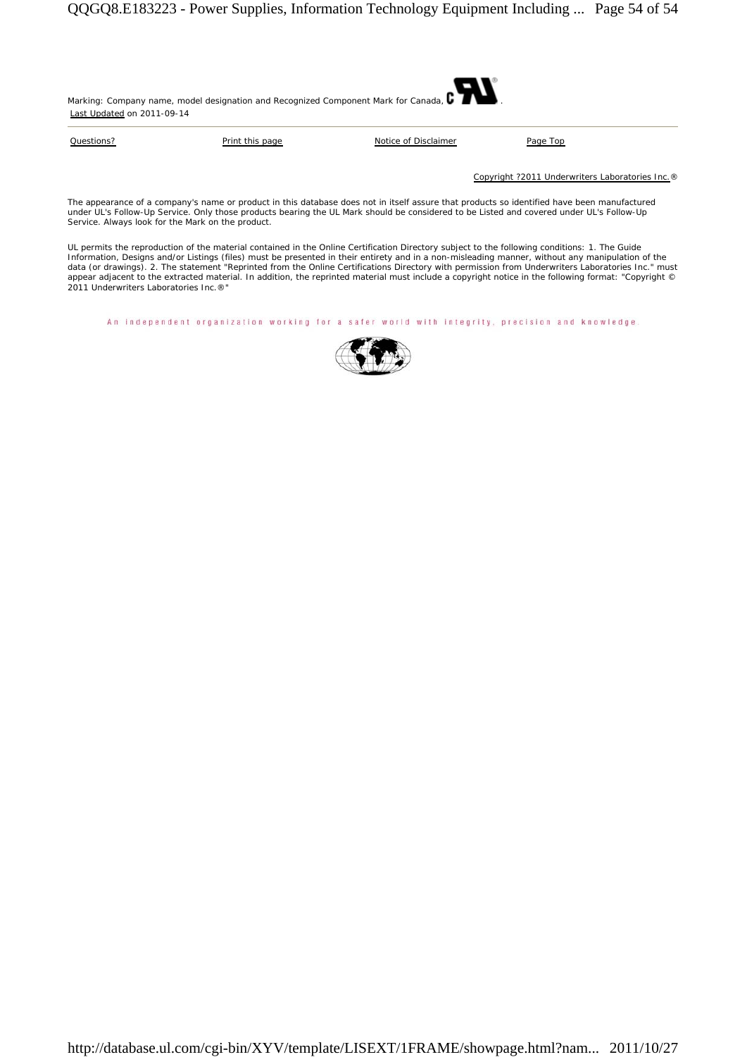Marking: Company name, model designation and Recognized Component Mark for Canada, .

Last Updated on 2011-09-14

Questions? | Print this page | Notice of Disclaimer | Page Top

Copyright ?2011 Underwriters Laboratories Inc.®

The appearance of a company's name or product in this database does not in itself assure that products so identified have been manufactured under UL's Follow-Up Service. Only those products bearing the UL Mark should be considered to be Listed and covered under UL's Follow-Up Service. Always look for the Mark on the product.

UL permits the reproduction of the material contained in the Online Certification Directory subject to the following conditions: 1. The Guide Information, Designs and/or Listings (files) must be presented in their entirety and in a non-misleading manner, without any manipulation of the data (or drawings). 2. The statement "Reprinted from the Online Certifications Directory with permission from Underwriters Laboratories Inc." must appear adjacent to the extracted material. In addition, the reprinted material must include a copyright notice in the following format: "Copyright © 2011 Underwriters Laboratories Inc.®"

An independent organization working for a safer world with integrity, precision and knowledge.